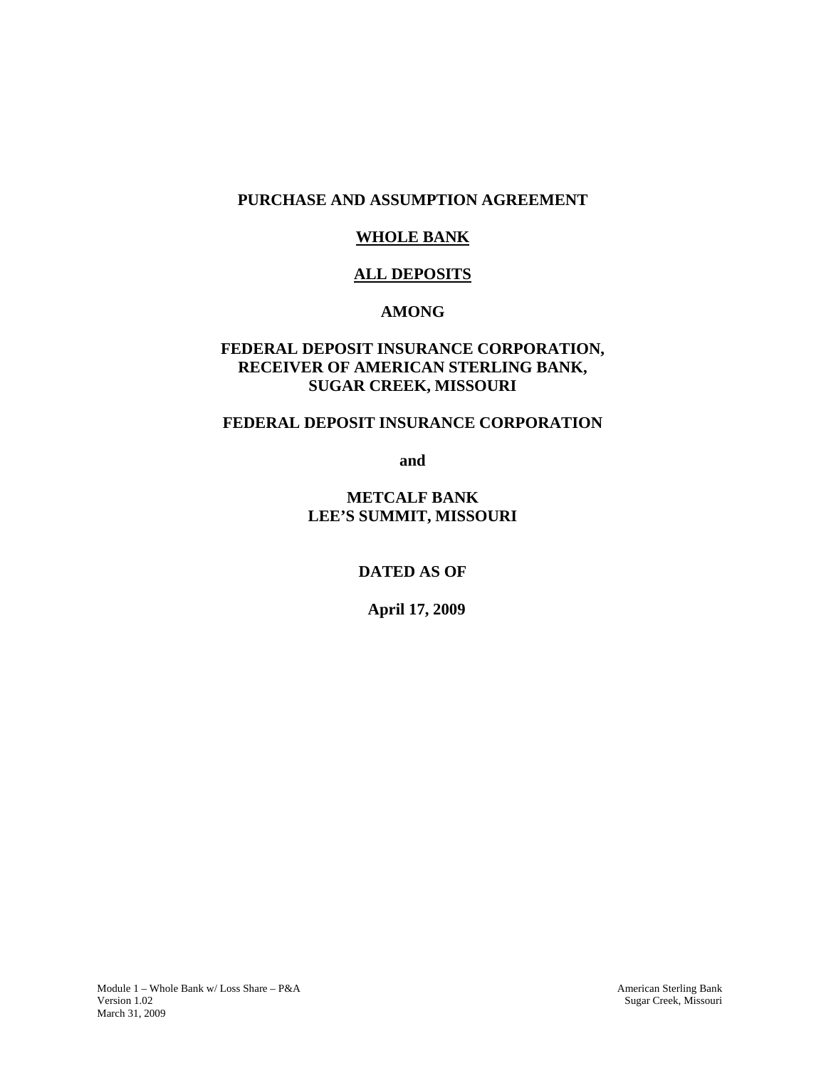# PURCHASE AND ASSUMPTION AGREEMENT

## WHOLE BANK

## ALL DEPOSITS

**AMONG**

**FEDERAL DEPOSIT INSURANCE CORPORATION,
RECEIVER OF AMERICAN STERLING BANK,
SUGAR CREEK, MISSOURI**

**FEDERAL DEPOSIT INSURANCE CORPORATION**

**and**

**METCALF BANK
LEE'S SUMMIT, MISSOURI**

**DATED AS OF**

**April 17, 2009**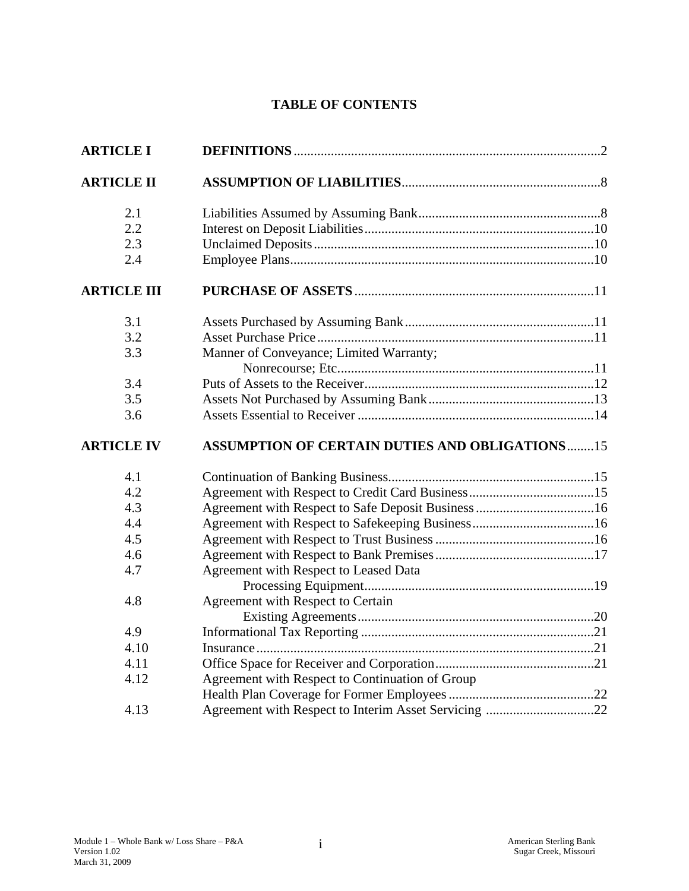# TABLE OF CONTENTS

| | | |
|---|---|---|
| **ARTICLE I** | **DEFINITIONS** | 2 |
| **ARTICLE II** | **ASSUMPTION OF LIABILITIES** | 8 |
| 2.1 | Liabilities Assumed by Assuming Bank | 8 |
| 2.2 | Interest on Deposit Liabilities | 10 |
| 2.3 | Unclaimed Deposits | 10 |
| 2.4 | Employee Plans | 10 |
| **ARTICLE III** | **PURCHASE OF ASSETS** | 11 |
| 3.1 | Assets Purchased by Assuming Bank | 11 |
| 3.2 | Asset Purchase Price | 11 |
| 3.3 | Manner of Conveyance; Limited Warranty; Nonrecourse; Etc. | 11 |
| 3.4 | Puts of Assets to the Receiver | 12 |
| 3.5 | Assets Not Purchased by Assuming Bank | 13 |
| 3.6 | Assets Essential to Receiver | 14 |
| **ARTICLE IV** | **ASSUMPTION OF CERTAIN DUTIES AND OBLIGATIONS** | 15 |
| 4.1 | Continuation of Banking Business | 15 |
| 4.2 | Agreement with Respect to Credit Card Business | 15 |
| 4.3 | Agreement with Respect to Safe Deposit Business | 16 |
| 4.4 | Agreement with Respect to Safekeeping Business | 16 |
| 4.5 | Agreement with Respect to Trust Business | 16 |
| 4.6 | Agreement with Respect to Bank Premises | 17 |
| 4.7 | Agreement with Respect to Leased Data Processing Equipment | 19 |
| 4.8 | Agreement with Respect to Certain Existing Agreements | 20 |
| 4.9 | Informational Tax Reporting | 21 |
| 4.10 | Insurance | 21 |
| 4.11 | Office Space for Receiver and Corporation | 21 |
| 4.12 | Agreement with Respect to Continuation of Group Health Plan Coverage for Former Employees | 22 |
| 4.13 | Agreement with Respect to Interim Asset Servicing | 22 |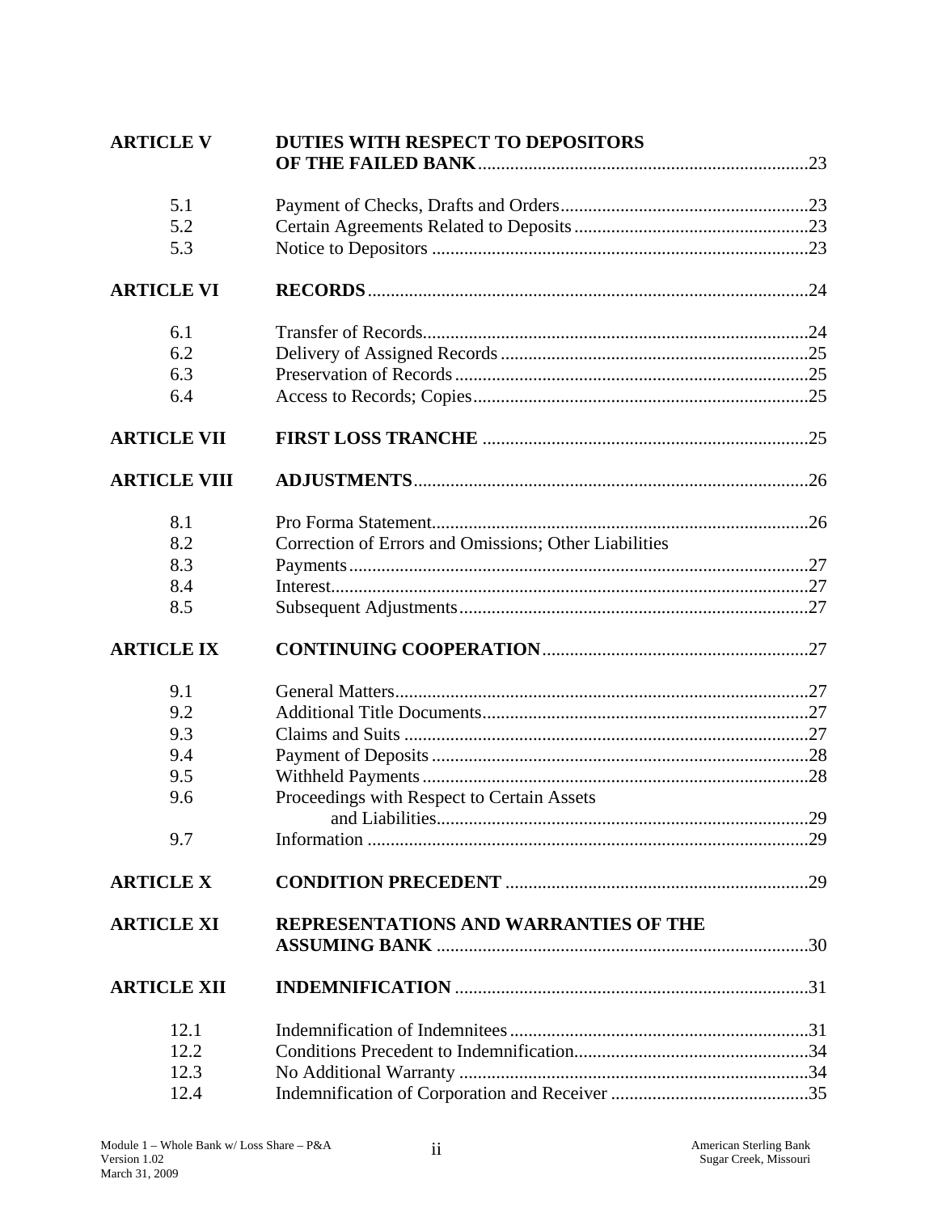| | | |
|---|---|---|
| **ARTICLE V** | **DUTIES WITH RESPECT TO DEPOSITORS OF THE FAILED BANK** | 23 |
| 5.1 | Payment of Checks, Drafts and Orders | 23 |
| 5.2 | Certain Agreements Related to Deposits | 23 |
| 5.3 | Notice to Depositors | 23 |
| **ARTICLE VI** | **RECORDS** | 24 |
| 6.1 | Transfer of Records | 24 |
| 6.2 | Delivery of Assigned Records | 25 |
| 6.3 | Preservation of Records | 25 |
| 6.4 | Access to Records; Copies | 25 |
| **ARTICLE VII** | **FIRST LOSS TRANCHE** | 25 |
| **ARTICLE VIII** | **ADJUSTMENTS** | 26 |
| 8.1 | Pro Forma Statement | 26 |
| 8.2 | Correction of Errors and Omissions; Other Liabilities | |
| 8.3 | Payments | 27 |
| 8.4 | Interest | 27 |
| 8.5 | Subsequent Adjustments | 27 |
| **ARTICLE IX** | **CONTINUING COOPERATION** | 27 |
| 9.1 | General Matters | 27 |
| 9.2 | Additional Title Documents | 27 |
| 9.3 | Claims and Suits | 27 |
| 9.4 | Payment of Deposits | 28 |
| 9.5 | Withheld Payments | 28 |
| 9.6 | Proceedings with Respect to Certain Assets and Liabilities | 29 |
| 9.7 | Information | 29 |
| **ARTICLE X** | **CONDITION PRECEDENT** | 29 |
| **ARTICLE XI** | **REPRESENTATIONS AND WARRANTIES OF THE ASSUMING BANK** | 30 |
| **ARTICLE XII** | **INDEMNIFICATION** | 31 |
| 12.1 | Indemnification of Indemnitees | 31 |
| 12.2 | Conditions Precedent to Indemnification | 34 |
| 12.3 | No Additional Warranty | 34 |
| 12.4 | Indemnification of Corporation and Receiver | 35 |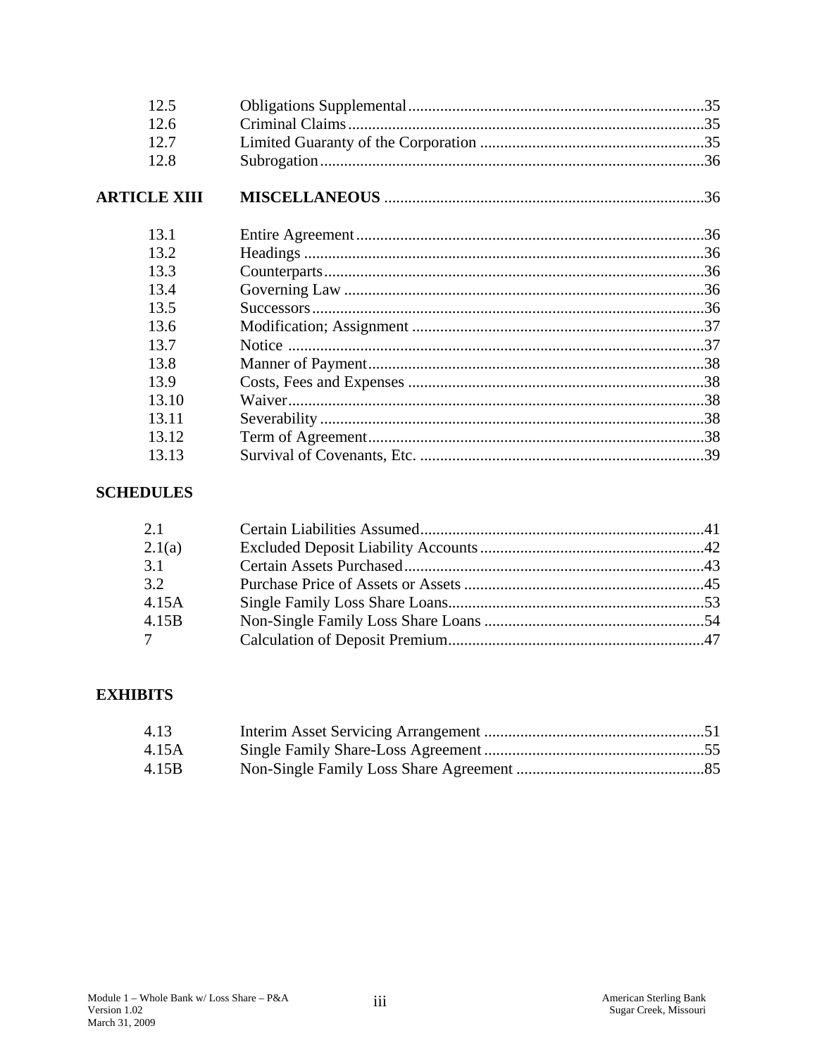| | | |
|---|---|---|
| 12.5 | Obligations Supplemental | 35 |
| 12.6 | Criminal Claims | 35 |
| 12.7 | Limited Guaranty of the Corporation | 35 |
| 12.8 | Subrogation | 36 |
| **ARTICLE XIII** | **MISCELLANEOUS** | 36 |
| 13.1 | Entire Agreement | 36 |
| 13.2 | Headings | 36 |
| 13.3 | Counterparts | 36 |
| 13.4 | Governing Law | 36 |
| 13.5 | Successors | 36 |
| 13.6 | Modification; Assignment | 37 |
| 13.7 | Notice | 37 |
| 13.8 | Manner of Payment | 38 |
| 13.9 | Costs, Fees and Expenses | 38 |
| 13.10 | Waiver | 38 |
| 13.11 | Severability | 38 |
| 13.12 | Term of Agreement | 38 |
| 13.13 | Survival of Covenants, Etc. | 39 |

**SCHEDULES**

| | | |
|---|---|---|
| 2.1 | Certain Liabilities Assumed | 41 |
| 2.1(a) | Excluded Deposit Liability Accounts | 42 |
| 3.1 | Certain Assets Purchased | 43 |
| 3.2 | Purchase Price of Assets or Assets | 45 |
| 4.15A | Single Family Loss Share Loans | 53 |
| 4.15B | Non-Single Family Loss Share Loans | 54 |
| 7 | Calculation of Deposit Premium | 47 |

**EXHIBITS**

| | | |
|---|---|---|
| 4.13 | Interim Asset Servicing Arrangement | 51 |
| 4.15A | Single Family Share-Loss Agreement | 55 |
| 4.15B | Non-Single Family Loss Share Agreement | 85 |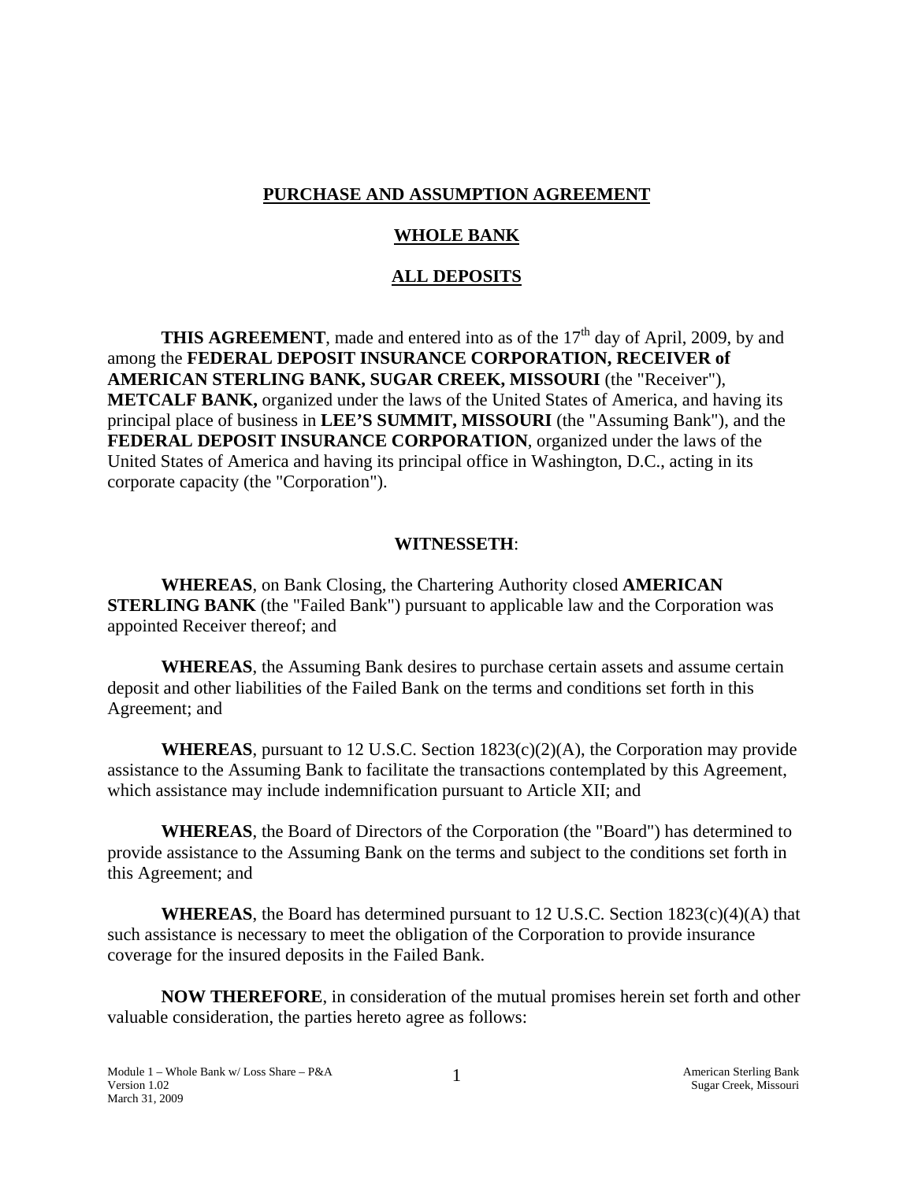# PURCHASE AND ASSUMPTION AGREEMENT

## WHOLE BANK

## ALL DEPOSITS

**THIS AGREEMENT**, made and entered into as of the 17th day of April, 2009, by and among the **FEDERAL DEPOSIT INSURANCE CORPORATION, RECEIVER of AMERICAN STERLING BANK, SUGAR CREEK, MISSOURI** (the "Receiver"), **METCALF BANK,** organized under the laws of the United States of America, and having its principal place of business in **LEE'S SUMMIT, MISSOURI** (the "Assuming Bank"), and the **FEDERAL DEPOSIT INSURANCE CORPORATION**, organized under the laws of the United States of America and having its principal office in Washington, D.C., acting in its corporate capacity (the "Corporation").

**WITNESSETH**:

**WHEREAS**, on Bank Closing, the Chartering Authority closed **AMERICAN STERLING BANK** (the "Failed Bank") pursuant to applicable law and the Corporation was appointed Receiver thereof; and

**WHEREAS**, the Assuming Bank desires to purchase certain assets and assume certain deposit and other liabilities of the Failed Bank on the terms and conditions set forth in this Agreement; and

**WHEREAS**, pursuant to 12 U.S.C. Section 1823(c)(2)(A), the Corporation may provide assistance to the Assuming Bank to facilitate the transactions contemplated by this Agreement, which assistance may include indemnification pursuant to Article XII; and

**WHEREAS**, the Board of Directors of the Corporation (the "Board") has determined to provide assistance to the Assuming Bank on the terms and subject to the conditions set forth in this Agreement; and

**WHEREAS**, the Board has determined pursuant to 12 U.S.C. Section 1823(c)(4)(A) that such assistance is necessary to meet the obligation of the Corporation to provide insurance coverage for the insured deposits in the Failed Bank.

**NOW THEREFORE**, in consideration of the mutual promises herein set forth and other valuable consideration, the parties hereto agree as follows: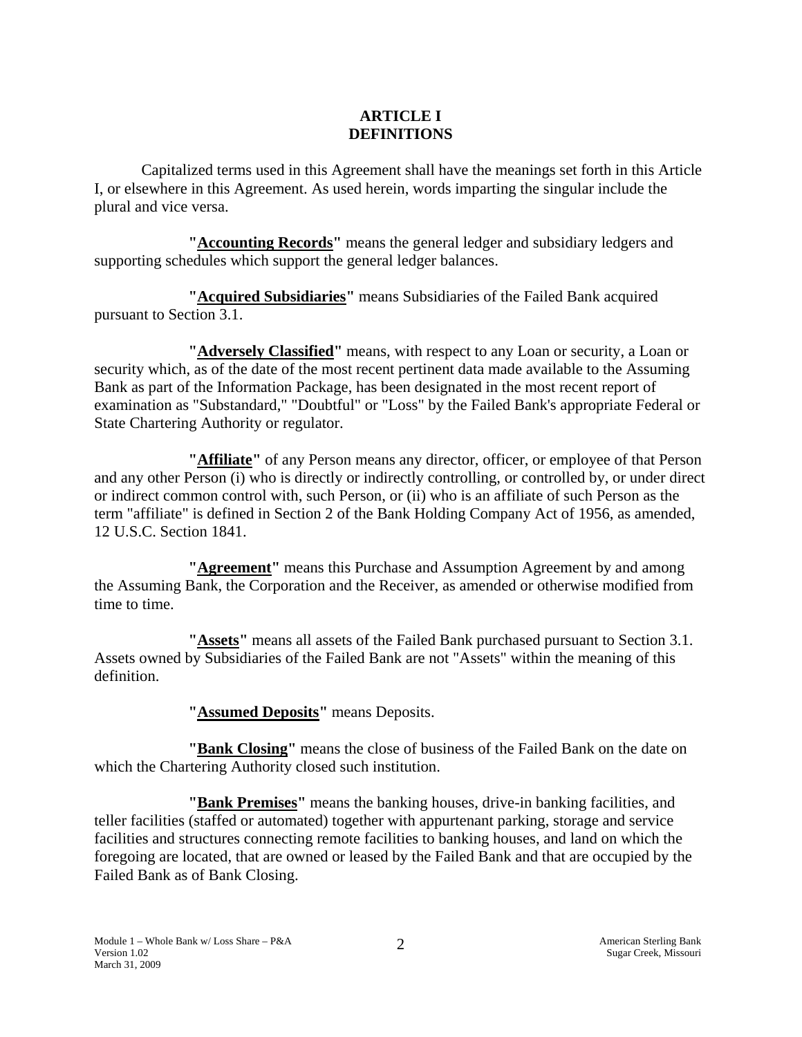# ARTICLE I
# DEFINITIONS

Capitalized terms used in this Agreement shall have the meanings set forth in this Article I, or elsewhere in this Agreement. As used herein, words imparting the singular include the plural and vice versa.

**"Accounting Records"** means the general ledger and subsidiary ledgers and supporting schedules which support the general ledger balances.

**"Acquired Subsidiaries"** means Subsidiaries of the Failed Bank acquired pursuant to Section 3.1.

**"Adversely Classified"** means, with respect to any Loan or security, a Loan or security which, as of the date of the most recent pertinent data made available to the Assuming Bank as part of the Information Package, has been designated in the most recent report of examination as "Substandard," "Doubtful" or "Loss" by the Failed Bank's appropriate Federal or State Chartering Authority or regulator.

**"Affiliate"** of any Person means any director, officer, or employee of that Person and any other Person (i) who is directly or indirectly controlling, or controlled by, or under direct or indirect common control with, such Person, or (ii) who is an affiliate of such Person as the term "affiliate" is defined in Section 2 of the Bank Holding Company Act of 1956, as amended, 12 U.S.C. Section 1841.

**"Agreement"** means this Purchase and Assumption Agreement by and among the Assuming Bank, the Corporation and the Receiver, as amended or otherwise modified from time to time.

**"Assets"** means all assets of the Failed Bank purchased pursuant to Section 3.1. Assets owned by Subsidiaries of the Failed Bank are not "Assets" within the meaning of this definition.

**"Assumed Deposits"** means Deposits.

**"Bank Closing"** means the close of business of the Failed Bank on the date on which the Chartering Authority closed such institution.

**"Bank Premises"** means the banking houses, drive-in banking facilities, and teller facilities (staffed or automated) together with appurtenant parking, storage and service facilities and structures connecting remote facilities to banking houses, and land on which the foregoing are located, that are owned or leased by the Failed Bank and that are occupied by the Failed Bank as of Bank Closing.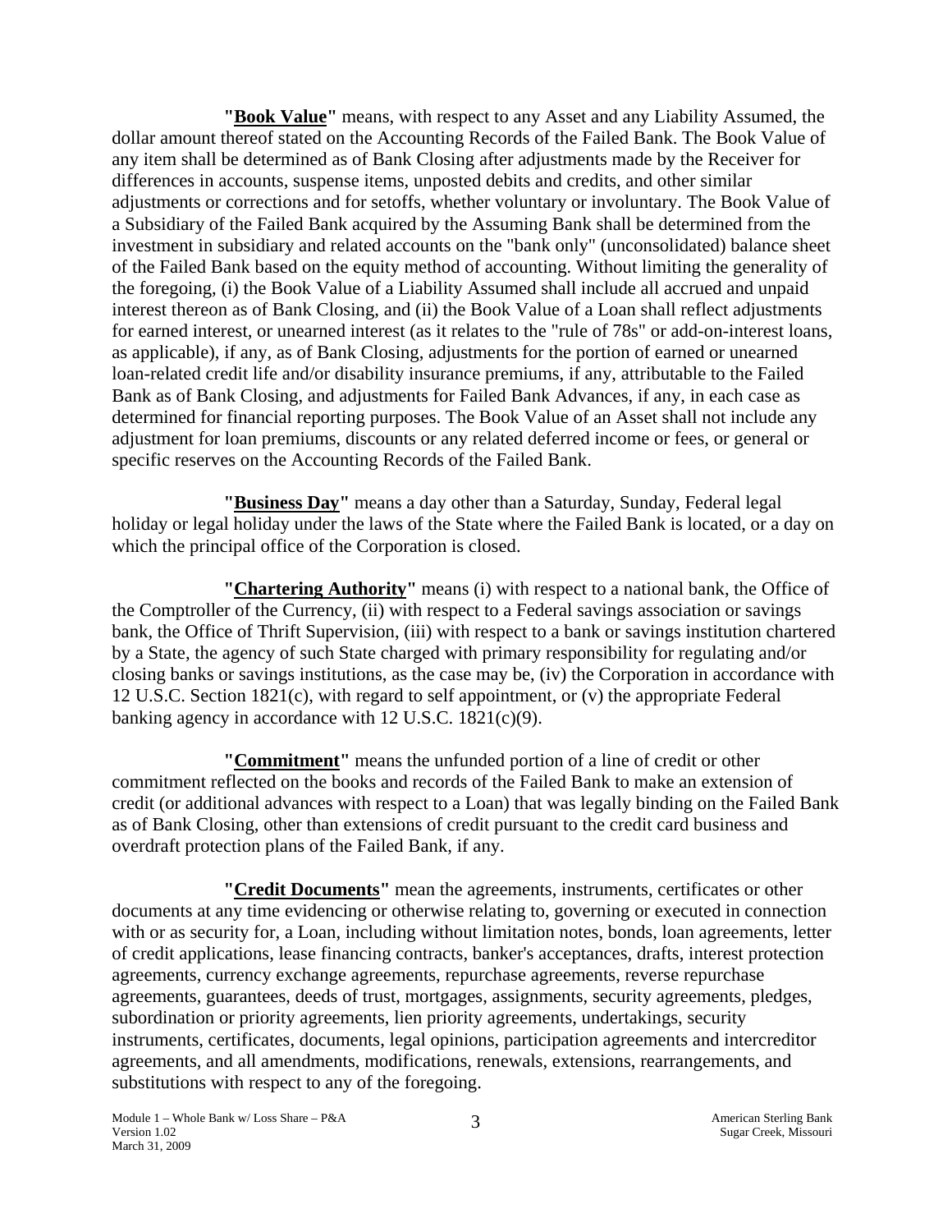**"Book Value"** means, with respect to any Asset and any Liability Assumed, the dollar amount thereof stated on the Accounting Records of the Failed Bank. The Book Value of any item shall be determined as of Bank Closing after adjustments made by the Receiver for differences in accounts, suspense items, unposted debits and credits, and other similar adjustments or corrections and for setoffs, whether voluntary or involuntary. The Book Value of a Subsidiary of the Failed Bank acquired by the Assuming Bank shall be determined from the investment in subsidiary and related accounts on the "bank only" (unconsolidated) balance sheet of the Failed Bank based on the equity method of accounting. Without limiting the generality of the foregoing, (i) the Book Value of a Liability Assumed shall include all accrued and unpaid interest thereon as of Bank Closing, and (ii) the Book Value of a Loan shall reflect adjustments for earned interest, or unearned interest (as it relates to the "rule of 78s" or add-on-interest loans, as applicable), if any, as of Bank Closing, adjustments for the portion of earned or unearned loan-related credit life and/or disability insurance premiums, if any, attributable to the Failed Bank as of Bank Closing, and adjustments for Failed Bank Advances, if any, in each case as determined for financial reporting purposes. The Book Value of an Asset shall not include any adjustment for loan premiums, discounts or any related deferred income or fees, or general or specific reserves on the Accounting Records of the Failed Bank.

**"Business Day"** means a day other than a Saturday, Sunday, Federal legal holiday or legal holiday under the laws of the State where the Failed Bank is located, or a day on which the principal office of the Corporation is closed.

**"Chartering Authority"** means (i) with respect to a national bank, the Office of the Comptroller of the Currency, (ii) with respect to a Federal savings association or savings bank, the Office of Thrift Supervision, (iii) with respect to a bank or savings institution chartered by a State, the agency of such State charged with primary responsibility for regulating and/or closing banks or savings institutions, as the case may be, (iv) the Corporation in accordance with 12 U.S.C. Section 1821(c), with regard to self appointment, or (v) the appropriate Federal banking agency in accordance with 12 U.S.C. 1821(c)(9).

**"Commitment"** means the unfunded portion of a line of credit or other commitment reflected on the books and records of the Failed Bank to make an extension of credit (or additional advances with respect to a Loan) that was legally binding on the Failed Bank as of Bank Closing, other than extensions of credit pursuant to the credit card business and overdraft protection plans of the Failed Bank, if any.

**"Credit Documents"** mean the agreements, instruments, certificates or other documents at any time evidencing or otherwise relating to, governing or executed in connection with or as security for, a Loan, including without limitation notes, bonds, loan agreements, letter of credit applications, lease financing contracts, banker's acceptances, drafts, interest protection agreements, currency exchange agreements, repurchase agreements, reverse repurchase agreements, guarantees, deeds of trust, mortgages, assignments, security agreements, pledges, subordination or priority agreements, lien priority agreements, undertakings, security instruments, certificates, documents, legal opinions, participation agreements and intercreditor agreements, and all amendments, modifications, renewals, extensions, rearrangements, and substitutions with respect to any of the foregoing.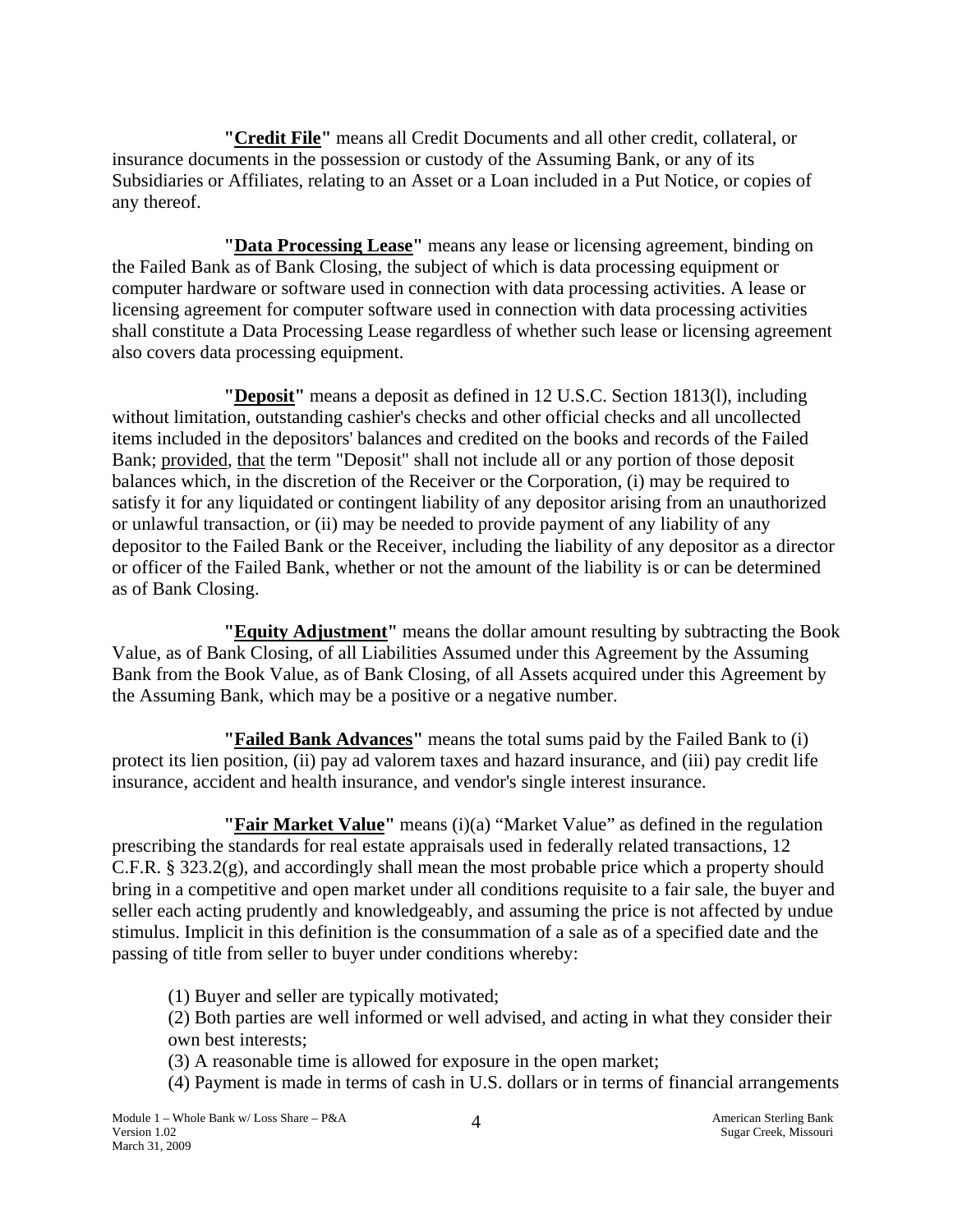**"Credit File"** means all Credit Documents and all other credit, collateral, or insurance documents in the possession or custody of the Assuming Bank, or any of its Subsidiaries or Affiliates, relating to an Asset or a Loan included in a Put Notice, or copies of any thereof.

**"Data Processing Lease"** means any lease or licensing agreement, binding on the Failed Bank as of Bank Closing, the subject of which is data processing equipment or computer hardware or software used in connection with data processing activities. A lease or licensing agreement for computer software used in connection with data processing activities shall constitute a Data Processing Lease regardless of whether such lease or licensing agreement also covers data processing equipment.

**"Deposit"** means a deposit as defined in 12 U.S.C. Section 1813(l), including without limitation, outstanding cashier's checks and other official checks and all uncollected items included in the depositors' balances and credited on the books and records of the Failed Bank; provided, that the term "Deposit" shall not include all or any portion of those deposit balances which, in the discretion of the Receiver or the Corporation, (i) may be required to satisfy it for any liquidated or contingent liability of any depositor arising from an unauthorized or unlawful transaction, or (ii) may be needed to provide payment of any liability of any depositor to the Failed Bank or the Receiver, including the liability of any depositor as a director or officer of the Failed Bank, whether or not the amount of the liability is or can be determined as of Bank Closing.

**"Equity Adjustment"** means the dollar amount resulting by subtracting the Book Value, as of Bank Closing, of all Liabilities Assumed under this Agreement by the Assuming Bank from the Book Value, as of Bank Closing, of all Assets acquired under this Agreement by the Assuming Bank, which may be a positive or a negative number.

**"Failed Bank Advances"** means the total sums paid by the Failed Bank to (i) protect its lien position, (ii) pay ad valorem taxes and hazard insurance, and (iii) pay credit life insurance, accident and health insurance, and vendor's single interest insurance.

**"Fair Market Value"** means (i)(a) "Market Value" as defined in the regulation prescribing the standards for real estate appraisals used in federally related transactions, 12 C.F.R. § 323.2(g), and accordingly shall mean the most probable price which a property should bring in a competitive and open market under all conditions requisite to a fair sale, the buyer and seller each acting prudently and knowledgeably, and assuming the price is not affected by undue stimulus. Implicit in this definition is the consummation of a sale as of a specified date and the passing of title from seller to buyer under conditions whereby:

(1) Buyer and seller are typically motivated;
(2) Both parties are well informed or well advised, and acting in what they consider their own best interests;
(3) A reasonable time is allowed for exposure in the open market;
(4) Payment is made in terms of cash in U.S. dollars or in terms of financial arrangements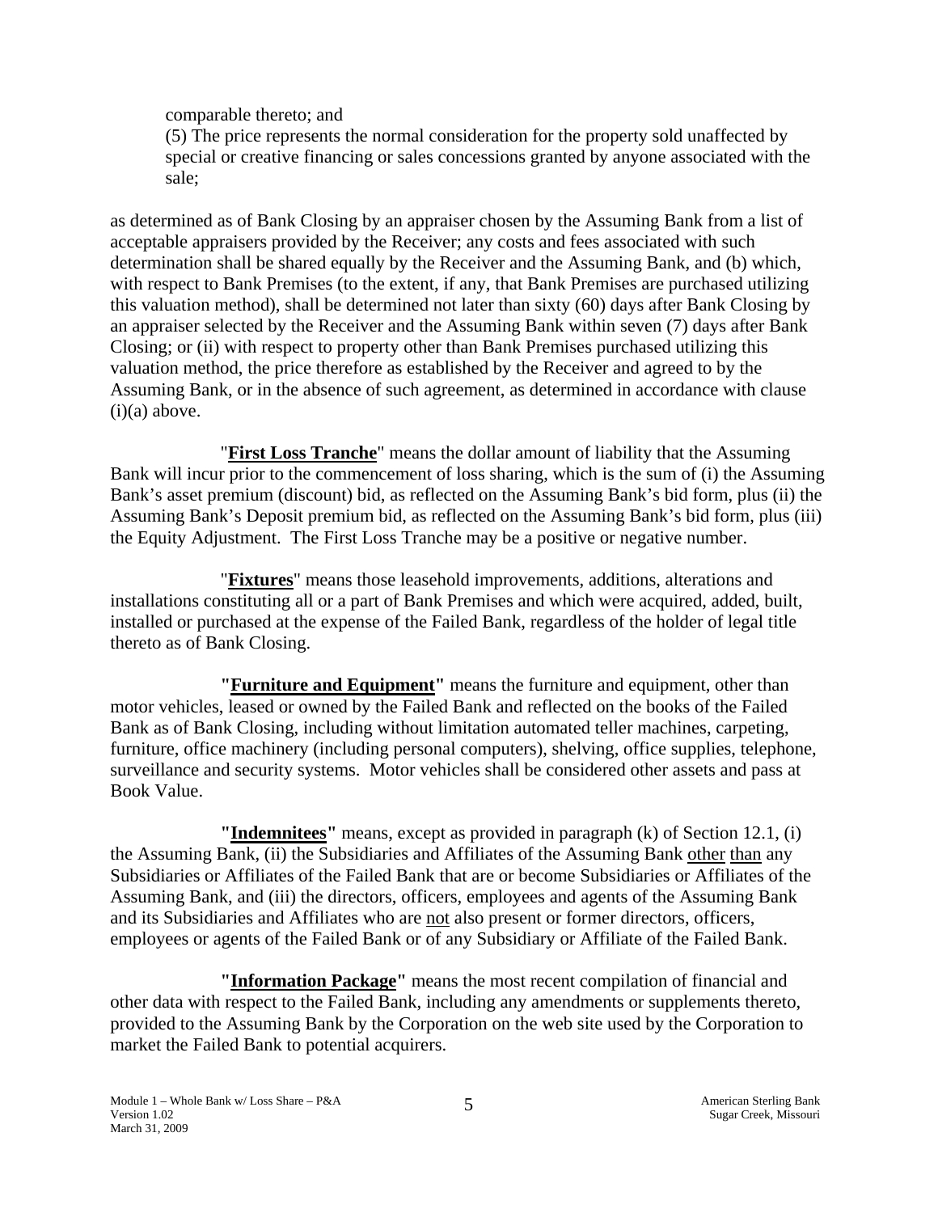comparable thereto; and

(5) The price represents the normal consideration for the property sold unaffected by special or creative financing or sales concessions granted by anyone associated with the sale;

as determined as of Bank Closing by an appraiser chosen by the Assuming Bank from a list of acceptable appraisers provided by the Receiver; any costs and fees associated with such determination shall be shared equally by the Receiver and the Assuming Bank, and (b) which, with respect to Bank Premises (to the extent, if any, that Bank Premises are purchased utilizing this valuation method), shall be determined not later than sixty (60) days after Bank Closing by an appraiser selected by the Receiver and the Assuming Bank within seven (7) days after Bank Closing; or (ii) with respect to property other than Bank Premises purchased utilizing this valuation method, the price therefore as established by the Receiver and agreed to by the Assuming Bank, or in the absence of such agreement, as determined in accordance with clause (i)(a) above.

"**First Loss Tranche**" means the dollar amount of liability that the Assuming Bank will incur prior to the commencement of loss sharing, which is the sum of (i) the Assuming Bank's asset premium (discount) bid, as reflected on the Assuming Bank's bid form, plus (ii) the Assuming Bank's Deposit premium bid, as reflected on the Assuming Bank's bid form, plus (iii) the Equity Adjustment. The First Loss Tranche may be a positive or negative number.

"**Fixtures**" means those leasehold improvements, additions, alterations and installations constituting all or a part of Bank Premises and which were acquired, added, built, installed or purchased at the expense of the Failed Bank, regardless of the holder of legal title thereto as of Bank Closing.

**"Furniture and Equipment"** means the furniture and equipment, other than motor vehicles, leased or owned by the Failed Bank and reflected on the books of the Failed Bank as of Bank Closing, including without limitation automated teller machines, carpeting, furniture, office machinery (including personal computers), shelving, office supplies, telephone, surveillance and security systems. Motor vehicles shall be considered other assets and pass at Book Value.

**"Indemnitees"** means, except as provided in paragraph (k) of Section 12.1, (i) the Assuming Bank, (ii) the Subsidiaries and Affiliates of the Assuming Bank other than any Subsidiaries or Affiliates of the Failed Bank that are or become Subsidiaries or Affiliates of the Assuming Bank, and (iii) the directors, officers, employees and agents of the Assuming Bank and its Subsidiaries and Affiliates who are not also present or former directors, officers, employees or agents of the Failed Bank or of any Subsidiary or Affiliate of the Failed Bank.

**"Information Package"** means the most recent compilation of financial and other data with respect to the Failed Bank, including any amendments or supplements thereto, provided to the Assuming Bank by the Corporation on the web site used by the Corporation to market the Failed Bank to potential acquirers.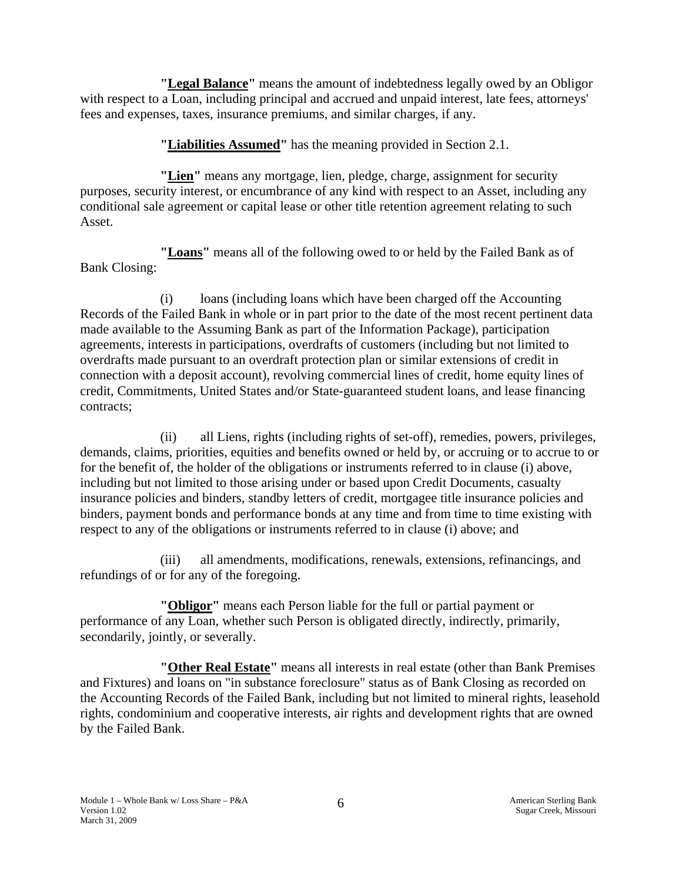**"Legal Balance"** means the amount of indebtedness legally owed by an Obligor with respect to a Loan, including principal and accrued and unpaid interest, late fees, attorneys' fees and expenses, taxes, insurance premiums, and similar charges, if any.

**"Liabilities Assumed"** has the meaning provided in Section 2.1.

**"Lien"** means any mortgage, lien, pledge, charge, assignment for security purposes, security interest, or encumbrance of any kind with respect to an Asset, including any conditional sale agreement or capital lease or other title retention agreement relating to such Asset.

**"Loans"** means all of the following owed to or held by the Failed Bank as of Bank Closing:

(i) loans (including loans which have been charged off the Accounting Records of the Failed Bank in whole or in part prior to the date of the most recent pertinent data made available to the Assuming Bank as part of the Information Package), participation agreements, interests in participations, overdrafts of customers (including but not limited to overdrafts made pursuant to an overdraft protection plan or similar extensions of credit in connection with a deposit account), revolving commercial lines of credit, home equity lines of credit, Commitments, United States and/or State-guaranteed student loans, and lease financing contracts;

(ii) all Liens, rights (including rights of set-off), remedies, powers, privileges, demands, claims, priorities, equities and benefits owned or held by, or accruing or to accrue to or for the benefit of, the holder of the obligations or instruments referred to in clause (i) above, including but not limited to those arising under or based upon Credit Documents, casualty insurance policies and binders, standby letters of credit, mortgagee title insurance policies and binders, payment bonds and performance bonds at any time and from time to time existing with respect to any of the obligations or instruments referred to in clause (i) above; and

(iii) all amendments, modifications, renewals, extensions, refinancings, and refundings of or for any of the foregoing.

**"Obligor"** means each Person liable for the full or partial payment or performance of any Loan, whether such Person is obligated directly, indirectly, primarily, secondarily, jointly, or severally.

**"Other Real Estate"** means all interests in real estate (other than Bank Premises and Fixtures) and loans on "in substance foreclosure" status as of Bank Closing as recorded on the Accounting Records of the Failed Bank, including but not limited to mineral rights, leasehold rights, condominium and cooperative interests, air rights and development rights that are owned by the Failed Bank.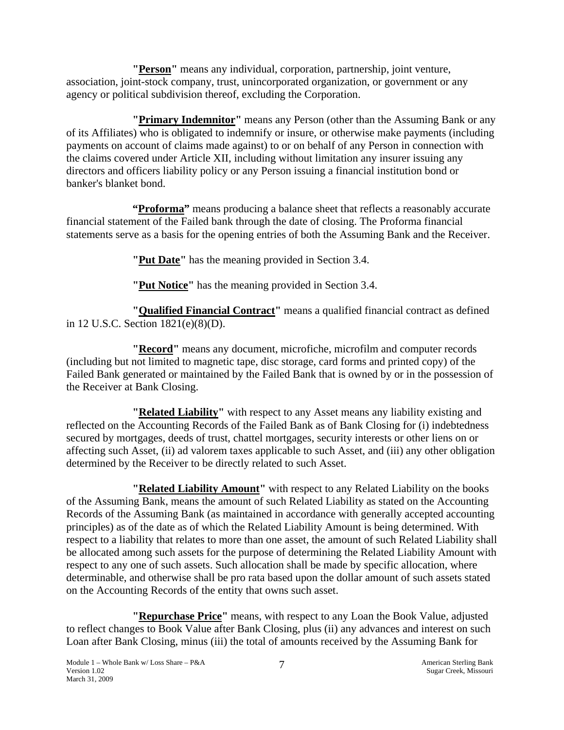**"Person"** means any individual, corporation, partnership, joint venture, association, joint-stock company, trust, unincorporated organization, or government or any agency or political subdivision thereof, excluding the Corporation.

**"Primary Indemnitor"** means any Person (other than the Assuming Bank or any of its Affiliates) who is obligated to indemnify or insure, or otherwise make payments (including payments on account of claims made against) to or on behalf of any Person in connection with the claims covered under Article XII, including without limitation any insurer issuing any directors and officers liability policy or any Person issuing a financial institution bond or banker's blanket bond.

**"Proforma"** means producing a balance sheet that reflects a reasonably accurate financial statement of the Failed bank through the date of closing. The Proforma financial statements serve as a basis for the opening entries of both the Assuming Bank and the Receiver.

**"Put Date"** has the meaning provided in Section 3.4.

**"Put Notice"** has the meaning provided in Section 3.4.

**"Qualified Financial Contract"** means a qualified financial contract as defined in 12 U.S.C. Section 1821(e)(8)(D).

**"Record"** means any document, microfiche, microfilm and computer records (including but not limited to magnetic tape, disc storage, card forms and printed copy) of the Failed Bank generated or maintained by the Failed Bank that is owned by or in the possession of the Receiver at Bank Closing.

**"Related Liability"** with respect to any Asset means any liability existing and reflected on the Accounting Records of the Failed Bank as of Bank Closing for (i) indebtedness secured by mortgages, deeds of trust, chattel mortgages, security interests or other liens on or affecting such Asset, (ii) ad valorem taxes applicable to such Asset, and (iii) any other obligation determined by the Receiver to be directly related to such Asset.

**"Related Liability Amount"** with respect to any Related Liability on the books of the Assuming Bank, means the amount of such Related Liability as stated on the Accounting Records of the Assuming Bank (as maintained in accordance with generally accepted accounting principles) as of the date as of which the Related Liability Amount is being determined. With respect to a liability that relates to more than one asset, the amount of such Related Liability shall be allocated among such assets for the purpose of determining the Related Liability Amount with respect to any one of such assets. Such allocation shall be made by specific allocation, where determinable, and otherwise shall be pro rata based upon the dollar amount of such assets stated on the Accounting Records of the entity that owns such asset.

**"Repurchase Price"** means, with respect to any Loan the Book Value, adjusted to reflect changes to Book Value after Bank Closing, plus (ii) any advances and interest on such Loan after Bank Closing, minus (iii) the total of amounts received by the Assuming Bank for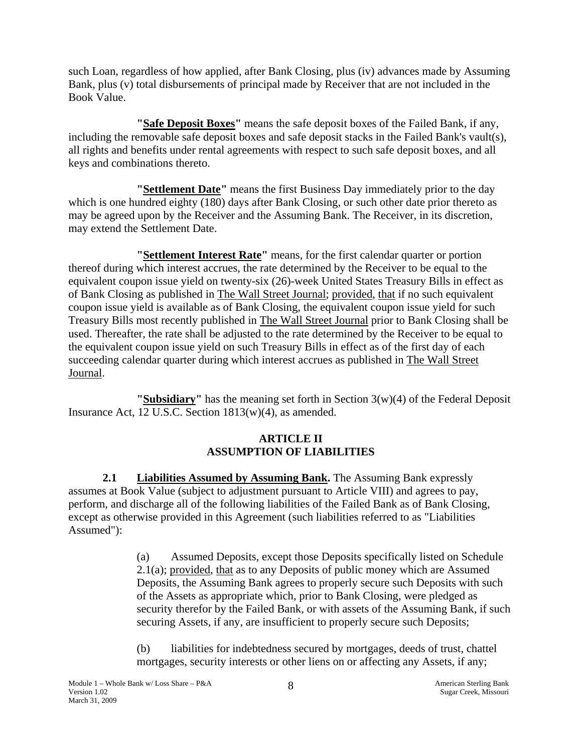such Loan, regardless of how applied, after Bank Closing, plus (iv) advances made by Assuming Bank, plus (v) total disbursements of principal made by Receiver that are not included in the Book Value.

**"Safe Deposit Boxes"** means the safe deposit boxes of the Failed Bank, if any, including the removable safe deposit boxes and safe deposit stacks in the Failed Bank's vault(s), all rights and benefits under rental agreements with respect to such safe deposit boxes, and all keys and combinations thereto.

**"Settlement Date"** means the first Business Day immediately prior to the day which is one hundred eighty (180) days after Bank Closing, or such other date prior thereto as may be agreed upon by the Receiver and the Assuming Bank. The Receiver, in its discretion, may extend the Settlement Date.

**"Settlement Interest Rate"** means, for the first calendar quarter or portion thereof during which interest accrues, the rate determined by the Receiver to be equal to the equivalent coupon issue yield on twenty-six (26)-week United States Treasury Bills in effect as of Bank Closing as published in The Wall Street Journal; provided, that if no such equivalent coupon issue yield is available as of Bank Closing, the equivalent coupon issue yield for such Treasury Bills most recently published in The Wall Street Journal prior to Bank Closing shall be used. Thereafter, the rate shall be adjusted to the rate determined by the Receiver to be equal to the equivalent coupon issue yield on such Treasury Bills in effect as of the first day of each succeeding calendar quarter during which interest accrues as published in The Wall Street Journal.

**"Subsidiary"** has the meaning set forth in Section 3(w)(4) of the Federal Deposit Insurance Act, 12 U.S.C. Section 1813(w)(4), as amended.

## ARTICLE II
## ASSUMPTION OF LIABILITIES

**2.1 Liabilities Assumed by Assuming Bank.** The Assuming Bank expressly assumes at Book Value (subject to adjustment pursuant to Article VIII) and agrees to pay, perform, and discharge all of the following liabilities of the Failed Bank as of Bank Closing, except as otherwise provided in this Agreement (such liabilities referred to as "Liabilities Assumed"):

(a) Assumed Deposits, except those Deposits specifically listed on Schedule 2.1(a); provided, that as to any Deposits of public money which are Assumed Deposits, the Assuming Bank agrees to properly secure such Deposits with such of the Assets as appropriate which, prior to Bank Closing, were pledged as security therefor by the Failed Bank, or with assets of the Assuming Bank, if such securing Assets, if any, are insufficient to properly secure such Deposits;

(b) liabilities for indebtedness secured by mortgages, deeds of trust, chattel mortgages, security interests or other liens on or affecting any Assets, if any;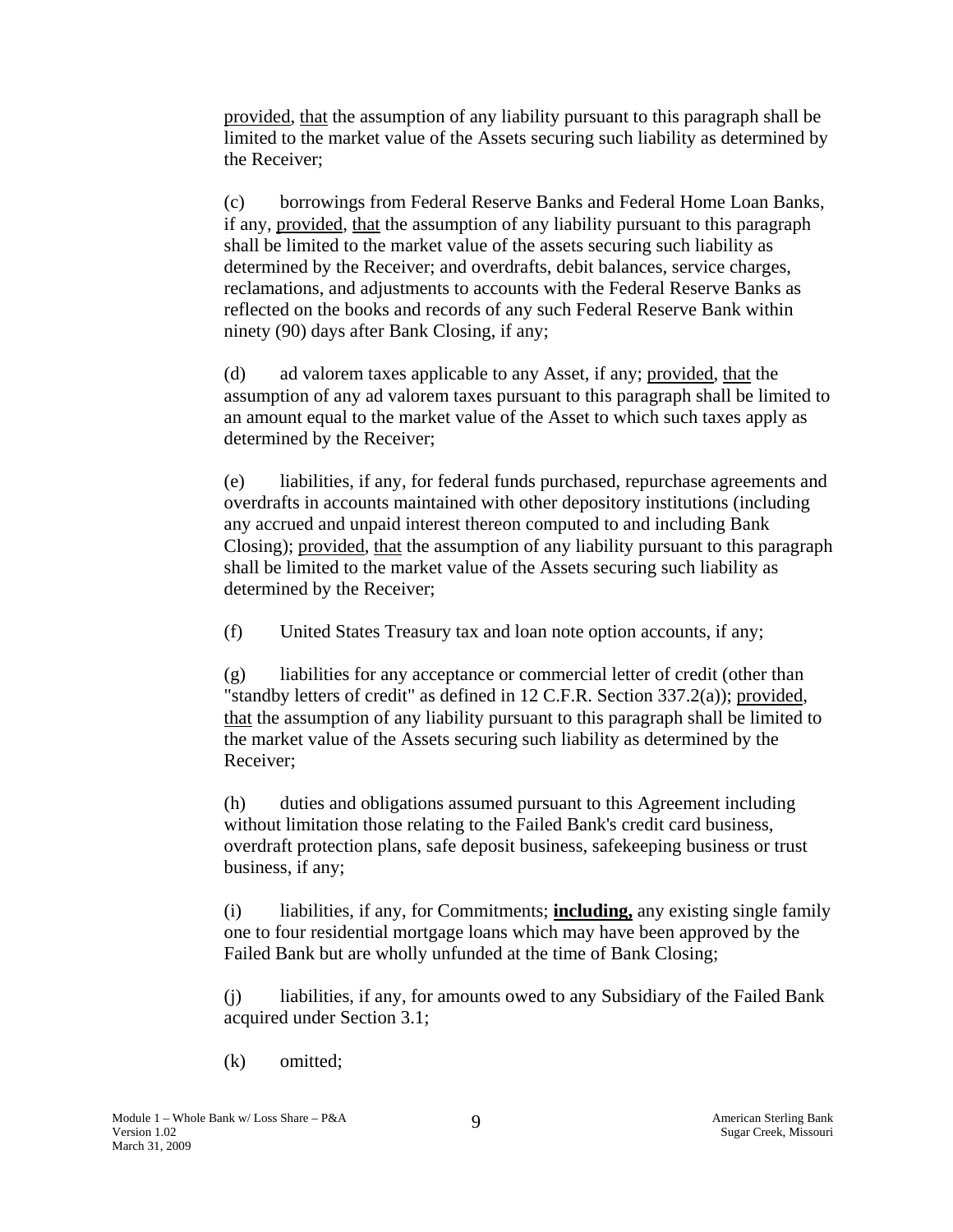provided, that the assumption of any liability pursuant to this paragraph shall be limited to the market value of the Assets securing such liability as determined by the Receiver;

(c) borrowings from Federal Reserve Banks and Federal Home Loan Banks, if any, provided, that the assumption of any liability pursuant to this paragraph shall be limited to the market value of the assets securing such liability as determined by the Receiver; and overdrafts, debit balances, service charges, reclamations, and adjustments to accounts with the Federal Reserve Banks as reflected on the books and records of any such Federal Reserve Bank within ninety (90) days after Bank Closing, if any;

(d) ad valorem taxes applicable to any Asset, if any; provided, that the assumption of any ad valorem taxes pursuant to this paragraph shall be limited to an amount equal to the market value of the Asset to which such taxes apply as determined by the Receiver;

(e) liabilities, if any, for federal funds purchased, repurchase agreements and overdrafts in accounts maintained with other depository institutions (including any accrued and unpaid interest thereon computed to and including Bank Closing); provided, that the assumption of any liability pursuant to this paragraph shall be limited to the market value of the Assets securing such liability as determined by the Receiver;

(f) United States Treasury tax and loan note option accounts, if any;

(g) liabilities for any acceptance or commercial letter of credit (other than "standby letters of credit" as defined in 12 C.F.R. Section 337.2(a)); provided, that the assumption of any liability pursuant to this paragraph shall be limited to the market value of the Assets securing such liability as determined by the Receiver;

(h) duties and obligations assumed pursuant to this Agreement including without limitation those relating to the Failed Bank's credit card business, overdraft protection plans, safe deposit business, safekeeping business or trust business, if any;

(i) liabilities, if any, for Commitments; **including,** any existing single family one to four residential mortgage loans which may have been approved by the Failed Bank but are wholly unfunded at the time of Bank Closing;

(j) liabilities, if any, for amounts owed to any Subsidiary of the Failed Bank acquired under Section 3.1;

(k) omitted;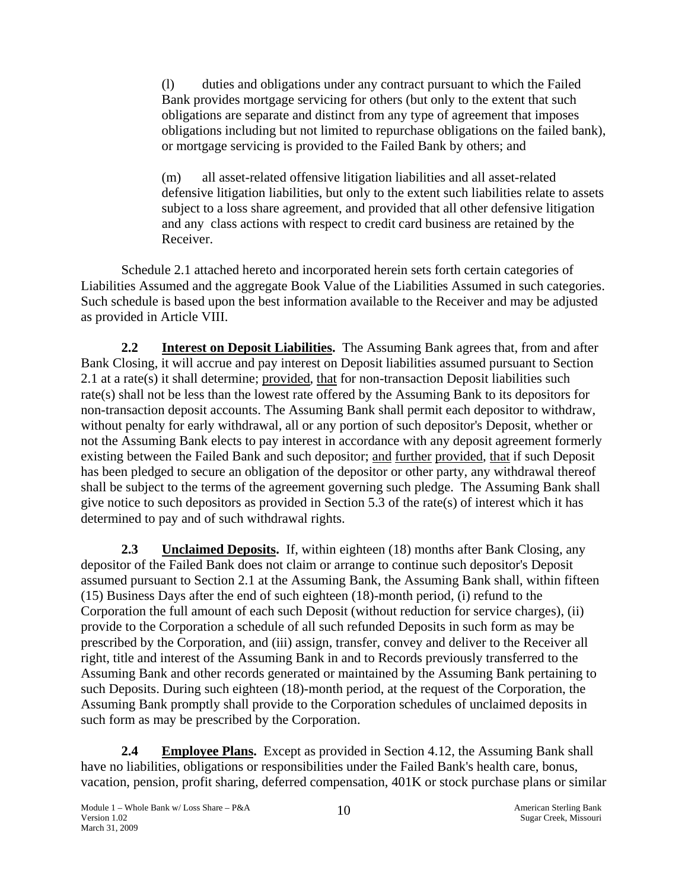(l) duties and obligations under any contract pursuant to which the Failed Bank provides mortgage servicing for others (but only to the extent that such obligations are separate and distinct from any type of agreement that imposes obligations including but not limited to repurchase obligations on the failed bank), or mortgage servicing is provided to the Failed Bank by others; and

(m) all asset-related offensive litigation liabilities and all asset-related defensive litigation liabilities, but only to the extent such liabilities relate to assets subject to a loss share agreement, and provided that all other defensive litigation and any class actions with respect to credit card business are retained by the Receiver.

Schedule 2.1 attached hereto and incorporated herein sets forth certain categories of Liabilities Assumed and the aggregate Book Value of the Liabilities Assumed in such categories. Such schedule is based upon the best information available to the Receiver and may be adjusted as provided in Article VIII.

**2.2 Interest on Deposit Liabilities.** The Assuming Bank agrees that, from and after Bank Closing, it will accrue and pay interest on Deposit liabilities assumed pursuant to Section 2.1 at a rate(s) it shall determine; provided, that for non-transaction Deposit liabilities such rate(s) shall not be less than the lowest rate offered by the Assuming Bank to its depositors for non-transaction deposit accounts. The Assuming Bank shall permit each depositor to withdraw, without penalty for early withdrawal, all or any portion of such depositor's Deposit, whether or not the Assuming Bank elects to pay interest in accordance with any deposit agreement formerly existing between the Failed Bank and such depositor; and further provided, that if such Deposit has been pledged to secure an obligation of the depositor or other party, any withdrawal thereof shall be subject to the terms of the agreement governing such pledge. The Assuming Bank shall give notice to such depositors as provided in Section 5.3 of the rate(s) of interest which it has determined to pay and of such withdrawal rights.

**2.3 Unclaimed Deposits.** If, within eighteen (18) months after Bank Closing, any depositor of the Failed Bank does not claim or arrange to continue such depositor's Deposit assumed pursuant to Section 2.1 at the Assuming Bank, the Assuming Bank shall, within fifteen (15) Business Days after the end of such eighteen (18)-month period, (i) refund to the Corporation the full amount of each such Deposit (without reduction for service charges), (ii) provide to the Corporation a schedule of all such refunded Deposits in such form as may be prescribed by the Corporation, and (iii) assign, transfer, convey and deliver to the Receiver all right, title and interest of the Assuming Bank in and to Records previously transferred to the Assuming Bank and other records generated or maintained by the Assuming Bank pertaining to such Deposits. During such eighteen (18)-month period, at the request of the Corporation, the Assuming Bank promptly shall provide to the Corporation schedules of unclaimed deposits in such form as may be prescribed by the Corporation.

**2.4 Employee Plans.** Except as provided in Section 4.12, the Assuming Bank shall have no liabilities, obligations or responsibilities under the Failed Bank's health care, bonus, vacation, pension, profit sharing, deferred compensation, 401K or stock purchase plans or similar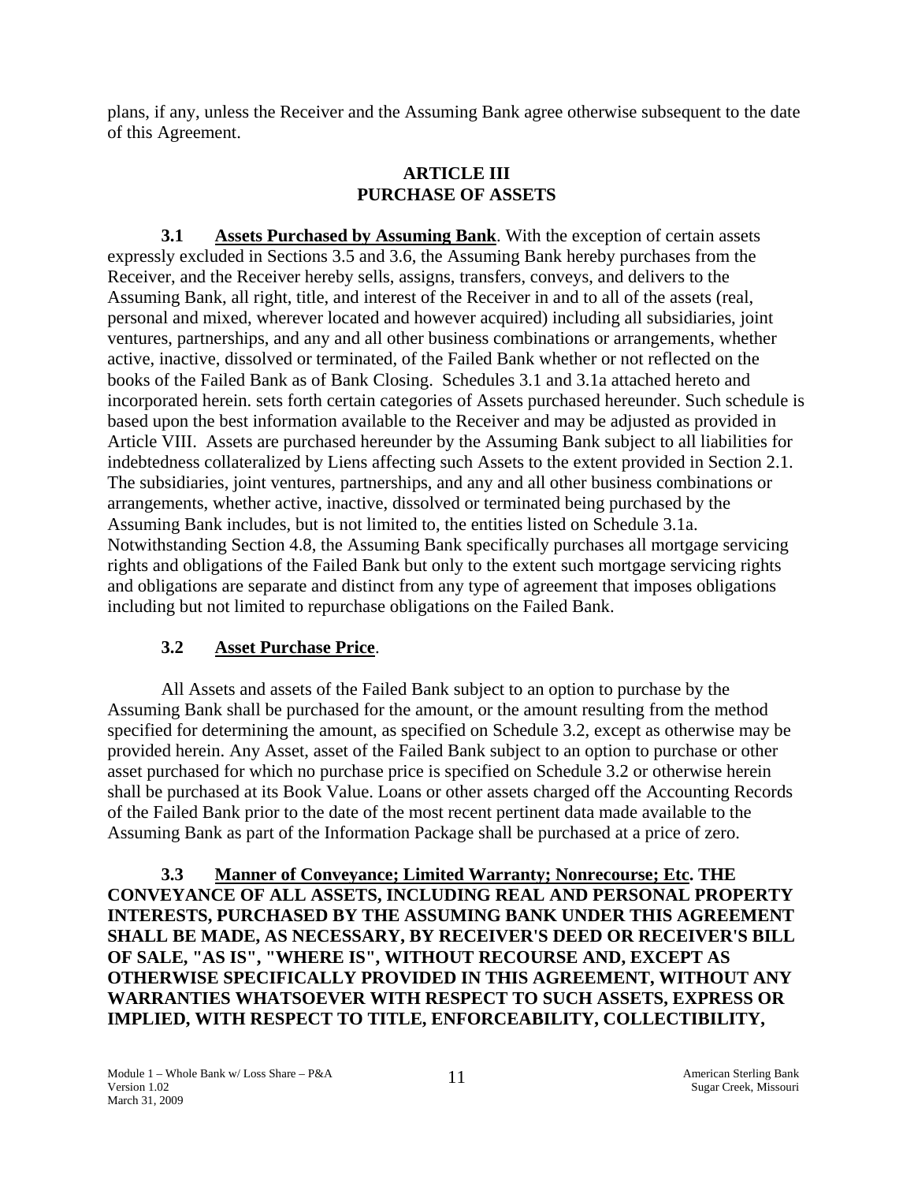plans, if any, unless the Receiver and the Assuming Bank agree otherwise subsequent to the date of this Agreement.

## ARTICLE III
## PURCHASE OF ASSETS

**3.1 Assets Purchased by Assuming Bank**. With the exception of certain assets expressly excluded in Sections 3.5 and 3.6, the Assuming Bank hereby purchases from the Receiver, and the Receiver hereby sells, assigns, transfers, conveys, and delivers to the Assuming Bank, all right, title, and interest of the Receiver in and to all of the assets (real, personal and mixed, wherever located and however acquired) including all subsidiaries, joint ventures, partnerships, and any and all other business combinations or arrangements, whether active, inactive, dissolved or terminated, of the Failed Bank whether or not reflected on the books of the Failed Bank as of Bank Closing. Schedules 3.1 and 3.1a attached hereto and incorporated herein. sets forth certain categories of Assets purchased hereunder. Such schedule is based upon the best information available to the Receiver and may be adjusted as provided in Article VIII. Assets are purchased hereunder by the Assuming Bank subject to all liabilities for indebtedness collateralized by Liens affecting such Assets to the extent provided in Section 2.1. The subsidiaries, joint ventures, partnerships, and any and all other business combinations or arrangements, whether active, inactive, dissolved or terminated being purchased by the Assuming Bank includes, but is not limited to, the entities listed on Schedule 3.1a. Notwithstanding Section 4.8, the Assuming Bank specifically purchases all mortgage servicing rights and obligations of the Failed Bank but only to the extent such mortgage servicing rights and obligations are separate and distinct from any type of agreement that imposes obligations including but not limited to repurchase obligations on the Failed Bank.

**3.2 Asset Purchase Price**.

All Assets and assets of the Failed Bank subject to an option to purchase by the Assuming Bank shall be purchased for the amount, or the amount resulting from the method specified for determining the amount, as specified on Schedule 3.2, except as otherwise may be provided herein. Any Asset, asset of the Failed Bank subject to an option to purchase or other asset purchased for which no purchase price is specified on Schedule 3.2 or otherwise herein shall be purchased at its Book Value. Loans or other assets charged off the Accounting Records of the Failed Bank prior to the date of the most recent pertinent data made available to the Assuming Bank as part of the Information Package shall be purchased at a price of zero.

**3.3 Manner of Conveyance; Limited Warranty; Nonrecourse; Etc. THE CONVEYANCE OF ALL ASSETS, INCLUDING REAL AND PERSONAL PROPERTY INTERESTS, PURCHASED BY THE ASSUMING BANK UNDER THIS AGREEMENT SHALL BE MADE, AS NECESSARY, BY RECEIVER'S DEED OR RECEIVER'S BILL OF SALE, "AS IS", "WHERE IS", WITHOUT RECOURSE AND, EXCEPT AS OTHERWISE SPECIFICALLY PROVIDED IN THIS AGREEMENT, WITHOUT ANY WARRANTIES WHATSOEVER WITH RESPECT TO SUCH ASSETS, EXPRESS OR IMPLIED, WITH RESPECT TO TITLE, ENFORCEABILITY, COLLECTIBILITY,**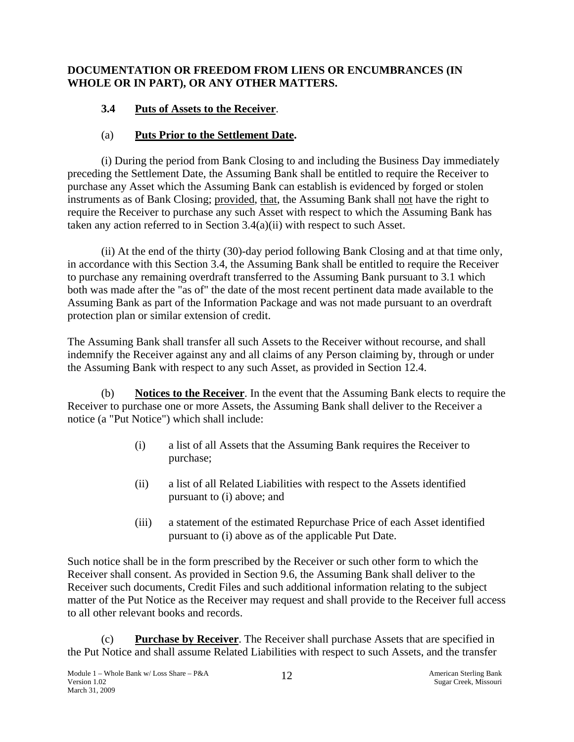**DOCUMENTATION OR FREEDOM FROM LIENS OR ENCUMBRANCES (IN WHOLE OR IN PART), OR ANY OTHER MATTERS.**

**3.4 Puts of Assets to the Receiver**.

(a) **Puts Prior to the Settlement Date.**

(i) During the period from Bank Closing to and including the Business Day immediately preceding the Settlement Date, the Assuming Bank shall be entitled to require the Receiver to purchase any Asset which the Assuming Bank can establish is evidenced by forged or stolen instruments as of Bank Closing; provided, that, the Assuming Bank shall not have the right to require the Receiver to purchase any such Asset with respect to which the Assuming Bank has taken any action referred to in Section 3.4(a)(ii) with respect to such Asset.

(ii) At the end of the thirty (30)-day period following Bank Closing and at that time only, in accordance with this Section 3.4, the Assuming Bank shall be entitled to require the Receiver to purchase any remaining overdraft transferred to the Assuming Bank pursuant to 3.1 which both was made after the "as of" the date of the most recent pertinent data made available to the Assuming Bank as part of the Information Package and was not made pursuant to an overdraft protection plan or similar extension of credit.

The Assuming Bank shall transfer all such Assets to the Receiver without recourse, and shall indemnify the Receiver against any and all claims of any Person claiming by, through or under the Assuming Bank with respect to any such Asset, as provided in Section 12.4.

(b) **Notices to the Receiver**. In the event that the Assuming Bank elects to require the Receiver to purchase one or more Assets, the Assuming Bank shall deliver to the Receiver a notice (a "Put Notice") which shall include:

(i) a list of all Assets that the Assuming Bank requires the Receiver to purchase;

(ii) a list of all Related Liabilities with respect to the Assets identified pursuant to (i) above; and

(iii) a statement of the estimated Repurchase Price of each Asset identified pursuant to (i) above as of the applicable Put Date.

Such notice shall be in the form prescribed by the Receiver or such other form to which the Receiver shall consent. As provided in Section 9.6, the Assuming Bank shall deliver to the Receiver such documents, Credit Files and such additional information relating to the subject matter of the Put Notice as the Receiver may request and shall provide to the Receiver full access to all other relevant books and records.

(c) **Purchase by Receiver**. The Receiver shall purchase Assets that are specified in the Put Notice and shall assume Related Liabilities with respect to such Assets, and the transfer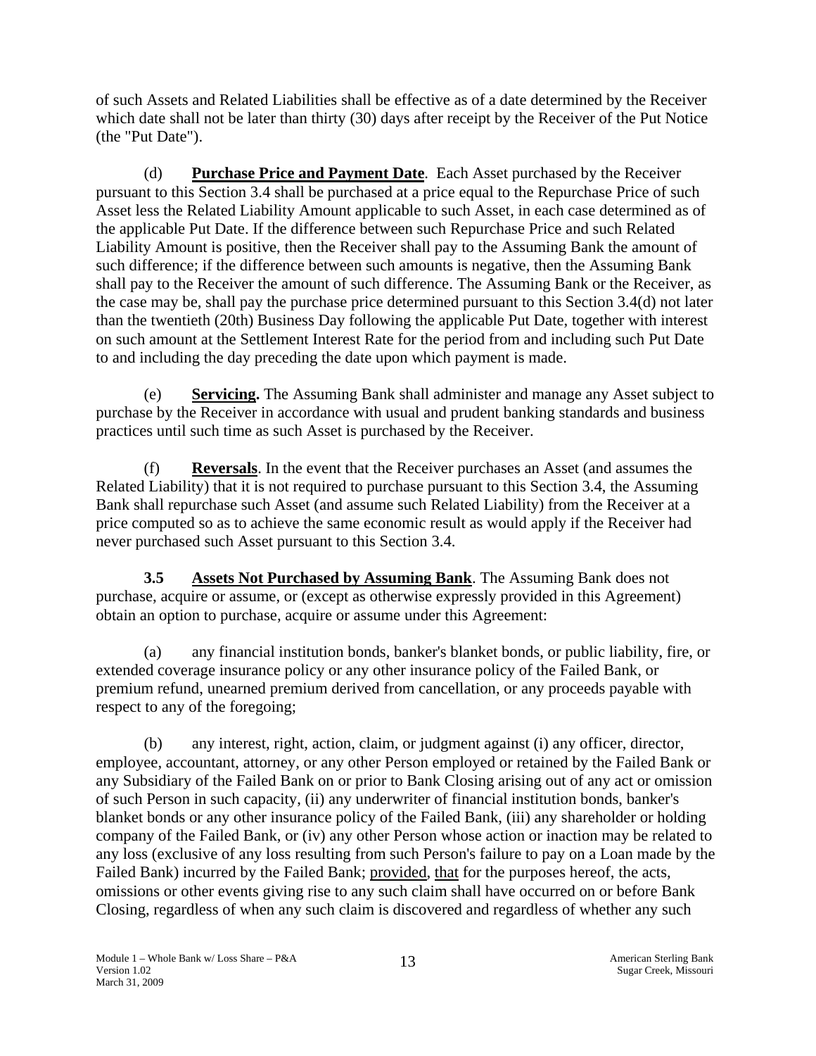of such Assets and Related Liabilities shall be effective as of a date determined by the Receiver which date shall not be later than thirty (30) days after receipt by the Receiver of the Put Notice (the "Put Date").

(d) **Purchase Price and Payment Date**. Each Asset purchased by the Receiver pursuant to this Section 3.4 shall be purchased at a price equal to the Repurchase Price of such Asset less the Related Liability Amount applicable to such Asset, in each case determined as of the applicable Put Date. If the difference between such Repurchase Price and such Related Liability Amount is positive, then the Receiver shall pay to the Assuming Bank the amount of such difference; if the difference between such amounts is negative, then the Assuming Bank shall pay to the Receiver the amount of such difference. The Assuming Bank or the Receiver, as the case may be, shall pay the purchase price determined pursuant to this Section 3.4(d) not later than the twentieth (20th) Business Day following the applicable Put Date, together with interest on such amount at the Settlement Interest Rate for the period from and including such Put Date to and including the day preceding the date upon which payment is made.

(e) **Servicing.** The Assuming Bank shall administer and manage any Asset subject to purchase by the Receiver in accordance with usual and prudent banking standards and business practices until such time as such Asset is purchased by the Receiver.

(f) **Reversals**. In the event that the Receiver purchases an Asset (and assumes the Related Liability) that it is not required to purchase pursuant to this Section 3.4, the Assuming Bank shall repurchase such Asset (and assume such Related Liability) from the Receiver at a price computed so as to achieve the same economic result as would apply if the Receiver had never purchased such Asset pursuant to this Section 3.4.

**3.5 Assets Not Purchased by Assuming Bank**. The Assuming Bank does not purchase, acquire or assume, or (except as otherwise expressly provided in this Agreement) obtain an option to purchase, acquire or assume under this Agreement:

(a) any financial institution bonds, banker's blanket bonds, or public liability, fire, or extended coverage insurance policy or any other insurance policy of the Failed Bank, or premium refund, unearned premium derived from cancellation, or any proceeds payable with respect to any of the foregoing;

(b) any interest, right, action, claim, or judgment against (i) any officer, director, employee, accountant, attorney, or any other Person employed or retained by the Failed Bank or any Subsidiary of the Failed Bank on or prior to Bank Closing arising out of any act or omission of such Person in such capacity, (ii) any underwriter of financial institution bonds, banker's blanket bonds or any other insurance policy of the Failed Bank, (iii) any shareholder or holding company of the Failed Bank, or (iv) any other Person whose action or inaction may be related to any loss (exclusive of any loss resulting from such Person's failure to pay on a Loan made by the Failed Bank) incurred by the Failed Bank; provided, that for the purposes hereof, the acts, omissions or other events giving rise to any such claim shall have occurred on or before Bank Closing, regardless of when any such claim is discovered and regardless of whether any such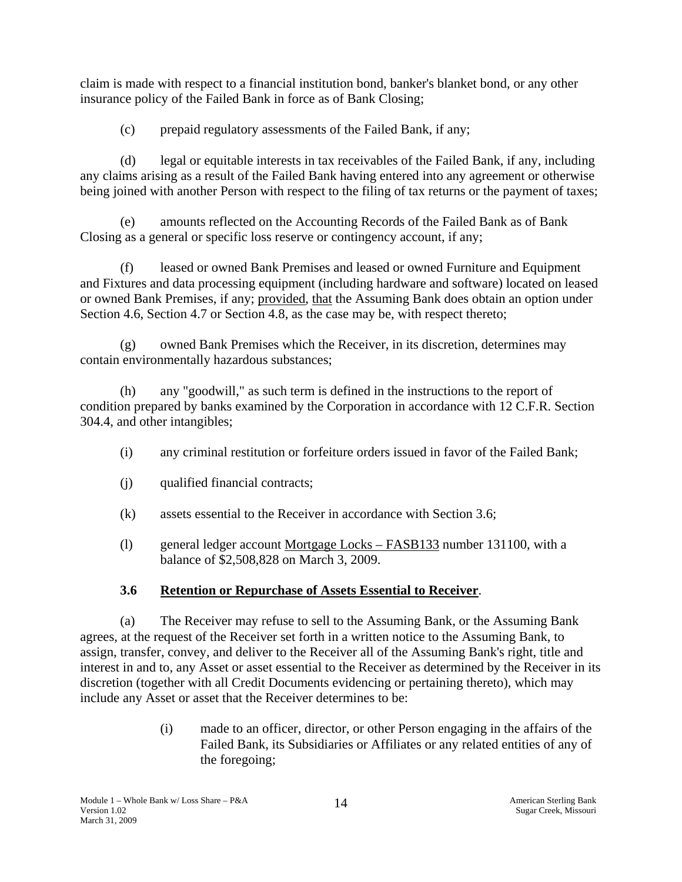claim is made with respect to a financial institution bond, banker's blanket bond, or any other insurance policy of the Failed Bank in force as of Bank Closing;

(c) prepaid regulatory assessments of the Failed Bank, if any;

(d) legal or equitable interests in tax receivables of the Failed Bank, if any, including any claims arising as a result of the Failed Bank having entered into any agreement or otherwise being joined with another Person with respect to the filing of tax returns or the payment of taxes;

(e) amounts reflected on the Accounting Records of the Failed Bank as of Bank Closing as a general or specific loss reserve or contingency account, if any;

(f) leased or owned Bank Premises and leased or owned Furniture and Equipment and Fixtures and data processing equipment (including hardware and software) located on leased or owned Bank Premises, if any; provided, that the Assuming Bank does obtain an option under Section 4.6, Section 4.7 or Section 4.8, as the case may be, with respect thereto;

(g) owned Bank Premises which the Receiver, in its discretion, determines may contain environmentally hazardous substances;

(h) any "goodwill," as such term is defined in the instructions to the report of condition prepared by banks examined by the Corporation in accordance with 12 C.F.R. Section 304.4, and other intangibles;

(i) any criminal restitution or forfeiture orders issued in favor of the Failed Bank;

(j) qualified financial contracts;

(k) assets essential to the Receiver in accordance with Section 3.6;

(l) general ledger account Mortgage Locks – FASB133 number 131100, with a balance of $2,508,828 on March 3, 2009.

### 3.6 Retention or Repurchase of Assets Essential to Receiver.

(a) The Receiver may refuse to sell to the Assuming Bank, or the Assuming Bank agrees, at the request of the Receiver set forth in a written notice to the Assuming Bank, to assign, transfer, convey, and deliver to the Receiver all of the Assuming Bank's right, title and interest in and to, any Asset or asset essential to the Receiver as determined by the Receiver in its discretion (together with all Credit Documents evidencing or pertaining thereto), which may include any Asset or asset that the Receiver determines to be:

> (i) made to an officer, director, or other Person engaging in the affairs of the Failed Bank, its Subsidiaries or Affiliates or any related entities of any of the foregoing;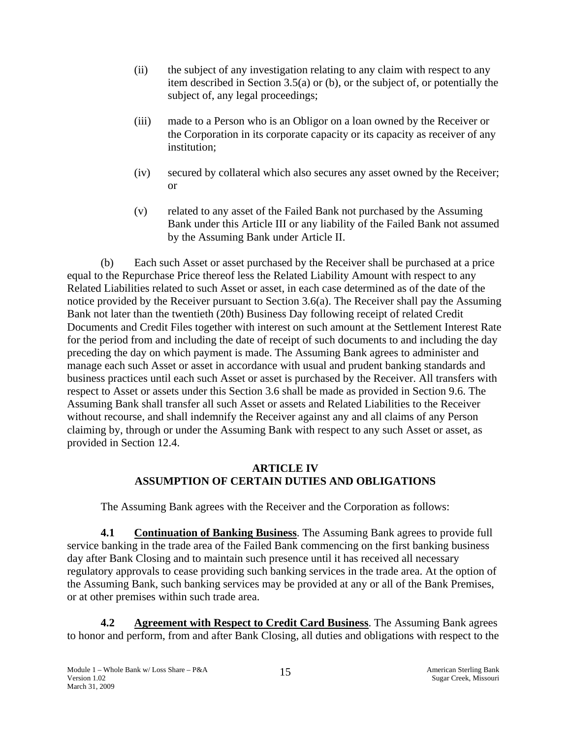(ii) the subject of any investigation relating to any claim with respect to any item described in Section 3.5(a) or (b), or the subject of, or potentially the subject of, any legal proceedings;

(iii) made to a Person who is an Obligor on a loan owned by the Receiver or the Corporation in its corporate capacity or its capacity as receiver of any institution;

(iv) secured by collateral which also secures any asset owned by the Receiver; or

(v) related to any asset of the Failed Bank not purchased by the Assuming Bank under this Article III or any liability of the Failed Bank not assumed by the Assuming Bank under Article II.

(b) Each such Asset or asset purchased by the Receiver shall be purchased at a price equal to the Repurchase Price thereof less the Related Liability Amount with respect to any Related Liabilities related to such Asset or asset, in each case determined as of the date of the notice provided by the Receiver pursuant to Section 3.6(a). The Receiver shall pay the Assuming Bank not later than the twentieth (20th) Business Day following receipt of related Credit Documents and Credit Files together with interest on such amount at the Settlement Interest Rate for the period from and including the date of receipt of such documents to and including the day preceding the day on which payment is made. The Assuming Bank agrees to administer and manage each such Asset or asset in accordance with usual and prudent banking standards and business practices until each such Asset or asset is purchased by the Receiver. All transfers with respect to Asset or assets under this Section 3.6 shall be made as provided in Section 9.6. The Assuming Bank shall transfer all such Asset or assets and Related Liabilities to the Receiver without recourse, and shall indemnify the Receiver against any and all claims of any Person claiming by, through or under the Assuming Bank with respect to any such Asset or asset, as provided in Section 12.4.

## ARTICLE IV
## ASSUMPTION OF CERTAIN DUTIES AND OBLIGATIONS

The Assuming Bank agrees with the Receiver and the Corporation as follows:

**4.1 Continuation of Banking Business**. The Assuming Bank agrees to provide full service banking in the trade area of the Failed Bank commencing on the first banking business day after Bank Closing and to maintain such presence until it has received all necessary regulatory approvals to cease providing such banking services in the trade area. At the option of the Assuming Bank, such banking services may be provided at any or all of the Bank Premises, or at other premises within such trade area.

**4.2 Agreement with Respect to Credit Card Business**. The Assuming Bank agrees to honor and perform, from and after Bank Closing, all duties and obligations with respect to the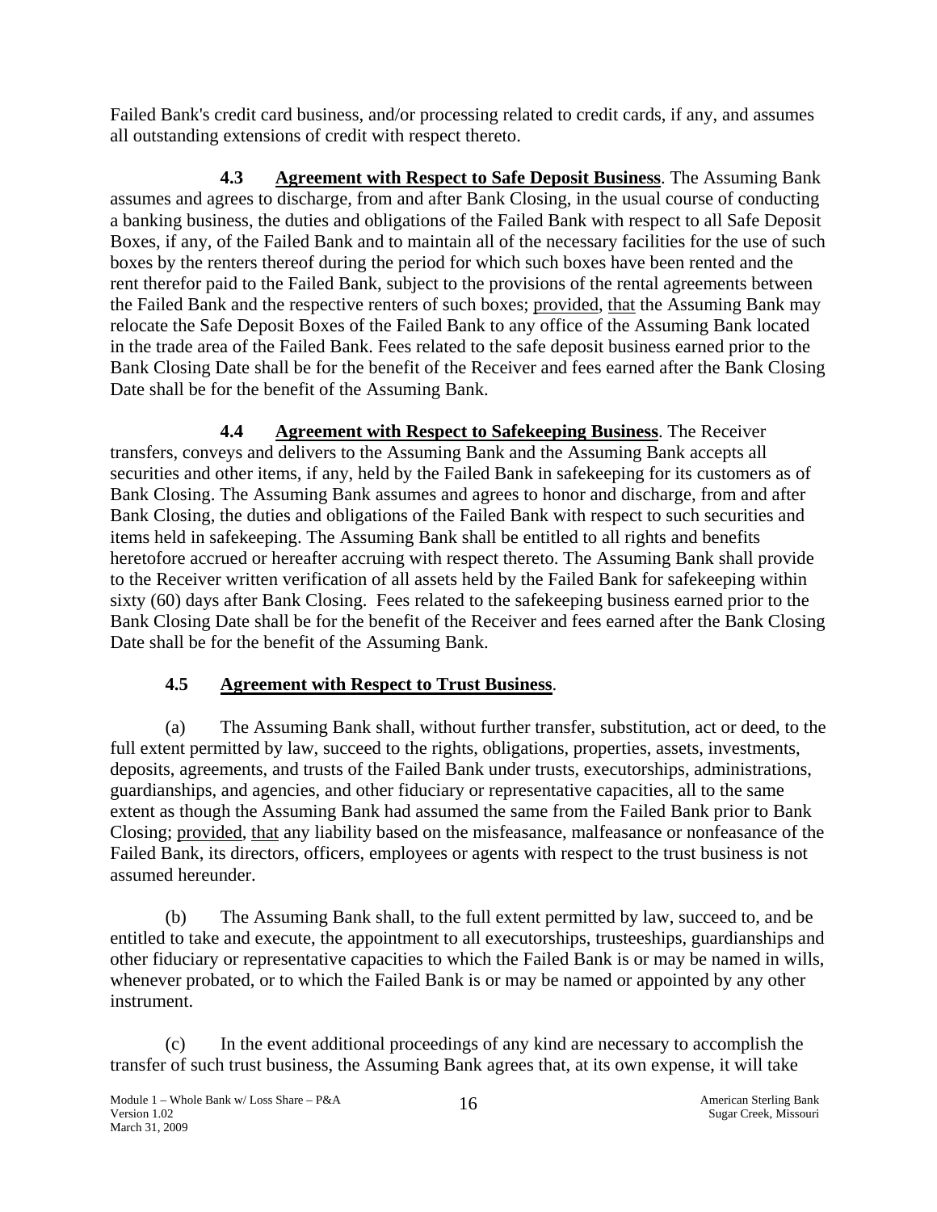Failed Bank's credit card business, and/or processing related to credit cards, if any, and assumes all outstanding extensions of credit with respect thereto.

**4.3 Agreement with Respect to Safe Deposit Business**. The Assuming Bank assumes and agrees to discharge, from and after Bank Closing, in the usual course of conducting a banking business, the duties and obligations of the Failed Bank with respect to all Safe Deposit Boxes, if any, of the Failed Bank and to maintain all of the necessary facilities for the use of such boxes by the renters thereof during the period for which such boxes have been rented and the rent therefor paid to the Failed Bank, subject to the provisions of the rental agreements between the Failed Bank and the respective renters of such boxes; provided, that the Assuming Bank may relocate the Safe Deposit Boxes of the Failed Bank to any office of the Assuming Bank located in the trade area of the Failed Bank. Fees related to the safe deposit business earned prior to the Bank Closing Date shall be for the benefit of the Receiver and fees earned after the Bank Closing Date shall be for the benefit of the Assuming Bank.

**4.4 Agreement with Respect to Safekeeping Business**. The Receiver transfers, conveys and delivers to the Assuming Bank and the Assuming Bank accepts all securities and other items, if any, held by the Failed Bank in safekeeping for its customers as of Bank Closing. The Assuming Bank assumes and agrees to honor and discharge, from and after Bank Closing, the duties and obligations of the Failed Bank with respect to such securities and items held in safekeeping. The Assuming Bank shall be entitled to all rights and benefits heretofore accrued or hereafter accruing with respect thereto. The Assuming Bank shall provide to the Receiver written verification of all assets held by the Failed Bank for safekeeping within sixty (60) days after Bank Closing. Fees related to the safekeeping business earned prior to the Bank Closing Date shall be for the benefit of the Receiver and fees earned after the Bank Closing Date shall be for the benefit of the Assuming Bank.

**4.5 Agreement with Respect to Trust Business**.

(a) The Assuming Bank shall, without further transfer, substitution, act or deed, to the full extent permitted by law, succeed to the rights, obligations, properties, assets, investments, deposits, agreements, and trusts of the Failed Bank under trusts, executorships, administrations, guardianships, and agencies, and other fiduciary or representative capacities, all to the same extent as though the Assuming Bank had assumed the same from the Failed Bank prior to Bank Closing; provided, that any liability based on the misfeasance, malfeasance or nonfeasance of the Failed Bank, its directors, officers, employees or agents with respect to the trust business is not assumed hereunder.

(b) The Assuming Bank shall, to the full extent permitted by law, succeed to, and be entitled to take and execute, the appointment to all executorships, trusteeships, guardianships and other fiduciary or representative capacities to which the Failed Bank is or may be named in wills, whenever probated, or to which the Failed Bank is or may be named or appointed by any other instrument.

(c) In the event additional proceedings of any kind are necessary to accomplish the transfer of such trust business, the Assuming Bank agrees that, at its own expense, it will take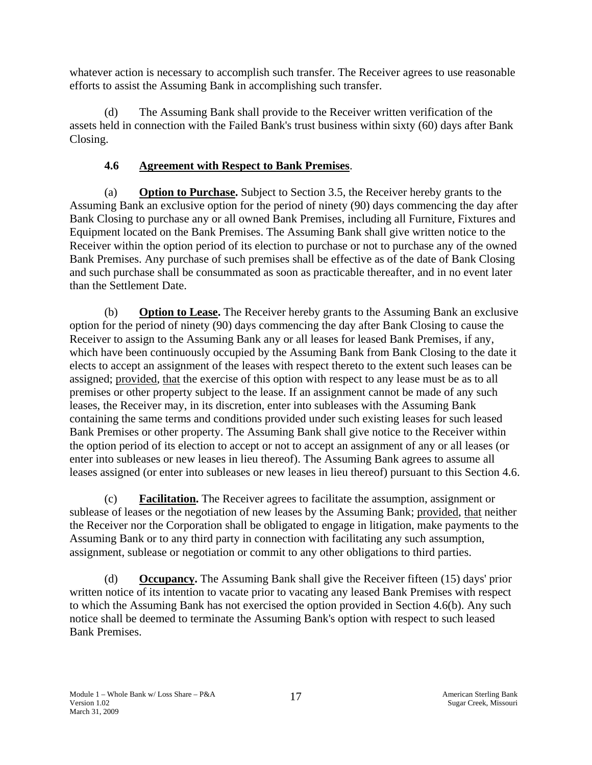whatever action is necessary to accomplish such transfer. The Receiver agrees to use reasonable efforts to assist the Assuming Bank in accomplishing such transfer.

(d) The Assuming Bank shall provide to the Receiver written verification of the assets held in connection with the Failed Bank's trust business within sixty (60) days after Bank Closing.

## 4.6 Agreement with Respect to Bank Premises.

(a) **Option to Purchase.** Subject to Section 3.5, the Receiver hereby grants to the Assuming Bank an exclusive option for the period of ninety (90) days commencing the day after Bank Closing to purchase any or all owned Bank Premises, including all Furniture, Fixtures and Equipment located on the Bank Premises. The Assuming Bank shall give written notice to the Receiver within the option period of its election to purchase or not to purchase any of the owned Bank Premises. Any purchase of such premises shall be effective as of the date of Bank Closing and such purchase shall be consummated as soon as practicable thereafter, and in no event later than the Settlement Date.

(b) **Option to Lease.** The Receiver hereby grants to the Assuming Bank an exclusive option for the period of ninety (90) days commencing the day after Bank Closing to cause the Receiver to assign to the Assuming Bank any or all leases for leased Bank Premises, if any, which have been continuously occupied by the Assuming Bank from Bank Closing to the date it elects to accept an assignment of the leases with respect thereto to the extent such leases can be assigned; provided, that the exercise of this option with respect to any lease must be as to all premises or other property subject to the lease. If an assignment cannot be made of any such leases, the Receiver may, in its discretion, enter into subleases with the Assuming Bank containing the same terms and conditions provided under such existing leases for such leased Bank Premises or other property. The Assuming Bank shall give notice to the Receiver within the option period of its election to accept or not to accept an assignment of any or all leases (or enter into subleases or new leases in lieu thereof). The Assuming Bank agrees to assume all leases assigned (or enter into subleases or new leases in lieu thereof) pursuant to this Section 4.6.

(c) **Facilitation.** The Receiver agrees to facilitate the assumption, assignment or sublease of leases or the negotiation of new leases by the Assuming Bank; provided, that neither the Receiver nor the Corporation shall be obligated to engage in litigation, make payments to the Assuming Bank or to any third party in connection with facilitating any such assumption, assignment, sublease or negotiation or commit to any other obligations to third parties.

(d) **Occupancy.** The Assuming Bank shall give the Receiver fifteen (15) days' prior written notice of its intention to vacate prior to vacating any leased Bank Premises with respect to which the Assuming Bank has not exercised the option provided in Section 4.6(b). Any such notice shall be deemed to terminate the Assuming Bank's option with respect to such leased Bank Premises.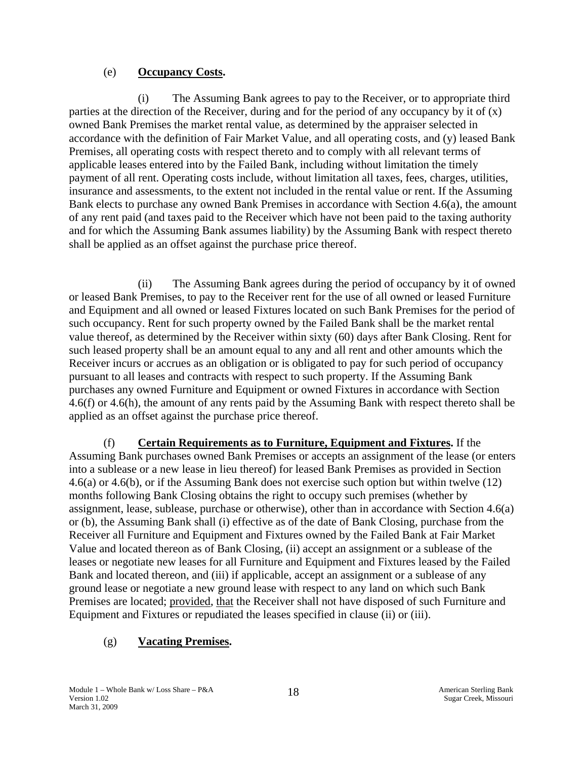(e) **Occupancy Costs.**

(i) The Assuming Bank agrees to pay to the Receiver, or to appropriate third parties at the direction of the Receiver, during and for the period of any occupancy by it of (x) owned Bank Premises the market rental value, as determined by the appraiser selected in accordance with the definition of Fair Market Value, and all operating costs, and (y) leased Bank Premises, all operating costs with respect thereto and to comply with all relevant terms of applicable leases entered into by the Failed Bank, including without limitation the timely payment of all rent. Operating costs include, without limitation all taxes, fees, charges, utilities, insurance and assessments, to the extent not included in the rental value or rent. If the Assuming Bank elects to purchase any owned Bank Premises in accordance with Section 4.6(a), the amount of any rent paid (and taxes paid to the Receiver which have not been paid to the taxing authority and for which the Assuming Bank assumes liability) by the Assuming Bank with respect thereto shall be applied as an offset against the purchase price thereof.

(ii) The Assuming Bank agrees during the period of occupancy by it of owned or leased Bank Premises, to pay to the Receiver rent for the use of all owned or leased Furniture and Equipment and all owned or leased Fixtures located on such Bank Premises for the period of such occupancy. Rent for such property owned by the Failed Bank shall be the market rental value thereof, as determined by the Receiver within sixty (60) days after Bank Closing. Rent for such leased property shall be an amount equal to any and all rent and other amounts which the Receiver incurs or accrues as an obligation or is obligated to pay for such period of occupancy pursuant to all leases and contracts with respect to such property. If the Assuming Bank purchases any owned Furniture and Equipment or owned Fixtures in accordance with Section 4.6(f) or 4.6(h), the amount of any rents paid by the Assuming Bank with respect thereto shall be applied as an offset against the purchase price thereof.

(f) **Certain Requirements as to Furniture, Equipment and Fixtures.** If the Assuming Bank purchases owned Bank Premises or accepts an assignment of the lease (or enters into a sublease or a new lease in lieu thereof) for leased Bank Premises as provided in Section 4.6(a) or 4.6(b), or if the Assuming Bank does not exercise such option but within twelve (12) months following Bank Closing obtains the right to occupy such premises (whether by assignment, lease, sublease, purchase or otherwise), other than in accordance with Section 4.6(a) or (b), the Assuming Bank shall (i) effective as of the date of Bank Closing, purchase from the Receiver all Furniture and Equipment and Fixtures owned by the Failed Bank at Fair Market Value and located thereon as of Bank Closing, (ii) accept an assignment or a sublease of the leases or negotiate new leases for all Furniture and Equipment and Fixtures leased by the Failed Bank and located thereon, and (iii) if applicable, accept an assignment or a sublease of any ground lease or negotiate a new ground lease with respect to any land on which such Bank Premises are located; provided, that the Receiver shall not have disposed of such Furniture and Equipment and Fixtures or repudiated the leases specified in clause (ii) or (iii).

(g) **Vacating Premises.**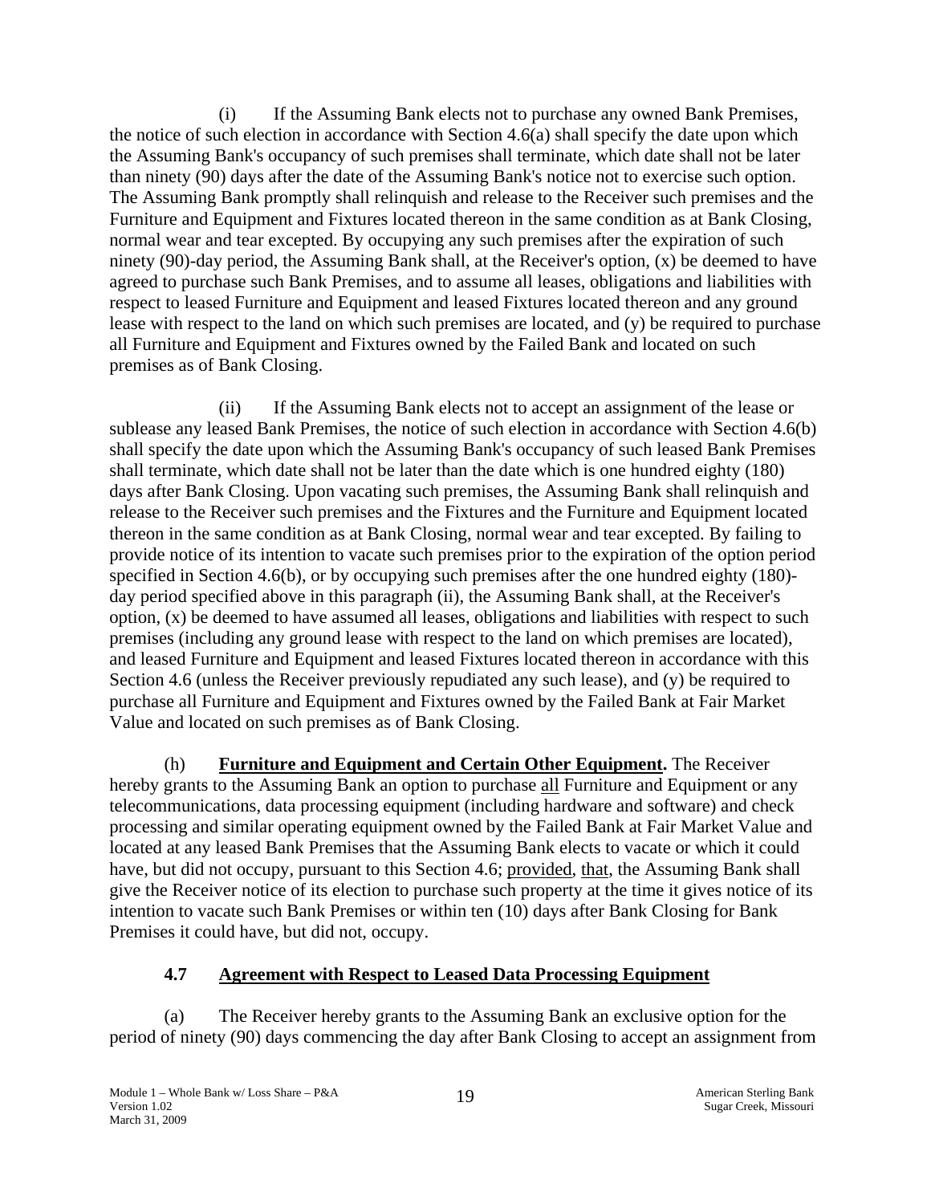(i) If the Assuming Bank elects not to purchase any owned Bank Premises, the notice of such election in accordance with Section 4.6(a) shall specify the date upon which the Assuming Bank's occupancy of such premises shall terminate, which date shall not be later than ninety (90) days after the date of the Assuming Bank's notice not to exercise such option. The Assuming Bank promptly shall relinquish and release to the Receiver such premises and the Furniture and Equipment and Fixtures located thereon in the same condition as at Bank Closing, normal wear and tear excepted. By occupying any such premises after the expiration of such ninety (90)-day period, the Assuming Bank shall, at the Receiver's option, (x) be deemed to have agreed to purchase such Bank Premises, and to assume all leases, obligations and liabilities with respect to leased Furniture and Equipment and leased Fixtures located thereon and any ground lease with respect to the land on which such premises are located, and (y) be required to purchase all Furniture and Equipment and Fixtures owned by the Failed Bank and located on such premises as of Bank Closing.

(ii) If the Assuming Bank elects not to accept an assignment of the lease or sublease any leased Bank Premises, the notice of such election in accordance with Section 4.6(b) shall specify the date upon which the Assuming Bank's occupancy of such leased Bank Premises shall terminate, which date shall not be later than the date which is one hundred eighty (180) days after Bank Closing. Upon vacating such premises, the Assuming Bank shall relinquish and release to the Receiver such premises and the Fixtures and the Furniture and Equipment located thereon in the same condition as at Bank Closing, normal wear and tear excepted. By failing to provide notice of its intention to vacate such premises prior to the expiration of the option period specified in Section 4.6(b), or by occupying such premises after the one hundred eighty (180)-day period specified above in this paragraph (ii), the Assuming Bank shall, at the Receiver's option, (x) be deemed to have assumed all leases, obligations and liabilities with respect to such premises (including any ground lease with respect to the land on which premises are located), and leased Furniture and Equipment and leased Fixtures located thereon in accordance with this Section 4.6 (unless the Receiver previously repudiated any such lease), and (y) be required to purchase all Furniture and Equipment and Fixtures owned by the Failed Bank at Fair Market Value and located on such premises as of Bank Closing.

(h) **Furniture and Equipment and Certain Other Equipment.** The Receiver hereby grants to the Assuming Bank an option to purchase all Furniture and Equipment or any telecommunications, data processing equipment (including hardware and software) and check processing and similar operating equipment owned by the Failed Bank at Fair Market Value and located at any leased Bank Premises that the Assuming Bank elects to vacate or which it could have, but did not occupy, pursuant to this Section 4.6; provided, that, the Assuming Bank shall give the Receiver notice of its election to purchase such property at the time it gives notice of its intention to vacate such Bank Premises or within ten (10) days after Bank Closing for Bank Premises it could have, but did not, occupy.

## 4.7 Agreement with Respect to Leased Data Processing Equipment

(a) The Receiver hereby grants to the Assuming Bank an exclusive option for the period of ninety (90) days commencing the day after Bank Closing to accept an assignment from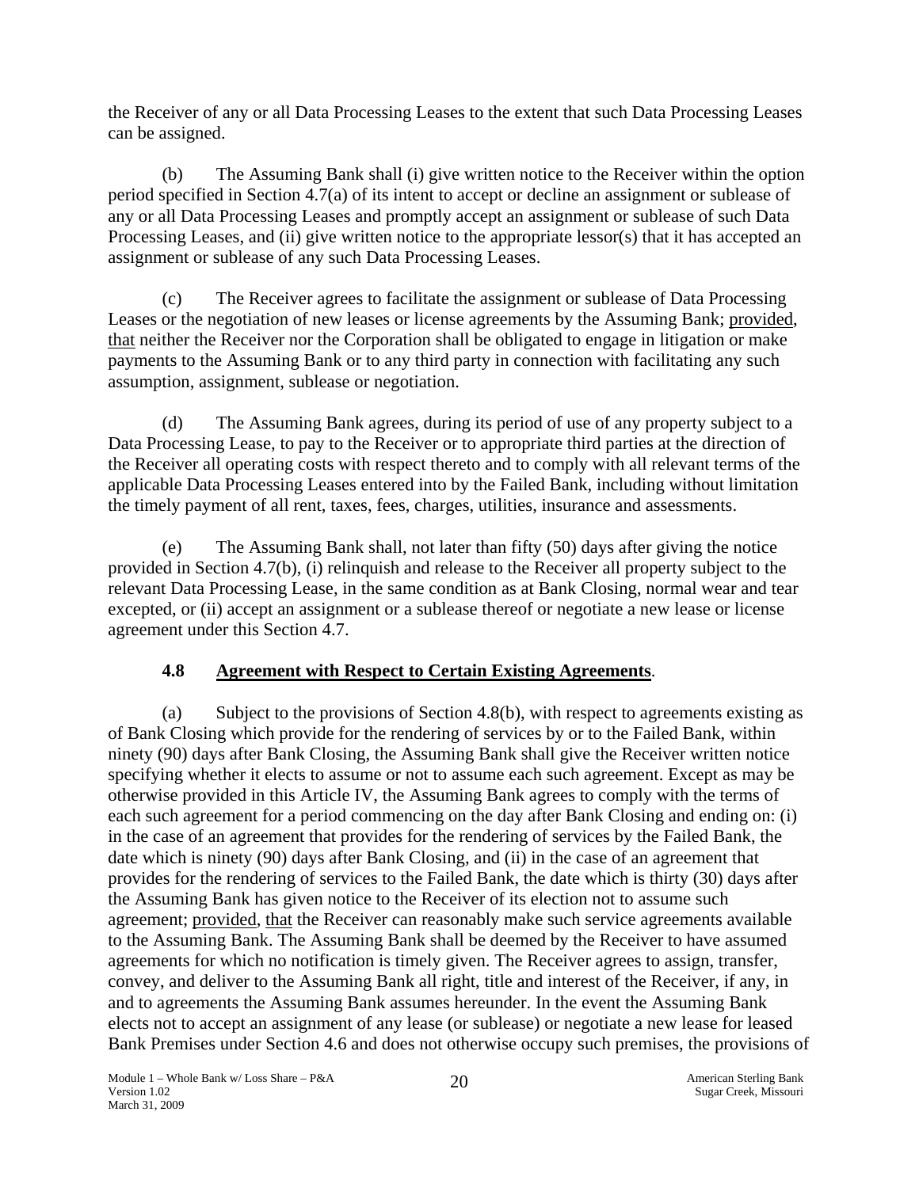the Receiver of any or all Data Processing Leases to the extent that such Data Processing Leases can be assigned.

(b) The Assuming Bank shall (i) give written notice to the Receiver within the option period specified in Section 4.7(a) of its intent to accept or decline an assignment or sublease of any or all Data Processing Leases and promptly accept an assignment or sublease of such Data Processing Leases, and (ii) give written notice to the appropriate lessor(s) that it has accepted an assignment or sublease of any such Data Processing Leases.

(c) The Receiver agrees to facilitate the assignment or sublease of Data Processing Leases or the negotiation of new leases or license agreements by the Assuming Bank; provided, that neither the Receiver nor the Corporation shall be obligated to engage in litigation or make payments to the Assuming Bank or to any third party in connection with facilitating any such assumption, assignment, sublease or negotiation.

(d) The Assuming Bank agrees, during its period of use of any property subject to a Data Processing Lease, to pay to the Receiver or to appropriate third parties at the direction of the Receiver all operating costs with respect thereto and to comply with all relevant terms of the applicable Data Processing Leases entered into by the Failed Bank, including without limitation the timely payment of all rent, taxes, fees, charges, utilities, insurance and assessments.

(e) The Assuming Bank shall, not later than fifty (50) days after giving the notice provided in Section 4.7(b), (i) relinquish and release to the Receiver all property subject to the relevant Data Processing Lease, in the same condition as at Bank Closing, normal wear and tear excepted, or (ii) accept an assignment or a sublease thereof or negotiate a new lease or license agreement under this Section 4.7.

### 4.8 Agreement with Respect to Certain Existing Agreements.

(a) Subject to the provisions of Section 4.8(b), with respect to agreements existing as of Bank Closing which provide for the rendering of services by or to the Failed Bank, within ninety (90) days after Bank Closing, the Assuming Bank shall give the Receiver written notice specifying whether it elects to assume or not to assume each such agreement. Except as may be otherwise provided in this Article IV, the Assuming Bank agrees to comply with the terms of each such agreement for a period commencing on the day after Bank Closing and ending on: (i) in the case of an agreement that provides for the rendering of services by the Failed Bank, the date which is ninety (90) days after Bank Closing, and (ii) in the case of an agreement that provides for the rendering of services to the Failed Bank, the date which is thirty (30) days after the Assuming Bank has given notice to the Receiver of its election not to assume such agreement; provided, that the Receiver can reasonably make such service agreements available to the Assuming Bank. The Assuming Bank shall be deemed by the Receiver to have assumed agreements for which no notification is timely given. The Receiver agrees to assign, transfer, convey, and deliver to the Assuming Bank all right, title and interest of the Receiver, if any, in and to agreements the Assuming Bank assumes hereunder. In the event the Assuming Bank elects not to accept an assignment of any lease (or sublease) or negotiate a new lease for leased Bank Premises under Section 4.6 and does not otherwise occupy such premises, the provisions of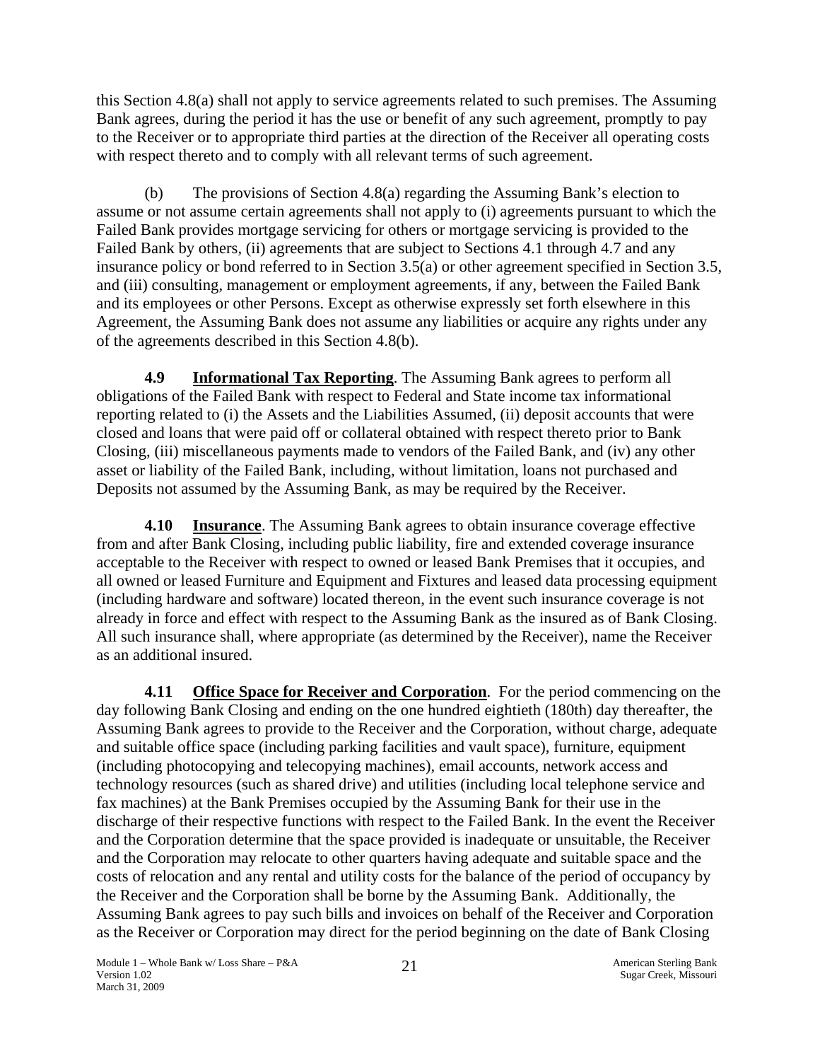this Section 4.8(a) shall not apply to service agreements related to such premises. The Assuming Bank agrees, during the period it has the use or benefit of any such agreement, promptly to pay to the Receiver or to appropriate third parties at the direction of the Receiver all operating costs with respect thereto and to comply with all relevant terms of such agreement.

(b) The provisions of Section 4.8(a) regarding the Assuming Bank's election to assume or not assume certain agreements shall not apply to (i) agreements pursuant to which the Failed Bank provides mortgage servicing for others or mortgage servicing is provided to the Failed Bank by others, (ii) agreements that are subject to Sections 4.1 through 4.7 and any insurance policy or bond referred to in Section 3.5(a) or other agreement specified in Section 3.5, and (iii) consulting, management or employment agreements, if any, between the Failed Bank and its employees or other Persons. Except as otherwise expressly set forth elsewhere in this Agreement, the Assuming Bank does not assume any liabilities or acquire any rights under any of the agreements described in this Section 4.8(b).

**4.9 Informational Tax Reporting**. The Assuming Bank agrees to perform all obligations of the Failed Bank with respect to Federal and State income tax informational reporting related to (i) the Assets and the Liabilities Assumed, (ii) deposit accounts that were closed and loans that were paid off or collateral obtained with respect thereto prior to Bank Closing, (iii) miscellaneous payments made to vendors of the Failed Bank, and (iv) any other asset or liability of the Failed Bank, including, without limitation, loans not purchased and Deposits not assumed by the Assuming Bank, as may be required by the Receiver.

**4.10 Insurance**. The Assuming Bank agrees to obtain insurance coverage effective from and after Bank Closing, including public liability, fire and extended coverage insurance acceptable to the Receiver with respect to owned or leased Bank Premises that it occupies, and all owned or leased Furniture and Equipment and Fixtures and leased data processing equipment (including hardware and software) located thereon, in the event such insurance coverage is not already in force and effect with respect to the Assuming Bank as the insured as of Bank Closing. All such insurance shall, where appropriate (as determined by the Receiver), name the Receiver as an additional insured.

**4.11 Office Space for Receiver and Corporation**. For the period commencing on the day following Bank Closing and ending on the one hundred eightieth (180th) day thereafter, the Assuming Bank agrees to provide to the Receiver and the Corporation, without charge, adequate and suitable office space (including parking facilities and vault space), furniture, equipment (including photocopying and telecopying machines), email accounts, network access and technology resources (such as shared drive) and utilities (including local telephone service and fax machines) at the Bank Premises occupied by the Assuming Bank for their use in the discharge of their respective functions with respect to the Failed Bank. In the event the Receiver and the Corporation determine that the space provided is inadequate or unsuitable, the Receiver and the Corporation may relocate to other quarters having adequate and suitable space and the costs of relocation and any rental and utility costs for the balance of the period of occupancy by the Receiver and the Corporation shall be borne by the Assuming Bank. Additionally, the Assuming Bank agrees to pay such bills and invoices on behalf of the Receiver and Corporation as the Receiver or Corporation may direct for the period beginning on the date of Bank Closing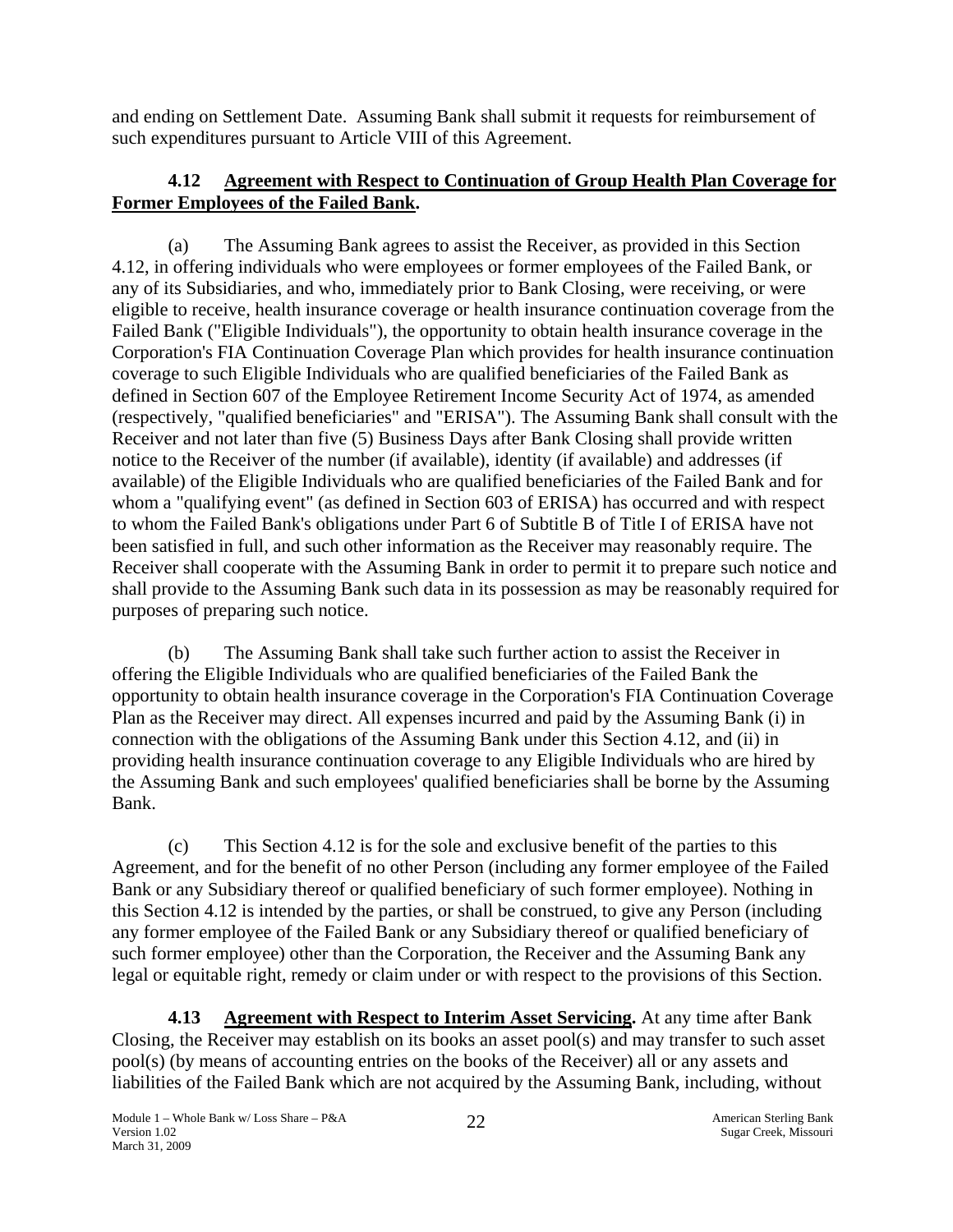and ending on Settlement Date. Assuming Bank shall submit it requests for reimbursement of such expenditures pursuant to Article VIII of this Agreement.

**4.12 Agreement with Respect to Continuation of Group Health Plan Coverage for Former Employees of the Failed Bank.**

(a) The Assuming Bank agrees to assist the Receiver, as provided in this Section 4.12, in offering individuals who were employees or former employees of the Failed Bank, or any of its Subsidiaries, and who, immediately prior to Bank Closing, were receiving, or were eligible to receive, health insurance coverage or health insurance continuation coverage from the Failed Bank ("Eligible Individuals"), the opportunity to obtain health insurance coverage in the Corporation's FIA Continuation Coverage Plan which provides for health insurance continuation coverage to such Eligible Individuals who are qualified beneficiaries of the Failed Bank as defined in Section 607 of the Employee Retirement Income Security Act of 1974, as amended (respectively, "qualified beneficiaries" and "ERISA"). The Assuming Bank shall consult with the Receiver and not later than five (5) Business Days after Bank Closing shall provide written notice to the Receiver of the number (if available), identity (if available) and addresses (if available) of the Eligible Individuals who are qualified beneficiaries of the Failed Bank and for whom a "qualifying event" (as defined in Section 603 of ERISA) has occurred and with respect to whom the Failed Bank's obligations under Part 6 of Subtitle B of Title I of ERISA have not been satisfied in full, and such other information as the Receiver may reasonably require. The Receiver shall cooperate with the Assuming Bank in order to permit it to prepare such notice and shall provide to the Assuming Bank such data in its possession as may be reasonably required for purposes of preparing such notice.

(b) The Assuming Bank shall take such further action to assist the Receiver in offering the Eligible Individuals who are qualified beneficiaries of the Failed Bank the opportunity to obtain health insurance coverage in the Corporation's FIA Continuation Coverage Plan as the Receiver may direct. All expenses incurred and paid by the Assuming Bank (i) in connection with the obligations of the Assuming Bank under this Section 4.12, and (ii) in providing health insurance continuation coverage to any Eligible Individuals who are hired by the Assuming Bank and such employees' qualified beneficiaries shall be borne by the Assuming Bank.

(c) This Section 4.12 is for the sole and exclusive benefit of the parties to this Agreement, and for the benefit of no other Person (including any former employee of the Failed Bank or any Subsidiary thereof or qualified beneficiary of such former employee). Nothing in this Section 4.12 is intended by the parties, or shall be construed, to give any Person (including any former employee of the Failed Bank or any Subsidiary thereof or qualified beneficiary of such former employee) other than the Corporation, the Receiver and the Assuming Bank any legal or equitable right, remedy or claim under or with respect to the provisions of this Section.

**4.13 Agreement with Respect to Interim Asset Servicing.** At any time after Bank Closing, the Receiver may establish on its books an asset pool(s) and may transfer to such asset pool(s) (by means of accounting entries on the books of the Receiver) all or any assets and liabilities of the Failed Bank which are not acquired by the Assuming Bank, including, without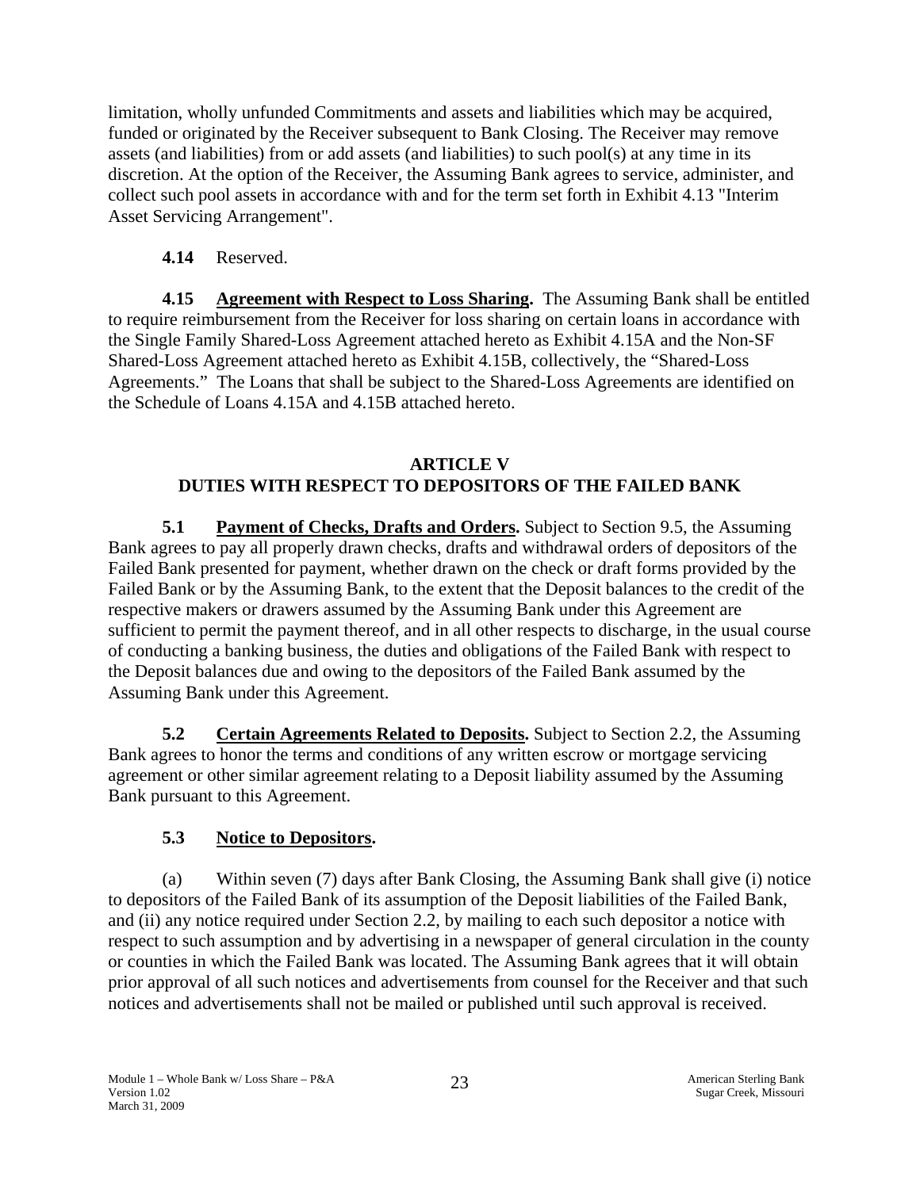limitation, wholly unfunded Commitments and assets and liabilities which may be acquired, funded or originated by the Receiver subsequent to Bank Closing. The Receiver may remove assets (and liabilities) from or add assets (and liabilities) to such pool(s) at any time in its discretion. At the option of the Receiver, the Assuming Bank agrees to service, administer, and collect such pool assets in accordance with and for the term set forth in Exhibit 4.13 "Interim Asset Servicing Arrangement".

**4.14** Reserved.

**4.15 Agreement with Respect to Loss Sharing.** The Assuming Bank shall be entitled to require reimbursement from the Receiver for loss sharing on certain loans in accordance with the Single Family Shared-Loss Agreement attached hereto as Exhibit 4.15A and the Non-SF Shared-Loss Agreement attached hereto as Exhibit 4.15B, collectively, the "Shared-Loss Agreements." The Loans that shall be subject to the Shared-Loss Agreements are identified on the Schedule of Loans 4.15A and 4.15B attached hereto.

## ARTICLE V
## DUTIES WITH RESPECT TO DEPOSITORS OF THE FAILED BANK

**5.1 Payment of Checks, Drafts and Orders.** Subject to Section 9.5, the Assuming Bank agrees to pay all properly drawn checks, drafts and withdrawal orders of depositors of the Failed Bank presented for payment, whether drawn on the check or draft forms provided by the Failed Bank or by the Assuming Bank, to the extent that the Deposit balances to the credit of the respective makers or drawers assumed by the Assuming Bank under this Agreement are sufficient to permit the payment thereof, and in all other respects to discharge, in the usual course of conducting a banking business, the duties and obligations of the Failed Bank with respect to the Deposit balances due and owing to the depositors of the Failed Bank assumed by the Assuming Bank under this Agreement.

**5.2 Certain Agreements Related to Deposits.** Subject to Section 2.2, the Assuming Bank agrees to honor the terms and conditions of any written escrow or mortgage servicing agreement or other similar agreement relating to a Deposit liability assumed by the Assuming Bank pursuant to this Agreement.

**5.3 Notice to Depositors.**

(a) Within seven (7) days after Bank Closing, the Assuming Bank shall give (i) notice to depositors of the Failed Bank of its assumption of the Deposit liabilities of the Failed Bank, and (ii) any notice required under Section 2.2, by mailing to each such depositor a notice with respect to such assumption and by advertising in a newspaper of general circulation in the county or counties in which the Failed Bank was located. The Assuming Bank agrees that it will obtain prior approval of all such notices and advertisements from counsel for the Receiver and that such notices and advertisements shall not be mailed or published until such approval is received.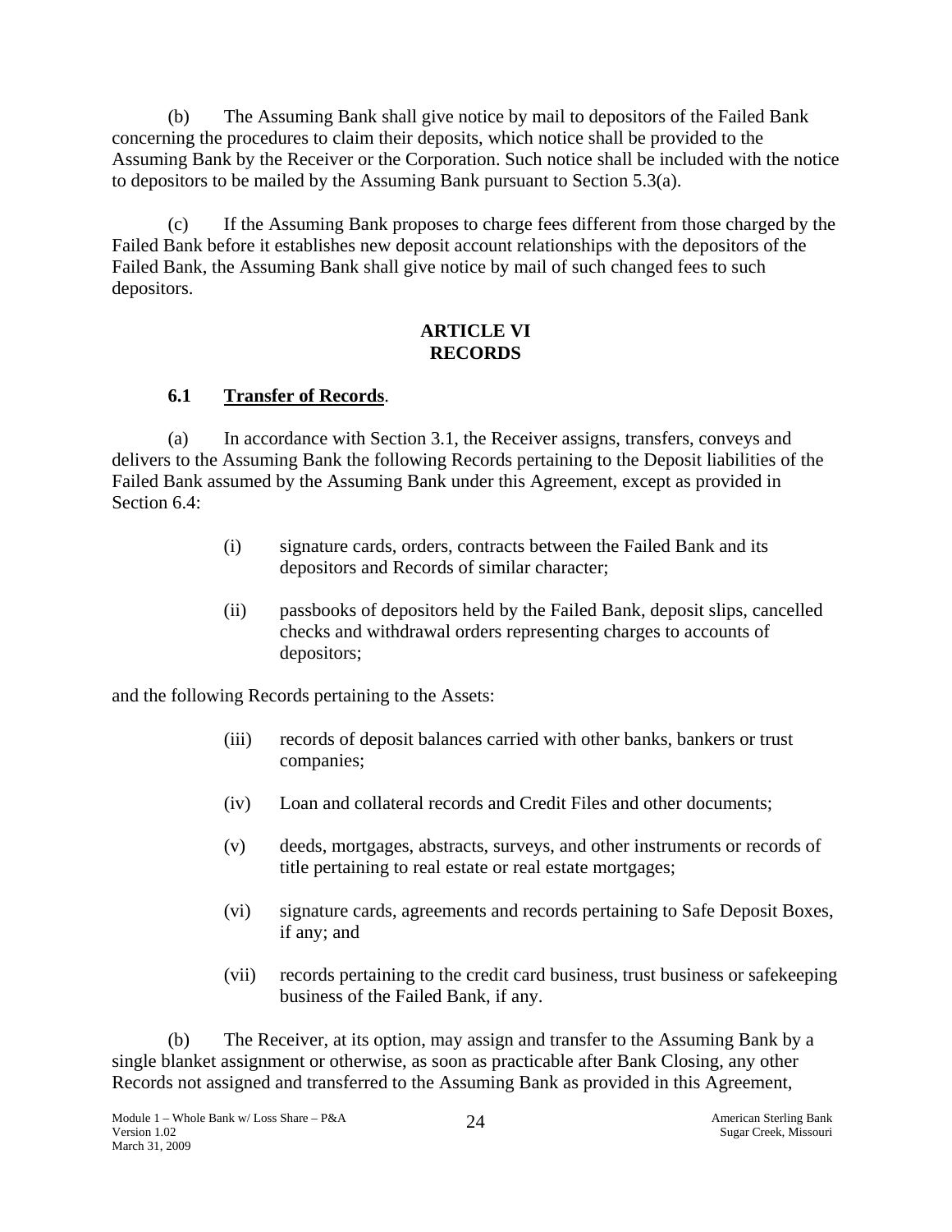(b) The Assuming Bank shall give notice by mail to depositors of the Failed Bank concerning the procedures to claim their deposits, which notice shall be provided to the Assuming Bank by the Receiver or the Corporation. Such notice shall be included with the notice to depositors to be mailed by the Assuming Bank pursuant to Section 5.3(a).

(c) If the Assuming Bank proposes to charge fees different from those charged by the Failed Bank before it establishes new deposit account relationships with the depositors of the Failed Bank, the Assuming Bank shall give notice by mail of such changed fees to such depositors.

## ARTICLE VI
## RECORDS

### 6.1 Transfer of Records.

(a) In accordance with Section 3.1, the Receiver assigns, transfers, conveys and delivers to the Assuming Bank the following Records pertaining to the Deposit liabilities of the Failed Bank assumed by the Assuming Bank under this Agreement, except as provided in Section 6.4:

(i) signature cards, orders, contracts between the Failed Bank and its depositors and Records of similar character;

(ii) passbooks of depositors held by the Failed Bank, deposit slips, cancelled checks and withdrawal orders representing charges to accounts of depositors;

and the following Records pertaining to the Assets:

(iii) records of deposit balances carried with other banks, bankers or trust companies;

(iv) Loan and collateral records and Credit Files and other documents;

(v) deeds, mortgages, abstracts, surveys, and other instruments or records of title pertaining to real estate or real estate mortgages;

(vi) signature cards, agreements and records pertaining to Safe Deposit Boxes, if any; and

(vii) records pertaining to the credit card business, trust business or safekeeping business of the Failed Bank, if any.

(b) The Receiver, at its option, may assign and transfer to the Assuming Bank by a single blanket assignment or otherwise, as soon as practicable after Bank Closing, any other Records not assigned and transferred to the Assuming Bank as provided in this Agreement,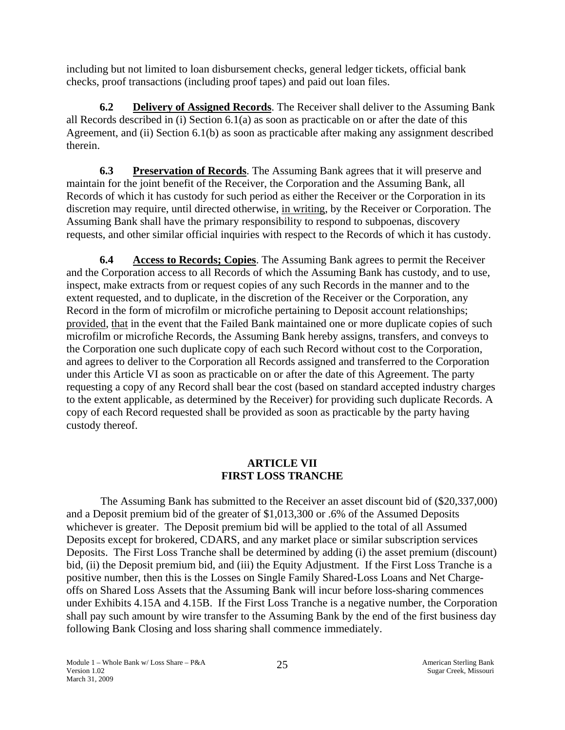including but not limited to loan disbursement checks, general ledger tickets, official bank checks, proof transactions (including proof tapes) and paid out loan files.

**6.2 Delivery of Assigned Records**. The Receiver shall deliver to the Assuming Bank all Records described in (i) Section 6.1(a) as soon as practicable on or after the date of this Agreement, and (ii) Section 6.1(b) as soon as practicable after making any assignment described therein.

**6.3 Preservation of Records**. The Assuming Bank agrees that it will preserve and maintain for the joint benefit of the Receiver, the Corporation and the Assuming Bank, all Records of which it has custody for such period as either the Receiver or the Corporation in its discretion may require, until directed otherwise, in writing, by the Receiver or Corporation. The Assuming Bank shall have the primary responsibility to respond to subpoenas, discovery requests, and other similar official inquiries with respect to the Records of which it has custody.

**6.4 Access to Records; Copies**. The Assuming Bank agrees to permit the Receiver and the Corporation access to all Records of which the Assuming Bank has custody, and to use, inspect, make extracts from or request copies of any such Records in the manner and to the extent requested, and to duplicate, in the discretion of the Receiver or the Corporation, any Record in the form of microfilm or microfiche pertaining to Deposit account relationships; provided, that in the event that the Failed Bank maintained one or more duplicate copies of such microfilm or microfiche Records, the Assuming Bank hereby assigns, transfers, and conveys to the Corporation one such duplicate copy of each such Record without cost to the Corporation, and agrees to deliver to the Corporation all Records assigned and transferred to the Corporation under this Article VI as soon as practicable on or after the date of this Agreement. The party requesting a copy of any Record shall bear the cost (based on standard accepted industry charges to the extent applicable, as determined by the Receiver) for providing such duplicate Records. A copy of each Record requested shall be provided as soon as practicable by the party having custody thereof.

## ARTICLE VII
## FIRST LOSS TRANCHE

The Assuming Bank has submitted to the Receiver an asset discount bid of ($20,337,000) and a Deposit premium bid of the greater of $1,013,300 or .6% of the Assumed Deposits whichever is greater. The Deposit premium bid will be applied to the total of all Assumed Deposits except for brokered, CDARS, and any market place or similar subscription services Deposits. The First Loss Tranche shall be determined by adding (i) the asset premium (discount) bid, (ii) the Deposit premium bid, and (iii) the Equity Adjustment. If the First Loss Tranche is a positive number, then this is the Losses on Single Family Shared-Loss Loans and Net Charge-offs on Shared Loss Assets that the Assuming Bank will incur before loss-sharing commences under Exhibits 4.15A and 4.15B. If the First Loss Tranche is a negative number, the Corporation shall pay such amount by wire transfer to the Assuming Bank by the end of the first business day following Bank Closing and loss sharing shall commence immediately.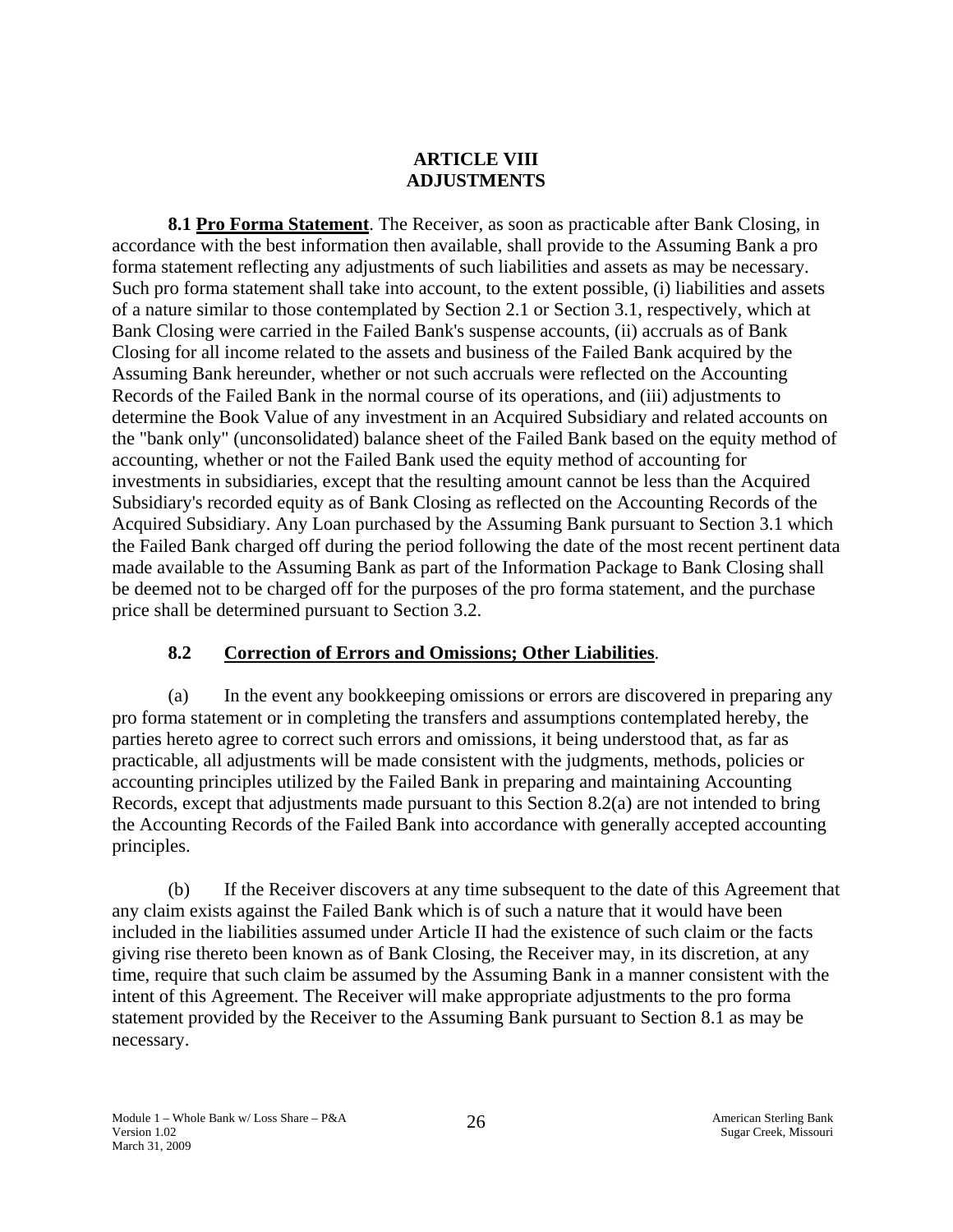# ARTICLE VIII
# ADJUSTMENTS

**8.1 Pro Forma Statement**. The Receiver, as soon as practicable after Bank Closing, in accordance with the best information then available, shall provide to the Assuming Bank a pro forma statement reflecting any adjustments of such liabilities and assets as may be necessary. Such pro forma statement shall take into account, to the extent possible, (i) liabilities and assets of a nature similar to those contemplated by Section 2.1 or Section 3.1, respectively, which at Bank Closing were carried in the Failed Bank's suspense accounts, (ii) accruals as of Bank Closing for all income related to the assets and business of the Failed Bank acquired by the Assuming Bank hereunder, whether or not such accruals were reflected on the Accounting Records of the Failed Bank in the normal course of its operations, and (iii) adjustments to determine the Book Value of any investment in an Acquired Subsidiary and related accounts on the "bank only" (unconsolidated) balance sheet of the Failed Bank based on the equity method of accounting, whether or not the Failed Bank used the equity method of accounting for investments in subsidiaries, except that the resulting amount cannot be less than the Acquired Subsidiary's recorded equity as of Bank Closing as reflected on the Accounting Records of the Acquired Subsidiary. Any Loan purchased by the Assuming Bank pursuant to Section 3.1 which the Failed Bank charged off during the period following the date of the most recent pertinent data made available to the Assuming Bank as part of the Information Package to Bank Closing shall be deemed not to be charged off for the purposes of the pro forma statement, and the purchase price shall be determined pursuant to Section 3.2.

## 8.2 Correction of Errors and Omissions; Other Liabilities.

(a) In the event any bookkeeping omissions or errors are discovered in preparing any pro forma statement or in completing the transfers and assumptions contemplated hereby, the parties hereto agree to correct such errors and omissions, it being understood that, as far as practicable, all adjustments will be made consistent with the judgments, methods, policies or accounting principles utilized by the Failed Bank in preparing and maintaining Accounting Records, except that adjustments made pursuant to this Section 8.2(a) are not intended to bring the Accounting Records of the Failed Bank into accordance with generally accepted accounting principles.

(b) If the Receiver discovers at any time subsequent to the date of this Agreement that any claim exists against the Failed Bank which is of such a nature that it would have been included in the liabilities assumed under Article II had the existence of such claim or the facts giving rise thereto been known as of Bank Closing, the Receiver may, in its discretion, at any time, require that such claim be assumed by the Assuming Bank in a manner consistent with the intent of this Agreement. The Receiver will make appropriate adjustments to the pro forma statement provided by the Receiver to the Assuming Bank pursuant to Section 8.1 as may be necessary.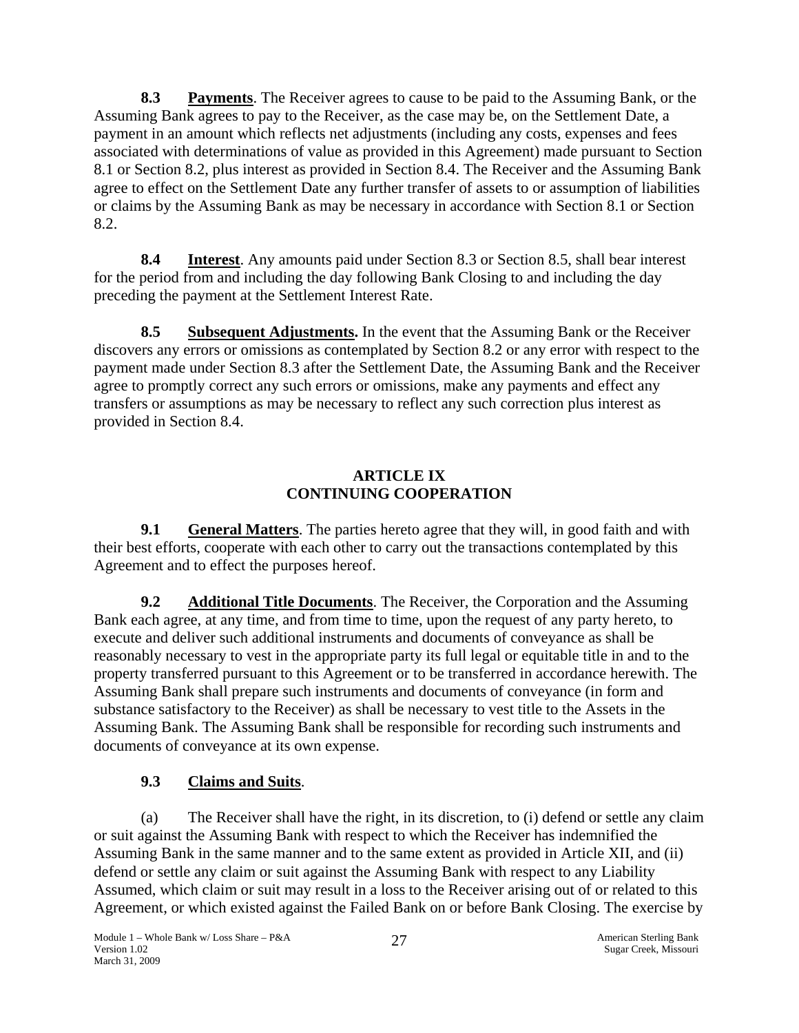**8.3 Payments**. The Receiver agrees to cause to be paid to the Assuming Bank, or the Assuming Bank agrees to pay to the Receiver, as the case may be, on the Settlement Date, a payment in an amount which reflects net adjustments (including any costs, expenses and fees associated with determinations of value as provided in this Agreement) made pursuant to Section 8.1 or Section 8.2, plus interest as provided in Section 8.4. The Receiver and the Assuming Bank agree to effect on the Settlement Date any further transfer of assets to or assumption of liabilities or claims by the Assuming Bank as may be necessary in accordance with Section 8.1 or Section 8.2.

**8.4 Interest**. Any amounts paid under Section 8.3 or Section 8.5, shall bear interest for the period from and including the day following Bank Closing to and including the day preceding the payment at the Settlement Interest Rate.

**8.5 Subsequent Adjustments.** In the event that the Assuming Bank or the Receiver discovers any errors or omissions as contemplated by Section 8.2 or any error with respect to the payment made under Section 8.3 after the Settlement Date, the Assuming Bank and the Receiver agree to promptly correct any such errors or omissions, make any payments and effect any transfers or assumptions as may be necessary to reflect any such correction plus interest as provided in Section 8.4.

## ARTICLE IX
## CONTINUING COOPERATION

**9.1 General Matters**. The parties hereto agree that they will, in good faith and with their best efforts, cooperate with each other to carry out the transactions contemplated by this Agreement and to effect the purposes hereof.

**9.2 Additional Title Documents**. The Receiver, the Corporation and the Assuming Bank each agree, at any time, and from time to time, upon the request of any party hereto, to execute and deliver such additional instruments and documents of conveyance as shall be reasonably necessary to vest in the appropriate party its full legal or equitable title in and to the property transferred pursuant to this Agreement or to be transferred in accordance herewith. The Assuming Bank shall prepare such instruments and documents of conveyance (in form and substance satisfactory to the Receiver) as shall be necessary to vest title to the Assets in the Assuming Bank. The Assuming Bank shall be responsible for recording such instruments and documents of conveyance at its own expense.

**9.3 Claims and Suits**.

(a) The Receiver shall have the right, in its discretion, to (i) defend or settle any claim or suit against the Assuming Bank with respect to which the Receiver has indemnified the Assuming Bank in the same manner and to the same extent as provided in Article XII, and (ii) defend or settle any claim or suit against the Assuming Bank with respect to any Liability Assumed, which claim or suit may result in a loss to the Receiver arising out of or related to this Agreement, or which existed against the Failed Bank on or before Bank Closing. The exercise by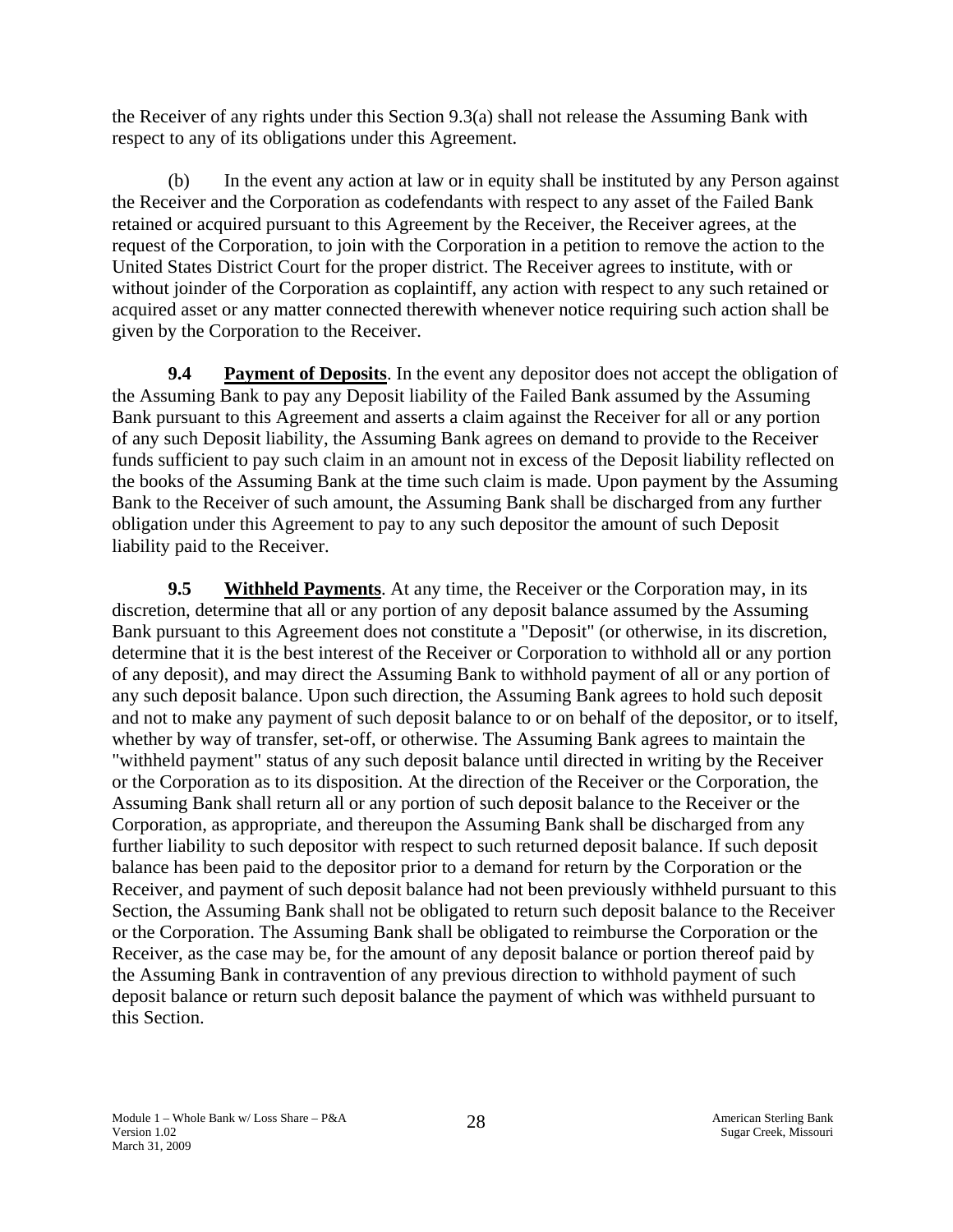the Receiver of any rights under this Section 9.3(a) shall not release the Assuming Bank with respect to any of its obligations under this Agreement.

(b) In the event any action at law or in equity shall be instituted by any Person against the Receiver and the Corporation as codefendants with respect to any asset of the Failed Bank retained or acquired pursuant to this Agreement by the Receiver, the Receiver agrees, at the request of the Corporation, to join with the Corporation in a petition to remove the action to the United States District Court for the proper district. The Receiver agrees to institute, with or without joinder of the Corporation as coplaintiff, any action with respect to any such retained or acquired asset or any matter connected therewith whenever notice requiring such action shall be given by the Corporation to the Receiver.

**9.4 Payment of Deposits**. In the event any depositor does not accept the obligation of the Assuming Bank to pay any Deposit liability of the Failed Bank assumed by the Assuming Bank pursuant to this Agreement and asserts a claim against the Receiver for all or any portion of any such Deposit liability, the Assuming Bank agrees on demand to provide to the Receiver funds sufficient to pay such claim in an amount not in excess of the Deposit liability reflected on the books of the Assuming Bank at the time such claim is made. Upon payment by the Assuming Bank to the Receiver of such amount, the Assuming Bank shall be discharged from any further obligation under this Agreement to pay to any such depositor the amount of such Deposit liability paid to the Receiver.

**9.5 Withheld Payments**. At any time, the Receiver or the Corporation may, in its discretion, determine that all or any portion of any deposit balance assumed by the Assuming Bank pursuant to this Agreement does not constitute a "Deposit" (or otherwise, in its discretion, determine that it is the best interest of the Receiver or Corporation to withhold all or any portion of any deposit), and may direct the Assuming Bank to withhold payment of all or any portion of any such deposit balance. Upon such direction, the Assuming Bank agrees to hold such deposit and not to make any payment of such deposit balance to or on behalf of the depositor, or to itself, whether by way of transfer, set-off, or otherwise. The Assuming Bank agrees to maintain the "withheld payment" status of any such deposit balance until directed in writing by the Receiver or the Corporation as to its disposition. At the direction of the Receiver or the Corporation, the Assuming Bank shall return all or any portion of such deposit balance to the Receiver or the Corporation, as appropriate, and thereupon the Assuming Bank shall be discharged from any further liability to such depositor with respect to such returned deposit balance. If such deposit balance has been paid to the depositor prior to a demand for return by the Corporation or the Receiver, and payment of such deposit balance had not been previously withheld pursuant to this Section, the Assuming Bank shall not be obligated to return such deposit balance to the Receiver or the Corporation. The Assuming Bank shall be obligated to reimburse the Corporation or the Receiver, as the case may be, for the amount of any deposit balance or portion thereof paid by the Assuming Bank in contravention of any previous direction to withhold payment of such deposit balance or return such deposit balance the payment of which was withheld pursuant to this Section.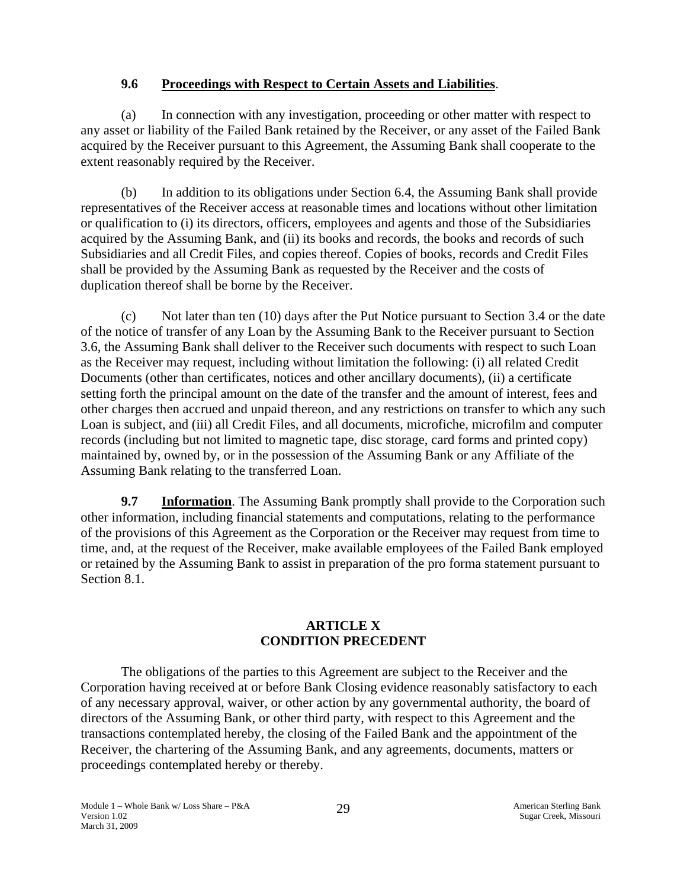**9.6 Proceedings with Respect to Certain Assets and Liabilities**.

(a) In connection with any investigation, proceeding or other matter with respect to any asset or liability of the Failed Bank retained by the Receiver, or any asset of the Failed Bank acquired by the Receiver pursuant to this Agreement, the Assuming Bank shall cooperate to the extent reasonably required by the Receiver.

(b) In addition to its obligations under Section 6.4, the Assuming Bank shall provide representatives of the Receiver access at reasonable times and locations without other limitation or qualification to (i) its directors, officers, employees and agents and those of the Subsidiaries acquired by the Assuming Bank, and (ii) its books and records, the books and records of such Subsidiaries and all Credit Files, and copies thereof. Copies of books, records and Credit Files shall be provided by the Assuming Bank as requested by the Receiver and the costs of duplication thereof shall be borne by the Receiver.

(c) Not later than ten (10) days after the Put Notice pursuant to Section 3.4 or the date of the notice of transfer of any Loan by the Assuming Bank to the Receiver pursuant to Section 3.6, the Assuming Bank shall deliver to the Receiver such documents with respect to such Loan as the Receiver may request, including without limitation the following: (i) all related Credit Documents (other than certificates, notices and other ancillary documents), (ii) a certificate setting forth the principal amount on the date of the transfer and the amount of interest, fees and other charges then accrued and unpaid thereon, and any restrictions on transfer to which any such Loan is subject, and (iii) all Credit Files, and all documents, microfiche, microfilm and computer records (including but not limited to magnetic tape, disc storage, card forms and printed copy) maintained by, owned by, or in the possession of the Assuming Bank or any Affiliate of the Assuming Bank relating to the transferred Loan.

**9.7 Information**. The Assuming Bank promptly shall provide to the Corporation such other information, including financial statements and computations, relating to the performance of the provisions of this Agreement as the Corporation or the Receiver may request from time to time, and, at the request of the Receiver, make available employees of the Failed Bank employed or retained by the Assuming Bank to assist in preparation of the pro forma statement pursuant to Section 8.1.

## ARTICLE X
## CONDITION PRECEDENT

The obligations of the parties to this Agreement are subject to the Receiver and the Corporation having received at or before Bank Closing evidence reasonably satisfactory to each of any necessary approval, waiver, or other action by any governmental authority, the board of directors of the Assuming Bank, or other third party, with respect to this Agreement and the transactions contemplated hereby, the closing of the Failed Bank and the appointment of the Receiver, the chartering of the Assuming Bank, and any agreements, documents, matters or proceedings contemplated hereby or thereby.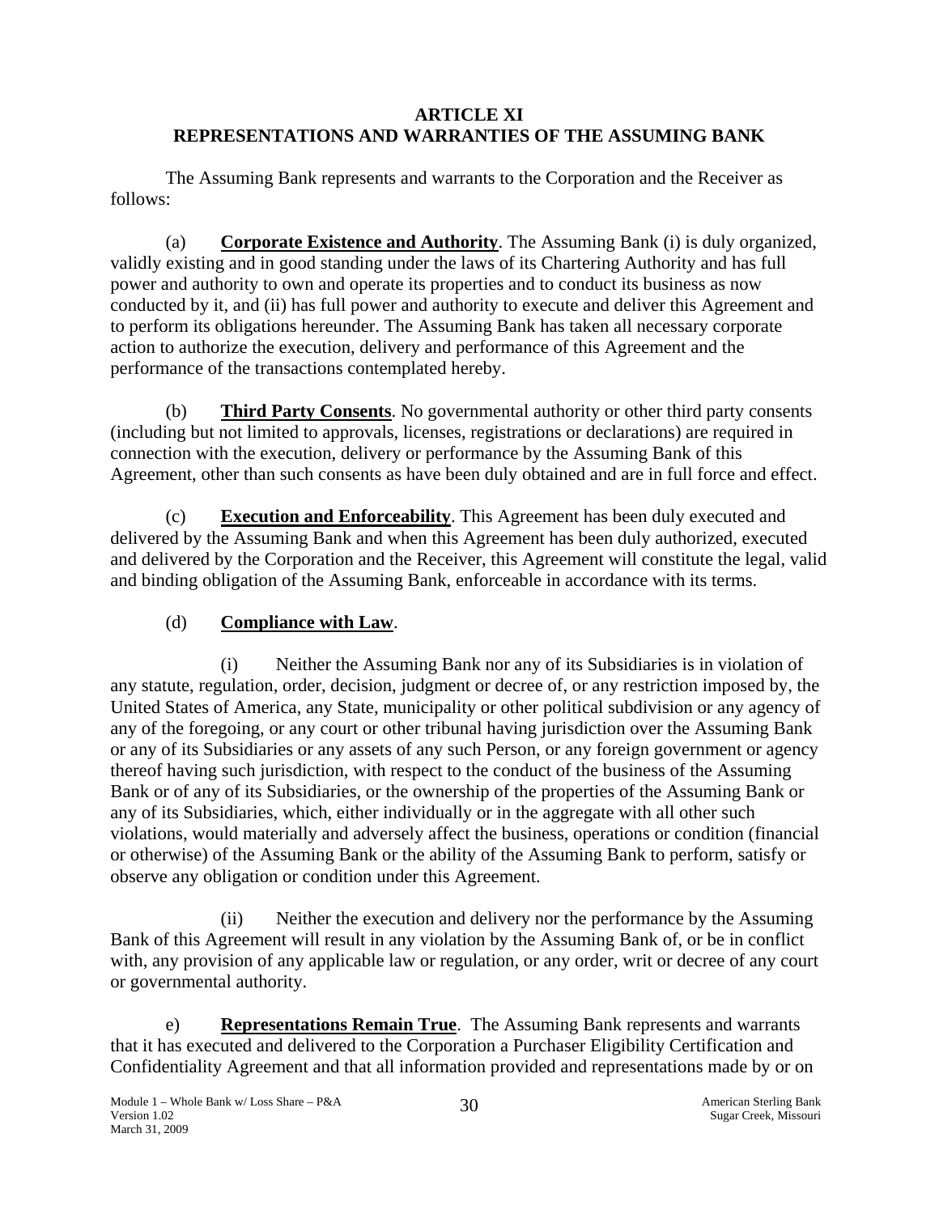# ARTICLE XI
## REPRESENTATIONS AND WARRANTIES OF THE ASSUMING BANK

The Assuming Bank represents and warrants to the Corporation and the Receiver as follows:

(a) **Corporate Existence and Authority**. The Assuming Bank (i) is duly organized, validly existing and in good standing under the laws of its Chartering Authority and has full power and authority to own and operate its properties and to conduct its business as now conducted by it, and (ii) has full power and authority to execute and deliver this Agreement and to perform its obligations hereunder. The Assuming Bank has taken all necessary corporate action to authorize the execution, delivery and performance of this Agreement and the performance of the transactions contemplated hereby.

(b) **Third Party Consents**. No governmental authority or other third party consents (including but not limited to approvals, licenses, registrations or declarations) are required in connection with the execution, delivery or performance by the Assuming Bank of this Agreement, other than such consents as have been duly obtained and are in full force and effect.

(c) **Execution and Enforceability**. This Agreement has been duly executed and delivered by the Assuming Bank and when this Agreement has been duly authorized, executed and delivered by the Corporation and the Receiver, this Agreement will constitute the legal, valid and binding obligation of the Assuming Bank, enforceable in accordance with its terms.

(d) **Compliance with Law**.

(i) Neither the Assuming Bank nor any of its Subsidiaries is in violation of any statute, regulation, order, decision, judgment or decree of, or any restriction imposed by, the United States of America, any State, municipality or other political subdivision or any agency of any of the foregoing, or any court or other tribunal having jurisdiction over the Assuming Bank or any of its Subsidiaries or any assets of any such Person, or any foreign government or agency thereof having such jurisdiction, with respect to the conduct of the business of the Assuming Bank or of any of its Subsidiaries, or the ownership of the properties of the Assuming Bank or any of its Subsidiaries, which, either individually or in the aggregate with all other such violations, would materially and adversely affect the business, operations or condition (financial or otherwise) of the Assuming Bank or the ability of the Assuming Bank to perform, satisfy or observe any obligation or condition under this Agreement.

(ii) Neither the execution and delivery nor the performance by the Assuming Bank of this Agreement will result in any violation by the Assuming Bank of, or be in conflict with, any provision of any applicable law or regulation, or any order, writ or decree of any court or governmental authority.

e) **Representations Remain True**. The Assuming Bank represents and warrants that it has executed and delivered to the Corporation a Purchaser Eligibility Certification and Confidentiality Agreement and that all information provided and representations made by or on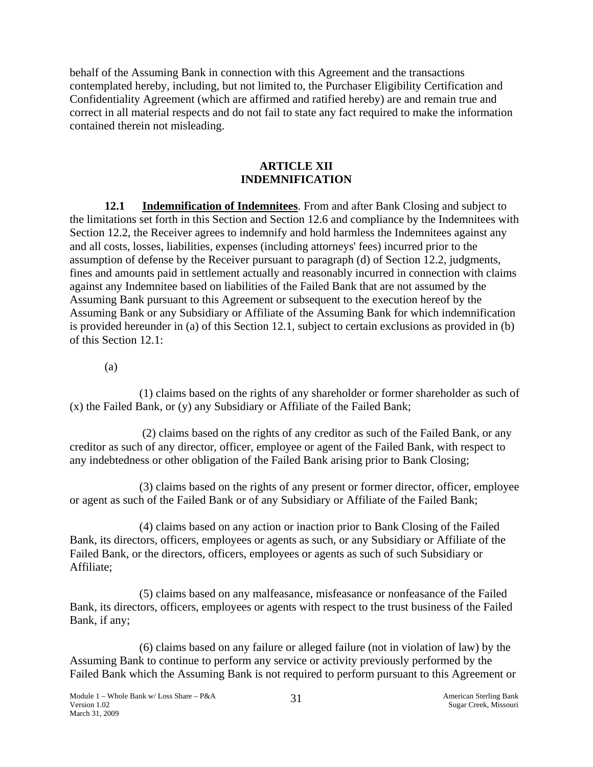behalf of the Assuming Bank in connection with this Agreement and the transactions contemplated hereby, including, but not limited to, the Purchaser Eligibility Certification and Confidentiality Agreement (which are affirmed and ratified hereby) are and remain true and correct in all material respects and do not fail to state any fact required to make the information contained therein not misleading.

## ARTICLE XII
## INDEMNIFICATION

**12.1 Indemnification of Indemnitees**. From and after Bank Closing and subject to the limitations set forth in this Section and Section 12.6 and compliance by the Indemnitees with Section 12.2, the Receiver agrees to indemnify and hold harmless the Indemnitees against any and all costs, losses, liabilities, expenses (including attorneys' fees) incurred prior to the assumption of defense by the Receiver pursuant to paragraph (d) of Section 12.2, judgments, fines and amounts paid in settlement actually and reasonably incurred in connection with claims against any Indemnitee based on liabilities of the Failed Bank that are not assumed by the Assuming Bank pursuant to this Agreement or subsequent to the execution hereof by the Assuming Bank or any Subsidiary or Affiliate of the Assuming Bank for which indemnification is provided hereunder in (a) of this Section 12.1, subject to certain exclusions as provided in (b) of this Section 12.1:

(a)

(1) claims based on the rights of any shareholder or former shareholder as such of (x) the Failed Bank, or (y) any Subsidiary or Affiliate of the Failed Bank;

(2) claims based on the rights of any creditor as such of the Failed Bank, or any creditor as such of any director, officer, employee or agent of the Failed Bank, with respect to any indebtedness or other obligation of the Failed Bank arising prior to Bank Closing;

(3) claims based on the rights of any present or former director, officer, employee or agent as such of the Failed Bank or of any Subsidiary or Affiliate of the Failed Bank;

(4) claims based on any action or inaction prior to Bank Closing of the Failed Bank, its directors, officers, employees or agents as such, or any Subsidiary or Affiliate of the Failed Bank, or the directors, officers, employees or agents as such of such Subsidiary or Affiliate;

(5) claims based on any malfeasance, misfeasance or nonfeasance of the Failed Bank, its directors, officers, employees or agents with respect to the trust business of the Failed Bank, if any;

(6) claims based on any failure or alleged failure (not in violation of law) by the Assuming Bank to continue to perform any service or activity previously performed by the Failed Bank which the Assuming Bank is not required to perform pursuant to this Agreement or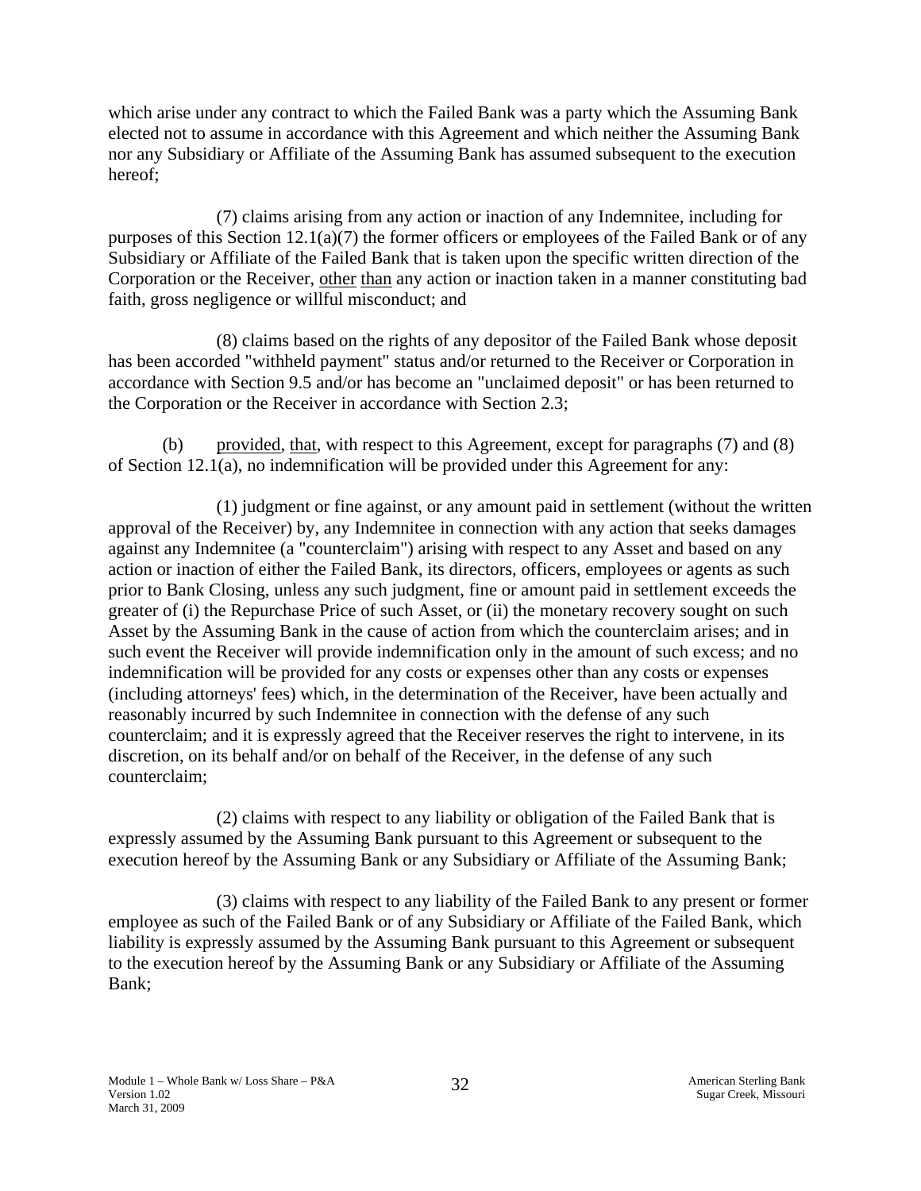which arise under any contract to which the Failed Bank was a party which the Assuming Bank elected not to assume in accordance with this Agreement and which neither the Assuming Bank nor any Subsidiary or Affiliate of the Assuming Bank has assumed subsequent to the execution hereof;

(7) claims arising from any action or inaction of any Indemnitee, including for purposes of this Section 12.1(a)(7) the former officers or employees of the Failed Bank or of any Subsidiary or Affiliate of the Failed Bank that is taken upon the specific written direction of the Corporation or the Receiver, other than any action or inaction taken in a manner constituting bad faith, gross negligence or willful misconduct; and

(8) claims based on the rights of any depositor of the Failed Bank whose deposit has been accorded "withheld payment" status and/or returned to the Receiver or Corporation in accordance with Section 9.5 and/or has become an "unclaimed deposit" or has been returned to the Corporation or the Receiver in accordance with Section 2.3;

(b) provided, that, with respect to this Agreement, except for paragraphs (7) and (8) of Section 12.1(a), no indemnification will be provided under this Agreement for any:

(1) judgment or fine against, or any amount paid in settlement (without the written approval of the Receiver) by, any Indemnitee in connection with any action that seeks damages against any Indemnitee (a "counterclaim") arising with respect to any Asset and based on any action or inaction of either the Failed Bank, its directors, officers, employees or agents as such prior to Bank Closing, unless any such judgment, fine or amount paid in settlement exceeds the greater of (i) the Repurchase Price of such Asset, or (ii) the monetary recovery sought on such Asset by the Assuming Bank in the cause of action from which the counterclaim arises; and in such event the Receiver will provide indemnification only in the amount of such excess; and no indemnification will be provided for any costs or expenses other than any costs or expenses (including attorneys' fees) which, in the determination of the Receiver, have been actually and reasonably incurred by such Indemnitee in connection with the defense of any such counterclaim; and it is expressly agreed that the Receiver reserves the right to intervene, in its discretion, on its behalf and/or on behalf of the Receiver, in the defense of any such counterclaim;

(2) claims with respect to any liability or obligation of the Failed Bank that is expressly assumed by the Assuming Bank pursuant to this Agreement or subsequent to the execution hereof by the Assuming Bank or any Subsidiary or Affiliate of the Assuming Bank;

(3) claims with respect to any liability of the Failed Bank to any present or former employee as such of the Failed Bank or of any Subsidiary or Affiliate of the Failed Bank, which liability is expressly assumed by the Assuming Bank pursuant to this Agreement or subsequent to the execution hereof by the Assuming Bank or any Subsidiary or Affiliate of the Assuming Bank;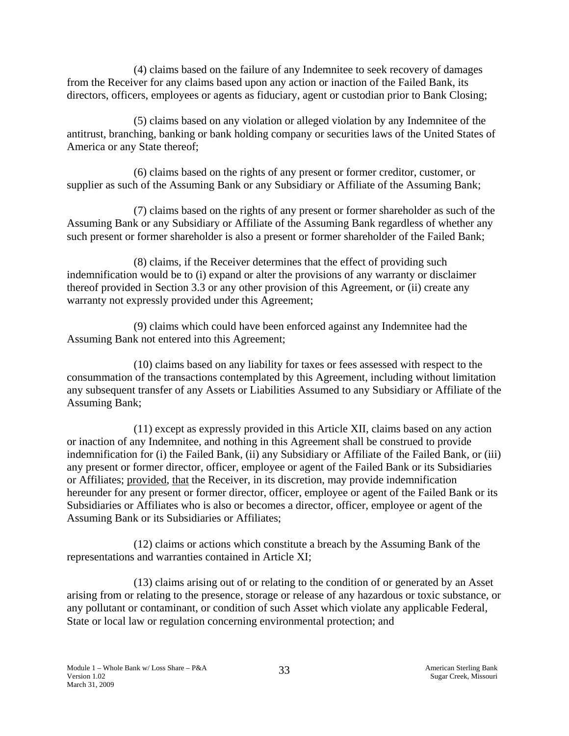(4) claims based on the failure of any Indemnitee to seek recovery of damages from the Receiver for any claims based upon any action or inaction of the Failed Bank, its directors, officers, employees or agents as fiduciary, agent or custodian prior to Bank Closing;

(5) claims based on any violation or alleged violation by any Indemnitee of the antitrust, branching, banking or bank holding company or securities laws of the United States of America or any State thereof;

(6) claims based on the rights of any present or former creditor, customer, or supplier as such of the Assuming Bank or any Subsidiary or Affiliate of the Assuming Bank;

(7) claims based on the rights of any present or former shareholder as such of the Assuming Bank or any Subsidiary or Affiliate of the Assuming Bank regardless of whether any such present or former shareholder is also a present or former shareholder of the Failed Bank;

(8) claims, if the Receiver determines that the effect of providing such indemnification would be to (i) expand or alter the provisions of any warranty or disclaimer thereof provided in Section 3.3 or any other provision of this Agreement, or (ii) create any warranty not expressly provided under this Agreement;

(9) claims which could have been enforced against any Indemnitee had the Assuming Bank not entered into this Agreement;

(10) claims based on any liability for taxes or fees assessed with respect to the consummation of the transactions contemplated by this Agreement, including without limitation any subsequent transfer of any Assets or Liabilities Assumed to any Subsidiary or Affiliate of the Assuming Bank;

(11) except as expressly provided in this Article XII, claims based on any action or inaction of any Indemnitee, and nothing in this Agreement shall be construed to provide indemnification for (i) the Failed Bank, (ii) any Subsidiary or Affiliate of the Failed Bank, or (iii) any present or former director, officer, employee or agent of the Failed Bank or its Subsidiaries or Affiliates; provided, that the Receiver, in its discretion, may provide indemnification hereunder for any present or former director, officer, employee or agent of the Failed Bank or its Subsidiaries or Affiliates who is also or becomes a director, officer, employee or agent of the Assuming Bank or its Subsidiaries or Affiliates;

(12) claims or actions which constitute a breach by the Assuming Bank of the representations and warranties contained in Article XI;

(13) claims arising out of or relating to the condition of or generated by an Asset arising from or relating to the presence, storage or release of any hazardous or toxic substance, or any pollutant or contaminant, or condition of such Asset which violate any applicable Federal, State or local law or regulation concerning environmental protection; and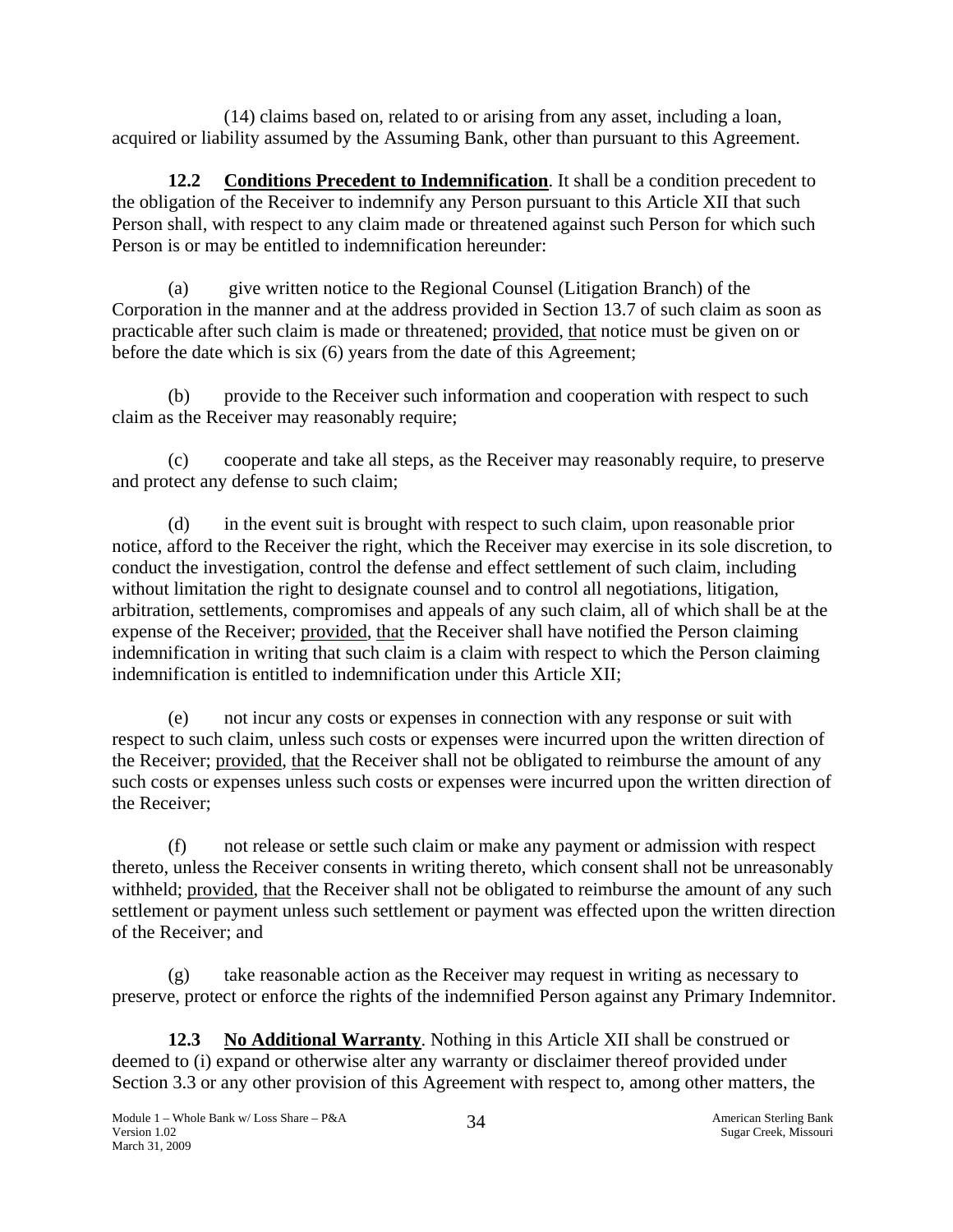(14) claims based on, related to or arising from any asset, including a loan, acquired or liability assumed by the Assuming Bank, other than pursuant to this Agreement.

**12.2 Conditions Precedent to Indemnification**. It shall be a condition precedent to the obligation of the Receiver to indemnify any Person pursuant to this Article XII that such Person shall, with respect to any claim made or threatened against such Person for which such Person is or may be entitled to indemnification hereunder:

(a) give written notice to the Regional Counsel (Litigation Branch) of the Corporation in the manner and at the address provided in Section 13.7 of such claim as soon as practicable after such claim is made or threatened; provided, that notice must be given on or before the date which is six (6) years from the date of this Agreement;

(b) provide to the Receiver such information and cooperation with respect to such claim as the Receiver may reasonably require;

(c) cooperate and take all steps, as the Receiver may reasonably require, to preserve and protect any defense to such claim;

(d) in the event suit is brought with respect to such claim, upon reasonable prior notice, afford to the Receiver the right, which the Receiver may exercise in its sole discretion, to conduct the investigation, control the defense and effect settlement of such claim, including without limitation the right to designate counsel and to control all negotiations, litigation, arbitration, settlements, compromises and appeals of any such claim, all of which shall be at the expense of the Receiver; provided, that the Receiver shall have notified the Person claiming indemnification in writing that such claim is a claim with respect to which the Person claiming indemnification is entitled to indemnification under this Article XII;

(e) not incur any costs or expenses in connection with any response or suit with respect to such claim, unless such costs or expenses were incurred upon the written direction of the Receiver; provided, that the Receiver shall not be obligated to reimburse the amount of any such costs or expenses unless such costs or expenses were incurred upon the written direction of the Receiver;

(f) not release or settle such claim or make any payment or admission with respect thereto, unless the Receiver consents in writing thereto, which consent shall not be unreasonably withheld; provided, that the Receiver shall not be obligated to reimburse the amount of any such settlement or payment unless such settlement or payment was effected upon the written direction of the Receiver; and

(g) take reasonable action as the Receiver may request in writing as necessary to preserve, protect or enforce the rights of the indemnified Person against any Primary Indemnitor.

**12.3 No Additional Warranty**. Nothing in this Article XII shall be construed or deemed to (i) expand or otherwise alter any warranty or disclaimer thereof provided under Section 3.3 or any other provision of this Agreement with respect to, among other matters, the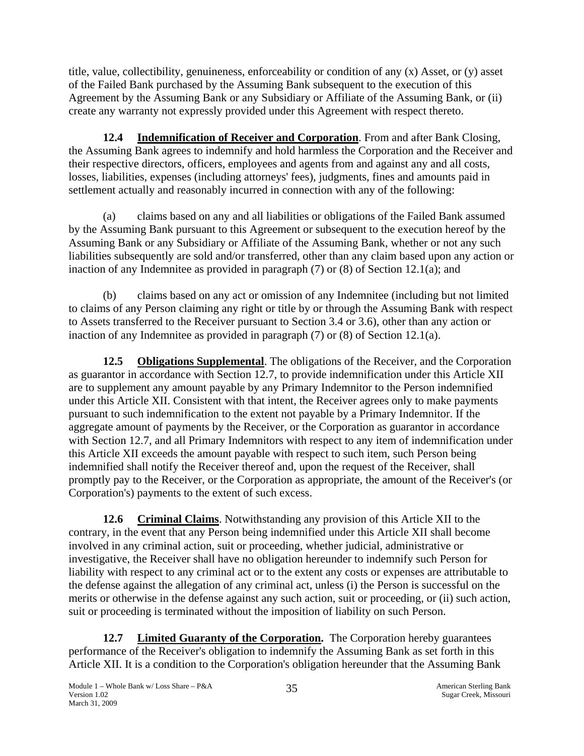title, value, collectibility, genuineness, enforceability or condition of any (x) Asset, or (y) asset of the Failed Bank purchased by the Assuming Bank subsequent to the execution of this Agreement by the Assuming Bank or any Subsidiary or Affiliate of the Assuming Bank, or (ii) create any warranty not expressly provided under this Agreement with respect thereto.

**12.4 Indemnification of Receiver and Corporation**. From and after Bank Closing, the Assuming Bank agrees to indemnify and hold harmless the Corporation and the Receiver and their respective directors, officers, employees and agents from and against any and all costs, losses, liabilities, expenses (including attorneys' fees), judgments, fines and amounts paid in settlement actually and reasonably incurred in connection with any of the following:

(a) claims based on any and all liabilities or obligations of the Failed Bank assumed by the Assuming Bank pursuant to this Agreement or subsequent to the execution hereof by the Assuming Bank or any Subsidiary or Affiliate of the Assuming Bank, whether or not any such liabilities subsequently are sold and/or transferred, other than any claim based upon any action or inaction of any Indemnitee as provided in paragraph (7) or (8) of Section 12.1(a); and

(b) claims based on any act or omission of any Indemnitee (including but not limited to claims of any Person claiming any right or title by or through the Assuming Bank with respect to Assets transferred to the Receiver pursuant to Section 3.4 or 3.6), other than any action or inaction of any Indemnitee as provided in paragraph (7) or (8) of Section 12.1(a).

**12.5 Obligations Supplemental**. The obligations of the Receiver, and the Corporation as guarantor in accordance with Section 12.7, to provide indemnification under this Article XII are to supplement any amount payable by any Primary Indemnitor to the Person indemnified under this Article XII. Consistent with that intent, the Receiver agrees only to make payments pursuant to such indemnification to the extent not payable by a Primary Indemnitor. If the aggregate amount of payments by the Receiver, or the Corporation as guarantor in accordance with Section 12.7, and all Primary Indemnitors with respect to any item of indemnification under this Article XII exceeds the amount payable with respect to such item, such Person being indemnified shall notify the Receiver thereof and, upon the request of the Receiver, shall promptly pay to the Receiver, or the Corporation as appropriate, the amount of the Receiver's (or Corporation's) payments to the extent of such excess.

**12.6 Criminal Claims**. Notwithstanding any provision of this Article XII to the contrary, in the event that any Person being indemnified under this Article XII shall become involved in any criminal action, suit or proceeding, whether judicial, administrative or investigative, the Receiver shall have no obligation hereunder to indemnify such Person for liability with respect to any criminal act or to the extent any costs or expenses are attributable to the defense against the allegation of any criminal act, unless (i) the Person is successful on the merits or otherwise in the defense against any such action, suit or proceeding, or (ii) such action, suit or proceeding is terminated without the imposition of liability on such Person.

**12.7 Limited Guaranty of the Corporation.** The Corporation hereby guarantees performance of the Receiver's obligation to indemnify the Assuming Bank as set forth in this Article XII. It is a condition to the Corporation's obligation hereunder that the Assuming Bank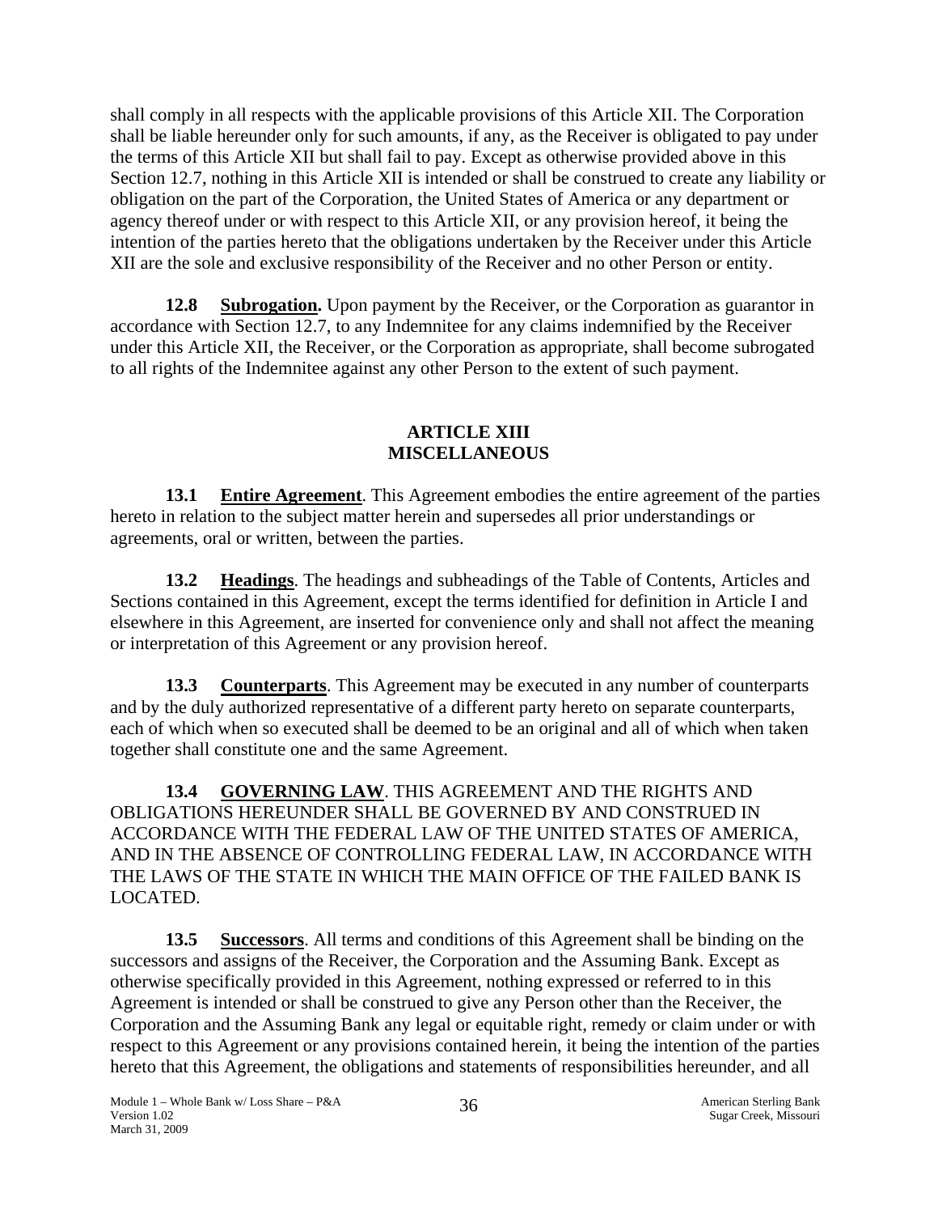shall comply in all respects with the applicable provisions of this Article XII. The Corporation shall be liable hereunder only for such amounts, if any, as the Receiver is obligated to pay under the terms of this Article XII but shall fail to pay. Except as otherwise provided above in this Section 12.7, nothing in this Article XII is intended or shall be construed to create any liability or obligation on the part of the Corporation, the United States of America or any department or agency thereof under or with respect to this Article XII, or any provision hereof, it being the intention of the parties hereto that the obligations undertaken by the Receiver under this Article XII are the sole and exclusive responsibility of the Receiver and no other Person or entity.

**12.8 Subrogation.** Upon payment by the Receiver, or the Corporation as guarantor in accordance with Section 12.7, to any Indemnitee for any claims indemnified by the Receiver under this Article XII, the Receiver, or the Corporation as appropriate, shall become subrogated to all rights of the Indemnitee against any other Person to the extent of such payment.

## ARTICLE XIII
## MISCELLANEOUS

**13.1 Entire Agreement**. This Agreement embodies the entire agreement of the parties hereto in relation to the subject matter herein and supersedes all prior understandings or agreements, oral or written, between the parties.

**13.2 Headings**. The headings and subheadings of the Table of Contents, Articles and Sections contained in this Agreement, except the terms identified for definition in Article I and elsewhere in this Agreement, are inserted for convenience only and shall not affect the meaning or interpretation of this Agreement or any provision hereof.

**13.3 Counterparts**. This Agreement may be executed in any number of counterparts and by the duly authorized representative of a different party hereto on separate counterparts, each of which when so executed shall be deemed to be an original and all of which when taken together shall constitute one and the same Agreement.

**13.4 GOVERNING LAW**. THIS AGREEMENT AND THE RIGHTS AND OBLIGATIONS HEREUNDER SHALL BE GOVERNED BY AND CONSTRUED IN ACCORDANCE WITH THE FEDERAL LAW OF THE UNITED STATES OF AMERICA, AND IN THE ABSENCE OF CONTROLLING FEDERAL LAW, IN ACCORDANCE WITH THE LAWS OF THE STATE IN WHICH THE MAIN OFFICE OF THE FAILED BANK IS LOCATED.

**13.5 Successors**. All terms and conditions of this Agreement shall be binding on the successors and assigns of the Receiver, the Corporation and the Assuming Bank. Except as otherwise specifically provided in this Agreement, nothing expressed or referred to in this Agreement is intended or shall be construed to give any Person other than the Receiver, the Corporation and the Assuming Bank any legal or equitable right, remedy or claim under or with respect to this Agreement or any provisions contained herein, it being the intention of the parties hereto that this Agreement, the obligations and statements of responsibilities hereunder, and all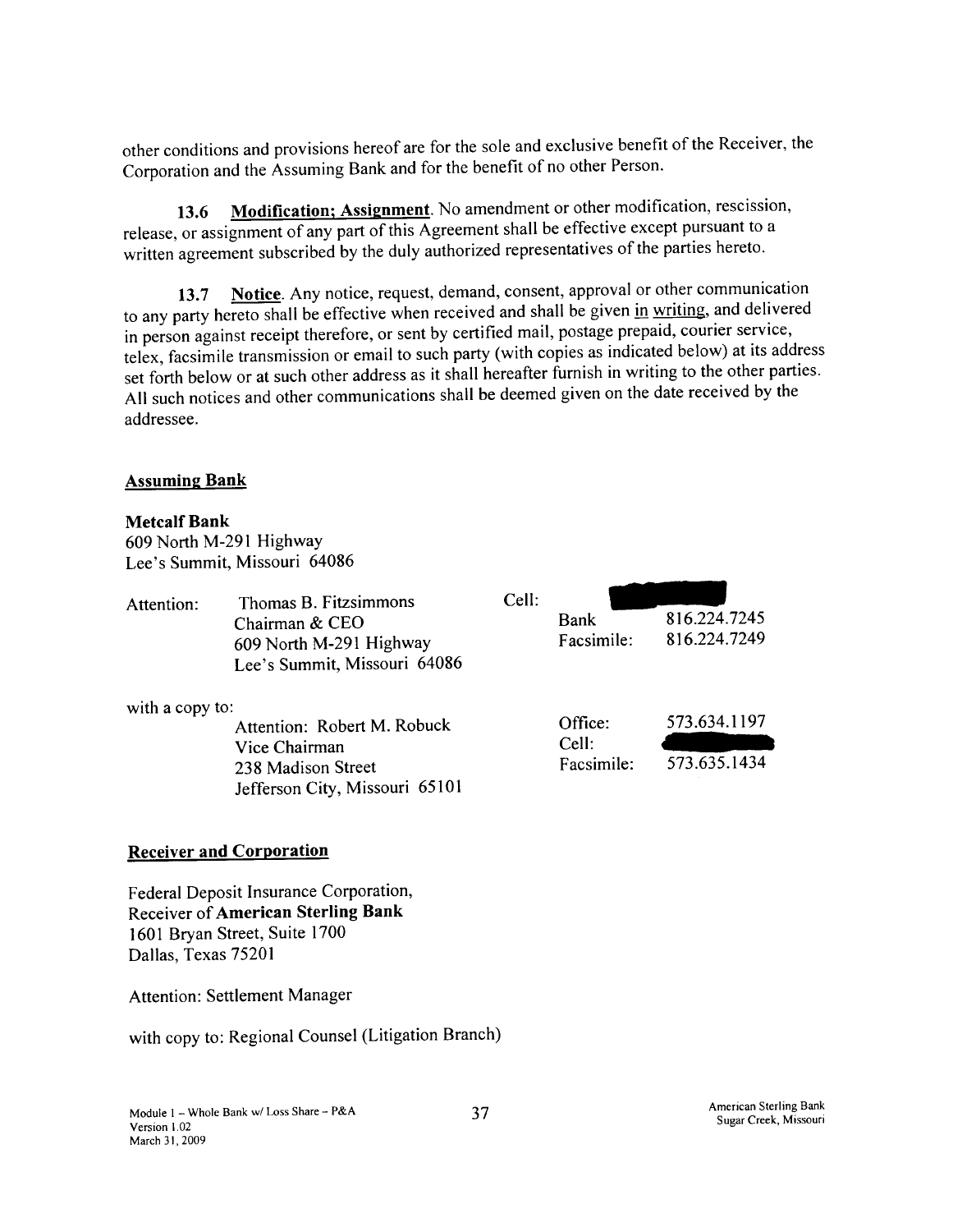other conditions and provisions hereof are for the sole and exclusive benefit of the Receiver, the Corporation and the Assuming Bank and for the benefit of no other Person.

**13.6 Modification; Assignment**. No amendment or other modification, rescission, release, or assignment of any part of this Agreement shall be effective except pursuant to a written agreement subscribed by the duly authorized representatives of the parties hereto.

**13.7 Notice**. Any notice, request, demand, consent, approval or other communication to any party hereto shall be effective when received and shall be given in writing, and delivered in person against receipt therefore, or sent by certified mail, postage prepaid, courier service, telex, facsimile transmission or email to such party (with copies as indicated below) at its address set forth below or at such other address as it shall hereafter furnish in writing to the other parties. All such notices and other communications shall be deemed given on the date received by the addressee.

**Assuming Bank**

**Metcalf Bank**
609 North M-291 Highway
Lee's Summit, Missouri 64086

Attention: Thomas B. Fitzsimmons
Chairman & CEO
609 North M-291 Highway
Lee's Summit, Missouri 64086

Cell: [redacted]
Bank 816.224.7245
Facsimile: 816.224.7249

with a copy to:

Attention: Robert M. Robuck
Vice Chairman
238 Madison Street
Jefferson City, Missouri 65101

Office: 573.634.1197
Cell: [redacted]
Facsimile: 573.635.1434

**Receiver and Corporation**

Federal Deposit Insurance Corporation,
Receiver of **American Sterling Bank**
1601 Bryan Street, Suite 1700
Dallas, Texas 75201

Attention: Settlement Manager

with copy to: Regional Counsel (Litigation Branch)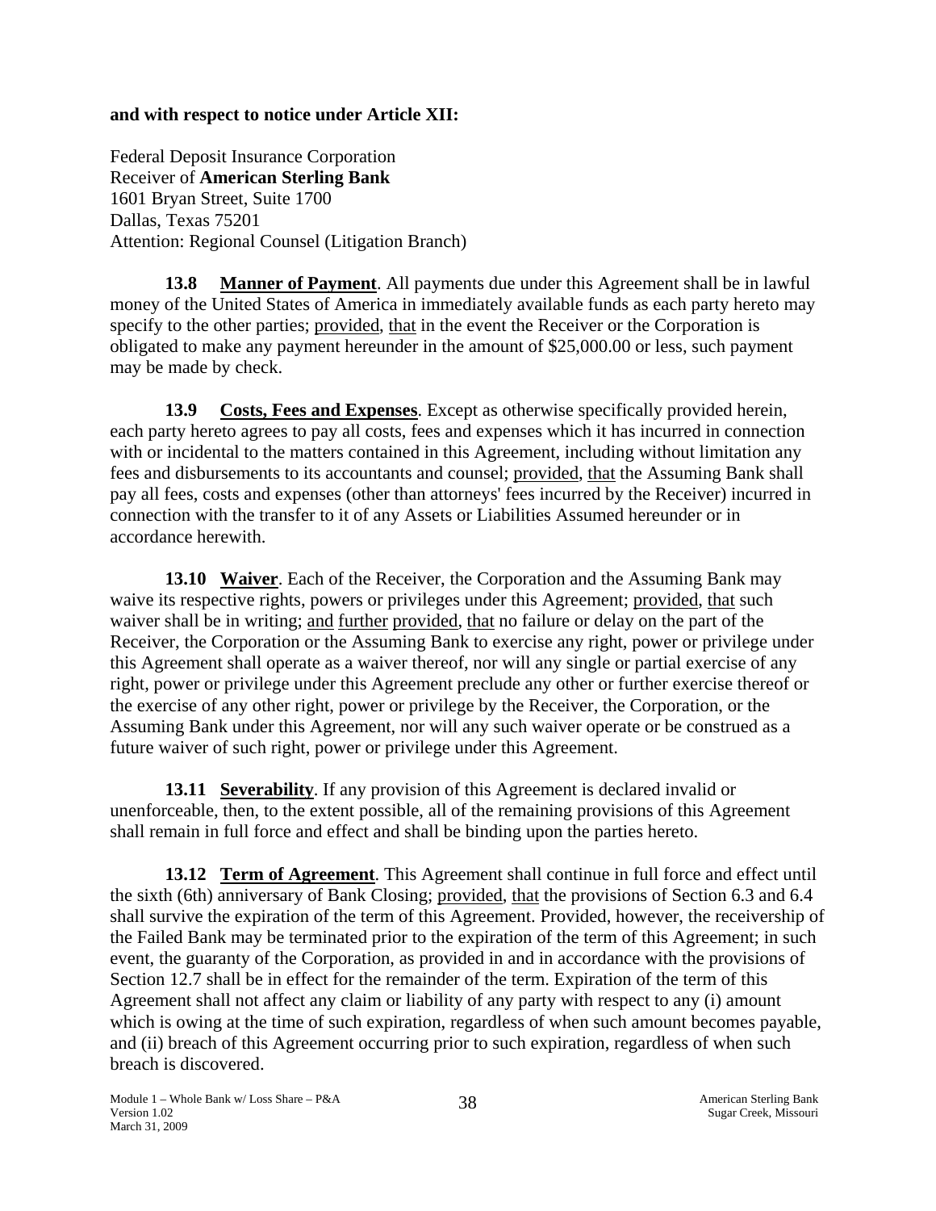**and with respect to notice under Article XII:**

Federal Deposit Insurance Corporation  
Receiver of **American Sterling Bank**  
1601 Bryan Street, Suite 1700  
Dallas, Texas 75201  
Attention: Regional Counsel (Litigation Branch)

**13.8 Manner of Payment**. All payments due under this Agreement shall be in lawful money of the United States of America in immediately available funds as each party hereto may specify to the other parties; provided, that in the event the Receiver or the Corporation is obligated to make any payment hereunder in the amount of $25,000.00 or less, such payment may be made by check.

**13.9 Costs, Fees and Expenses**. Except as otherwise specifically provided herein, each party hereto agrees to pay all costs, fees and expenses which it has incurred in connection with or incidental to the matters contained in this Agreement, including without limitation any fees and disbursements to its accountants and counsel; provided, that the Assuming Bank shall pay all fees, costs and expenses (other than attorneys' fees incurred by the Receiver) incurred in connection with the transfer to it of any Assets or Liabilities Assumed hereunder or in accordance herewith.

**13.10 Waiver**. Each of the Receiver, the Corporation and the Assuming Bank may waive its respective rights, powers or privileges under this Agreement; provided, that such waiver shall be in writing; and further provided, that no failure or delay on the part of the Receiver, the Corporation or the Assuming Bank to exercise any right, power or privilege under this Agreement shall operate as a waiver thereof, nor will any single or partial exercise of any right, power or privilege under this Agreement preclude any other or further exercise thereof or the exercise of any other right, power or privilege by the Receiver, the Corporation, or the Assuming Bank under this Agreement, nor will any such waiver operate or be construed as a future waiver of such right, power or privilege under this Agreement.

**13.11 Severability**. If any provision of this Agreement is declared invalid or unenforceable, then, to the extent possible, all of the remaining provisions of this Agreement shall remain in full force and effect and shall be binding upon the parties hereto.

**13.12 Term of Agreement**. This Agreement shall continue in full force and effect until the sixth (6th) anniversary of Bank Closing; provided, that the provisions of Section 6.3 and 6.4 shall survive the expiration of the term of this Agreement. Provided, however, the receivership of the Failed Bank may be terminated prior to the expiration of the term of this Agreement; in such event, the guaranty of the Corporation, as provided in and in accordance with the provisions of Section 12.7 shall be in effect for the remainder of the term. Expiration of the term of this Agreement shall not affect any claim or liability of any party with respect to any (i) amount which is owing at the time of such expiration, regardless of when such amount becomes payable, and (ii) breach of this Agreement occurring prior to such expiration, regardless of when such breach is discovered.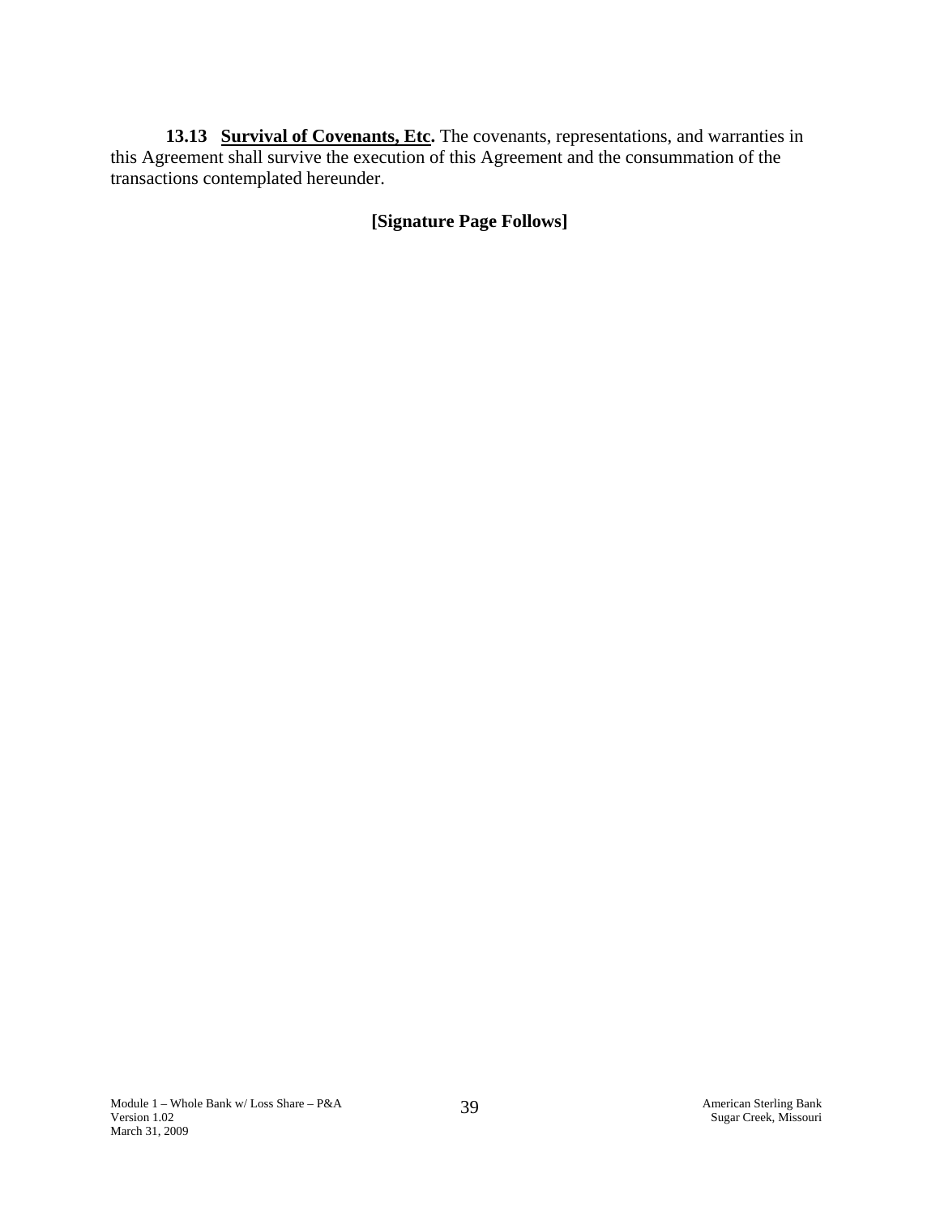**13.13 <u>Survival of Covenants, Etc</u>.** The covenants, representations, and warranties in this Agreement shall survive the execution of this Agreement and the consummation of the transactions contemplated hereunder.

**[Signature Page Follows]**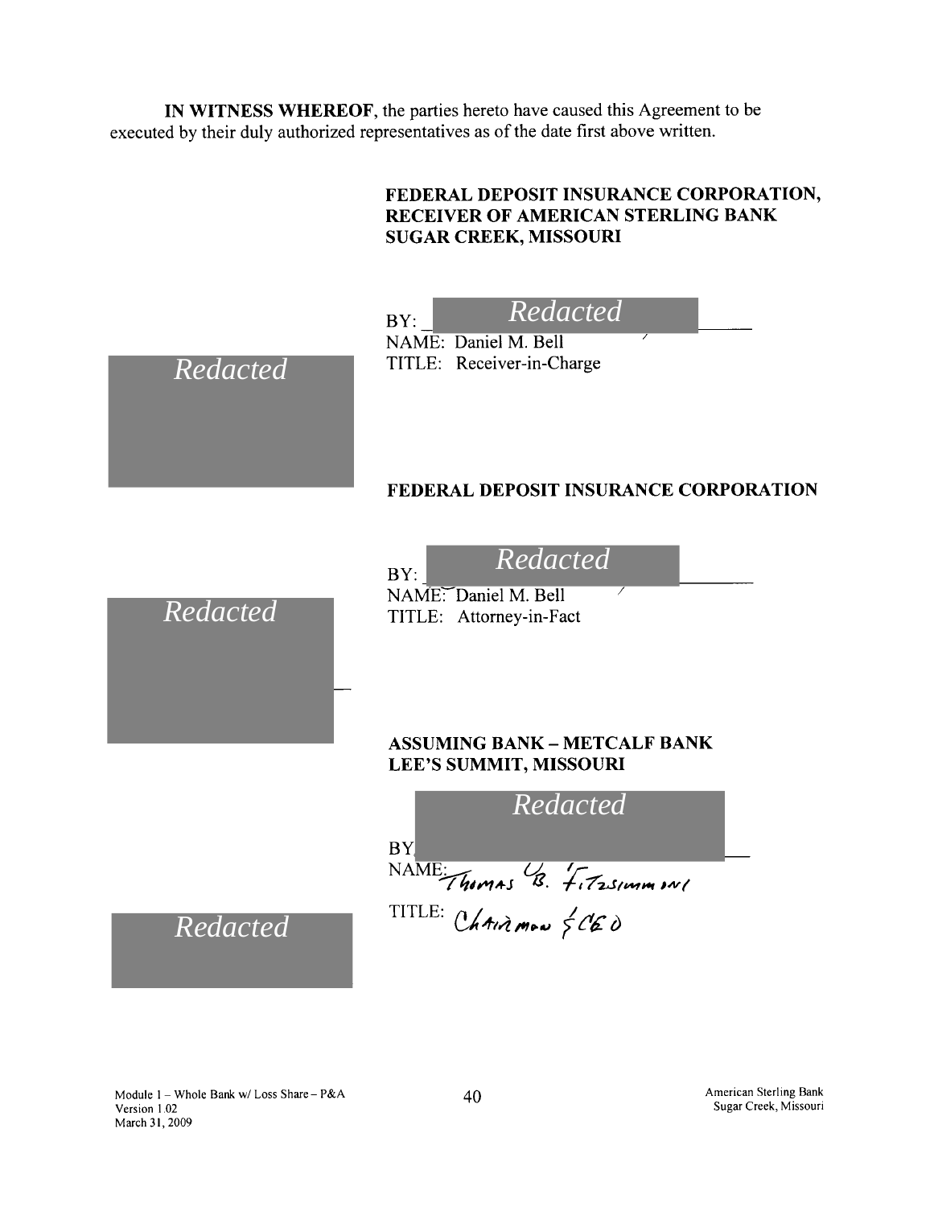**IN WITNESS WHEREOF**, the parties hereto have caused this Agreement to be executed by their duly authorized representatives as of the date first above written.

**FEDERAL DEPOSIT INSURANCE CORPORATION, RECEIVER OF AMERICAN STERLING BANK SUGAR CREEK, MISSOURI**

Redacted

BY: Redacted

NAME: Daniel M. Bell

TITLE: Receiver-in-Charge

**FEDERAL DEPOSIT INSURANCE CORPORATION**

Redacted

BY: Redacted

NAME: Daniel M. Bell

TITLE: Attorney-in-Fact

**ASSUMING BANK – METCALF BANK LEE'S SUMMIT, MISSOURI**

Redacted

BY: Redacted

NAME: Thomas B. Fitzsimmons

TITLE: Chairman & CEO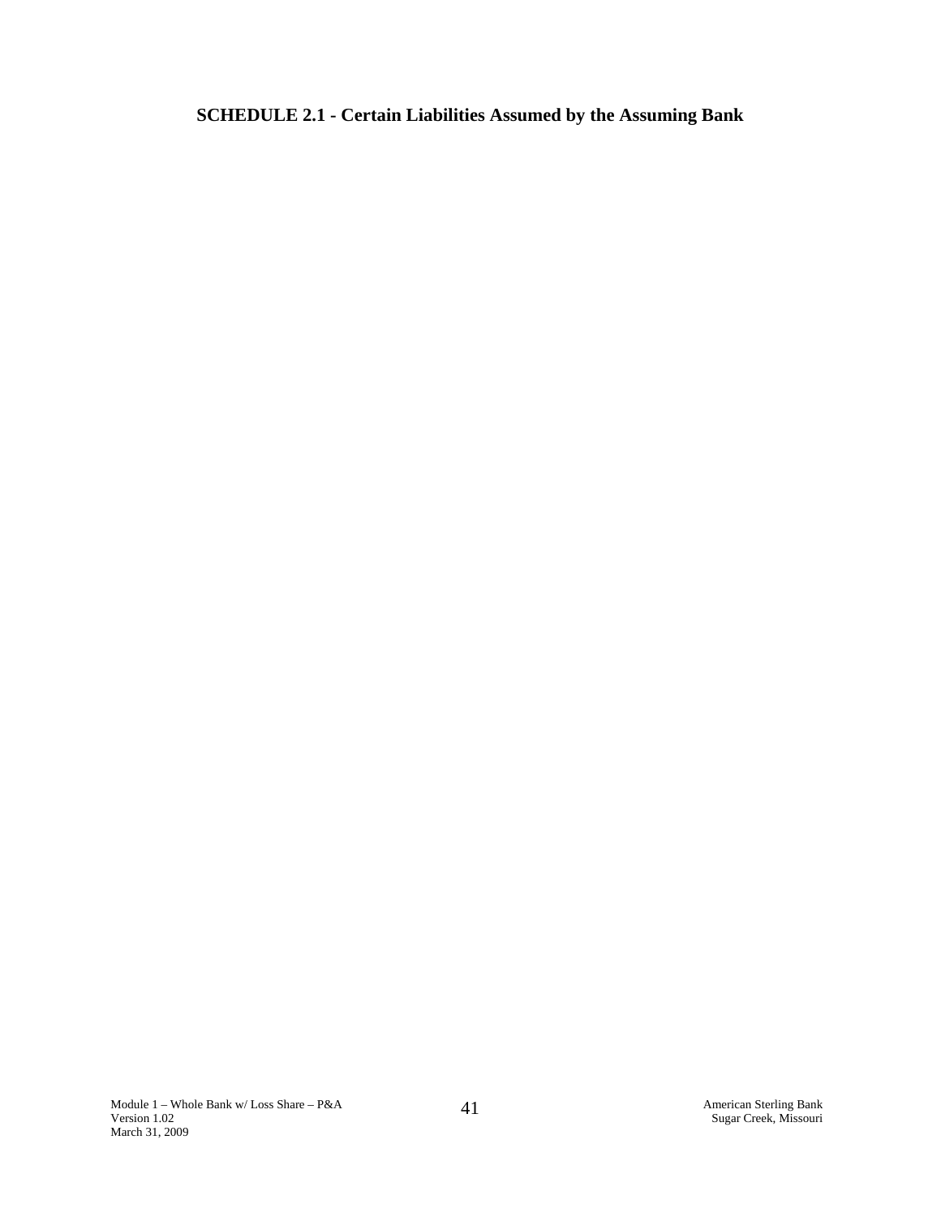## SCHEDULE 2.1 - Certain Liabilities Assumed by the Assuming Bank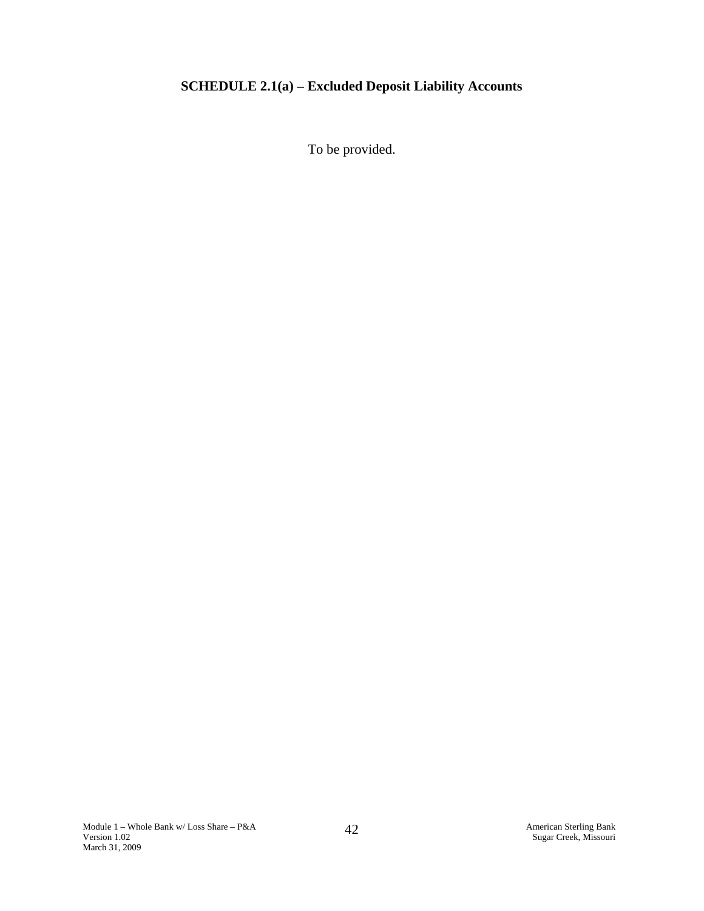**SCHEDULE 2.1(a) – Excluded Deposit Liability Accounts**

To be provided.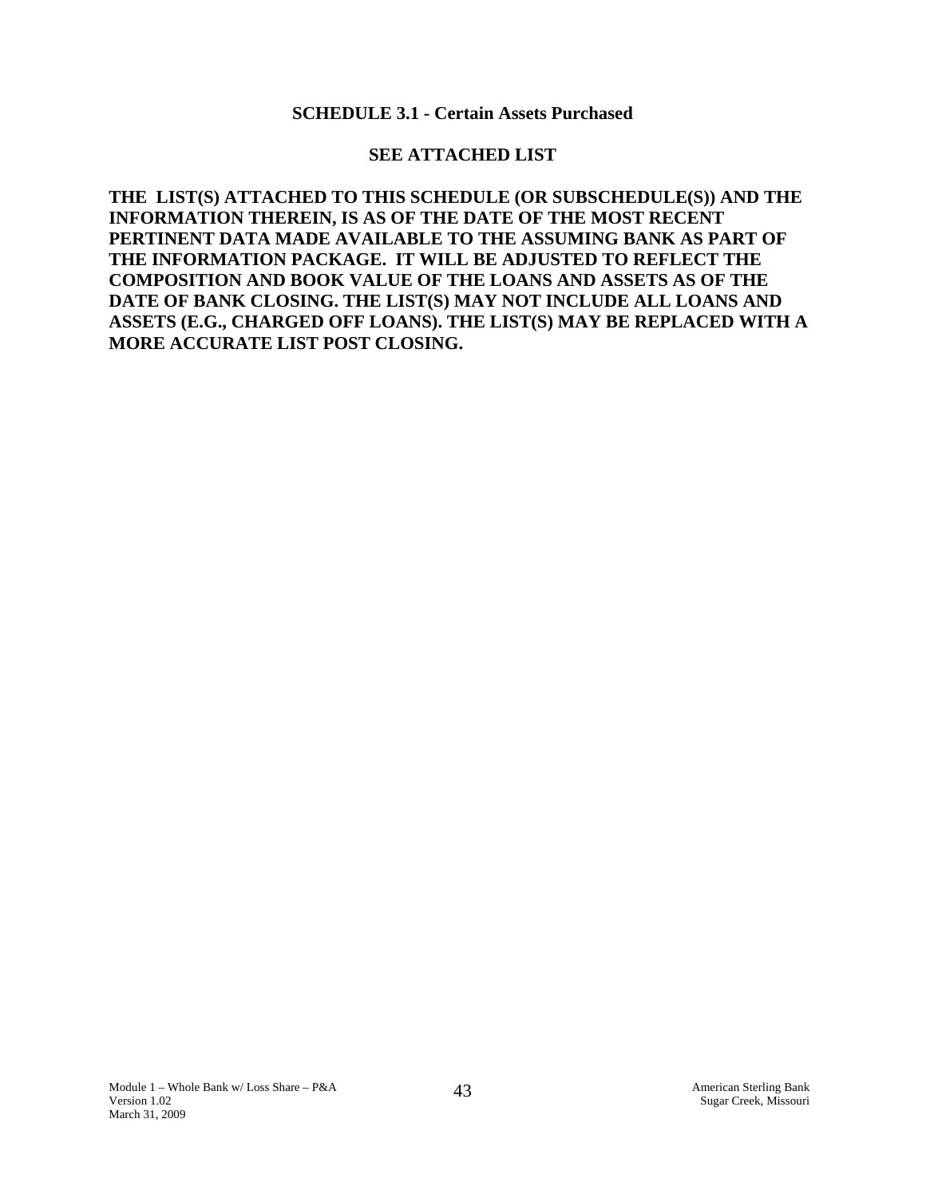## SCHEDULE 3.1 - Certain Assets Purchased

**SEE ATTACHED LIST**

**THE LIST(S) ATTACHED TO THIS SCHEDULE (OR SUBSCHEDULE(S)) AND THE INFORMATION THEREIN, IS AS OF THE DATE OF THE MOST RECENT PERTINENT DATA MADE AVAILABLE TO THE ASSUMING BANK AS PART OF THE INFORMATION PACKAGE. IT WILL BE ADJUSTED TO REFLECT THE COMPOSITION AND BOOK VALUE OF THE LOANS AND ASSETS AS OF THE DATE OF BANK CLOSING. THE LIST(S) MAY NOT INCLUDE ALL LOANS AND ASSETS (E.G., CHARGED OFF LOANS). THE LIST(S) MAY BE REPLACED WITH A MORE ACCURATE LIST POST CLOSING.**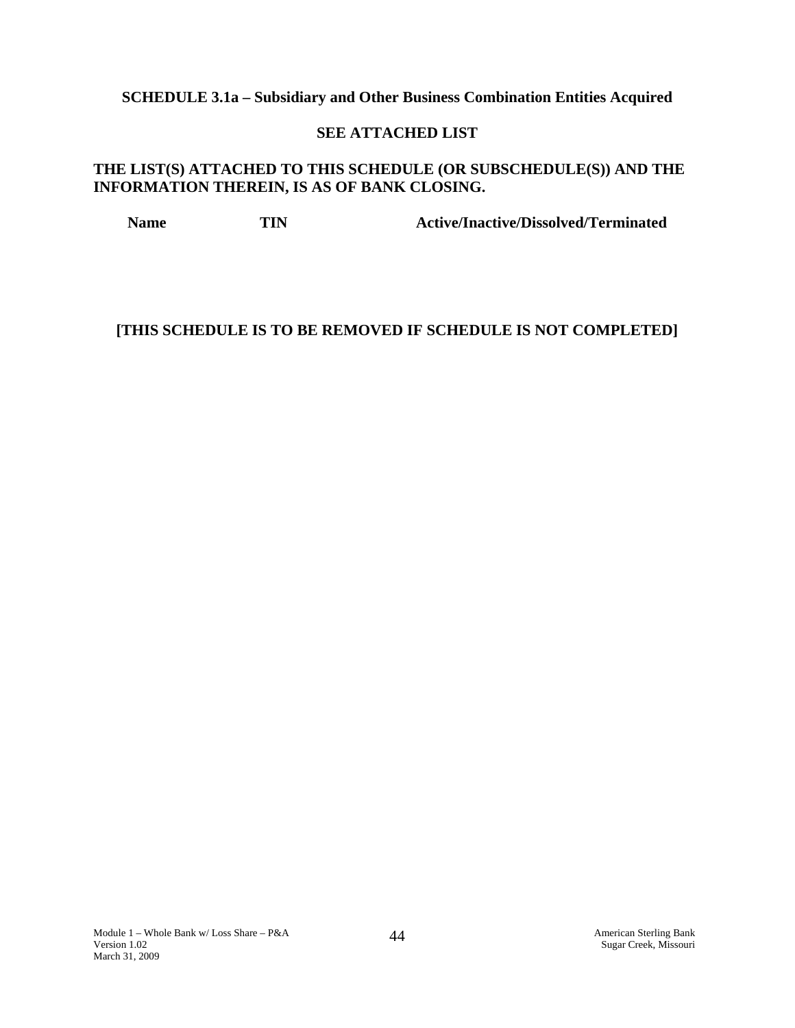**SCHEDULE 3.1a – Subsidiary and Other Business Combination Entities Acquired**

**SEE ATTACHED LIST**

**THE LIST(S) ATTACHED TO THIS SCHEDULE (OR SUBSCHEDULE(S)) AND THE INFORMATION THEREIN, IS AS OF BANK CLOSING.**

| Name | TIN | Active/Inactive/Dissolved/Terminated |
|---|---|---|

**[THIS SCHEDULE IS TO BE REMOVED IF SCHEDULE IS NOT COMPLETED]**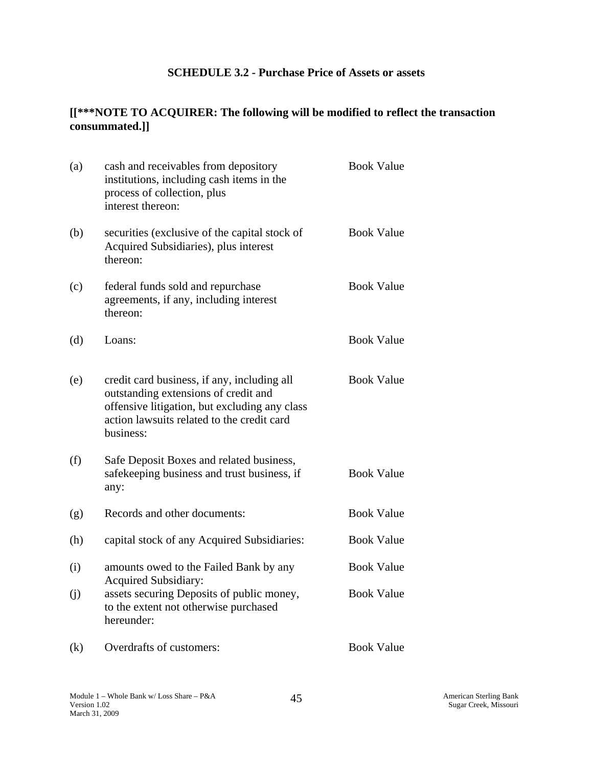## SCHEDULE 3.2 - Purchase Price of Assets or assets

**[[***NOTE TO ACQUIRER: The following will be modified to reflect the transaction consummated.]]**

| | | |
|---|---|---|
| (a) | cash and receivables from depository institutions, including cash items in the process of collection, plus interest thereon: | Book Value |
| (b) | securities (exclusive of the capital stock of Acquired Subsidiaries), plus interest thereon: | Book Value |
| (c) | federal funds sold and repurchase agreements, if any, including interest thereon: | Book Value |
| (d) | Loans: | Book Value |
| (e) | credit card business, if any, including all outstanding extensions of credit and offensive litigation, but excluding any class action lawsuits related to the credit card business: | Book Value |
| (f) | Safe Deposit Boxes and related business, safekeeping business and trust business, if any: | Book Value |
| (g) | Records and other documents: | Book Value |
| (h) | capital stock of any Acquired Subsidiaries: | Book Value |
| (i) | amounts owed to the Failed Bank by any Acquired Subsidiary: | Book Value |
| (j) | assets securing Deposits of public money, to the extent not otherwise purchased hereunder: | Book Value |
| (k) | Overdrafts of customers: | Book Value |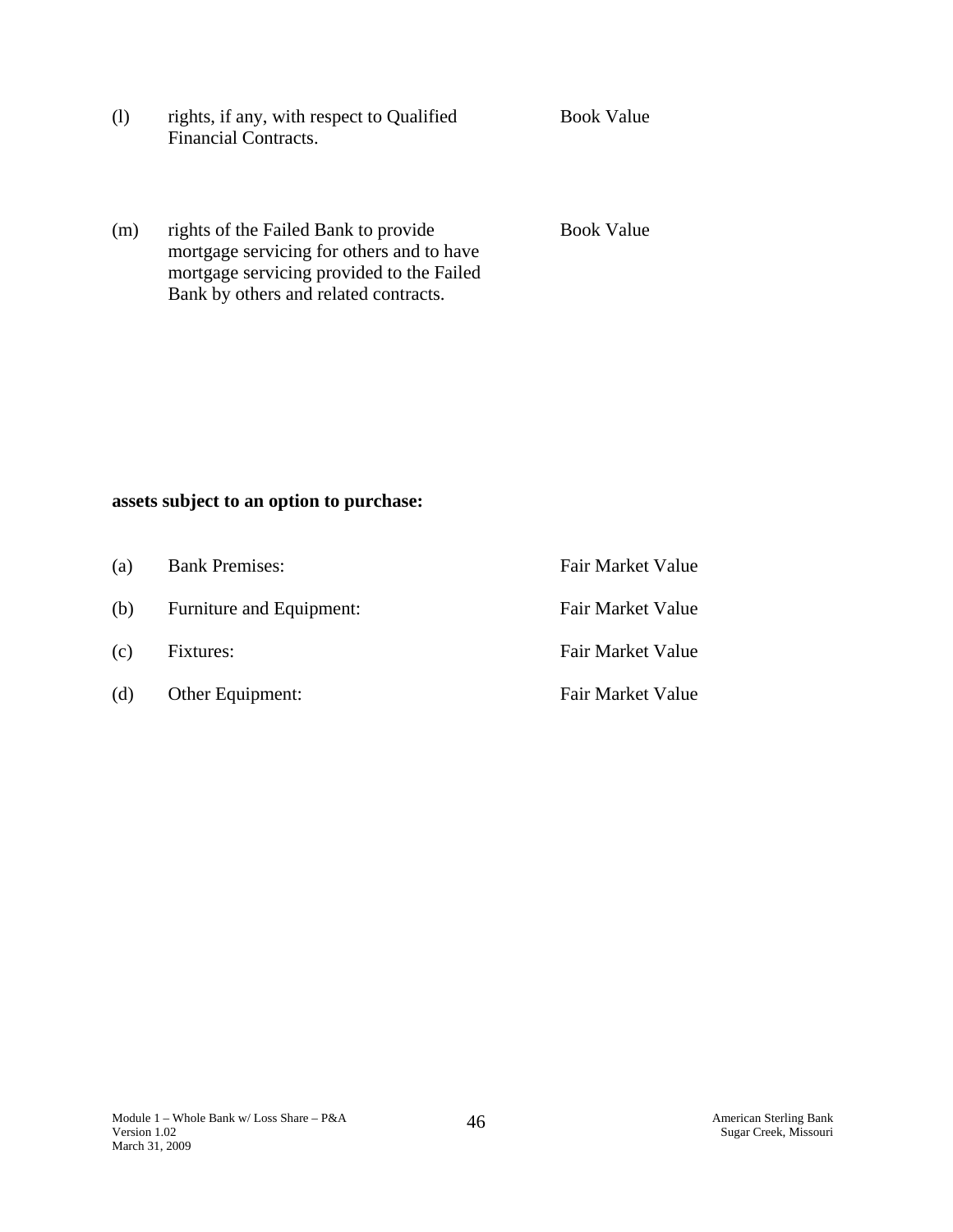| | | |
|---|---|---|
| (l) | rights, if any, with respect to Qualified Financial Contracts. | Book Value |
| (m) | rights of the Failed Bank to provide mortgage servicing for others and to have mortgage servicing provided to the Failed Bank by others and related contracts. | Book Value |

**assets subject to an option to purchase:**

| | | |
|---|---|---|
| (a) | Bank Premises: | Fair Market Value |
| (b) | Furniture and Equipment: | Fair Market Value |
| (c) | Fixtures: | Fair Market Value |
| (d) | Other Equipment: | Fair Market Value |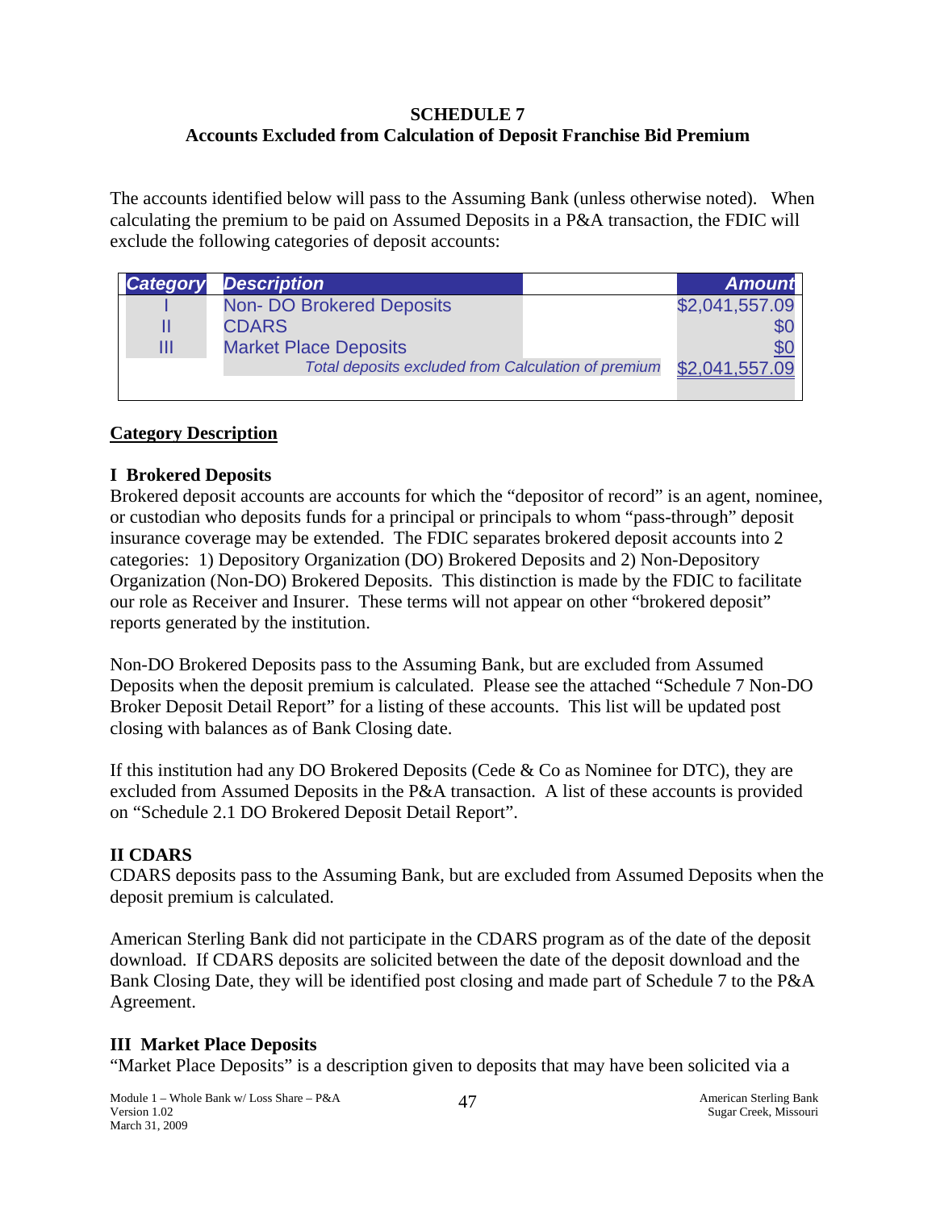**SCHEDULE 7**
**Accounts Excluded from Calculation of Deposit Franchise Bid Premium**

The accounts identified below will pass to the Assuming Bank (unless otherwise noted). When calculating the premium to be paid on Assumed Deposits in a P&A transaction, the FDIC will exclude the following categories of deposit accounts:

| Category | Description | Amount |
|---|---|---|
| I | Non- DO Brokered Deposits | $2,041,557.09 |
| II | CDARS | $0 |
| III | Market Place Deposits | $0 |
| | *Total deposits excluded from Calculation of premium* | $2,041,557.09 |

**Category Description**

**I Brokered Deposits**
Brokered deposit accounts are accounts for which the "depositor of record" is an agent, nominee, or custodian who deposits funds for a principal or principals to whom "pass-through" deposit insurance coverage may be extended. The FDIC separates brokered deposit accounts into 2 categories: 1) Depository Organization (DO) Brokered Deposits and 2) Non-Depository Organization (Non-DO) Brokered Deposits. This distinction is made by the FDIC to facilitate our role as Receiver and Insurer. These terms will not appear on other "brokered deposit" reports generated by the institution.

Non-DO Brokered Deposits pass to the Assuming Bank, but are excluded from Assumed Deposits when the deposit premium is calculated. Please see the attached "Schedule 7 Non-DO Broker Deposit Detail Report" for a listing of these accounts. This list will be updated post closing with balances as of Bank Closing date.

If this institution had any DO Brokered Deposits (Cede & Co as Nominee for DTC), they are excluded from Assumed Deposits in the P&A transaction. A list of these accounts is provided on "Schedule 2.1 DO Brokered Deposit Detail Report".

**II CDARS**
CDARS deposits pass to the Assuming Bank, but are excluded from Assumed Deposits when the deposit premium is calculated.

American Sterling Bank did not participate in the CDARS program as of the date of the deposit download. If CDARS deposits are solicited between the date of the deposit download and the Bank Closing Date, they will be identified post closing and made part of Schedule 7 to the P&A Agreement.

**III Market Place Deposits**
"Market Place Deposits" is a description given to deposits that may have been solicited via a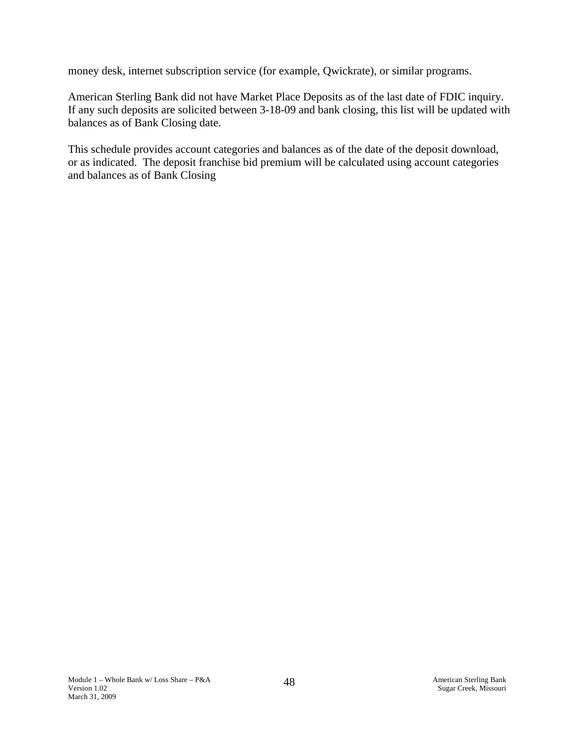money desk, internet subscription service (for example, Qwickrate), or similar programs.

American Sterling Bank did not have Market Place Deposits as of the last date of FDIC inquiry. If any such deposits are solicited between 3-18-09 and bank closing, this list will be updated with balances as of Bank Closing date.

This schedule provides account categories and balances as of the date of the deposit download, or as indicated. The deposit franchise bid premium will be calculated using account categories and balances as of Bank Closing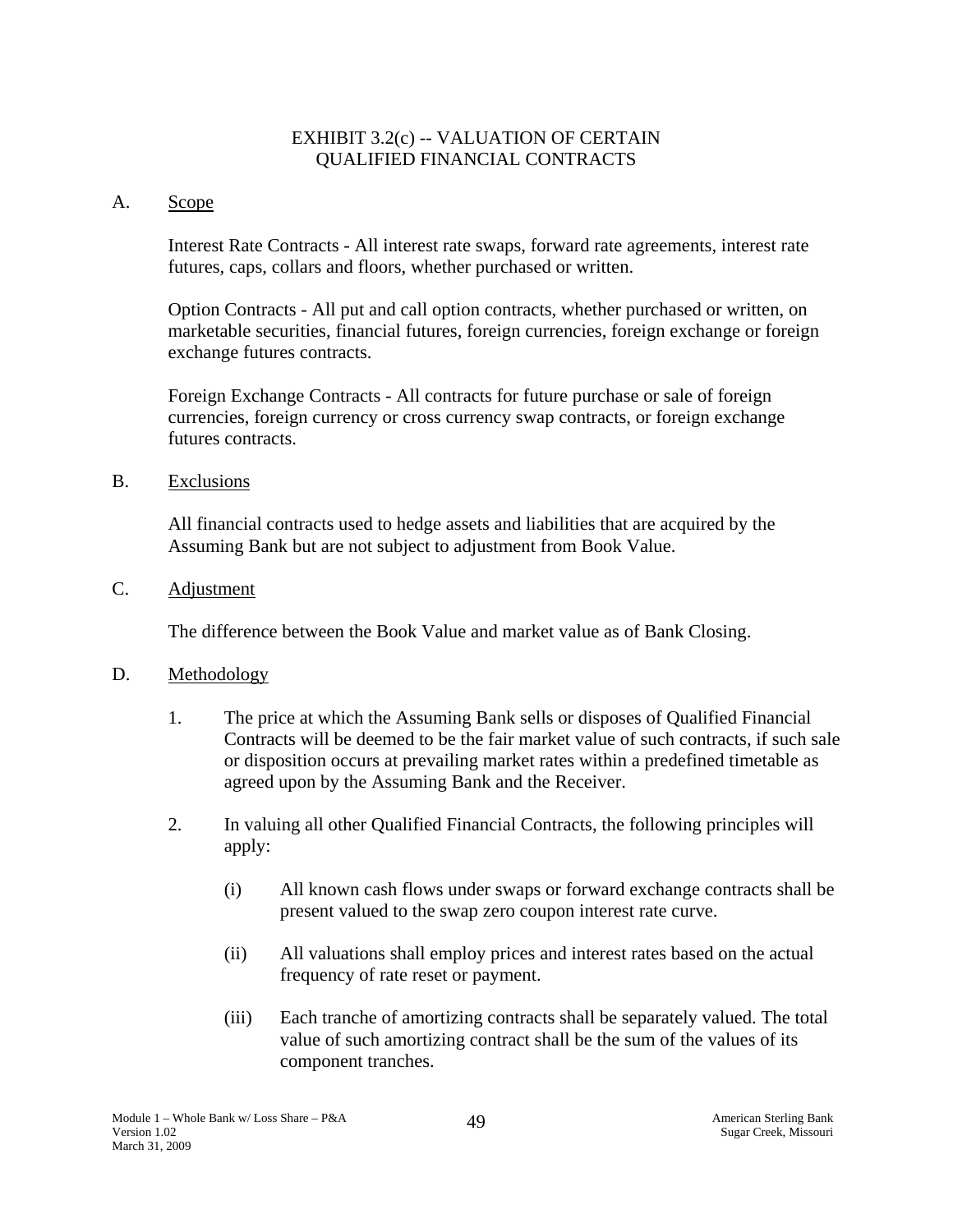# EXHIBIT 3.2(c) -- VALUATION OF CERTAIN QUALIFIED FINANCIAL CONTRACTS

A. Scope

Interest Rate Contracts - All interest rate swaps, forward rate agreements, interest rate futures, caps, collars and floors, whether purchased or written.

Option Contracts - All put and call option contracts, whether purchased or written, on marketable securities, financial futures, foreign currencies, foreign exchange or foreign exchange futures contracts.

Foreign Exchange Contracts - All contracts for future purchase or sale of foreign currencies, foreign currency or cross currency swap contracts, or foreign exchange futures contracts.

B. Exclusions

All financial contracts used to hedge assets and liabilities that are acquired by the Assuming Bank but are not subject to adjustment from Book Value.

C. Adjustment

The difference between the Book Value and market value as of Bank Closing.

D. Methodology

1. The price at which the Assuming Bank sells or disposes of Qualified Financial Contracts will be deemed to be the fair market value of such contracts, if such sale or disposition occurs at prevailing market rates within a predefined timetable as agreed upon by the Assuming Bank and the Receiver.

2. In valuing all other Qualified Financial Contracts, the following principles will apply:

   (i) All known cash flows under swaps or forward exchange contracts shall be present valued to the swap zero coupon interest rate curve.

   (ii) All valuations shall employ prices and interest rates based on the actual frequency of rate reset or payment.

   (iii) Each tranche of amortizing contracts shall be separately valued. The total value of such amortizing contract shall be the sum of the values of its component tranches.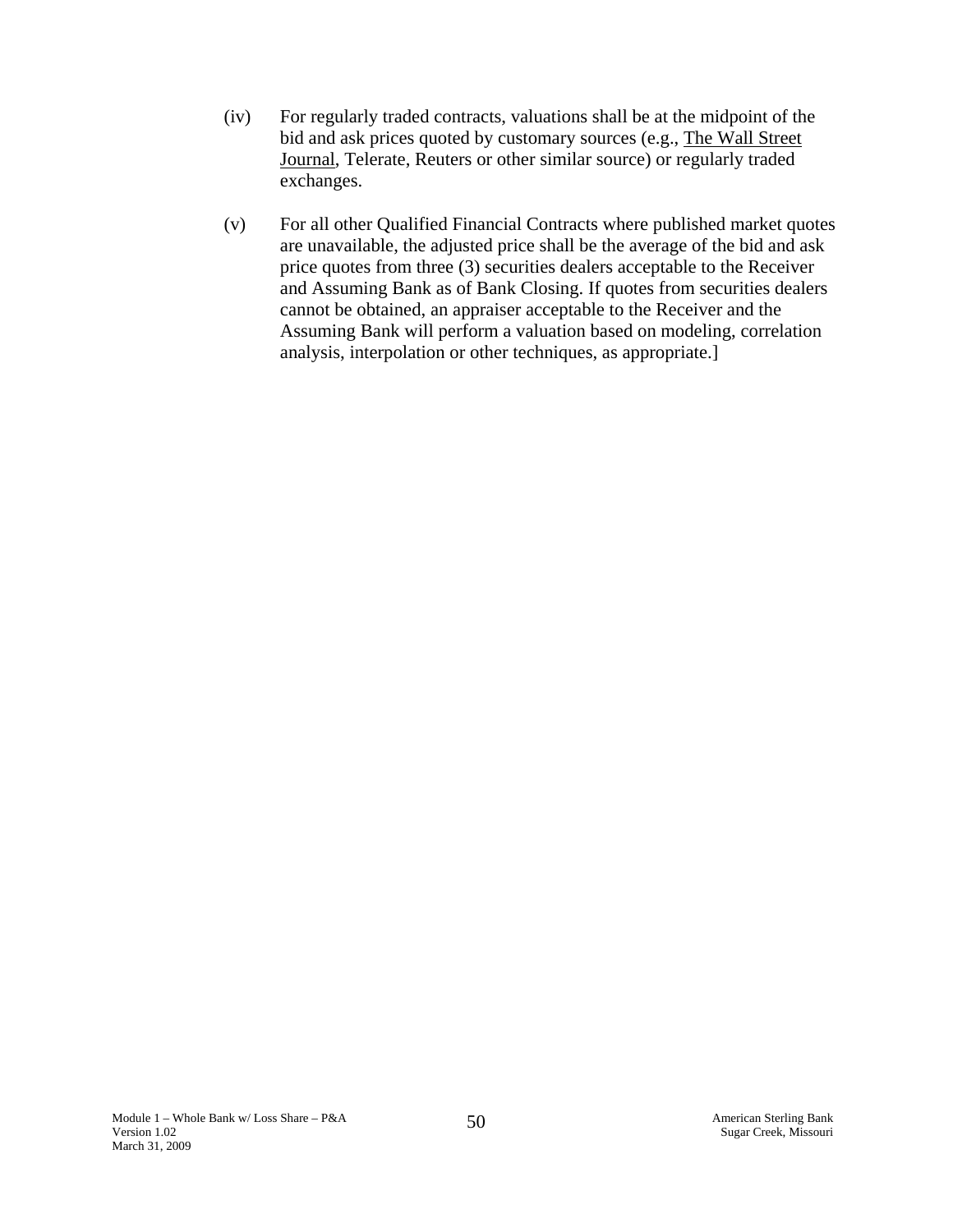(iv) For regularly traded contracts, valuations shall be at the midpoint of the bid and ask prices quoted by customary sources (e.g., The Wall Street Journal, Telerate, Reuters or other similar source) or regularly traded exchanges.

(v) For all other Qualified Financial Contracts where published market quotes are unavailable, the adjusted price shall be the average of the bid and ask price quotes from three (3) securities dealers acceptable to the Receiver and Assuming Bank as of Bank Closing. If quotes from securities dealers cannot be obtained, an appraiser acceptable to the Receiver and the Assuming Bank will perform a valuation based on modeling, correlation analysis, interpolation or other techniques, as appropriate.]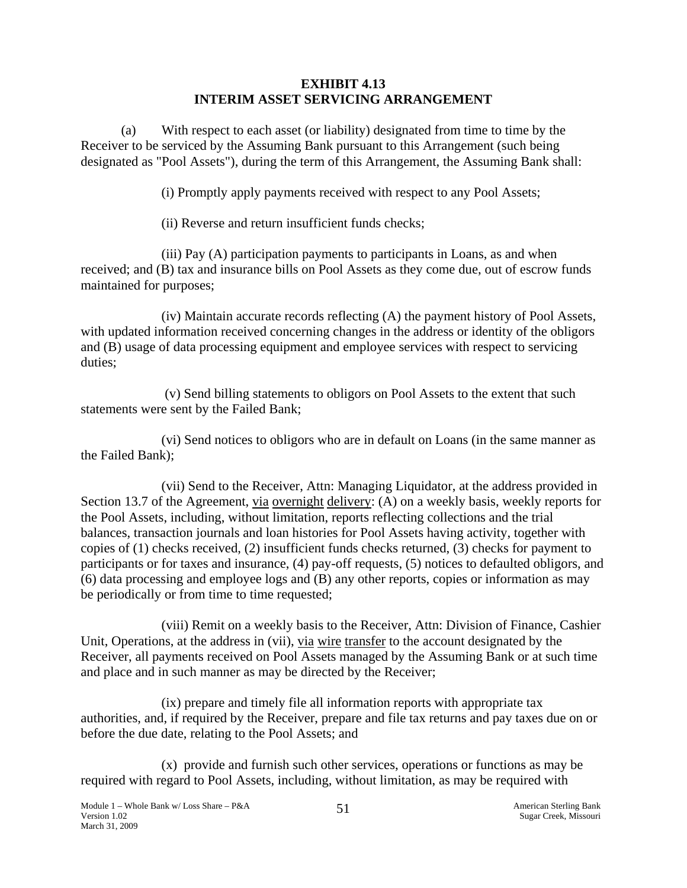**EXHIBIT 4.13**
**INTERIM ASSET SERVICING ARRANGEMENT**

(a) With respect to each asset (or liability) designated from time to time by the Receiver to be serviced by the Assuming Bank pursuant to this Arrangement (such being designated as "Pool Assets"), during the term of this Arrangement, the Assuming Bank shall:

(i) Promptly apply payments received with respect to any Pool Assets;

(ii) Reverse and return insufficient funds checks;

(iii) Pay (A) participation payments to participants in Loans, as and when received; and (B) tax and insurance bills on Pool Assets as they come due, out of escrow funds maintained for purposes;

(iv) Maintain accurate records reflecting (A) the payment history of Pool Assets, with updated information received concerning changes in the address or identity of the obligors and (B) usage of data processing equipment and employee services with respect to servicing duties;

(v) Send billing statements to obligors on Pool Assets to the extent that such statements were sent by the Failed Bank;

(vi) Send notices to obligors who are in default on Loans (in the same manner as the Failed Bank);

(vii) Send to the Receiver, Attn: Managing Liquidator, at the address provided in Section 13.7 of the Agreement, <u>via</u> <u>overnight</u> <u>delivery</u>: (A) on a weekly basis, weekly reports for the Pool Assets, including, without limitation, reports reflecting collections and the trial balances, transaction journals and loan histories for Pool Assets having activity, together with copies of (1) checks received, (2) insufficient funds checks returned, (3) checks for payment to participants or for taxes and insurance, (4) pay-off requests, (5) notices to defaulted obligors, and (6) data processing and employee logs and (B) any other reports, copies or information as may be periodically or from time to time requested;

(viii) Remit on a weekly basis to the Receiver, Attn: Division of Finance, Cashier Unit, Operations, at the address in (vii), <u>via</u> <u>wire</u> <u>transfer</u> to the account designated by the Receiver, all payments received on Pool Assets managed by the Assuming Bank or at such time and place and in such manner as may be directed by the Receiver;

(ix) prepare and timely file all information reports with appropriate tax authorities, and, if required by the Receiver, prepare and file tax returns and pay taxes due on or before the due date, relating to the Pool Assets; and

(x) provide and furnish such other services, operations or functions as may be required with regard to Pool Assets, including, without limitation, as may be required with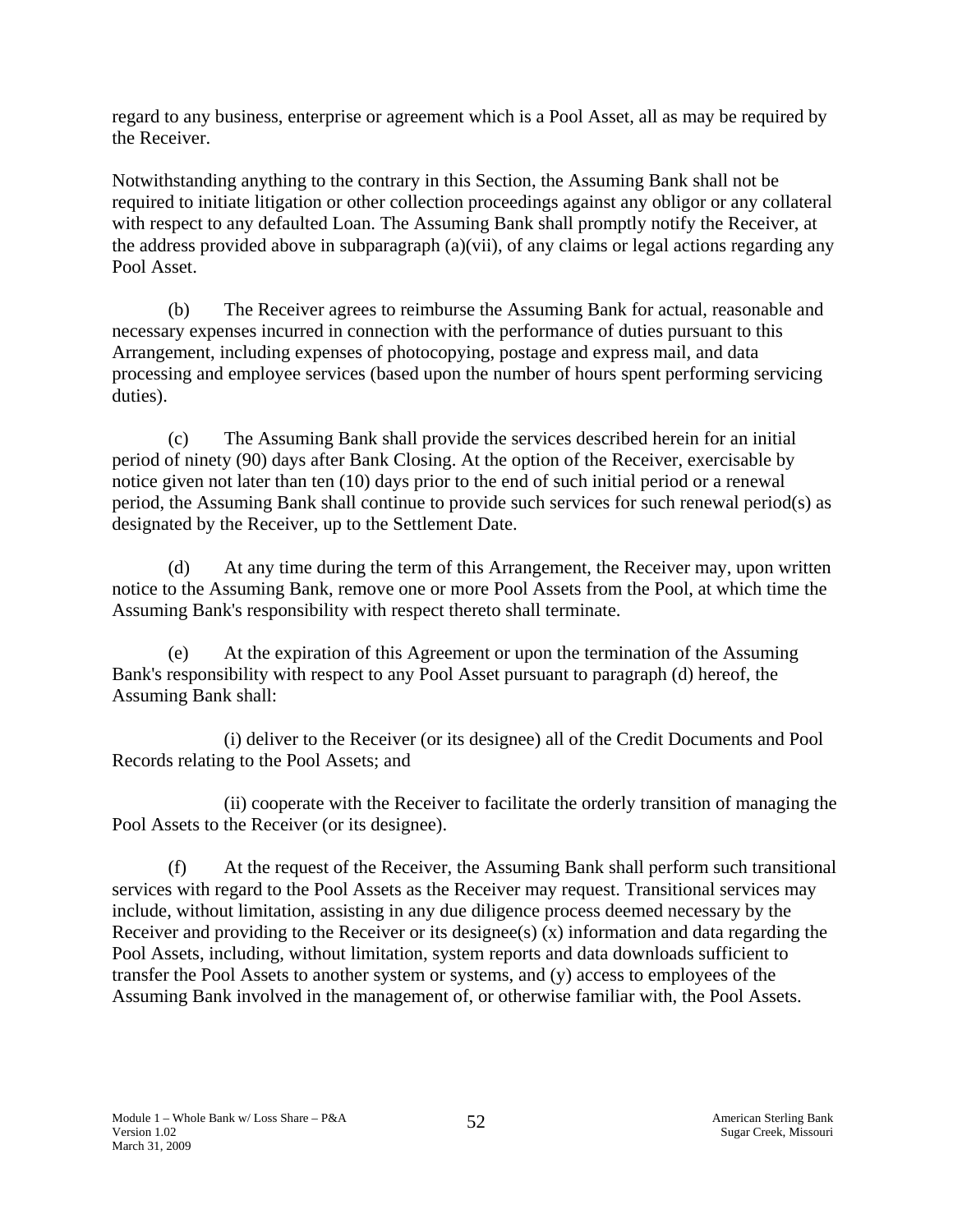regard to any business, enterprise or agreement which is a Pool Asset, all as may be required by the Receiver.

Notwithstanding anything to the contrary in this Section, the Assuming Bank shall not be required to initiate litigation or other collection proceedings against any obligor or any collateral with respect to any defaulted Loan. The Assuming Bank shall promptly notify the Receiver, at the address provided above in subparagraph (a)(vii), of any claims or legal actions regarding any Pool Asset.

(b) The Receiver agrees to reimburse the Assuming Bank for actual, reasonable and necessary expenses incurred in connection with the performance of duties pursuant to this Arrangement, including expenses of photocopying, postage and express mail, and data processing and employee services (based upon the number of hours spent performing servicing duties).

(c) The Assuming Bank shall provide the services described herein for an initial period of ninety (90) days after Bank Closing. At the option of the Receiver, exercisable by notice given not later than ten (10) days prior to the end of such initial period or a renewal period, the Assuming Bank shall continue to provide such services for such renewal period(s) as designated by the Receiver, up to the Settlement Date.

(d) At any time during the term of this Arrangement, the Receiver may, upon written notice to the Assuming Bank, remove one or more Pool Assets from the Pool, at which time the Assuming Bank's responsibility with respect thereto shall terminate.

(e) At the expiration of this Agreement or upon the termination of the Assuming Bank's responsibility with respect to any Pool Asset pursuant to paragraph (d) hereof, the Assuming Bank shall:

(i) deliver to the Receiver (or its designee) all of the Credit Documents and Pool Records relating to the Pool Assets; and

(ii) cooperate with the Receiver to facilitate the orderly transition of managing the Pool Assets to the Receiver (or its designee).

(f) At the request of the Receiver, the Assuming Bank shall perform such transitional services with regard to the Pool Assets as the Receiver may request. Transitional services may include, without limitation, assisting in any due diligence process deemed necessary by the Receiver and providing to the Receiver or its designee(s) (x) information and data regarding the Pool Assets, including, without limitation, system reports and data downloads sufficient to transfer the Pool Assets to another system or systems, and (y) access to employees of the Assuming Bank involved in the management of, or otherwise familiar with, the Pool Assets.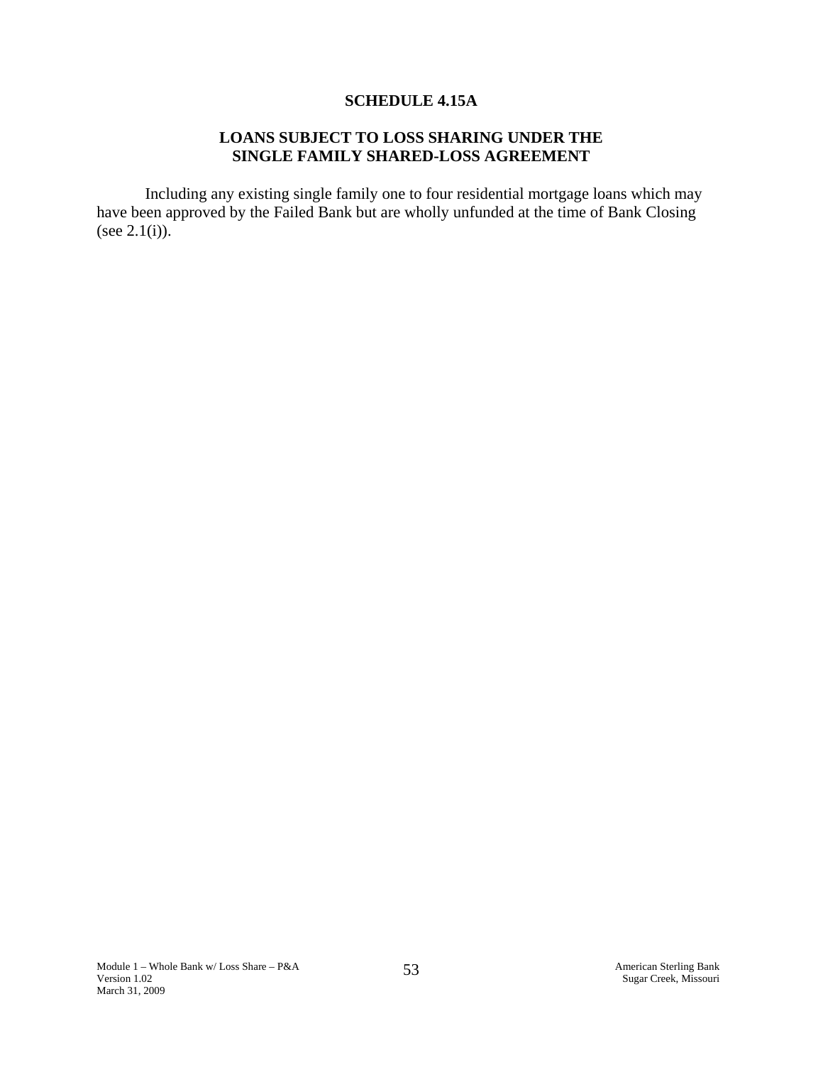# SCHEDULE 4.15A

## LOANS SUBJECT TO LOSS SHARING UNDER THE SINGLE FAMILY SHARED-LOSS AGREEMENT

Including any existing single family one to four residential mortgage loans which may have been approved by the Failed Bank but are wholly unfunded at the time of Bank Closing (see 2.1(i)).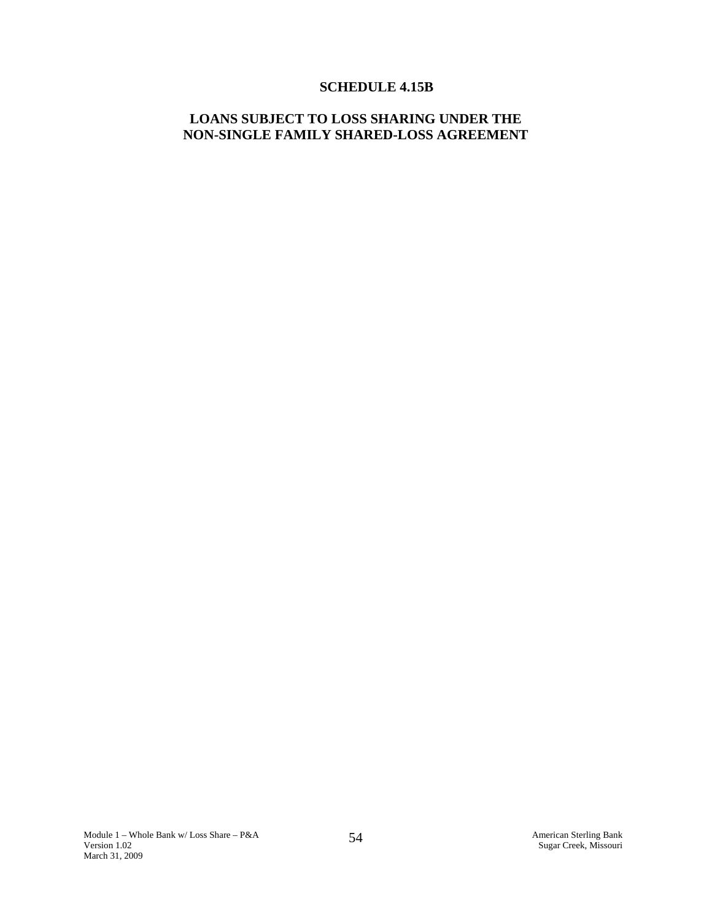# SCHEDULE 4.15B

## LOANS SUBJECT TO LOSS SHARING UNDER THE NON-SINGLE FAMILY SHARED-LOSS AGREEMENT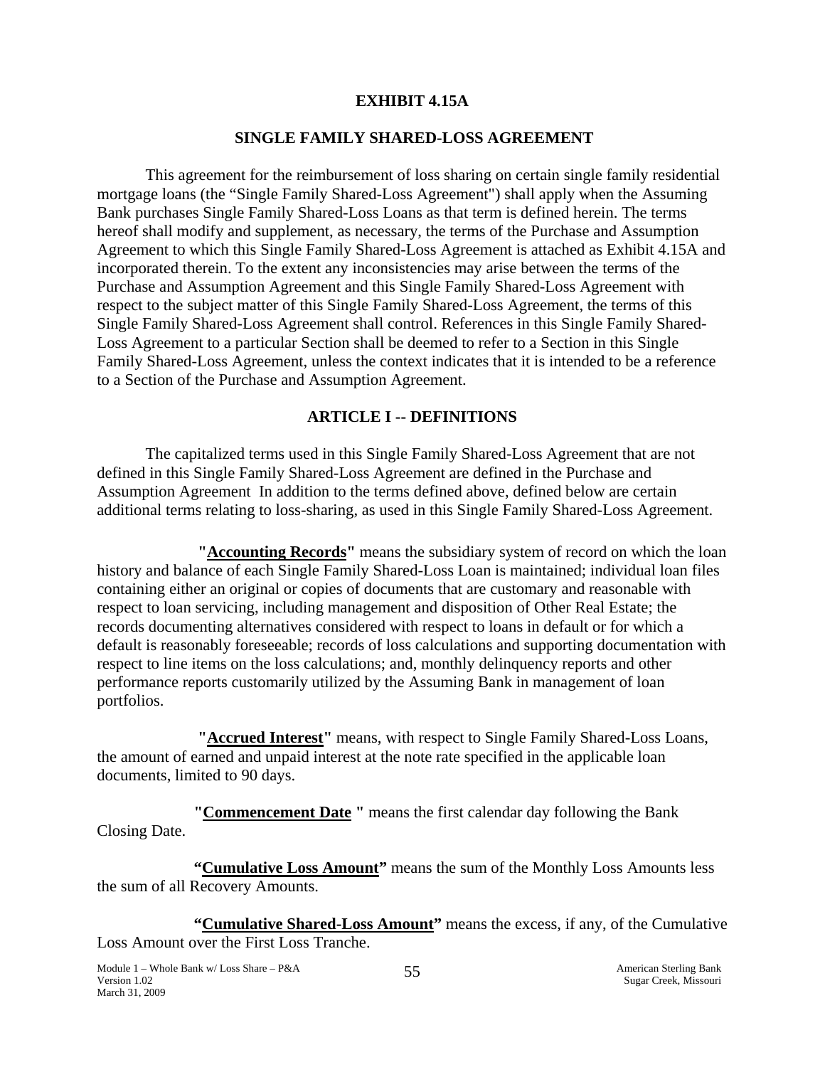# EXHIBIT 4.15A

## SINGLE FAMILY SHARED-LOSS AGREEMENT

This agreement for the reimbursement of loss sharing on certain single family residential mortgage loans (the "Single Family Shared-Loss Agreement") shall apply when the Assuming Bank purchases Single Family Shared-Loss Loans as that term is defined herein. The terms hereof shall modify and supplement, as necessary, the terms of the Purchase and Assumption Agreement to which this Single Family Shared-Loss Agreement is attached as Exhibit 4.15A and incorporated therein. To the extent any inconsistencies may arise between the terms of the Purchase and Assumption Agreement and this Single Family Shared-Loss Agreement with respect to the subject matter of this Single Family Shared-Loss Agreement, the terms of this Single Family Shared-Loss Agreement shall control. References in this Single Family Shared-Loss Agreement to a particular Section shall be deemed to refer to a Section in this Single Family Shared-Loss Agreement, unless the context indicates that it is intended to be a reference to a Section of the Purchase and Assumption Agreement.

## ARTICLE I -- DEFINITIONS

The capitalized terms used in this Single Family Shared-Loss Agreement that are not defined in this Single Family Shared-Loss Agreement are defined in the Purchase and Assumption Agreement In addition to the terms defined above, defined below are certain additional terms relating to loss-sharing, as used in this Single Family Shared-Loss Agreement.

**"Accounting Records"** means the subsidiary system of record on which the loan history and balance of each Single Family Shared-Loss Loan is maintained; individual loan files containing either an original or copies of documents that are customary and reasonable with respect to loan servicing, including management and disposition of Other Real Estate; the records documenting alternatives considered with respect to loans in default or for which a default is reasonably foreseeable; records of loss calculations and supporting documentation with respect to line items on the loss calculations; and, monthly delinquency reports and other performance reports customarily utilized by the Assuming Bank in management of loan portfolios.

**"Accrued Interest"** means, with respect to Single Family Shared-Loss Loans, the amount of earned and unpaid interest at the note rate specified in the applicable loan documents, limited to 90 days.

**"Commencement Date "** means the first calendar day following the Bank Closing Date.

**"Cumulative Loss Amount"** means the sum of the Monthly Loss Amounts less the sum of all Recovery Amounts.

**"Cumulative Shared-Loss Amount"** means the excess, if any, of the Cumulative Loss Amount over the First Loss Tranche.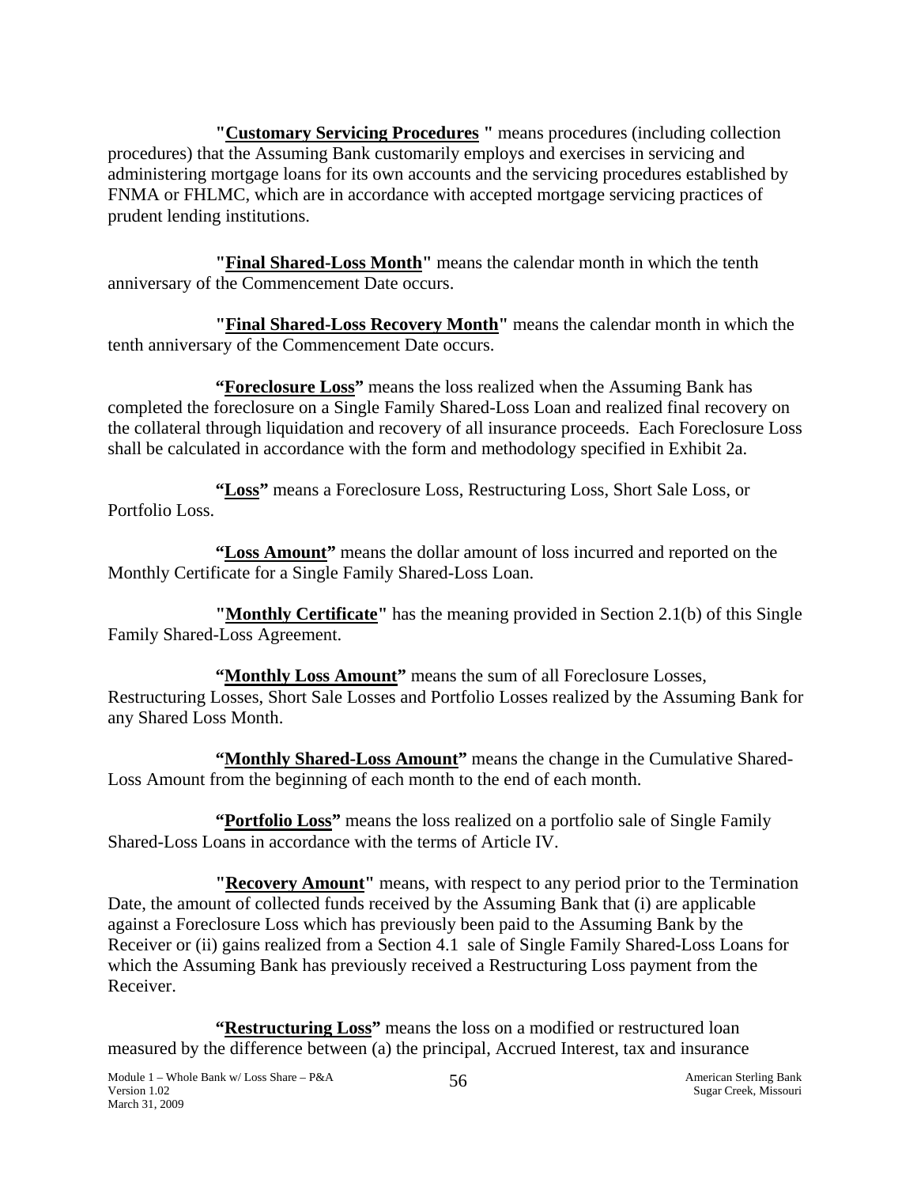"**Customary Servicing Procedures** " means procedures (including collection procedures) that the Assuming Bank customarily employs and exercises in servicing and administering mortgage loans for its own accounts and the servicing procedures established by FNMA or FHLMC, which are in accordance with accepted mortgage servicing practices of prudent lending institutions.

"**Final Shared-Loss Month**" means the calendar month in which the tenth anniversary of the Commencement Date occurs.

"**Final Shared-Loss Recovery Month**" means the calendar month in which the tenth anniversary of the Commencement Date occurs.

"**Foreclosure Loss**" means the loss realized when the Assuming Bank has completed the foreclosure on a Single Family Shared-Loss Loan and realized final recovery on the collateral through liquidation and recovery of all insurance proceeds. Each Foreclosure Loss shall be calculated in accordance with the form and methodology specified in Exhibit 2a.

"**Loss**" means a Foreclosure Loss, Restructuring Loss, Short Sale Loss, or Portfolio Loss.

"**Loss Amount**" means the dollar amount of loss incurred and reported on the Monthly Certificate for a Single Family Shared-Loss Loan.

"**Monthly Certificate**" has the meaning provided in Section 2.1(b) of this Single Family Shared-Loss Agreement.

"**Monthly Loss Amount**" means the sum of all Foreclosure Losses, Restructuring Losses, Short Sale Losses and Portfolio Losses realized by the Assuming Bank for any Shared Loss Month.

"**Monthly Shared-Loss Amount**" means the change in the Cumulative Shared-Loss Amount from the beginning of each month to the end of each month.

"**Portfolio Loss**" means the loss realized on a portfolio sale of Single Family Shared-Loss Loans in accordance with the terms of Article IV.

"**Recovery Amount**" means, with respect to any period prior to the Termination Date, the amount of collected funds received by the Assuming Bank that (i) are applicable against a Foreclosure Loss which has previously been paid to the Assuming Bank by the Receiver or (ii) gains realized from a Section 4.1 sale of Single Family Shared-Loss Loans for which the Assuming Bank has previously received a Restructuring Loss payment from the Receiver.

"**Restructuring Loss**" means the loss on a modified or restructured loan measured by the difference between (a) the principal, Accrued Interest, tax and insurance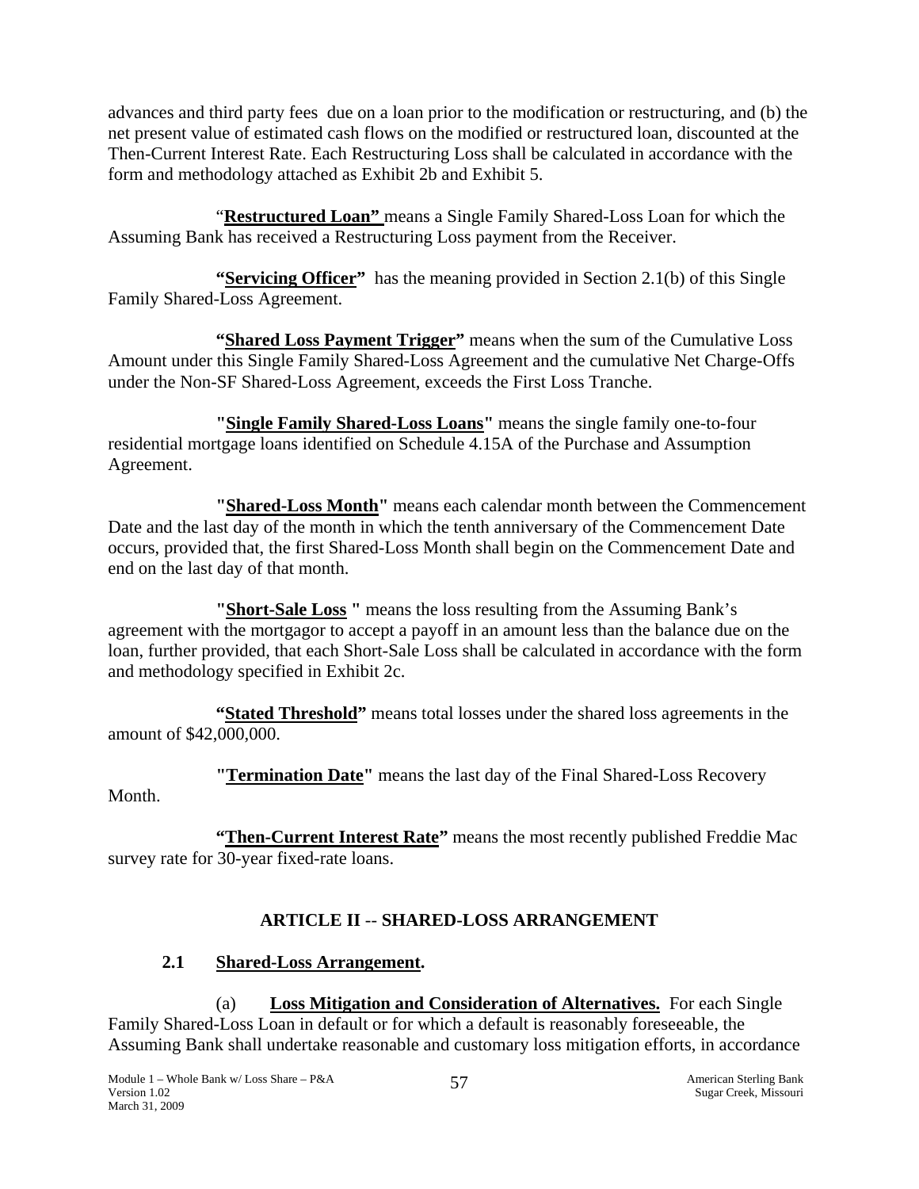advances and third party fees due on a loan prior to the modification or restructuring, and (b) the net present value of estimated cash flows on the modified or restructured loan, discounted at the Then-Current Interest Rate. Each Restructuring Loss shall be calculated in accordance with the form and methodology attached as Exhibit 2b and Exhibit 5.

"**Restructured Loan"** means a Single Family Shared-Loss Loan for which the Assuming Bank has received a Restructuring Loss payment from the Receiver.

**"Servicing Officer"** has the meaning provided in Section 2.1(b) of this Single Family Shared-Loss Agreement.

**"Shared Loss Payment Trigger"** means when the sum of the Cumulative Loss Amount under this Single Family Shared-Loss Agreement and the cumulative Net Charge-Offs under the Non-SF Shared-Loss Agreement, exceeds the First Loss Tranche.

**"Single Family Shared-Loss Loans"** means the single family one-to-four residential mortgage loans identified on Schedule 4.15A of the Purchase and Assumption Agreement.

**"Shared-Loss Month"** means each calendar month between the Commencement Date and the last day of the month in which the tenth anniversary of the Commencement Date occurs, provided that, the first Shared-Loss Month shall begin on the Commencement Date and end on the last day of that month.

**"Short-Sale Loss "** means the loss resulting from the Assuming Bank's agreement with the mortgagor to accept a payoff in an amount less than the balance due on the loan, further provided, that each Short-Sale Loss shall be calculated in accordance with the form and methodology specified in Exhibit 2c.

**"Stated Threshold"** means total losses under the shared loss agreements in the amount of $42,000,000.

**"Termination Date"** means the last day of the Final Shared-Loss Recovery Month.

**"Then-Current Interest Rate"** means the most recently published Freddie Mac survey rate for 30-year fixed-rate loans.

## ARTICLE II -- SHARED-LOSS ARRANGEMENT

### 2.1 Shared-Loss Arrangement.

(a) **Loss Mitigation and Consideration of Alternatives.** For each Single Family Shared-Loss Loan in default or for which a default is reasonably foreseeable, the Assuming Bank shall undertake reasonable and customary loss mitigation efforts, in accordance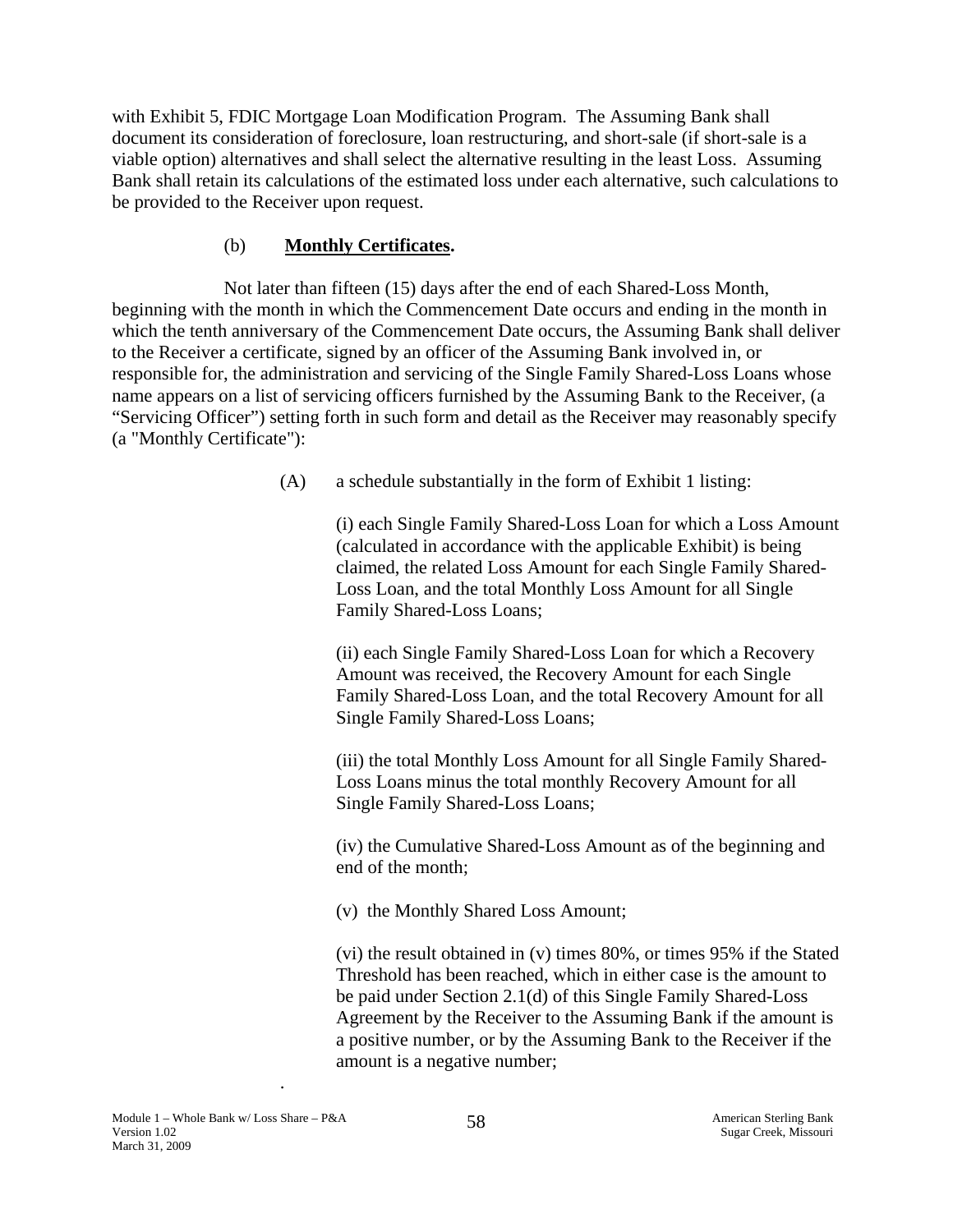with Exhibit 5, FDIC Mortgage Loan Modification Program. The Assuming Bank shall document its consideration of foreclosure, loan restructuring, and short-sale (if short-sale is a viable option) alternatives and shall select the alternative resulting in the least Loss. Assuming Bank shall retain its calculations of the estimated loss under each alternative, such calculations to be provided to the Receiver upon request.

(b) **Monthly Certificates.**

Not later than fifteen (15) days after the end of each Shared-Loss Month, beginning with the month in which the Commencement Date occurs and ending in the month in which the tenth anniversary of the Commencement Date occurs, the Assuming Bank shall deliver to the Receiver a certificate, signed by an officer of the Assuming Bank involved in, or responsible for, the administration and servicing of the Single Family Shared-Loss Loans whose name appears on a list of servicing officers furnished by the Assuming Bank to the Receiver, (a "Servicing Officer") setting forth in such form and detail as the Receiver may reasonably specify (a "Monthly Certificate"):

(A) a schedule substantially in the form of Exhibit 1 listing:

(i) each Single Family Shared-Loss Loan for which a Loss Amount (calculated in accordance with the applicable Exhibit) is being claimed, the related Loss Amount for each Single Family Shared-Loss Loan, and the total Monthly Loss Amount for all Single Family Shared-Loss Loans;

(ii) each Single Family Shared-Loss Loan for which a Recovery Amount was received, the Recovery Amount for each Single Family Shared-Loss Loan, and the total Recovery Amount for all Single Family Shared-Loss Loans;

(iii) the total Monthly Loss Amount for all Single Family Shared-Loss Loans minus the total monthly Recovery Amount for all Single Family Shared-Loss Loans;

(iv) the Cumulative Shared-Loss Amount as of the beginning and end of the month;

(v) the Monthly Shared Loss Amount;

(vi) the result obtained in (v) times 80%, or times 95% if the Stated Threshold has been reached, which in either case is the amount to be paid under Section 2.1(d) of this Single Family Shared-Loss Agreement by the Receiver to the Assuming Bank if the amount is a positive number, or by the Assuming Bank to the Receiver if the amount is a negative number;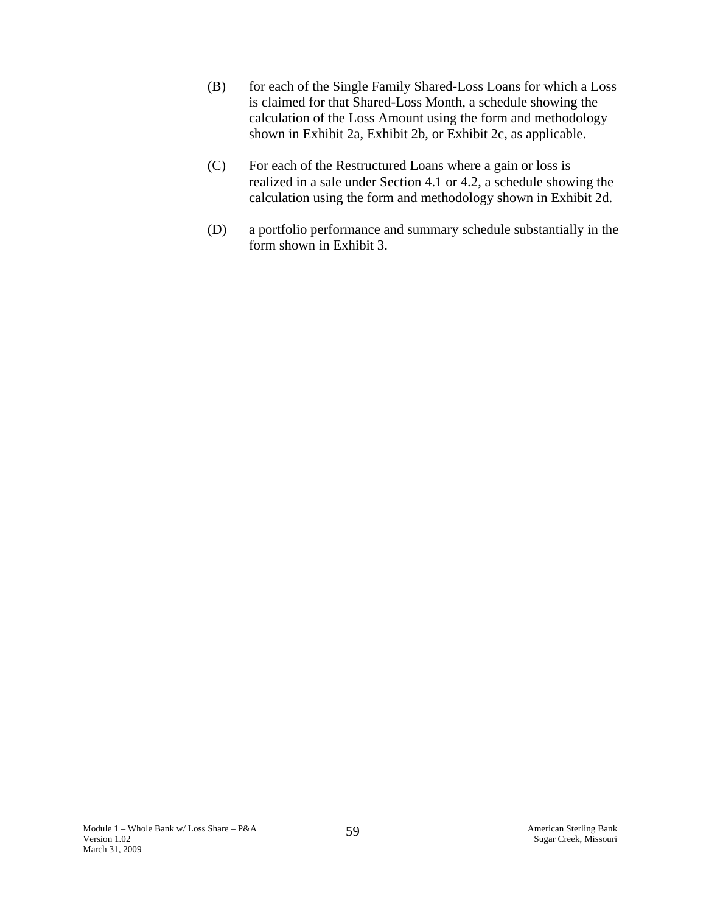(B) for each of the Single Family Shared-Loss Loans for which a Loss is claimed for that Shared-Loss Month, a schedule showing the calculation of the Loss Amount using the form and methodology shown in Exhibit 2a, Exhibit 2b, or Exhibit 2c, as applicable.

(C) For each of the Restructured Loans where a gain or loss is realized in a sale under Section 4.1 or 4.2, a schedule showing the calculation using the form and methodology shown in Exhibit 2d.

(D) a portfolio performance and summary schedule substantially in the form shown in Exhibit 3.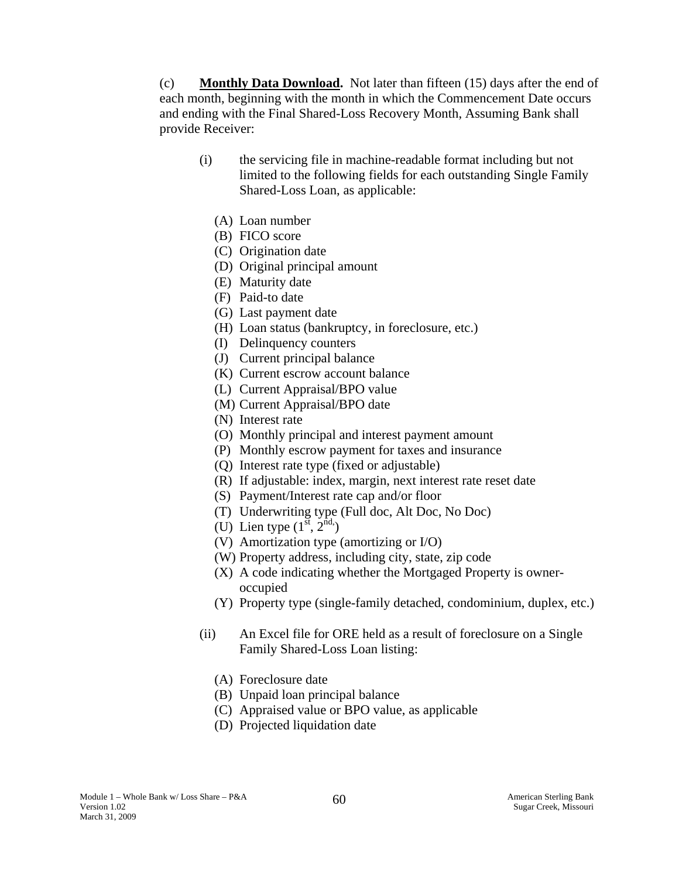(c) **Monthly Data Download.** Not later than fifteen (15) days after the end of each month, beginning with the month in which the Commencement Date occurs and ending with the Final Shared-Loss Recovery Month, Assuming Bank shall provide Receiver:

(i) the servicing file in machine-readable format including but not limited to the following fields for each outstanding Single Family Shared-Loss Loan, as applicable:

(A) Loan number
(B) FICO score
(C) Origination date
(D) Original principal amount
(E) Maturity date
(F) Paid-to date
(G) Last payment date
(H) Loan status (bankruptcy, in foreclosure, etc.)
(I) Delinquency counters
(J) Current principal balance
(K) Current escrow account balance
(L) Current Appraisal/BPO value
(M) Current Appraisal/BPO date
(N) Interest rate
(O) Monthly principal and interest payment amount
(P) Monthly escrow payment for taxes and insurance
(Q) Interest rate type (fixed or adjustable)
(R) If adjustable: index, margin, next interest rate reset date
(S) Payment/Interest rate cap and/or floor
(T) Underwriting type (Full doc, Alt Doc, No Doc)
(U) Lien type (1st, 2nd,)
(V) Amortization type (amortizing or I/O)
(W) Property address, including city, state, zip code
(X) A code indicating whether the Mortgaged Property is owner-occupied
(Y) Property type (single-family detached, condominium, duplex, etc.)

(ii) An Excel file for ORE held as a result of foreclosure on a Single Family Shared-Loss Loan listing:

(A) Foreclosure date
(B) Unpaid loan principal balance
(C) Appraised value or BPO value, as applicable
(D) Projected liquidation date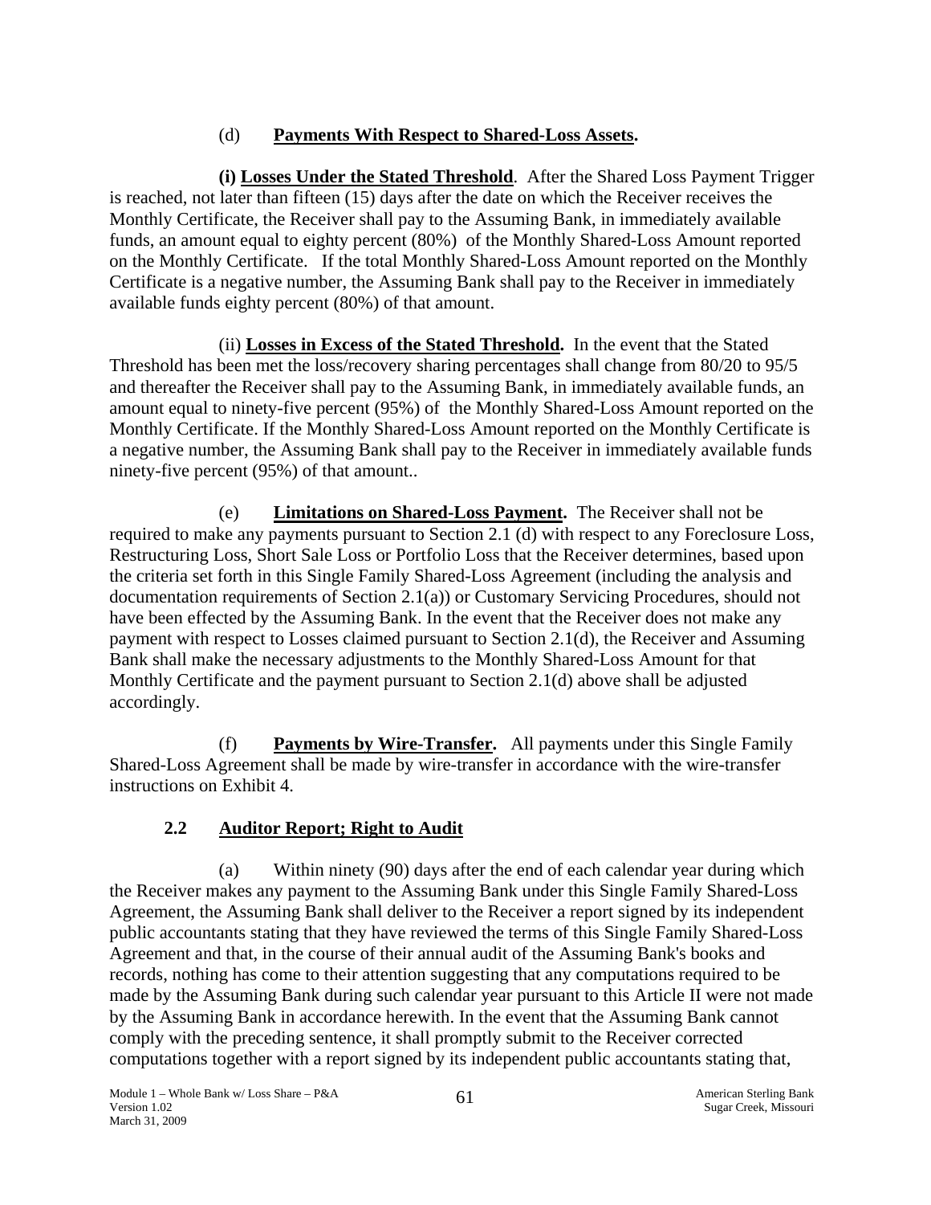(d) **Payments With Respect to Shared-Loss Assets.**

**(i) Losses Under the Stated Threshold**. After the Shared Loss Payment Trigger is reached, not later than fifteen (15) days after the date on which the Receiver receives the Monthly Certificate, the Receiver shall pay to the Assuming Bank, in immediately available funds, an amount equal to eighty percent (80%) of the Monthly Shared-Loss Amount reported on the Monthly Certificate. If the total Monthly Shared-Loss Amount reported on the Monthly Certificate is a negative number, the Assuming Bank shall pay to the Receiver in immediately available funds eighty percent (80%) of that amount.

(ii) **Losses in Excess of the Stated Threshold.** In the event that the Stated Threshold has been met the loss/recovery sharing percentages shall change from 80/20 to 95/5 and thereafter the Receiver shall pay to the Assuming Bank, in immediately available funds, an amount equal to ninety-five percent (95%) of the Monthly Shared-Loss Amount reported on the Monthly Certificate. If the Monthly Shared-Loss Amount reported on the Monthly Certificate is a negative number, the Assuming Bank shall pay to the Receiver in immediately available funds ninety-five percent (95%) of that amount..

(e) **Limitations on Shared-Loss Payment.** The Receiver shall not be required to make any payments pursuant to Section 2.1 (d) with respect to any Foreclosure Loss, Restructuring Loss, Short Sale Loss or Portfolio Loss that the Receiver determines, based upon the criteria set forth in this Single Family Shared-Loss Agreement (including the analysis and documentation requirements of Section 2.1(a)) or Customary Servicing Procedures, should not have been effected by the Assuming Bank. In the event that the Receiver does not make any payment with respect to Losses claimed pursuant to Section 2.1(d), the Receiver and Assuming Bank shall make the necessary adjustments to the Monthly Shared-Loss Amount for that Monthly Certificate and the payment pursuant to Section 2.1(d) above shall be adjusted accordingly.

(f) **Payments by Wire-Transfer.** All payments under this Single Family Shared-Loss Agreement shall be made by wire-transfer in accordance with the wire-transfer instructions on Exhibit 4.

## 2.2 Auditor Report; Right to Audit

(a) Within ninety (90) days after the end of each calendar year during which the Receiver makes any payment to the Assuming Bank under this Single Family Shared-Loss Agreement, the Assuming Bank shall deliver to the Receiver a report signed by its independent public accountants stating that they have reviewed the terms of this Single Family Shared-Loss Agreement and that, in the course of their annual audit of the Assuming Bank's books and records, nothing has come to their attention suggesting that any computations required to be made by the Assuming Bank during such calendar year pursuant to this Article II were not made by the Assuming Bank in accordance herewith. In the event that the Assuming Bank cannot comply with the preceding sentence, it shall promptly submit to the Receiver corrected computations together with a report signed by its independent public accountants stating that,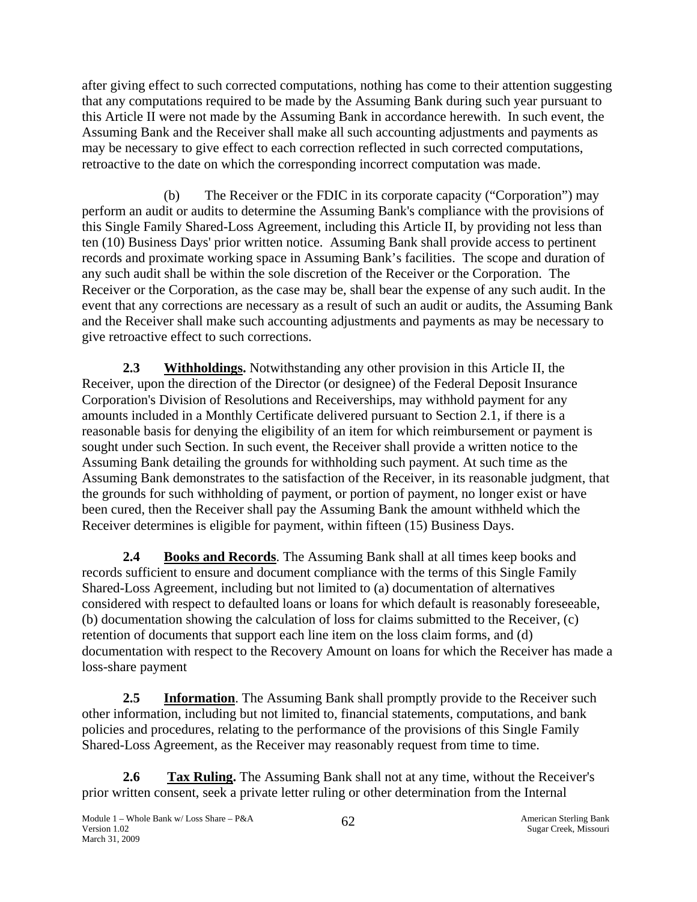after giving effect to such corrected computations, nothing has come to their attention suggesting that any computations required to be made by the Assuming Bank during such year pursuant to this Article II were not made by the Assuming Bank in accordance herewith. In such event, the Assuming Bank and the Receiver shall make all such accounting adjustments and payments as may be necessary to give effect to each correction reflected in such corrected computations, retroactive to the date on which the corresponding incorrect computation was made.

(b) The Receiver or the FDIC in its corporate capacity ("Corporation") may perform an audit or audits to determine the Assuming Bank's compliance with the provisions of this Single Family Shared-Loss Agreement, including this Article II, by providing not less than ten (10) Business Days' prior written notice. Assuming Bank shall provide access to pertinent records and proximate working space in Assuming Bank's facilities. The scope and duration of any such audit shall be within the sole discretion of the Receiver or the Corporation. The Receiver or the Corporation, as the case may be, shall bear the expense of any such audit. In the event that any corrections are necessary as a result of such an audit or audits, the Assuming Bank and the Receiver shall make such accounting adjustments and payments as may be necessary to give retroactive effect to such corrections.

**2.3 Withholdings.** Notwithstanding any other provision in this Article II, the Receiver, upon the direction of the Director (or designee) of the Federal Deposit Insurance Corporation's Division of Resolutions and Receiverships, may withhold payment for any amounts included in a Monthly Certificate delivered pursuant to Section 2.1, if there is a reasonable basis for denying the eligibility of an item for which reimbursement or payment is sought under such Section. In such event, the Receiver shall provide a written notice to the Assuming Bank detailing the grounds for withholding such payment. At such time as the Assuming Bank demonstrates to the satisfaction of the Receiver, in its reasonable judgment, that the grounds for such withholding of payment, or portion of payment, no longer exist or have been cured, then the Receiver shall pay the Assuming Bank the amount withheld which the Receiver determines is eligible for payment, within fifteen (15) Business Days.

**2.4 Books and Records**. The Assuming Bank shall at all times keep books and records sufficient to ensure and document compliance with the terms of this Single Family Shared-Loss Agreement, including but not limited to (a) documentation of alternatives considered with respect to defaulted loans or loans for which default is reasonably foreseeable, (b) documentation showing the calculation of loss for claims submitted to the Receiver, (c) retention of documents that support each line item on the loss claim forms, and (d) documentation with respect to the Recovery Amount on loans for which the Receiver has made a loss-share payment

**2.5 Information**. The Assuming Bank shall promptly provide to the Receiver such other information, including but not limited to, financial statements, computations, and bank policies and procedures, relating to the performance of the provisions of this Single Family Shared-Loss Agreement, as the Receiver may reasonably request from time to time.

**2.6 Tax Ruling.** The Assuming Bank shall not at any time, without the Receiver's prior written consent, seek a private letter ruling or other determination from the Internal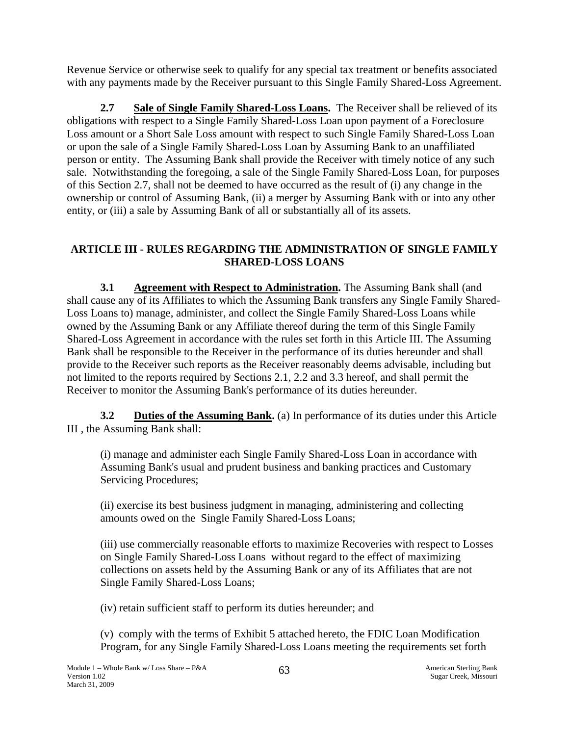Revenue Service or otherwise seek to qualify for any special tax treatment or benefits associated with any payments made by the Receiver pursuant to this Single Family Shared-Loss Agreement.

**2.7 Sale of Single Family Shared-Loss Loans.** The Receiver shall be relieved of its obligations with respect to a Single Family Shared-Loss Loan upon payment of a Foreclosure Loss amount or a Short Sale Loss amount with respect to such Single Family Shared-Loss Loan or upon the sale of a Single Family Shared-Loss Loan by Assuming Bank to an unaffiliated person or entity. The Assuming Bank shall provide the Receiver with timely notice of any such sale. Notwithstanding the foregoing, a sale of the Single Family Shared-Loss Loan, for purposes of this Section 2.7, shall not be deemed to have occurred as the result of (i) any change in the ownership or control of Assuming Bank, (ii) a merger by Assuming Bank with or into any other entity, or (iii) a sale by Assuming Bank of all or substantially all of its assets.

## ARTICLE III - RULES REGARDING THE ADMINISTRATION OF SINGLE FAMILY SHARED-LOSS LOANS

**3.1 Agreement with Respect to Administration.** The Assuming Bank shall (and shall cause any of its Affiliates to which the Assuming Bank transfers any Single Family Shared-Loss Loans to) manage, administer, and collect the Single Family Shared-Loss Loans while owned by the Assuming Bank or any Affiliate thereof during the term of this Single Family Shared-Loss Agreement in accordance with the rules set forth in this Article III. The Assuming Bank shall be responsible to the Receiver in the performance of its duties hereunder and shall provide to the Receiver such reports as the Receiver reasonably deems advisable, including but not limited to the reports required by Sections 2.1, 2.2 and 3.3 hereof, and shall permit the Receiver to monitor the Assuming Bank's performance of its duties hereunder.

**3.2 Duties of the Assuming Bank.** (a) In performance of its duties under this Article III , the Assuming Bank shall:

(i) manage and administer each Single Family Shared-Loss Loan in accordance with Assuming Bank's usual and prudent business and banking practices and Customary Servicing Procedures;

(ii) exercise its best business judgment in managing, administering and collecting amounts owed on the Single Family Shared-Loss Loans;

(iii) use commercially reasonable efforts to maximize Recoveries with respect to Losses on Single Family Shared-Loss Loans without regard to the effect of maximizing collections on assets held by the Assuming Bank or any of its Affiliates that are not Single Family Shared-Loss Loans;

(iv) retain sufficient staff to perform its duties hereunder; and

(v) comply with the terms of Exhibit 5 attached hereto, the FDIC Loan Modification Program, for any Single Family Shared-Loss Loans meeting the requirements set forth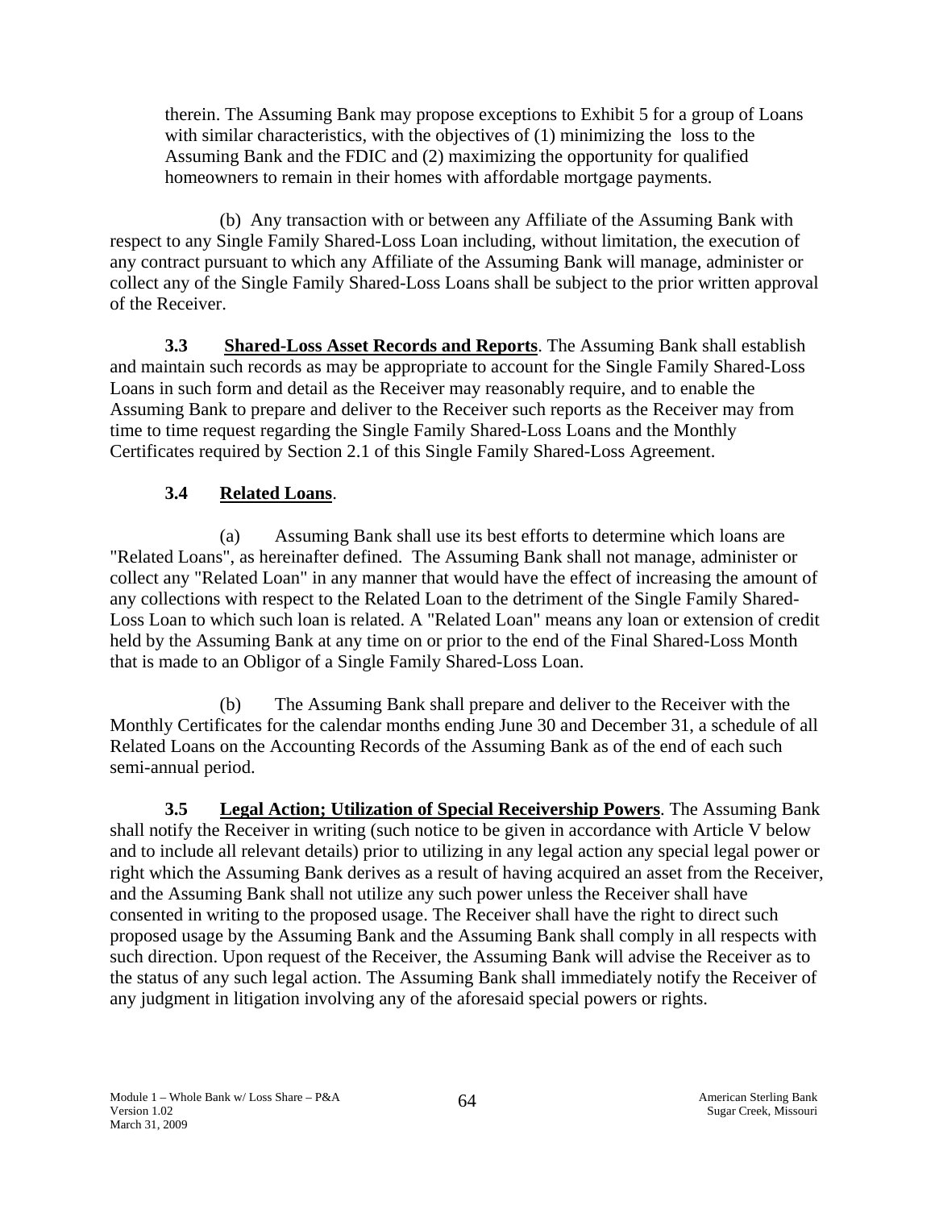therein. The Assuming Bank may propose exceptions to Exhibit 5 for a group of Loans with similar characteristics, with the objectives of (1) minimizing the loss to the Assuming Bank and the FDIC and (2) maximizing the opportunity for qualified homeowners to remain in their homes with affordable mortgage payments.

(b) Any transaction with or between any Affiliate of the Assuming Bank with respect to any Single Family Shared-Loss Loan including, without limitation, the execution of any contract pursuant to which any Affiliate of the Assuming Bank will manage, administer or collect any of the Single Family Shared-Loss Loans shall be subject to the prior written approval of the Receiver.

**3.3 <u>Shared-Loss Asset Records and Reports</u>**. The Assuming Bank shall establish and maintain such records as may be appropriate to account for the Single Family Shared-Loss Loans in such form and detail as the Receiver may reasonably require, and to enable the Assuming Bank to prepare and deliver to the Receiver such reports as the Receiver may from time to time request regarding the Single Family Shared-Loss Loans and the Monthly Certificates required by Section 2.1 of this Single Family Shared-Loss Agreement.

**3.4 <u>Related Loans</u>**.

(a) Assuming Bank shall use its best efforts to determine which loans are "Related Loans", as hereinafter defined. The Assuming Bank shall not manage, administer or collect any "Related Loan" in any manner that would have the effect of increasing the amount of any collections with respect to the Related Loan to the detriment of the Single Family Shared-Loss Loan to which such loan is related. A "Related Loan" means any loan or extension of credit held by the Assuming Bank at any time on or prior to the end of the Final Shared-Loss Month that is made to an Obligor of a Single Family Shared-Loss Loan.

(b) The Assuming Bank shall prepare and deliver to the Receiver with the Monthly Certificates for the calendar months ending June 30 and December 31, a schedule of all Related Loans on the Accounting Records of the Assuming Bank as of the end of each such semi-annual period.

**3.5 <u>Legal Action; Utilization of Special Receivership Powers</u>**. The Assuming Bank shall notify the Receiver in writing (such notice to be given in accordance with Article V below and to include all relevant details) prior to utilizing in any legal action any special legal power or right which the Assuming Bank derives as a result of having acquired an asset from the Receiver, and the Assuming Bank shall not utilize any such power unless the Receiver shall have consented in writing to the proposed usage. The Receiver shall have the right to direct such proposed usage by the Assuming Bank and the Assuming Bank shall comply in all respects with such direction. Upon request of the Receiver, the Assuming Bank will advise the Receiver as to the status of any such legal action. The Assuming Bank shall immediately notify the Receiver of any judgment in litigation involving any of the aforesaid special powers or rights.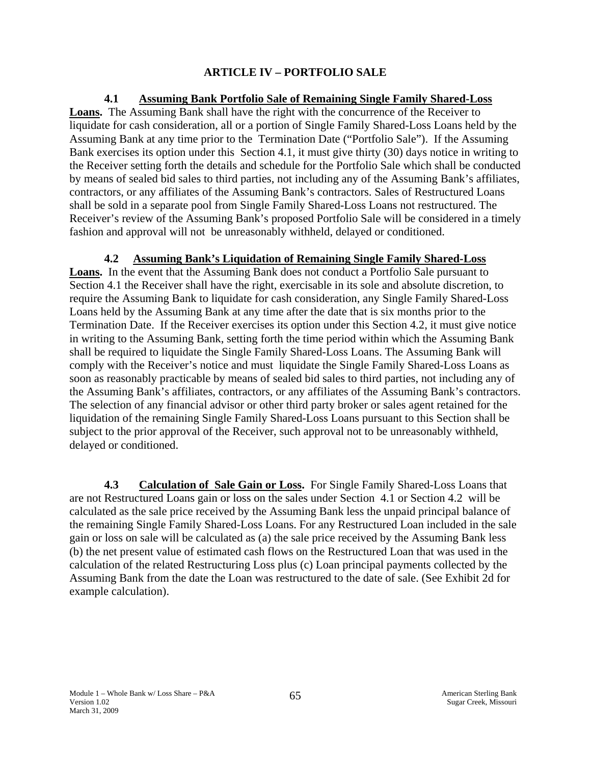## ARTICLE IV – PORTFOLIO SALE

**4.1 Assuming Bank Portfolio Sale of Remaining Single Family Shared-Loss Loans.** The Assuming Bank shall have the right with the concurrence of the Receiver to liquidate for cash consideration, all or a portion of Single Family Shared-Loss Loans held by the Assuming Bank at any time prior to the Termination Date ("Portfolio Sale"). If the Assuming Bank exercises its option under this Section 4.1, it must give thirty (30) days notice in writing to the Receiver setting forth the details and schedule for the Portfolio Sale which shall be conducted by means of sealed bid sales to third parties, not including any of the Assuming Bank's affiliates, contractors, or any affiliates of the Assuming Bank's contractors. Sales of Restructured Loans shall be sold in a separate pool from Single Family Shared-Loss Loans not restructured. The Receiver's review of the Assuming Bank's proposed Portfolio Sale will be considered in a timely fashion and approval will not be unreasonably withheld, delayed or conditioned.

**4.2 Assuming Bank's Liquidation of Remaining Single Family Shared-Loss Loans.** In the event that the Assuming Bank does not conduct a Portfolio Sale pursuant to Section 4.1 the Receiver shall have the right, exercisable in its sole and absolute discretion, to require the Assuming Bank to liquidate for cash consideration, any Single Family Shared-Loss Loans held by the Assuming Bank at any time after the date that is six months prior to the Termination Date. If the Receiver exercises its option under this Section 4.2, it must give notice in writing to the Assuming Bank, setting forth the time period within which the Assuming Bank shall be required to liquidate the Single Family Shared-Loss Loans. The Assuming Bank will comply with the Receiver's notice and must liquidate the Single Family Shared-Loss Loans as soon as reasonably practicable by means of sealed bid sales to third parties, not including any of the Assuming Bank's affiliates, contractors, or any affiliates of the Assuming Bank's contractors. The selection of any financial advisor or other third party broker or sales agent retained for the liquidation of the remaining Single Family Shared-Loss Loans pursuant to this Section shall be subject to the prior approval of the Receiver, such approval not to be unreasonably withheld, delayed or conditioned.

**4.3 Calculation of Sale Gain or Loss.** For Single Family Shared-Loss Loans that are not Restructured Loans gain or loss on the sales under Section 4.1 or Section 4.2 will be calculated as the sale price received by the Assuming Bank less the unpaid principal balance of the remaining Single Family Shared-Loss Loans. For any Restructured Loan included in the sale gain or loss on sale will be calculated as (a) the sale price received by the Assuming Bank less (b) the net present value of estimated cash flows on the Restructured Loan that was used in the calculation of the related Restructuring Loss plus (c) Loan principal payments collected by the Assuming Bank from the date the Loan was restructured to the date of sale. (See Exhibit 2d for example calculation).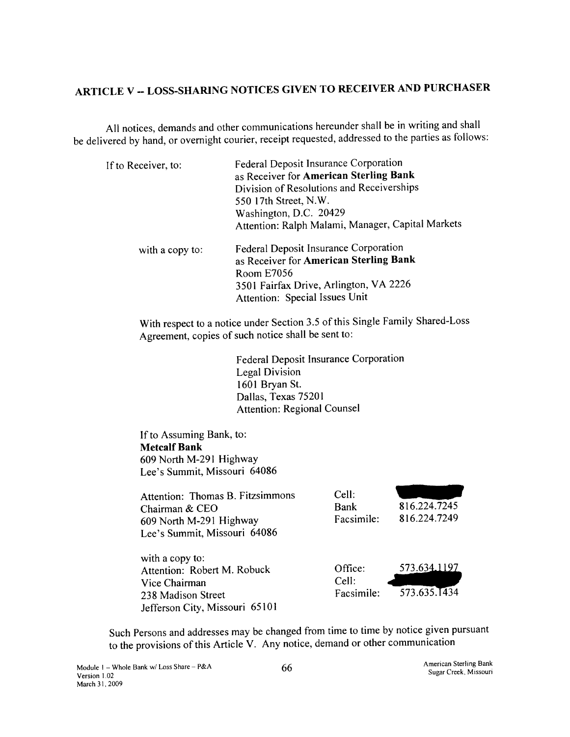## ARTICLE V -- LOSS-SHARING NOTICES GIVEN TO RECEIVER AND PURCHASER

All notices, demands and other communications hereunder shall be in writing and shall be delivered by hand, or overnight courier, receipt requested, addressed to the parties as follows:

If to Receiver, to:

Federal Deposit Insurance Corporation
as Receiver for **American Sterling Bank**
Division of Resolutions and Receiverships
550 17th Street, N.W.
Washington, D.C. 20429
Attention: Ralph Malami, Manager, Capital Markets

with a copy to:

Federal Deposit Insurance Corporation
as Receiver for **American Sterling Bank**
Room E7056
3501 Fairfax Drive, Arlington, VA 2226
Attention: Special Issues Unit

With respect to a notice under Section 3.5 of this Single Family Shared-Loss Agreement, copies of such notice shall be sent to:

Federal Deposit Insurance Corporation
Legal Division
1601 Bryan St.
Dallas, Texas 75201
Attention: Regional Counsel

If to Assuming Bank, to:
**Metcalf Bank**
609 North M-291 Highway
Lee's Summit, Missouri 64086

| | | |
|---|---|---|
| Attention: Thomas B. Fitzsimmons | Cell: | |
| Chairman & CEO | Bank | 816.224.7245 |
| 609 North M-291 Highway | Facsimile: | 816.224.7249 |
| Lee's Summit, Missouri 64086 | | |

| | | |
|---|---|---|
| with a copy to: | | |
| Attention: Robert M. Robuck | Office: | 573.634.1197 |
| Vice Chairman | Cell: | |
| 238 Madison Street | Facsimile: | 573.635.1434 |
| Jefferson City, Missouri 65101 | | |

Such Persons and addresses may be changed from time to time by notice given pursuant to the provisions of this Article V. Any notice, demand or other communication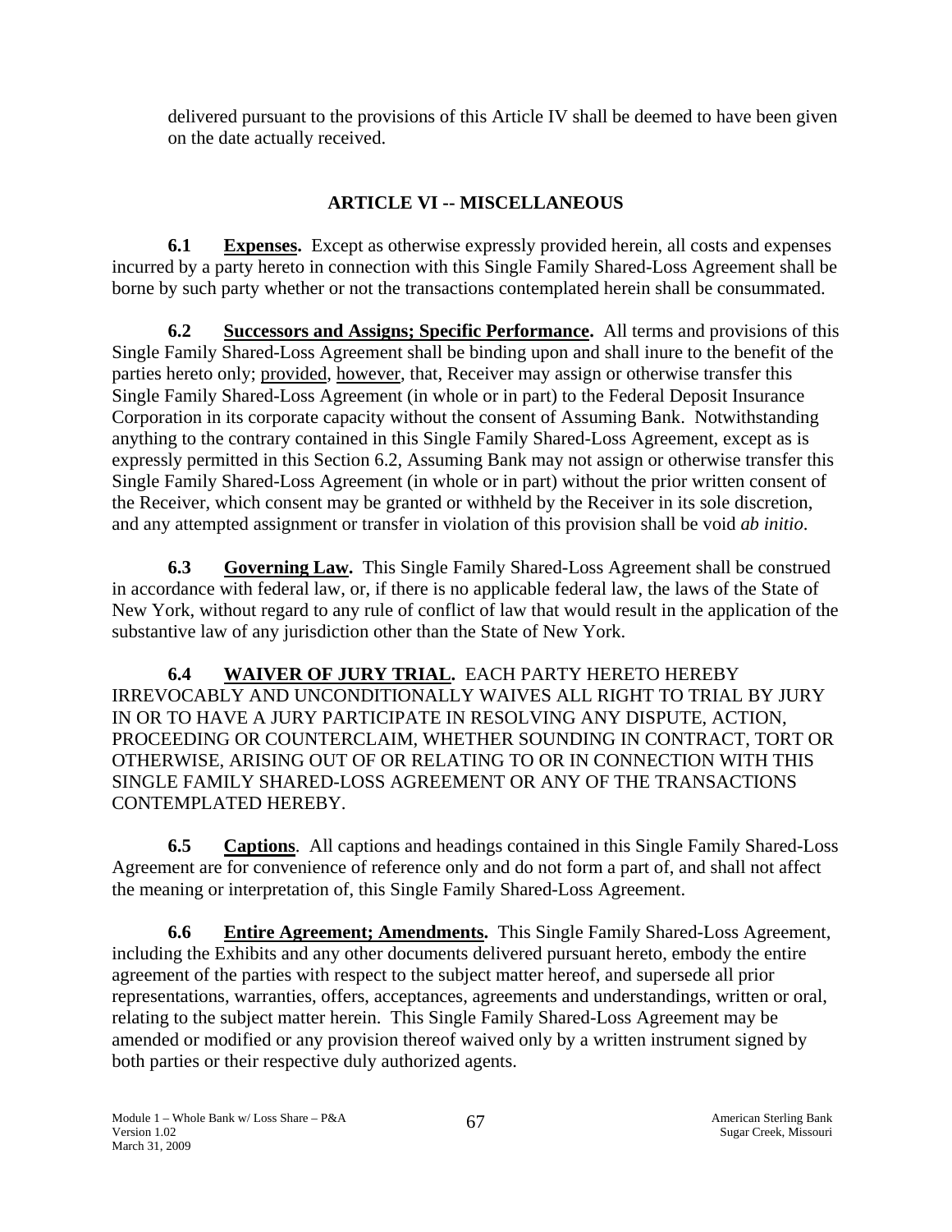delivered pursuant to the provisions of this Article IV shall be deemed to have been given on the date actually received.

## ARTICLE VI -- MISCELLANEOUS

**6.1 Expenses.** Except as otherwise expressly provided herein, all costs and expenses incurred by a party hereto in connection with this Single Family Shared-Loss Agreement shall be borne by such party whether or not the transactions contemplated herein shall be consummated.

**6.2 Successors and Assigns; Specific Performance.** All terms and provisions of this Single Family Shared-Loss Agreement shall be binding upon and shall inure to the benefit of the parties hereto only; provided, however, that, Receiver may assign or otherwise transfer this Single Family Shared-Loss Agreement (in whole or in part) to the Federal Deposit Insurance Corporation in its corporate capacity without the consent of Assuming Bank. Notwithstanding anything to the contrary contained in this Single Family Shared-Loss Agreement, except as is expressly permitted in this Section 6.2, Assuming Bank may not assign or otherwise transfer this Single Family Shared-Loss Agreement (in whole or in part) without the prior written consent of the Receiver, which consent may be granted or withheld by the Receiver in its sole discretion, and any attempted assignment or transfer in violation of this provision shall be void *ab initio*.

**6.3 Governing Law.** This Single Family Shared-Loss Agreement shall be construed in accordance with federal law, or, if there is no applicable federal law, the laws of the State of New York, without regard to any rule of conflict of law that would result in the application of the substantive law of any jurisdiction other than the State of New York.

**6.4 WAIVER OF JURY TRIAL.** EACH PARTY HERETO HEREBY IRREVOCABLY AND UNCONDITIONALLY WAIVES ALL RIGHT TO TRIAL BY JURY IN OR TO HAVE A JURY PARTICIPATE IN RESOLVING ANY DISPUTE, ACTION, PROCEEDING OR COUNTERCLAIM, WHETHER SOUNDING IN CONTRACT, TORT OR OTHERWISE, ARISING OUT OF OR RELATING TO OR IN CONNECTION WITH THIS SINGLE FAMILY SHARED-LOSS AGREEMENT OR ANY OF THE TRANSACTIONS CONTEMPLATED HEREBY.

**6.5 Captions**. All captions and headings contained in this Single Family Shared-Loss Agreement are for convenience of reference only and do not form a part of, and shall not affect the meaning or interpretation of, this Single Family Shared-Loss Agreement.

**6.6 Entire Agreement; Amendments.** This Single Family Shared-Loss Agreement, including the Exhibits and any other documents delivered pursuant hereto, embody the entire agreement of the parties with respect to the subject matter hereof, and supersede all prior representations, warranties, offers, acceptances, agreements and understandings, written or oral, relating to the subject matter herein. This Single Family Shared-Loss Agreement may be amended or modified or any provision thereof waived only by a written instrument signed by both parties or their respective duly authorized agents.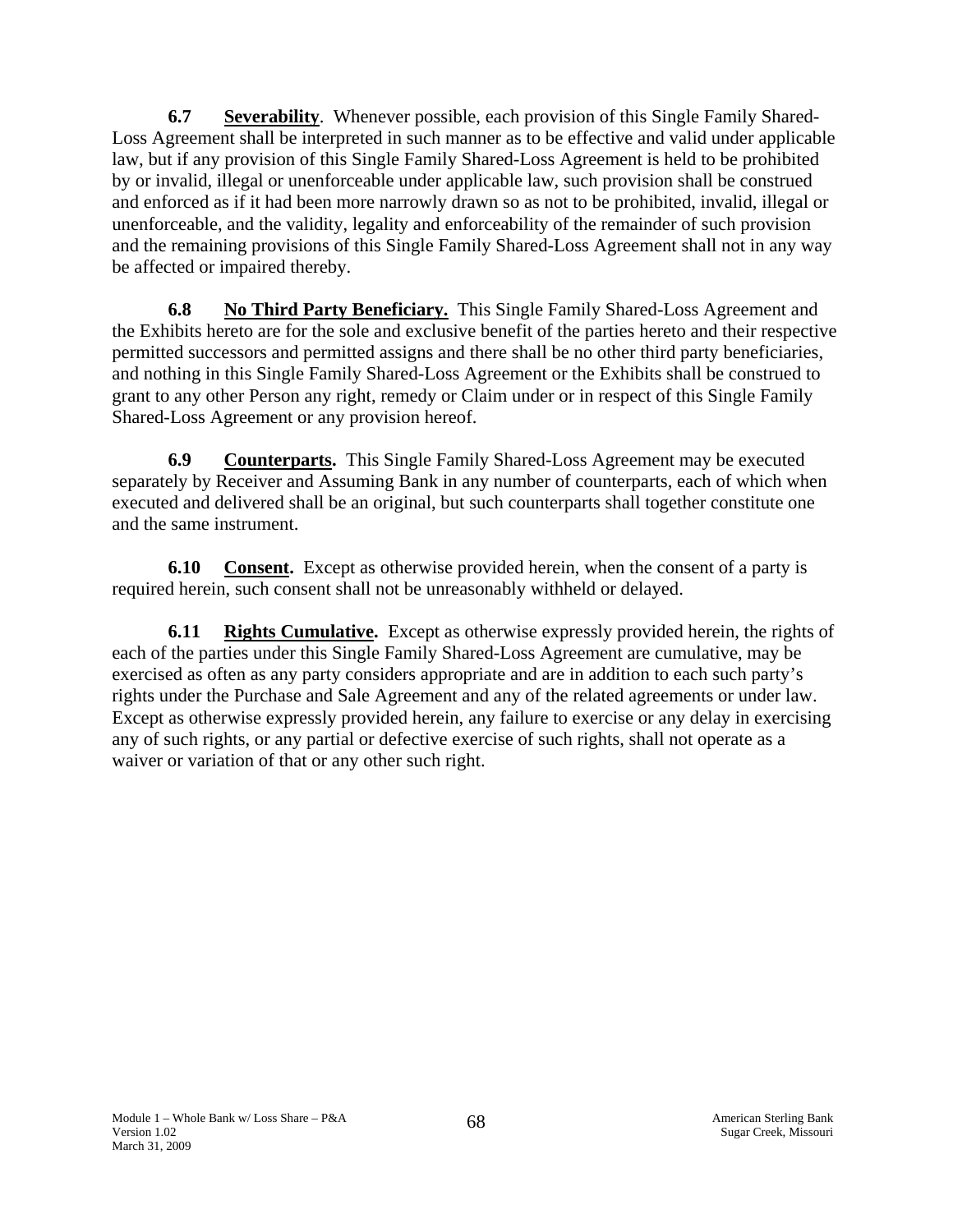**6.7 Severability**. Whenever possible, each provision of this Single Family Shared-Loss Agreement shall be interpreted in such manner as to be effective and valid under applicable law, but if any provision of this Single Family Shared-Loss Agreement is held to be prohibited by or invalid, illegal or unenforceable under applicable law, such provision shall be construed and enforced as if it had been more narrowly drawn so as not to be prohibited, invalid, illegal or unenforceable, and the validity, legality and enforceability of the remainder of such provision and the remaining provisions of this Single Family Shared-Loss Agreement shall not in any way be affected or impaired thereby.

**6.8 No Third Party Beneficiary.** This Single Family Shared-Loss Agreement and the Exhibits hereto are for the sole and exclusive benefit of the parties hereto and their respective permitted successors and permitted assigns and there shall be no other third party beneficiaries, and nothing in this Single Family Shared-Loss Agreement or the Exhibits shall be construed to grant to any other Person any right, remedy or Claim under or in respect of this Single Family Shared-Loss Agreement or any provision hereof.

**6.9 Counterparts.** This Single Family Shared-Loss Agreement may be executed separately by Receiver and Assuming Bank in any number of counterparts, each of which when executed and delivered shall be an original, but such counterparts shall together constitute one and the same instrument.

**6.10 Consent.** Except as otherwise provided herein, when the consent of a party is required herein, such consent shall not be unreasonably withheld or delayed.

**6.11 Rights Cumulative.** Except as otherwise expressly provided herein, the rights of each of the parties under this Single Family Shared-Loss Agreement are cumulative, may be exercised as often as any party considers appropriate and are in addition to each such party's rights under the Purchase and Sale Agreement and any of the related agreements or under law. Except as otherwise expressly provided herein, any failure to exercise or any delay in exercising any of such rights, or any partial or defective exercise of such rights, shall not operate as a waiver or variation of that or any other such right.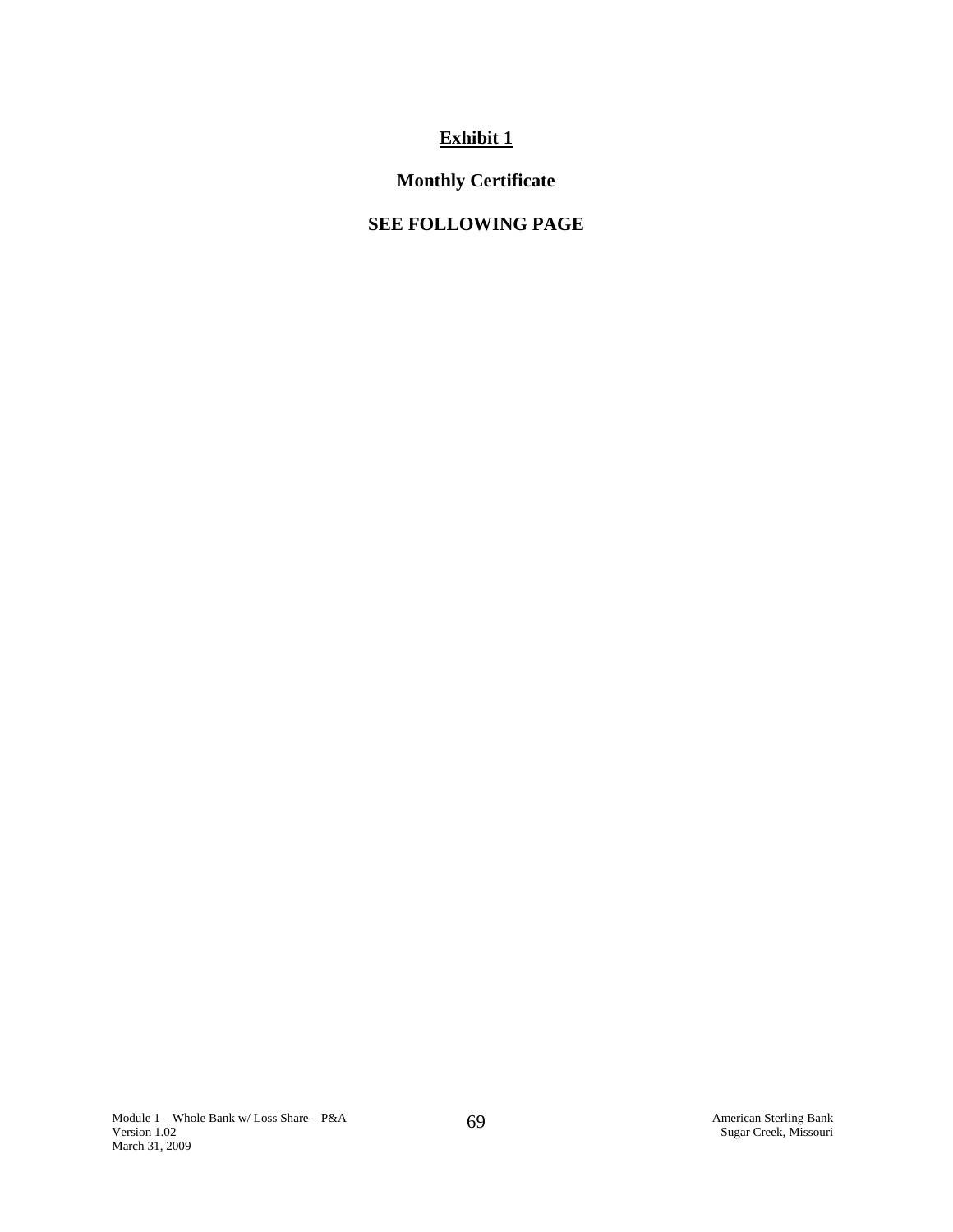# Exhibit 1

## Monthly Certificate

## SEE FOLLOWING PAGE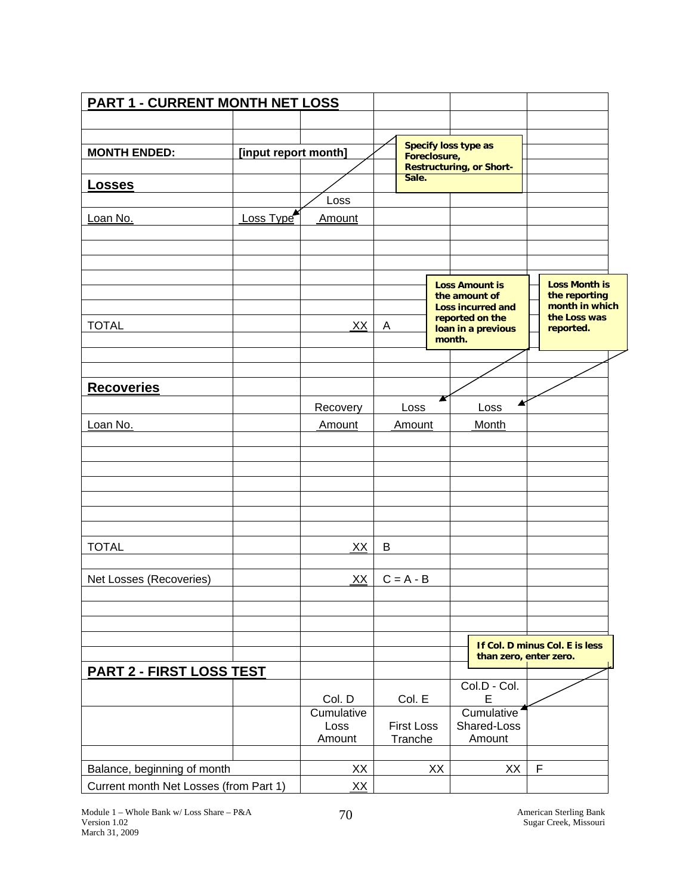## PART 1 - CURRENT MONTH NET LOSS

**MONTH ENDED:** [input report month]

> Specify loss type as Foreclosure, Restructuring, or Short-Sale.

### Losses

| Loan No. | Loss Type | Loss Amount | |
|---|---|---|---|
| | | | |
| | | | |
| | | | |
| | | | |
| | | | |
| | | | |
| TOTAL | | XX | A |

> Loss Amount is the amount of Loss incurred and reported on the loan in a previous month.

> Loss Month is the reporting month in which the Loss was reported.

### Recoveries

| Loan No. | | Recovery Amount | Loss Amount | Loss Month |
|---|---|---|---|---|
| | | | | |
| | | | | |
| | | | | |
| | | | | |
| | | | | |
| | | | | |
| | | | | |
| TOTAL | | XX | B | |
| | | | | |
| Net Losses (Recoveries) | | XX | C = A - B | |

> If Col. D minus Col. E is less than zero, enter zero.

## PART 2 - FIRST LOSS TEST

| | Col. D | Col. E | Col.D - Col. E | |
|---|---|---|---|---|
| | Cumulative Loss Amount | First Loss Tranche | Cumulative Shared-Loss Amount | |
| | | | | |
| Balance, beginning of month | XX | XX | XX | F |
| Current month Net Losses (from Part 1) | XX | | | |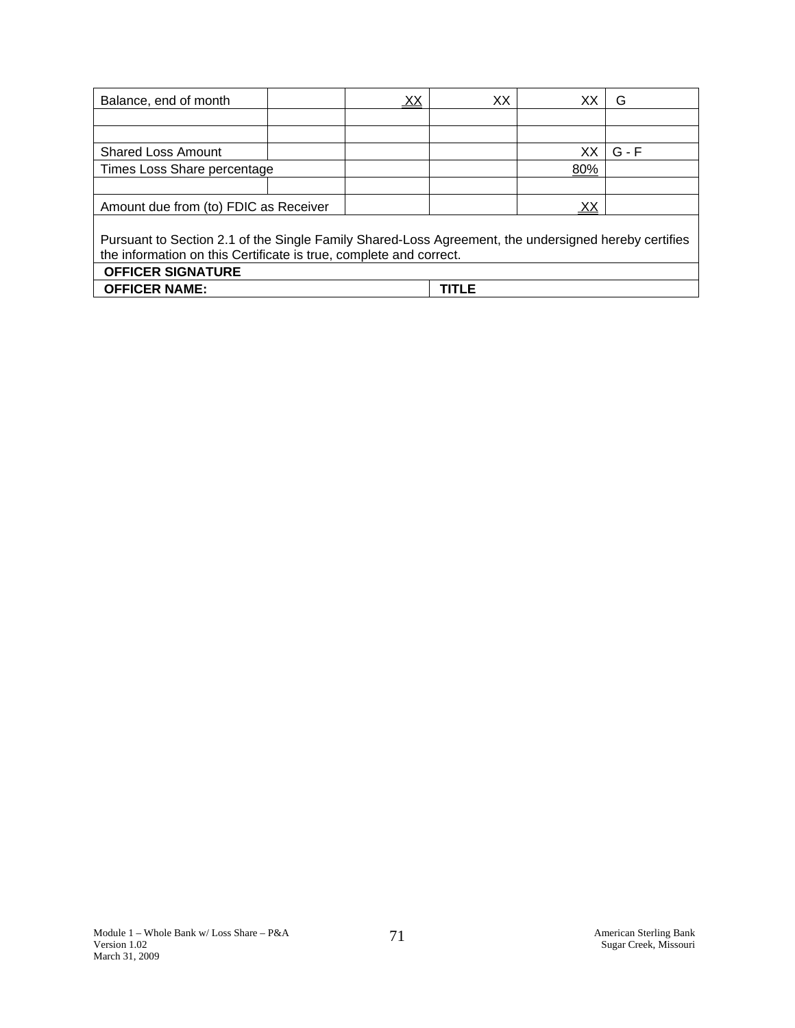| Balance, end of month | | XX | XX | XX | G |
|---|---|---|---|---|---|
| | | | | | |
| | | | | | |
| Shared Loss Amount | | | | XX | G - F |
| Times Loss Share percentage | | | | 80% | |
| | | | | | |
| Amount due from (to) FDIC as Receiver | | | | XX | |

Pursuant to Section 2.1 of the Single Family Shared-Loss Agreement, the undersigned hereby certifies the information on this Certificate is true, complete and correct.

| **OFFICER SIGNATURE** | |
|---|---|
| **OFFICER NAME:** | **TITLE** |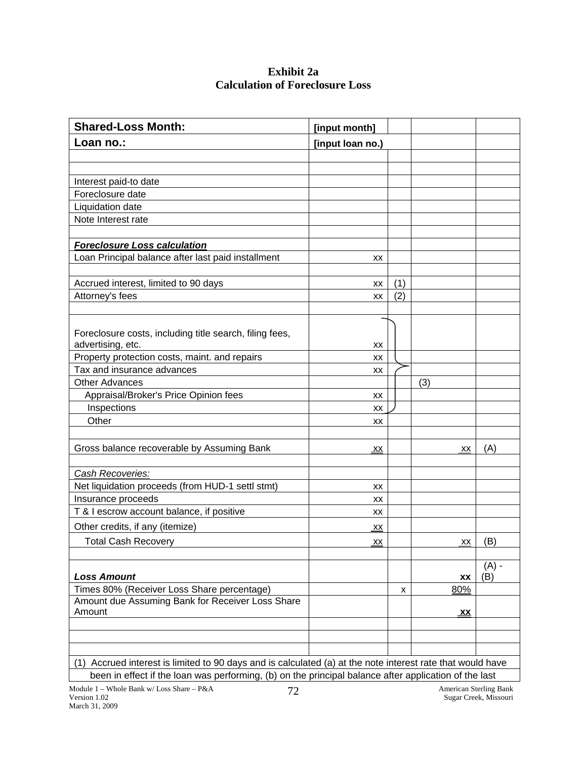# Exhibit 2a
## Calculation of Foreclosure Loss

| Shared-Loss Month: | [input month] | | | |
|---|---|---|---|---|
| **Loan no.:** | **[input loan no.)** | | | |
| | | | | |
| | | | | |
| Interest paid-to date | | | | |
| Foreclosure date | | | | |
| Liquidation date | | | | |
| Note Interest rate | | | | |
| | | | | |
| ***Foreclosure Loss calculation*** | | | | |
| Loan Principal balance after last paid installment | xx | | | |
| | | | | |
| Accrued interest, limited to 90 days | xx | (1) | | |
| Attorney's fees | xx | (2) | | |
| | | | | |
| Foreclosure costs, including title search, filing fees, advertising, etc. | xx | | | |
| Property protection costs, maint. and repairs | xx | | | |
| Tax and insurance advances | xx | | | |
| Other Advances | | | (3) | |
| Appraisal/Broker's Price Opinion fees | xx | | | |
| Inspections | xx | | | |
| Other | xx | | | |
| | | | | |
| Gross balance recoverable by Assuming Bank | xx | | xx | (A) |
| | | | | |
| *Cash Recoveries:* | | | | |
| Net liquidation proceeds (from HUD-1 settl stmt) | xx | | | |
| Insurance proceeds | xx | | | |
| T & I escrow account balance, if positive | xx | | | |
| Other credits, if any (itemize) | xx | | | |
| Total Cash Recovery | xx | | xx | (B) |
| | | | | |
| ***Loss Amount*** | | | **xx** | (A) - (B) |
| Times 80% (Receiver Loss Share percentage) | | x | 80% | |
| Amount due Assuming Bank for Receiver Loss Share Amount | | | **xx** | |
| | | | | |
| | | | | |
| | | | | |

(1) Accrued interest is limited to 90 days and is calculated (a) at the note interest rate that would have been in effect if the loan was performing, (b) on the principal balance after application of the last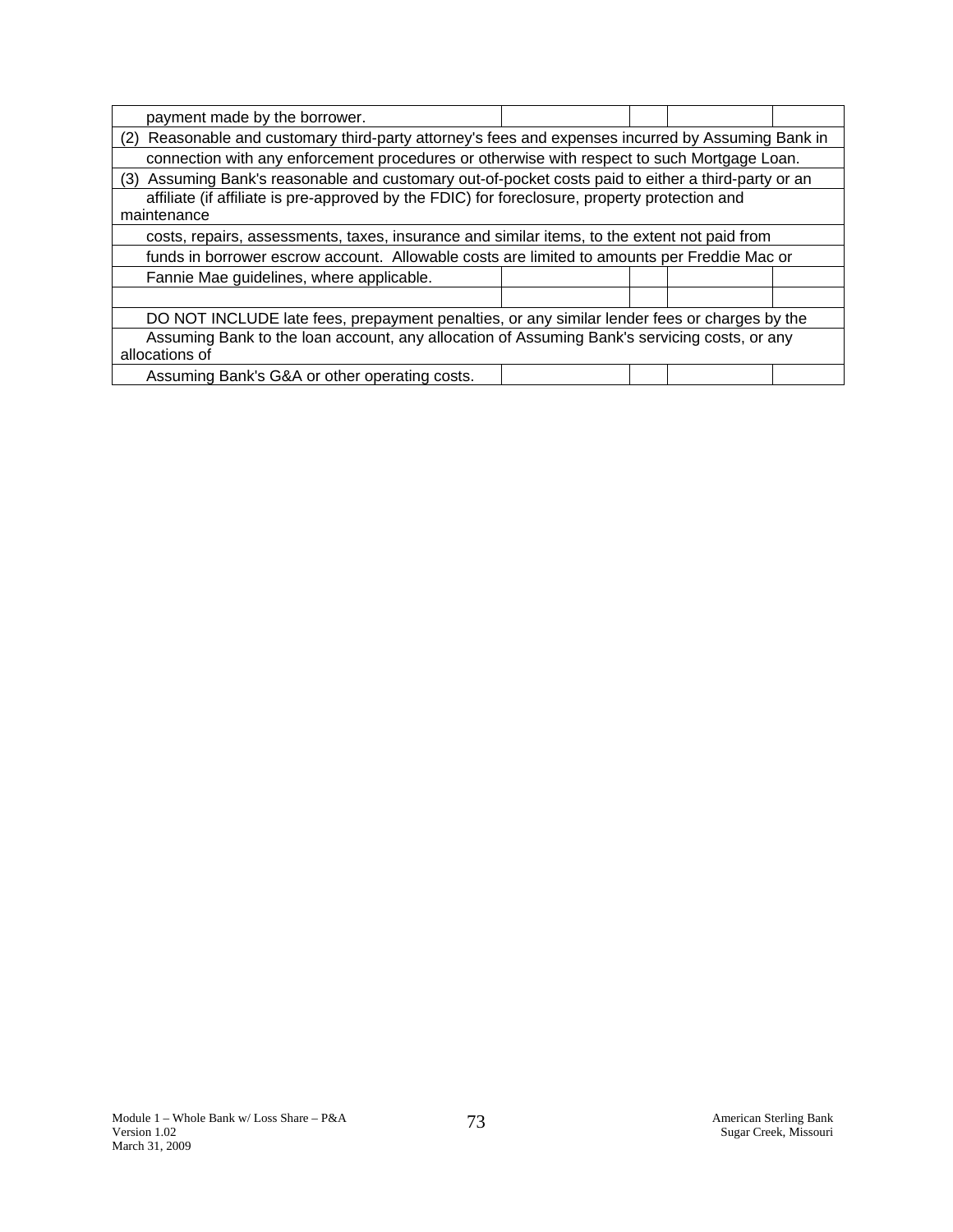| | | | | |
|---|---|---|---|---|
| payment made by the borrower. | | | | |
| (2) Reasonable and customary third-party attorney's fees and expenses incurred by Assuming Bank in | | | | |
| connection with any enforcement procedures or otherwise with respect to such Mortgage Loan. | | | | |
| (3) Assuming Bank's reasonable and customary out-of-pocket costs paid to either a third-party or an | | | | |
| affiliate (if affiliate is pre-approved by the FDIC) for foreclosure, property protection and maintenance | | | | |
| costs, repairs, assessments, taxes, insurance and similar items, to the extent not paid from | | | | |
| funds in borrower escrow account. Allowable costs are limited to amounts per Freddie Mac or | | | | |
| Fannie Mae guidelines, where applicable. | | | | |
| | | | | |
| DO NOT INCLUDE late fees, prepayment penalties, or any similar lender fees or charges by the | | | | |
| Assuming Bank to the loan account, any allocation of Assuming Bank's servicing costs, or any allocations of | | | | |
| Assuming Bank's G&A or other operating costs. | | | | |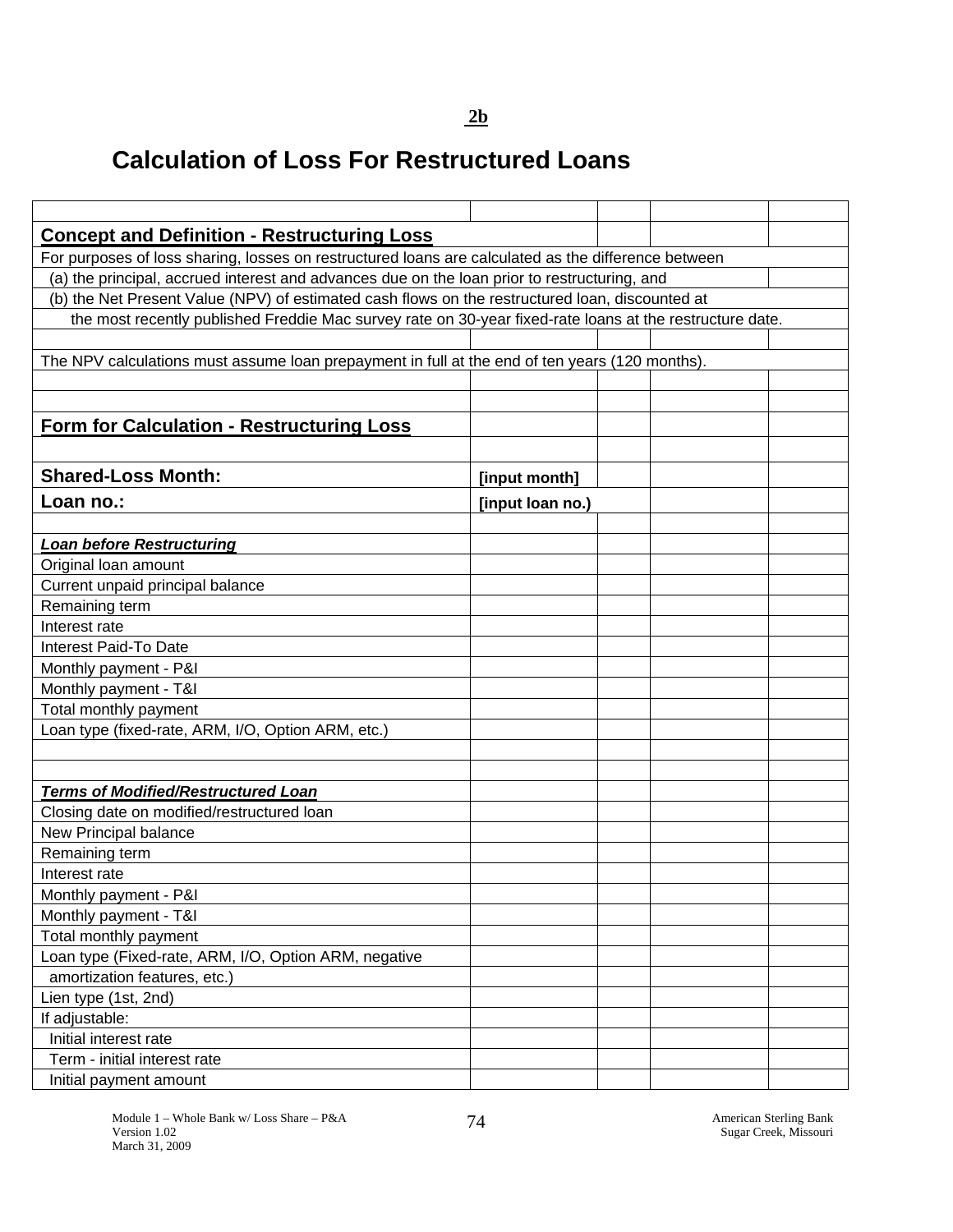**2b**

# Calculation of Loss For Restructured Loans

## Concept and Definition - Restructuring Loss

For purposes of loss sharing, losses on restructured loans are calculated as the difference between

(a) the principal, accrued interest and advances due on the loan prior to restructuring, and

(b) the Net Present Value (NPV) of estimated cash flows on the restructured loan, discounted at the most recently published Freddie Mac survey rate on 30-year fixed-rate loans at the restructure date.

The NPV calculations must assume loan prepayment in full at the end of ten years (120 months).

## Form for Calculation - Restructuring Loss

| | | | | |
|---|---|---|---|---|
| **Shared-Loss Month:** | **[input month]** | | | |
| **Loan no.:** | **[input loan no.)** | | | |
| | | | | |
| ***Loan before Restructuring*** | | | | |
| Original loan amount | | | | |
| Current unpaid principal balance | | | | |
| Remaining term | | | | |
| Interest rate | | | | |
| Interest Paid-To Date | | | | |
| Monthly payment - P&I | | | | |
| Monthly payment - T&I | | | | |
| Total monthly payment | | | | |
| Loan type (fixed-rate, ARM, I/O, Option ARM, etc.) | | | | |
| | | | | |
| | | | | |
| ***Terms of Modified/Restructured Loan*** | | | | |
| Closing date on modified/restructured loan | | | | |
| New Principal balance | | | | |
| Remaining term | | | | |
| Interest rate | | | | |
| Monthly payment - P&I | | | | |
| Monthly payment - T&I | | | | |
| Total monthly payment | | | | |
| Loan type (Fixed-rate, ARM, I/O, Option ARM, negative amortization features, etc.) | | | | |
| Lien type (1st, 2nd) | | | | |
| If adjustable: | | | | |
| Initial interest rate | | | | |
| Term - initial interest rate | | | | |
| Initial payment amount | | | | |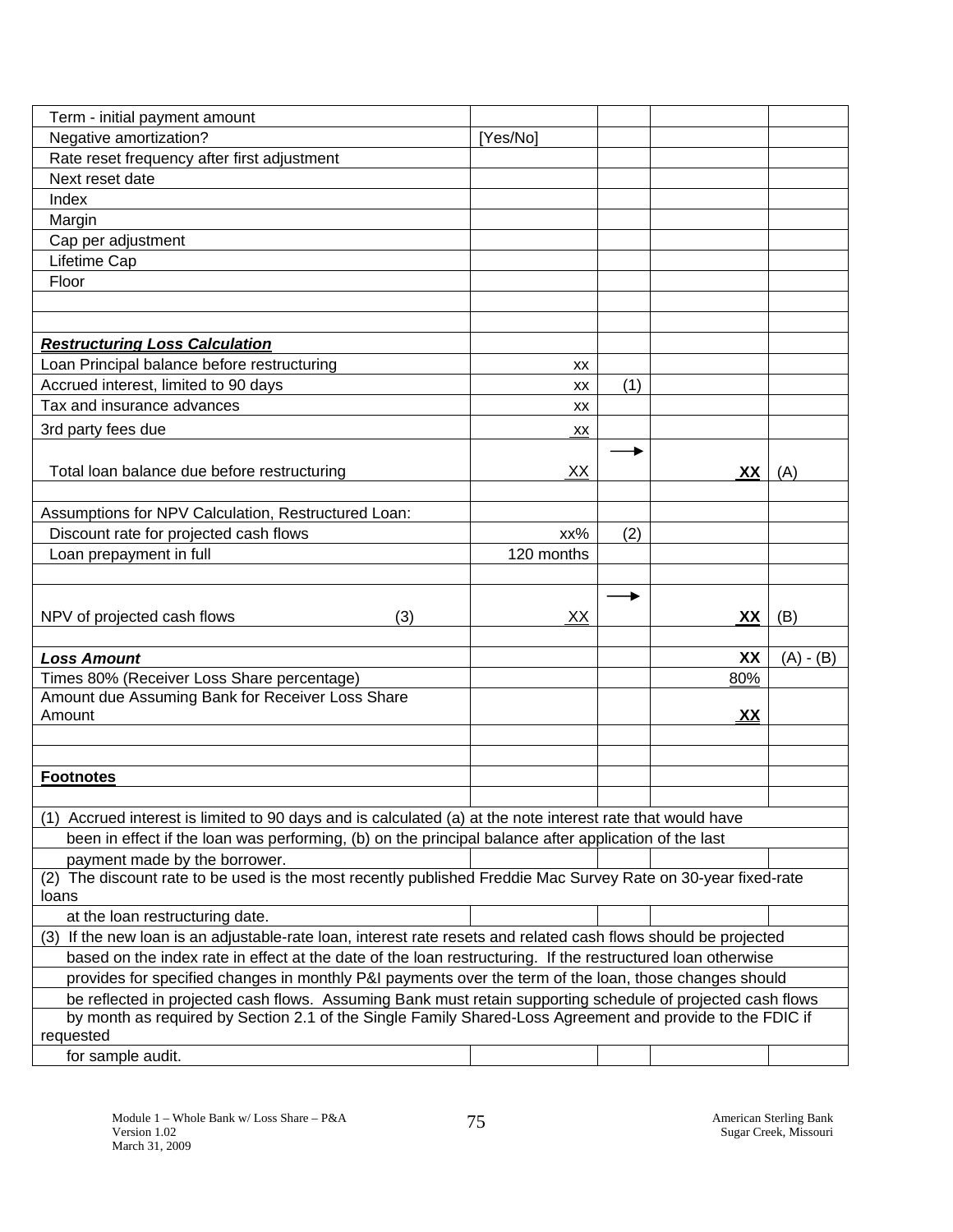| | | | | |
|---|---|---|---|---|
| Term - initial payment amount | | | | |
| Negative amortization? | [Yes/No] | | | |
| Rate reset frequency after first adjustment | | | | |
| Next reset date | | | | |
| Index | | | | |
| Margin | | | | |
| Cap per adjustment | | | | |
| Lifetime Cap | | | | |
| Floor | | | | |
| | | | | |
| | | | | |
| ***Restructuring Loss Calculation*** | | | | |
| Loan Principal balance before restructuring | xx | | | |
| Accrued interest, limited to 90 days | xx | (1) | | |
| Tax and insurance advances | xx | | | |
| 3rd party fees due | xx | | | |
| Total loan balance due before restructuring | XX | → | **XX** | (A) |
| | | | | |
| Assumptions for NPV Calculation, Restructured Loan: | | | | |
| Discount rate for projected cash flows | xx% | (2) | | |
| Loan prepayment in full | 120 months | | | |
| | | | | |
| NPV of projected cash flows (3) | XX | → | **XX** | (B) |
| | | | | |
| ***Loss Amount*** | | | **XX** | (A) - (B) |
| Times 80% (Receiver Loss Share percentage) | | | 80% | |
| Amount due Assuming Bank for Receiver Loss Share Amount | | | **XX** | |
| | | | | |
| | | | | |
| **Footnotes** | | | | |

(1) Accrued interest is limited to 90 days and is calculated (a) at the note interest rate that would have been in effect if the loan was performing, (b) on the principal balance after application of the last payment made by the borrower.

(2) The discount rate to be used is the most recently published Freddie Mac Survey Rate on 30-year fixed-rate loans at the loan restructuring date.

(3) If the new loan is an adjustable-rate loan, interest rate resets and related cash flows should be projected based on the index rate in effect at the date of the loan restructuring. If the restructured loan otherwise provides for specified changes in monthly P&I payments over the term of the loan, those changes should be reflected in projected cash flows. Assuming Bank must retain supporting schedule of projected cash flows by month as required by Section 2.1 of the Single Family Shared-Loss Agreement and provide to the FDIC if requested for sample audit.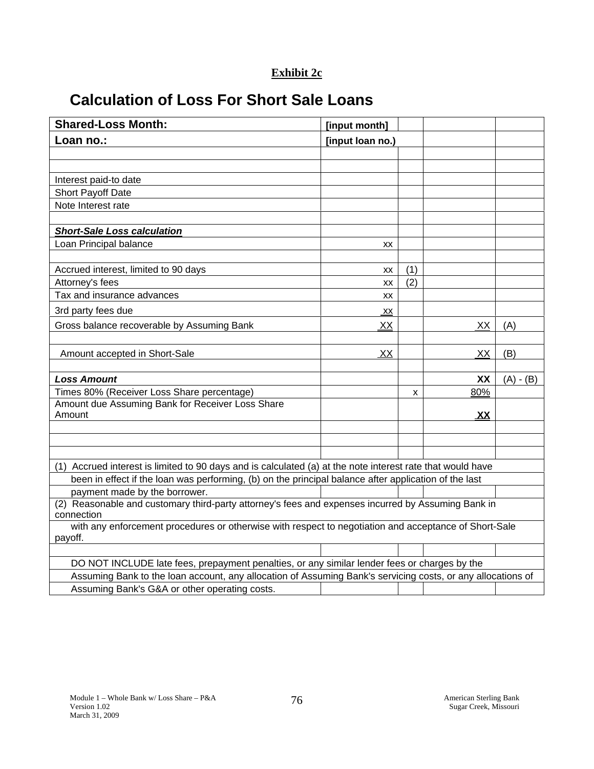**Exhibit 2c**

# Calculation of Loss For Short Sale Loans

| **Shared-Loss Month:** | **[input month]** | | | |
|---|---|---|---|---|
| **Loan no.:** | **[input loan no.)** | | | |
| | | | | |
| | | | | |
| Interest paid-to date | | | | |
| Short Payoff Date | | | | |
| Note Interest rate | | | | |
| | | | | |
| ***Short-Sale Loss calculation*** | | | | |
| Loan Principal balance | xx | | | |
| | | | | |
| Accrued interest, limited to 90 days | xx | (1) | | |
| Attorney's fees | xx | (2) | | |
| Tax and insurance advances | xx | | | |
| 3rd party fees due | xx | | | |
| Gross balance recoverable by Assuming Bank | XX | | XX | (A) |
| | | | | |
| Amount accepted in Short-Sale | XX | | XX | (B) |
| | | | | |
| ***Loss Amount*** | | | **XX** | (A) - (B) |
| Times 80% (Receiver Loss Share percentage) | | x | 80% | |
| Amount due Assuming Bank for Receiver Loss Share Amount | | | **XX** | |

(1) Accrued interest is limited to 90 days and is calculated (a) at the note interest rate that would have been in effect if the loan was performing, (b) on the principal balance after application of the last payment made by the borrower.

(2) Reasonable and customary third-party attorney's fees and expenses incurred by Assuming Bank in connection with any enforcement procedures or otherwise with respect to negotiation and acceptance of Short-Sale payoff.

DO NOT INCLUDE late fees, prepayment penalties, or any similar lender fees or charges by the Assuming Bank to the loan account, any allocation of Assuming Bank's servicing costs, or any allocations of Assuming Bank's G&A or other operating costs.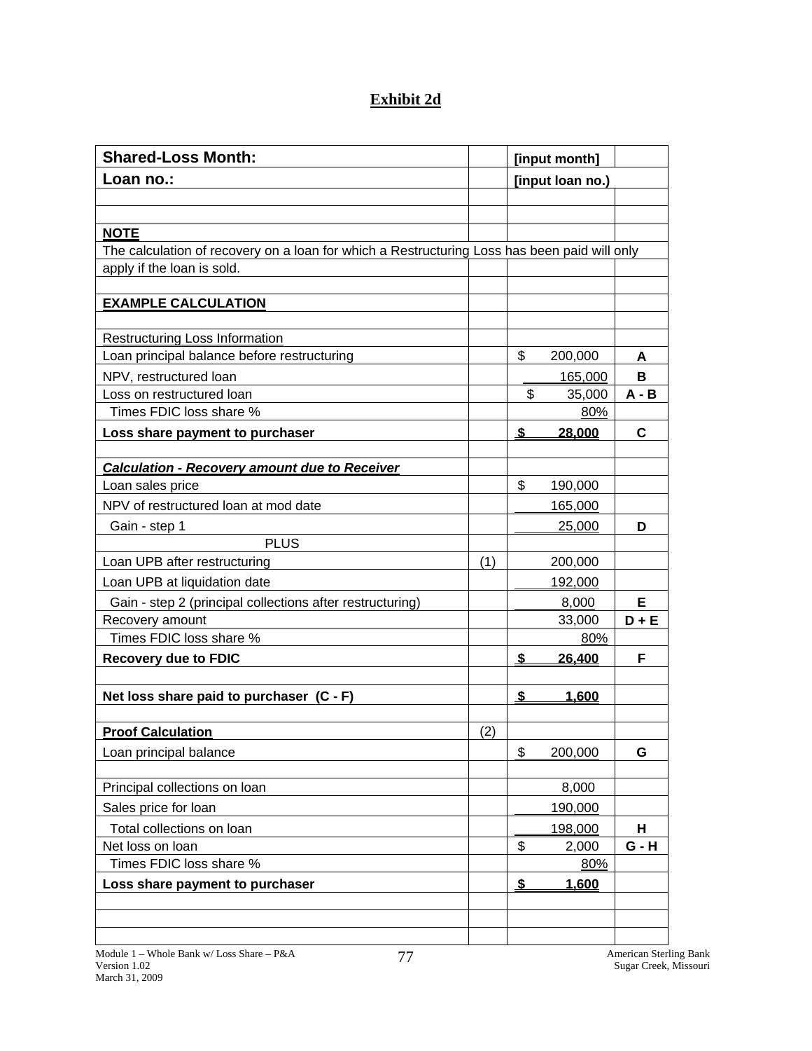# Exhibit 2d

| | | | |
|---|---|---|---|
| **Shared-Loss Month:** | | **[input month]** | |
| **Loan no.:** | | **[input loan no.)** | |
| | | | |
| | | | |
| **NOTE** | | | |
| The calculation of recovery on a loan for which a Restructuring Loss has been paid will only | | | |
| apply if the loan is sold. | | | |
| | | | |
| **EXAMPLE CALCULATION** | | | |
| | | | |
| Restructuring Loss Information | | | |
| Loan principal balance before restructuring | | $ 200,000 | **A** |
| NPV, restructured loan | | 165,000 | **B** |
| Loss on restructured loan | | $ 35,000 | **A - B** |
| Times FDIC loss share % | | 80% | |
| **Loss share payment to purchaser** | | **$ 28,000** | **C** |
| | | | |
| ***Calculation - Recovery amount due to Receiver*** | | | |
| Loan sales price | | $ 190,000 | |
| NPV of restructured loan at mod date | | 165,000 | |
| Gain - step 1 | | 25,000 | **D** |
| PLUS | | | |
| Loan UPB after restructuring | (1) | 200,000 | |
| Loan UPB at liquidation date | | 192,000 | |
| Gain - step 2 (principal collections after restructuring) | | 8,000 | **E** |
| Recovery amount | | 33,000 | **D + E** |
| Times FDIC loss share % | | 80% | |
| **Recovery due to FDIC** | | **$ 26,400** | **F** |
| | | | |
| **Net loss share paid to purchaser (C - F)** | | **$ 1,600** | |
| | | | |
| **Proof Calculation** | (2) | | |
| Loan principal balance | | $ 200,000 | **G** |
| | | | |
| Principal collections on loan | | 8,000 | |
| Sales price for loan | | 190,000 | |
| Total collections on loan | | 198,000 | **H** |
| Net loss on loan | | $ 2,000 | **G - H** |
| Times FDIC loss share % | | 80% | |
| **Loss share payment to purchaser** | | **$ 1,600** | |
| | | | |
| | | | |
| | | | |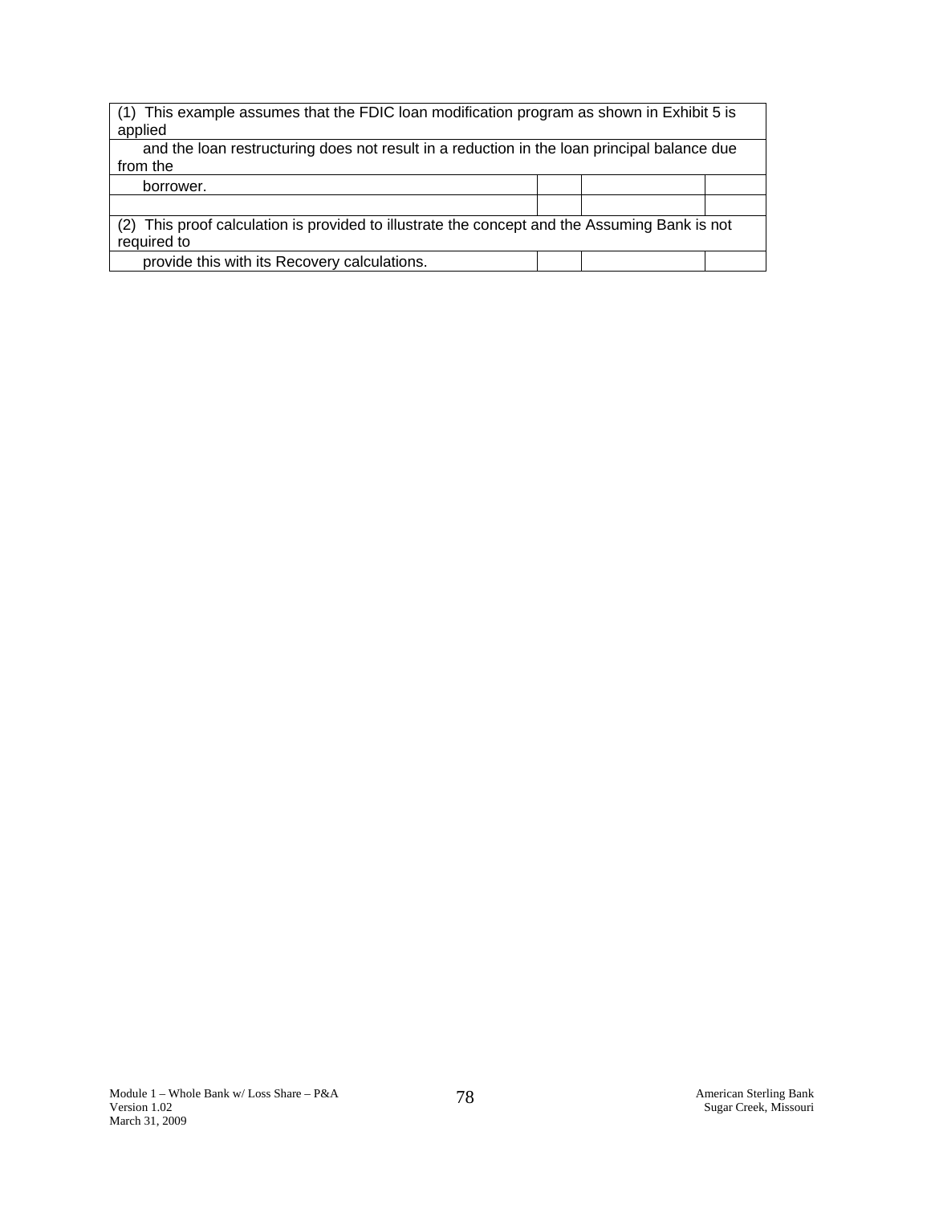| | | | |
|---|---|---|---|
| (1) This example assumes that the FDIC loan modification program as shown in Exhibit 5 is applied | | | |
| and the loan restructuring does not result in a reduction in the loan principal balance due from the | | | |
| borrower. | | | |
| | | | |
| (2) This proof calculation is provided to illustrate the concept and the Assuming Bank is not required to | | | |
| provide this with its Recovery calculations. | | | |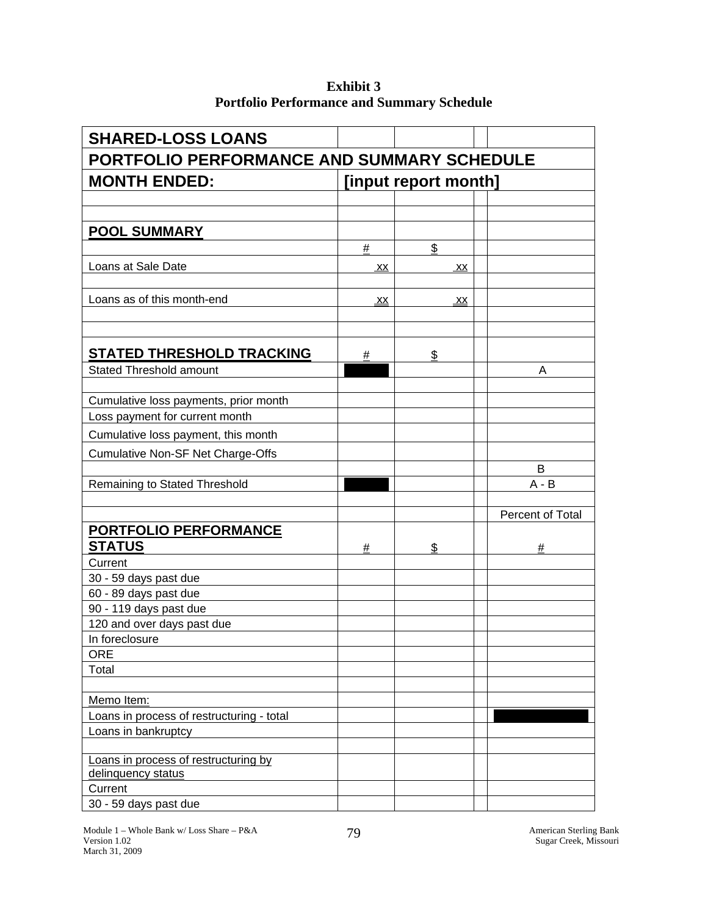**Exhibit 3**
**Portfolio Performance and Summary Schedule**

| SHARED-LOSS LOANS | | | | |
|---|---|---|---|---|
| **PORTFOLIO PERFORMANCE AND SUMMARY SCHEDULE** | | | | |
| **MONTH ENDED:** | **[input report month]** | | | |
| | | | | |
| | | | | |
| **POOL SUMMARY** | | | | |
| | # | $ | | |
| Loans at Sale Date | xx | xx | | |
| | | | | |
| Loans as of this month-end | xx | xx | | |
| | | | | |
| | | | | |
| **STATED THRESHOLD TRACKING** | # | $ | | |
| Stated Threshold amount | | | | A |
| | | | | |
| Cumulative loss payments, prior month | | | | |
| Loss payment for current month | | | | |
| Cumulative loss payment, this month | | | | |
| Cumulative Non-SF Net Charge-Offs | | | | |
| | | | | B |
| Remaining to Stated Threshold | | | | A - B |
| | | | | |
| | | | | Percent of Total |
| **PORTFOLIO PERFORMANCE STATUS** | # | $ | | # |
| Current | | | | |
| 30 - 59 days past due | | | | |
| 60 - 89 days past due | | | | |
| 90 - 119 days past due | | | | |
| 120 and over days past due | | | | |
| In foreclosure | | | | |
| ORE | | | | |
| Total | | | | |
| | | | | |
| Memo Item: | | | | |
| Loans in process of restructuring - total | | | | |
| Loans in bankruptcy | | | | |
| | | | | |
| Loans in process of restructuring by delinquency status | | | | |
| Current | | | | |
| 30 - 59 days past due | | | | |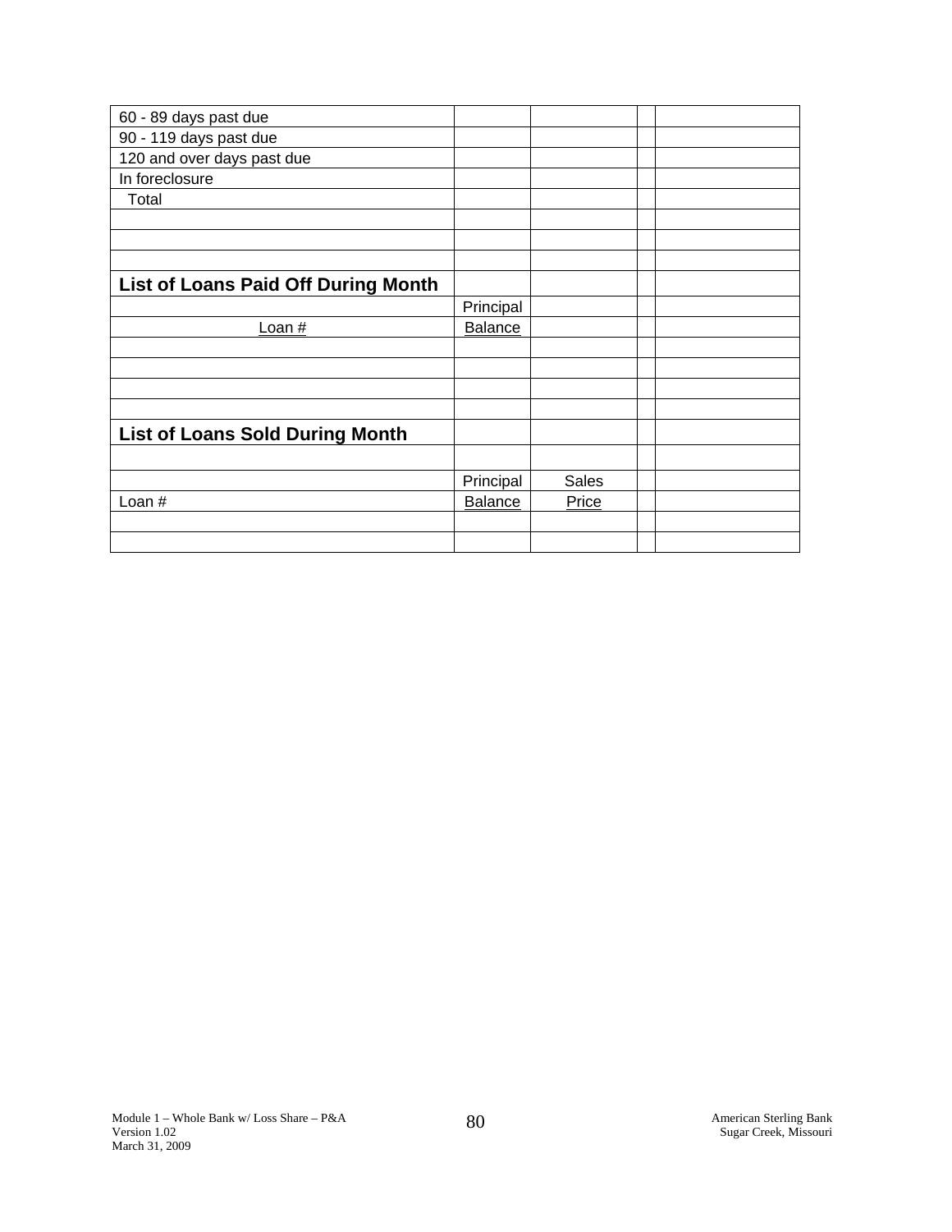| | | | | |
|---|---|---|---|---|
| 60 - 89 days past due | | | | |
| 90 - 119 days past due | | | | |
| 120 and over days past due | | | | |
| In foreclosure | | | | |
| Total | | | | |
| | | | | |
| | | | | |
| | | | | |
| **List of Loans Paid Off During Month** | | | | |
| | Principal | | | |
| Loan # | Balance | | | |
| | | | | |
| | | | | |
| | | | | |
| | | | | |
| **List of Loans Sold During Month** | | | | |
| | | | | |
| | Principal | Sales | | |
| Loan # | Balance | Price | | |
| | | | | |
| | | | | |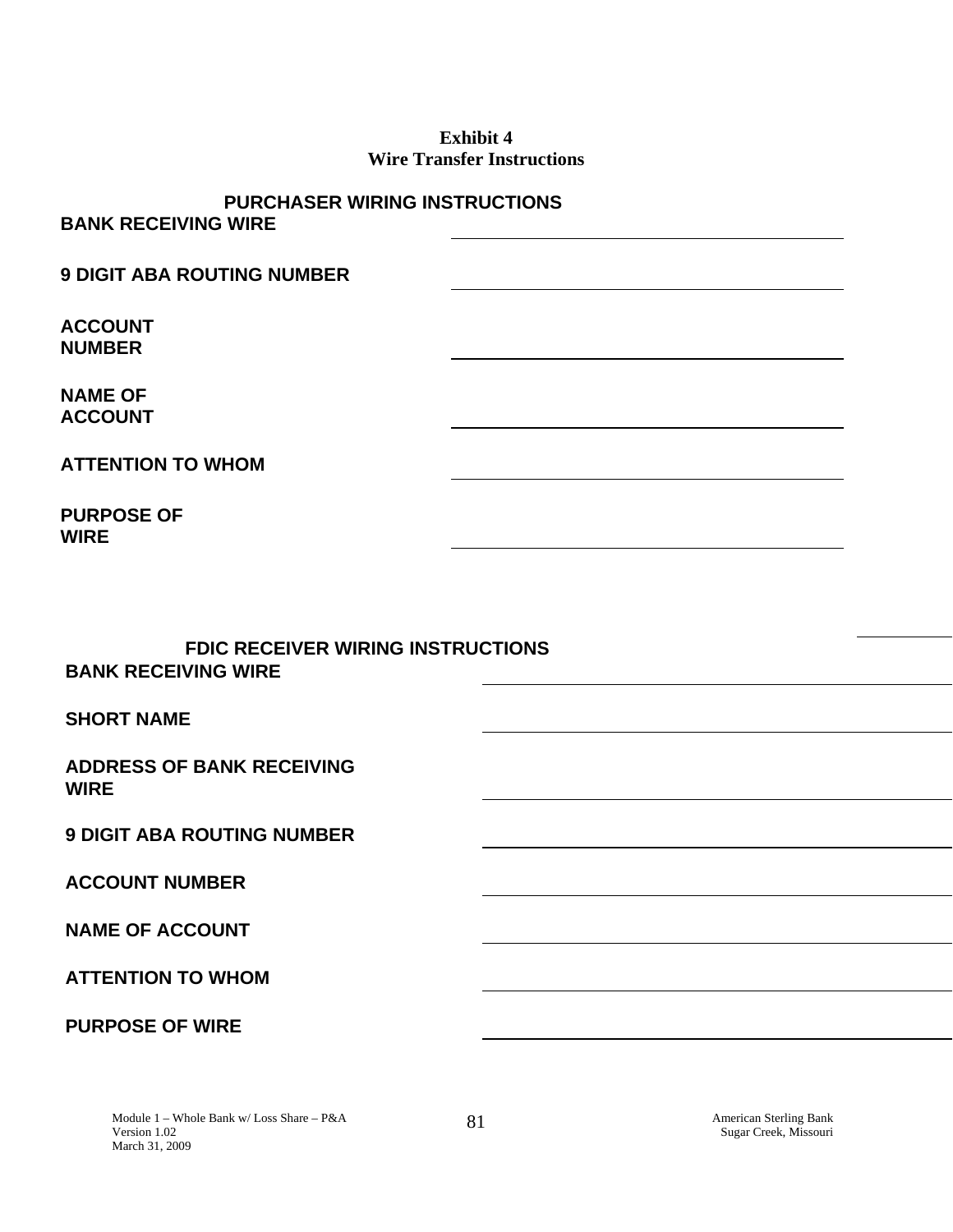**Exhibit 4**
**Wire Transfer Instructions**

**PURCHASER WIRING INSTRUCTIONS**

**BANK RECEIVING WIRE** \_\_\_\_\_\_\_\_\_\_\_\_\_\_\_\_\_\_\_\_\_\_\_\_\_\_\_\_\_\_

**9 DIGIT ABA ROUTING NUMBER** \_\_\_\_\_\_\_\_\_\_\_\_\_\_\_\_\_\_\_\_\_\_\_\_\_\_\_\_\_\_

**ACCOUNT NUMBER** \_\_\_\_\_\_\_\_\_\_\_\_\_\_\_\_\_\_\_\_\_\_\_\_\_\_\_\_\_\_

**NAME OF ACCOUNT** \_\_\_\_\_\_\_\_\_\_\_\_\_\_\_\_\_\_\_\_\_\_\_\_\_\_\_\_\_\_

**ATTENTION TO WHOM** \_\_\_\_\_\_\_\_\_\_\_\_\_\_\_\_\_\_\_\_\_\_\_\_\_\_\_\_\_\_

**PURPOSE OF WIRE** \_\_\_\_\_\_\_\_\_\_\_\_\_\_\_\_\_\_\_\_\_\_\_\_\_\_\_\_\_\_

**FDIC RECEIVER WIRING INSTRUCTIONS**

**BANK RECEIVING WIRE** \_\_\_\_\_\_\_\_\_\_\_\_\_\_\_\_\_\_\_\_\_\_\_\_\_\_\_\_\_\_

**SHORT NAME** \_\_\_\_\_\_\_\_\_\_\_\_\_\_\_\_\_\_\_\_\_\_\_\_\_\_\_\_\_\_

**ADDRESS OF BANK RECEIVING WIRE** \_\_\_\_\_\_\_\_\_\_\_\_\_\_\_\_\_\_\_\_\_\_\_\_\_\_\_\_\_\_

**9 DIGIT ABA ROUTING NUMBER** \_\_\_\_\_\_\_\_\_\_\_\_\_\_\_\_\_\_\_\_\_\_\_\_\_\_\_\_\_\_

**ACCOUNT NUMBER** \_\_\_\_\_\_\_\_\_\_\_\_\_\_\_\_\_\_\_\_\_\_\_\_\_\_\_\_\_\_

**NAME OF ACCOUNT** \_\_\_\_\_\_\_\_\_\_\_\_\_\_\_\_\_\_\_\_\_\_\_\_\_\_\_\_\_\_

**ATTENTION TO WHOM** \_\_\_\_\_\_\_\_\_\_\_\_\_\_\_\_\_\_\_\_\_\_\_\_\_\_\_\_\_\_

**PURPOSE OF WIRE** \_\_\_\_\_\_\_\_\_\_\_\_\_\_\_\_\_\_\_\_\_\_\_\_\_\_\_\_\_\_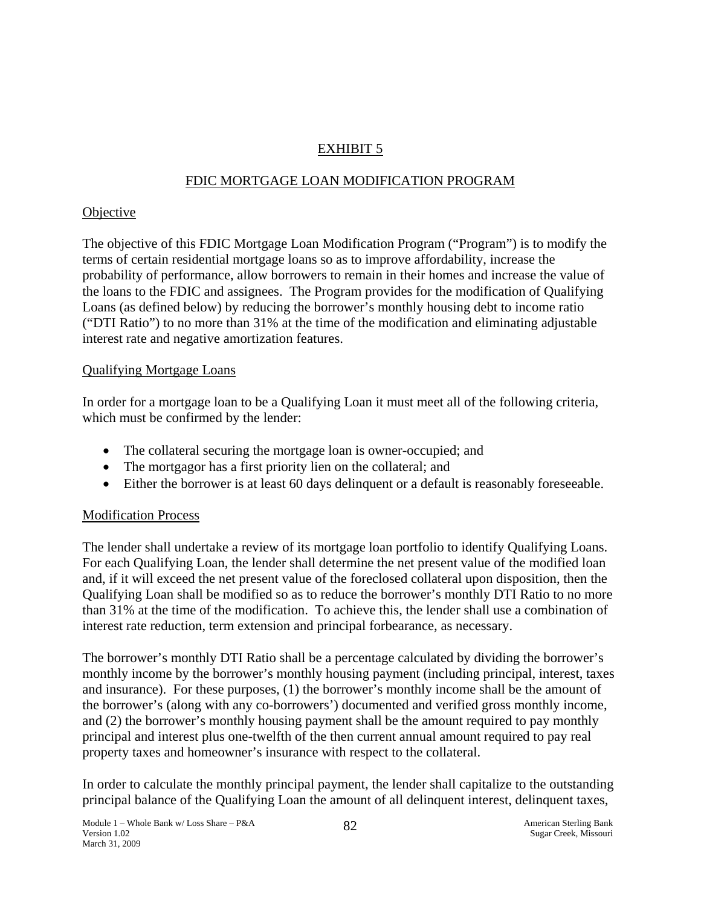## EXHIBIT 5

## FDIC MORTGAGE LOAN MODIFICATION PROGRAM

### Objective

The objective of this FDIC Mortgage Loan Modification Program ("Program") is to modify the terms of certain residential mortgage loans so as to improve affordability, increase the probability of performance, allow borrowers to remain in their homes and increase the value of the loans to the FDIC and assignees. The Program provides for the modification of Qualifying Loans (as defined below) by reducing the borrower's monthly housing debt to income ratio ("DTI Ratio") to no more than 31% at the time of the modification and eliminating adjustable interest rate and negative amortization features.

### Qualifying Mortgage Loans

In order for a mortgage loan to be a Qualifying Loan it must meet all of the following criteria, which must be confirmed by the lender:

- The collateral securing the mortgage loan is owner-occupied; and
- The mortgagor has a first priority lien on the collateral; and
- Either the borrower is at least 60 days delinquent or a default is reasonably foreseeable.

### Modification Process

The lender shall undertake a review of its mortgage loan portfolio to identify Qualifying Loans. For each Qualifying Loan, the lender shall determine the net present value of the modified loan and, if it will exceed the net present value of the foreclosed collateral upon disposition, then the Qualifying Loan shall be modified so as to reduce the borrower's monthly DTI Ratio to no more than 31% at the time of the modification. To achieve this, the lender shall use a combination of interest rate reduction, term extension and principal forbearance, as necessary.

The borrower's monthly DTI Ratio shall be a percentage calculated by dividing the borrower's monthly income by the borrower's monthly housing payment (including principal, interest, taxes and insurance). For these purposes, (1) the borrower's monthly income shall be the amount of the borrower's (along with any co-borrowers') documented and verified gross monthly income, and (2) the borrower's monthly housing payment shall be the amount required to pay monthly principal and interest plus one-twelfth of the then current annual amount required to pay real property taxes and homeowner's insurance with respect to the collateral.

In order to calculate the monthly principal payment, the lender shall capitalize to the outstanding principal balance of the Qualifying Loan the amount of all delinquent interest, delinquent taxes,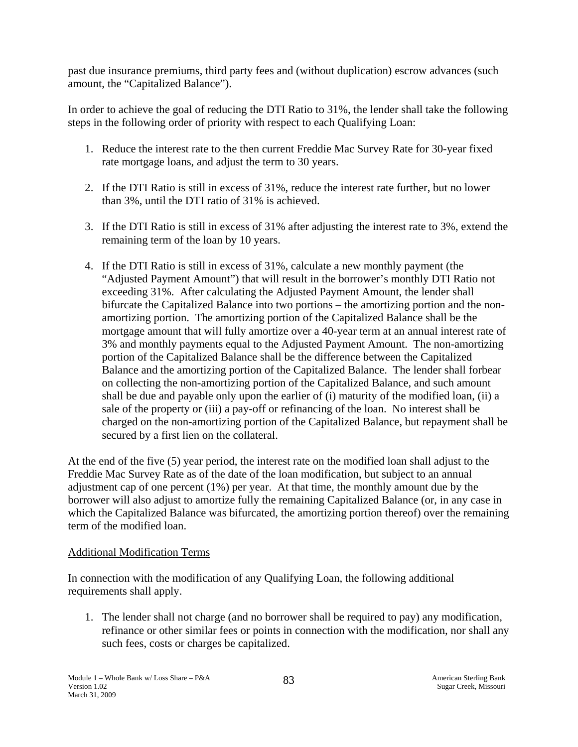past due insurance premiums, third party fees and (without duplication) escrow advances (such amount, the "Capitalized Balance").

In order to achieve the goal of reducing the DTI Ratio to 31%, the lender shall take the following steps in the following order of priority with respect to each Qualifying Loan:

1. Reduce the interest rate to the then current Freddie Mac Survey Rate for 30-year fixed rate mortgage loans, and adjust the term to 30 years.

2. If the DTI Ratio is still in excess of 31%, reduce the interest rate further, but no lower than 3%, until the DTI ratio of 31% is achieved.

3. If the DTI Ratio is still in excess of 31% after adjusting the interest rate to 3%, extend the remaining term of the loan by 10 years.

4. If the DTI Ratio is still in excess of 31%, calculate a new monthly payment (the "Adjusted Payment Amount") that will result in the borrower's monthly DTI Ratio not exceeding 31%. After calculating the Adjusted Payment Amount, the lender shall bifurcate the Capitalized Balance into two portions – the amortizing portion and the non-amortizing portion. The amortizing portion of the Capitalized Balance shall be the mortgage amount that will fully amortize over a 40-year term at an annual interest rate of 3% and monthly payments equal to the Adjusted Payment Amount. The non-amortizing portion of the Capitalized Balance shall be the difference between the Capitalized Balance and the amortizing portion of the Capitalized Balance. The lender shall forbear on collecting the non-amortizing portion of the Capitalized Balance, and such amount shall be due and payable only upon the earlier of (i) maturity of the modified loan, (ii) a sale of the property or (iii) a pay-off or refinancing of the loan. No interest shall be charged on the non-amortizing portion of the Capitalized Balance, but repayment shall be secured by a first lien on the collateral.

At the end of the five (5) year period, the interest rate on the modified loan shall adjust to the Freddie Mac Survey Rate as of the date of the loan modification, but subject to an annual adjustment cap of one percent (1%) per year. At that time, the monthly amount due by the borrower will also adjust to amortize fully the remaining Capitalized Balance (or, in any case in which the Capitalized Balance was bifurcated, the amortizing portion thereof) over the remaining term of the modified loan.

Additional Modification Terms

In connection with the modification of any Qualifying Loan, the following additional requirements shall apply.

1. The lender shall not charge (and no borrower shall be required to pay) any modification, refinance or other similar fees or points in connection with the modification, nor shall any such fees, costs or charges be capitalized.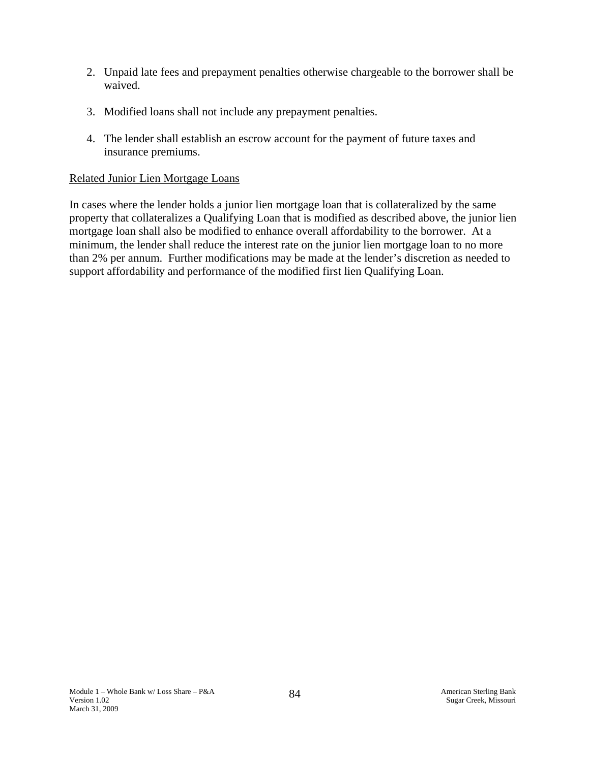2. Unpaid late fees and prepayment penalties otherwise chargeable to the borrower shall be waived.

3. Modified loans shall not include any prepayment penalties.

4. The lender shall establish an escrow account for the payment of future taxes and insurance premiums.

<u>Related Junior Lien Mortgage Loans</u>

In cases where the lender holds a junior lien mortgage loan that is collateralized by the same property that collateralizes a Qualifying Loan that is modified as described above, the junior lien mortgage loan shall also be modified to enhance overall affordability to the borrower. At a minimum, the lender shall reduce the interest rate on the junior lien mortgage loan to no more than 2% per annum. Further modifications may be made at the lender's discretion as needed to support affordability and performance of the modified first lien Qualifying Loan.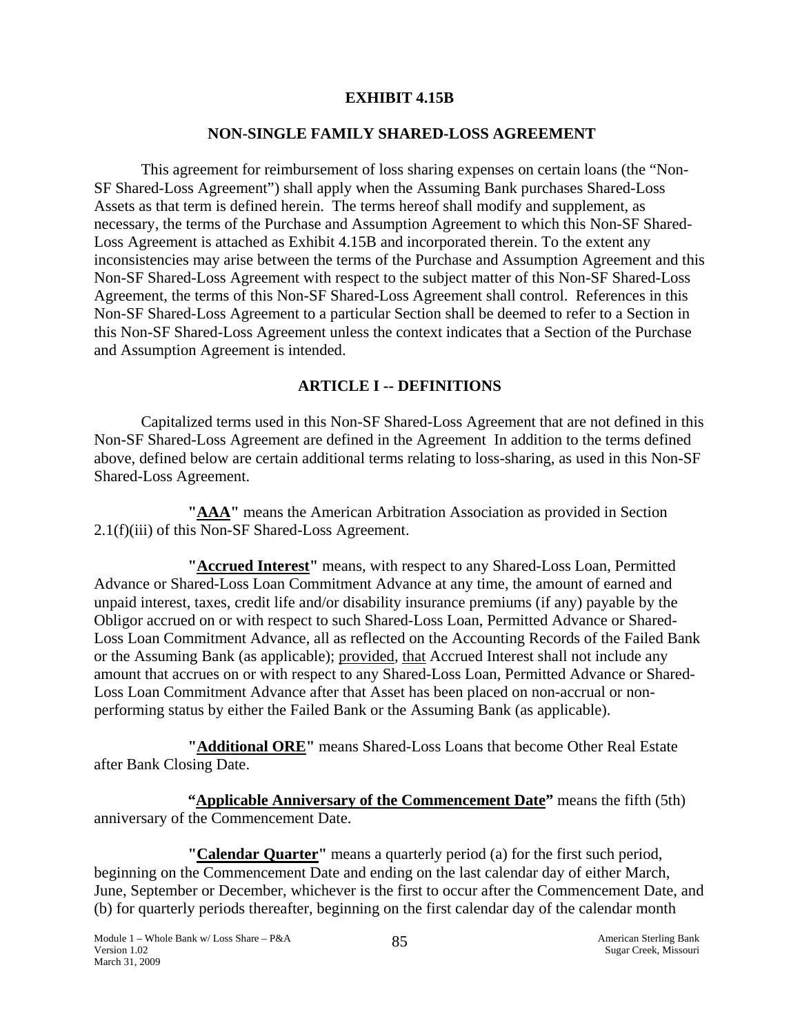# EXHIBIT 4.15B

## NON-SINGLE FAMILY SHARED-LOSS AGREEMENT

This agreement for reimbursement of loss sharing expenses on certain loans (the "Non-SF Shared-Loss Agreement") shall apply when the Assuming Bank purchases Shared-Loss Assets as that term is defined herein. The terms hereof shall modify and supplement, as necessary, the terms of the Purchase and Assumption Agreement to which this Non-SF Shared-Loss Agreement is attached as Exhibit 4.15B and incorporated therein. To the extent any inconsistencies may arise between the terms of the Purchase and Assumption Agreement and this Non-SF Shared-Loss Agreement with respect to the subject matter of this Non-SF Shared-Loss Agreement, the terms of this Non-SF Shared-Loss Agreement shall control. References in this Non-SF Shared-Loss Agreement to a particular Section shall be deemed to refer to a Section in this Non-SF Shared-Loss Agreement unless the context indicates that a Section of the Purchase and Assumption Agreement is intended.

## ARTICLE I -- DEFINITIONS

Capitalized terms used in this Non-SF Shared-Loss Agreement that are not defined in this Non-SF Shared-Loss Agreement are defined in the Agreement In addition to the terms defined above, defined below are certain additional terms relating to loss-sharing, as used in this Non-SF Shared-Loss Agreement.

**"AAA"** means the American Arbitration Association as provided in Section 2.1(f)(iii) of this Non-SF Shared-Loss Agreement.

**"Accrued Interest"** means, with respect to any Shared-Loss Loan, Permitted Advance or Shared-Loss Loan Commitment Advance at any time, the amount of earned and unpaid interest, taxes, credit life and/or disability insurance premiums (if any) payable by the Obligor accrued on or with respect to such Shared-Loss Loan, Permitted Advance or Shared-Loss Loan Commitment Advance, all as reflected on the Accounting Records of the Failed Bank or the Assuming Bank (as applicable); provided, that Accrued Interest shall not include any amount that accrues on or with respect to any Shared-Loss Loan, Permitted Advance or Shared-Loss Loan Commitment Advance after that Asset has been placed on non-accrual or non-performing status by either the Failed Bank or the Assuming Bank (as applicable).

**"Additional ORE"** means Shared-Loss Loans that become Other Real Estate after Bank Closing Date.

**"Applicable Anniversary of the Commencement Date"** means the fifth (5th) anniversary of the Commencement Date.

**"Calendar Quarter"** means a quarterly period (a) for the first such period, beginning on the Commencement Date and ending on the last calendar day of either March, June, September or December, whichever is the first to occur after the Commencement Date, and (b) for quarterly periods thereafter, beginning on the first calendar day of the calendar month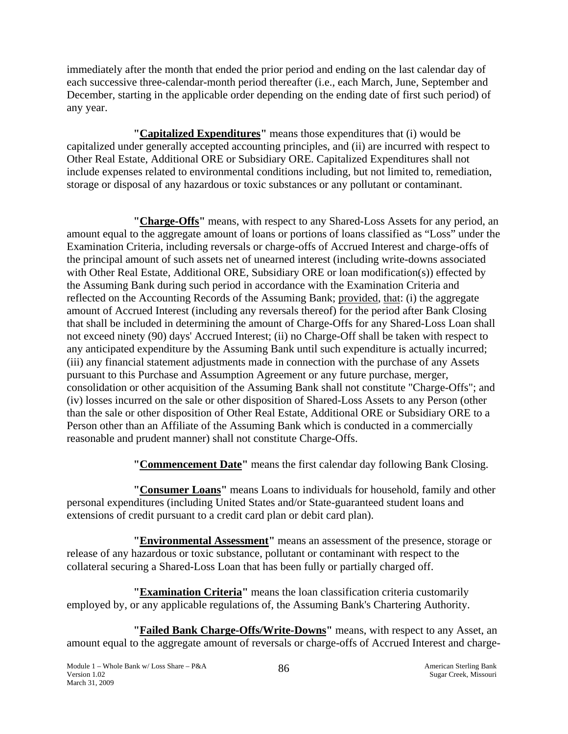immediately after the month that ended the prior period and ending on the last calendar day of each successive three-calendar-month period thereafter (i.e., each March, June, September and December, starting in the applicable order depending on the ending date of first such period) of any year.

**"Capitalized Expenditures"** means those expenditures that (i) would be capitalized under generally accepted accounting principles, and (ii) are incurred with respect to Other Real Estate, Additional ORE or Subsidiary ORE. Capitalized Expenditures shall not include expenses related to environmental conditions including, but not limited to, remediation, storage or disposal of any hazardous or toxic substances or any pollutant or contaminant.

**"Charge-Offs"** means, with respect to any Shared-Loss Assets for any period, an amount equal to the aggregate amount of loans or portions of loans classified as "Loss" under the Examination Criteria, including reversals or charge-offs of Accrued Interest and charge-offs of the principal amount of such assets net of unearned interest (including write-downs associated with Other Real Estate, Additional ORE, Subsidiary ORE or loan modification(s)) effected by the Assuming Bank during such period in accordance with the Examination Criteria and reflected on the Accounting Records of the Assuming Bank; provided, that: (i) the aggregate amount of Accrued Interest (including any reversals thereof) for the period after Bank Closing that shall be included in determining the amount of Charge-Offs for any Shared-Loss Loan shall not exceed ninety (90) days' Accrued Interest; (ii) no Charge-Off shall be taken with respect to any anticipated expenditure by the Assuming Bank until such expenditure is actually incurred; (iii) any financial statement adjustments made in connection with the purchase of any Assets pursuant to this Purchase and Assumption Agreement or any future purchase, merger, consolidation or other acquisition of the Assuming Bank shall not constitute "Charge-Offs"; and (iv) losses incurred on the sale or other disposition of Shared-Loss Assets to any Person (other than the sale or other disposition of Other Real Estate, Additional ORE or Subsidiary ORE to a Person other than an Affiliate of the Assuming Bank which is conducted in a commercially reasonable and prudent manner) shall not constitute Charge-Offs.

**"Commencement Date"** means the first calendar day following Bank Closing.

**"Consumer Loans"** means Loans to individuals for household, family and other personal expenditures (including United States and/or State-guaranteed student loans and extensions of credit pursuant to a credit card plan or debit card plan).

**"Environmental Assessment"** means an assessment of the presence, storage or release of any hazardous or toxic substance, pollutant or contaminant with respect to the collateral securing a Shared-Loss Loan that has been fully or partially charged off.

**"Examination Criteria"** means the loan classification criteria customarily employed by, or any applicable regulations of, the Assuming Bank's Chartering Authority.

**"Failed Bank Charge-Offs/Write-Downs"** means, with respect to any Asset, an amount equal to the aggregate amount of reversals or charge-offs of Accrued Interest and charge-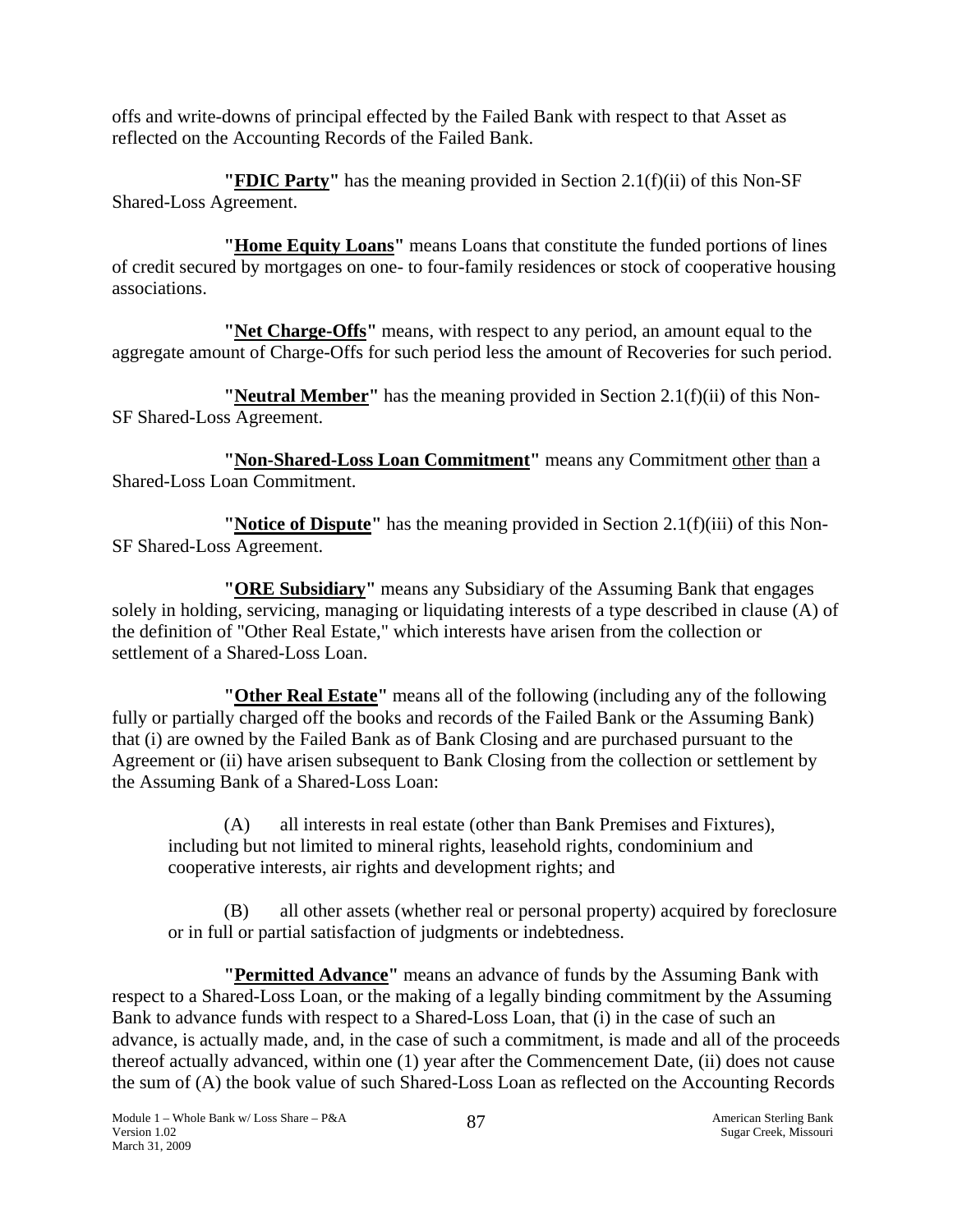offs and write-downs of principal effected by the Failed Bank with respect to that Asset as reflected on the Accounting Records of the Failed Bank.

**"FDIC Party"** has the meaning provided in Section 2.1(f)(ii) of this Non-SF Shared-Loss Agreement.

**"Home Equity Loans"** means Loans that constitute the funded portions of lines of credit secured by mortgages on one- to four-family residences or stock of cooperative housing associations.

**"Net Charge-Offs"** means, with respect to any period, an amount equal to the aggregate amount of Charge-Offs for such period less the amount of Recoveries for such period.

**"Neutral Member"** has the meaning provided in Section 2.1(f)(ii) of this Non-SF Shared-Loss Agreement.

**"Non-Shared-Loss Loan Commitment"** means any Commitment other than a Shared-Loss Loan Commitment.

**"Notice of Dispute"** has the meaning provided in Section 2.1(f)(iii) of this Non-SF Shared-Loss Agreement.

**"ORE Subsidiary"** means any Subsidiary of the Assuming Bank that engages solely in holding, servicing, managing or liquidating interests of a type described in clause (A) of the definition of "Other Real Estate," which interests have arisen from the collection or settlement of a Shared-Loss Loan.

**"Other Real Estate"** means all of the following (including any of the following fully or partially charged off the books and records of the Failed Bank or the Assuming Bank) that (i) are owned by the Failed Bank as of Bank Closing and are purchased pursuant to the Agreement or (ii) have arisen subsequent to Bank Closing from the collection or settlement by the Assuming Bank of a Shared-Loss Loan:

(A) all interests in real estate (other than Bank Premises and Fixtures), including but not limited to mineral rights, leasehold rights, condominium and cooperative interests, air rights and development rights; and

(B) all other assets (whether real or personal property) acquired by foreclosure or in full or partial satisfaction of judgments or indebtedness.

**"Permitted Advance"** means an advance of funds by the Assuming Bank with respect to a Shared-Loss Loan, or the making of a legally binding commitment by the Assuming Bank to advance funds with respect to a Shared-Loss Loan, that (i) in the case of such an advance, is actually made, and, in the case of such a commitment, is made and all of the proceeds thereof actually advanced, within one (1) year after the Commencement Date, (ii) does not cause the sum of (A) the book value of such Shared-Loss Loan as reflected on the Accounting Records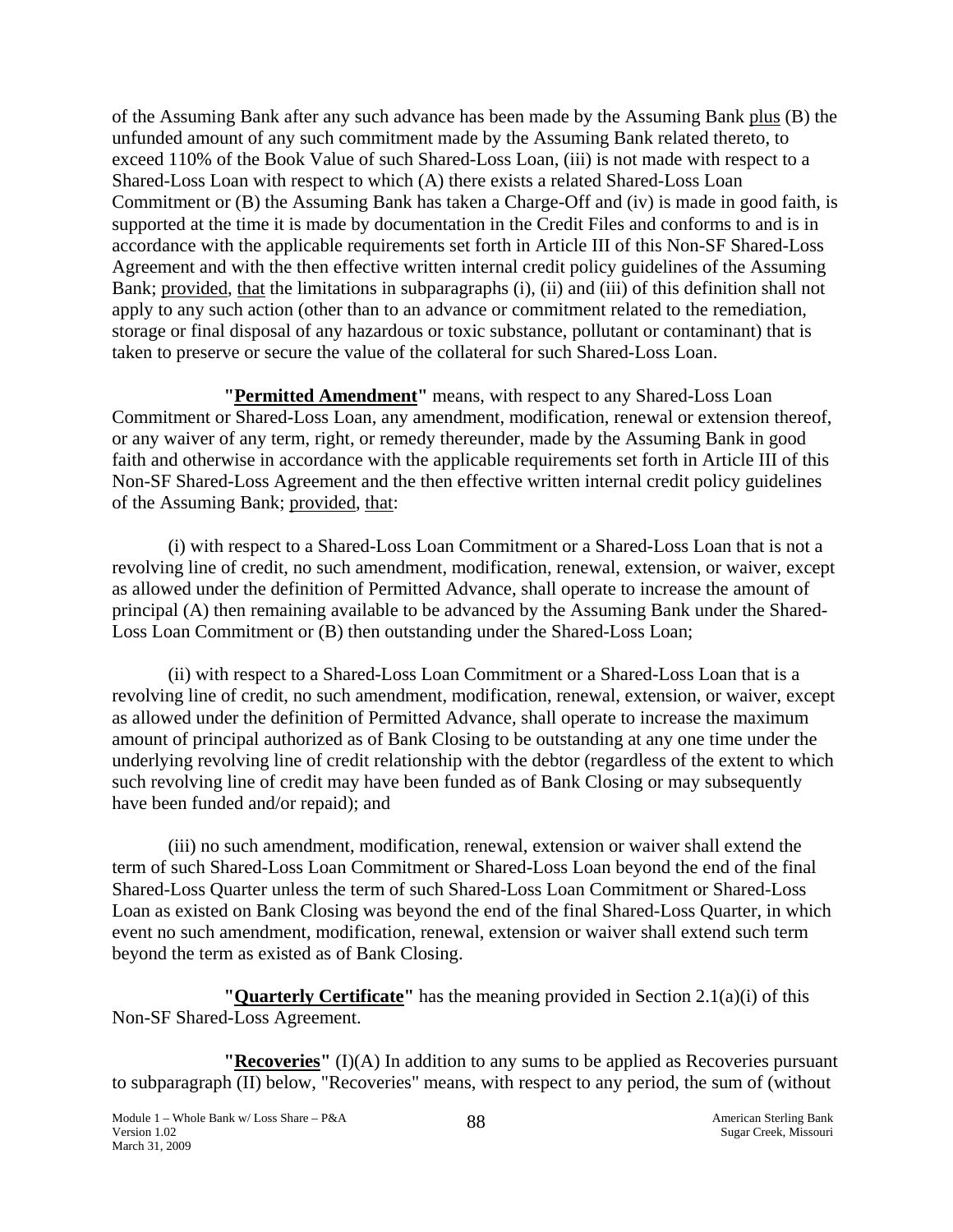of the Assuming Bank after any such advance has been made by the Assuming Bank plus (B) the unfunded amount of any such commitment made by the Assuming Bank related thereto, to exceed 110% of the Book Value of such Shared-Loss Loan, (iii) is not made with respect to a Shared-Loss Loan with respect to which (A) there exists a related Shared-Loss Loan Commitment or (B) the Assuming Bank has taken a Charge-Off and (iv) is made in good faith, is supported at the time it is made by documentation in the Credit Files and conforms to and is in accordance with the applicable requirements set forth in Article III of this Non-SF Shared-Loss Agreement and with the then effective written internal credit policy guidelines of the Assuming Bank; provided, that the limitations in subparagraphs (i), (ii) and (iii) of this definition shall not apply to any such action (other than to an advance or commitment related to the remediation, storage or final disposal of any hazardous or toxic substance, pollutant or contaminant) that is taken to preserve or secure the value of the collateral for such Shared-Loss Loan.

**"Permitted Amendment"** means, with respect to any Shared-Loss Loan Commitment or Shared-Loss Loan, any amendment, modification, renewal or extension thereof, or any waiver of any term, right, or remedy thereunder, made by the Assuming Bank in good faith and otherwise in accordance with the applicable requirements set forth in Article III of this Non-SF Shared-Loss Agreement and the then effective written internal credit policy guidelines of the Assuming Bank; provided, that:

(i) with respect to a Shared-Loss Loan Commitment or a Shared-Loss Loan that is not a revolving line of credit, no such amendment, modification, renewal, extension, or waiver, except as allowed under the definition of Permitted Advance, shall operate to increase the amount of principal (A) then remaining available to be advanced by the Assuming Bank under the Shared-Loss Loan Commitment or (B) then outstanding under the Shared-Loss Loan;

(ii) with respect to a Shared-Loss Loan Commitment or a Shared-Loss Loan that is a revolving line of credit, no such amendment, modification, renewal, extension, or waiver, except as allowed under the definition of Permitted Advance, shall operate to increase the maximum amount of principal authorized as of Bank Closing to be outstanding at any one time under the underlying revolving line of credit relationship with the debtor (regardless of the extent to which such revolving line of credit may have been funded as of Bank Closing or may subsequently have been funded and/or repaid); and

(iii) no such amendment, modification, renewal, extension or waiver shall extend the term of such Shared-Loss Loan Commitment or Shared-Loss Loan beyond the end of the final Shared-Loss Quarter unless the term of such Shared-Loss Loan Commitment or Shared-Loss Loan as existed on Bank Closing was beyond the end of the final Shared-Loss Quarter, in which event no such amendment, modification, renewal, extension or waiver shall extend such term beyond the term as existed as of Bank Closing.

**"Quarterly Certificate"** has the meaning provided in Section 2.1(a)(i) of this Non-SF Shared-Loss Agreement.

**"Recoveries"** (I)(A) In addition to any sums to be applied as Recoveries pursuant to subparagraph (II) below, "Recoveries" means, with respect to any period, the sum of (without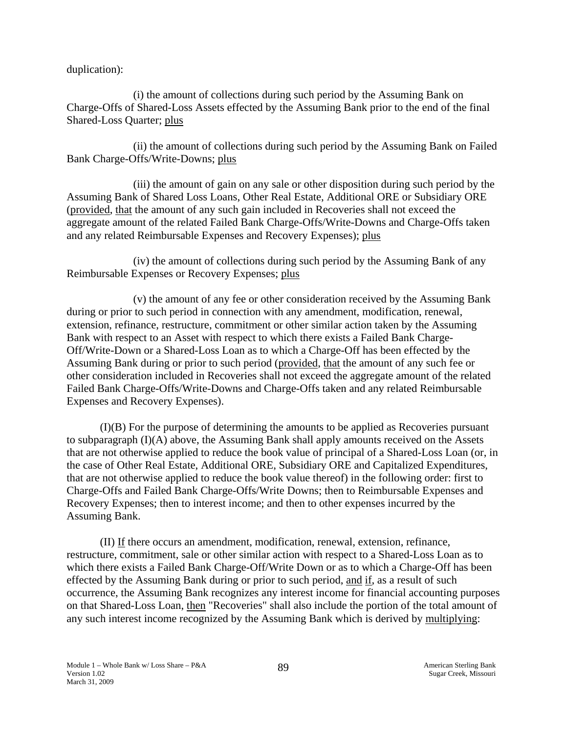duplication):

(i) the amount of collections during such period by the Assuming Bank on Charge-Offs of Shared-Loss Assets effected by the Assuming Bank prior to the end of the final Shared-Loss Quarter; plus

(ii) the amount of collections during such period by the Assuming Bank on Failed Bank Charge-Offs/Write-Downs; plus

(iii) the amount of gain on any sale or other disposition during such period by the Assuming Bank of Shared Loss Loans, Other Real Estate, Additional ORE or Subsidiary ORE (provided, that the amount of any such gain included in Recoveries shall not exceed the aggregate amount of the related Failed Bank Charge-Offs/Write-Downs and Charge-Offs taken and any related Reimbursable Expenses and Recovery Expenses); plus

(iv) the amount of collections during such period by the Assuming Bank of any Reimbursable Expenses or Recovery Expenses; plus

(v) the amount of any fee or other consideration received by the Assuming Bank during or prior to such period in connection with any amendment, modification, renewal, extension, refinance, restructure, commitment or other similar action taken by the Assuming Bank with respect to an Asset with respect to which there exists a Failed Bank Charge-Off/Write-Down or a Shared-Loss Loan as to which a Charge-Off has been effected by the Assuming Bank during or prior to such period (provided, that the amount of any such fee or other consideration included in Recoveries shall not exceed the aggregate amount of the related Failed Bank Charge-Offs/Write-Downs and Charge-Offs taken and any related Reimbursable Expenses and Recovery Expenses).

(I)(B) For the purpose of determining the amounts to be applied as Recoveries pursuant to subparagraph (I)(A) above, the Assuming Bank shall apply amounts received on the Assets that are not otherwise applied to reduce the book value of principal of a Shared-Loss Loan (or, in the case of Other Real Estate, Additional ORE, Subsidiary ORE and Capitalized Expenditures, that are not otherwise applied to reduce the book value thereof) in the following order: first to Charge-Offs and Failed Bank Charge-Offs/Write Downs; then to Reimbursable Expenses and Recovery Expenses; then to interest income; and then to other expenses incurred by the Assuming Bank.

(II) If there occurs an amendment, modification, renewal, extension, refinance, restructure, commitment, sale or other similar action with respect to a Shared-Loss Loan as to which there exists a Failed Bank Charge-Off/Write Down or as to which a Charge-Off has been effected by the Assuming Bank during or prior to such period, and if, as a result of such occurrence, the Assuming Bank recognizes any interest income for financial accounting purposes on that Shared-Loss Loan, then "Recoveries" shall also include the portion of the total amount of any such interest income recognized by the Assuming Bank which is derived by multiplying: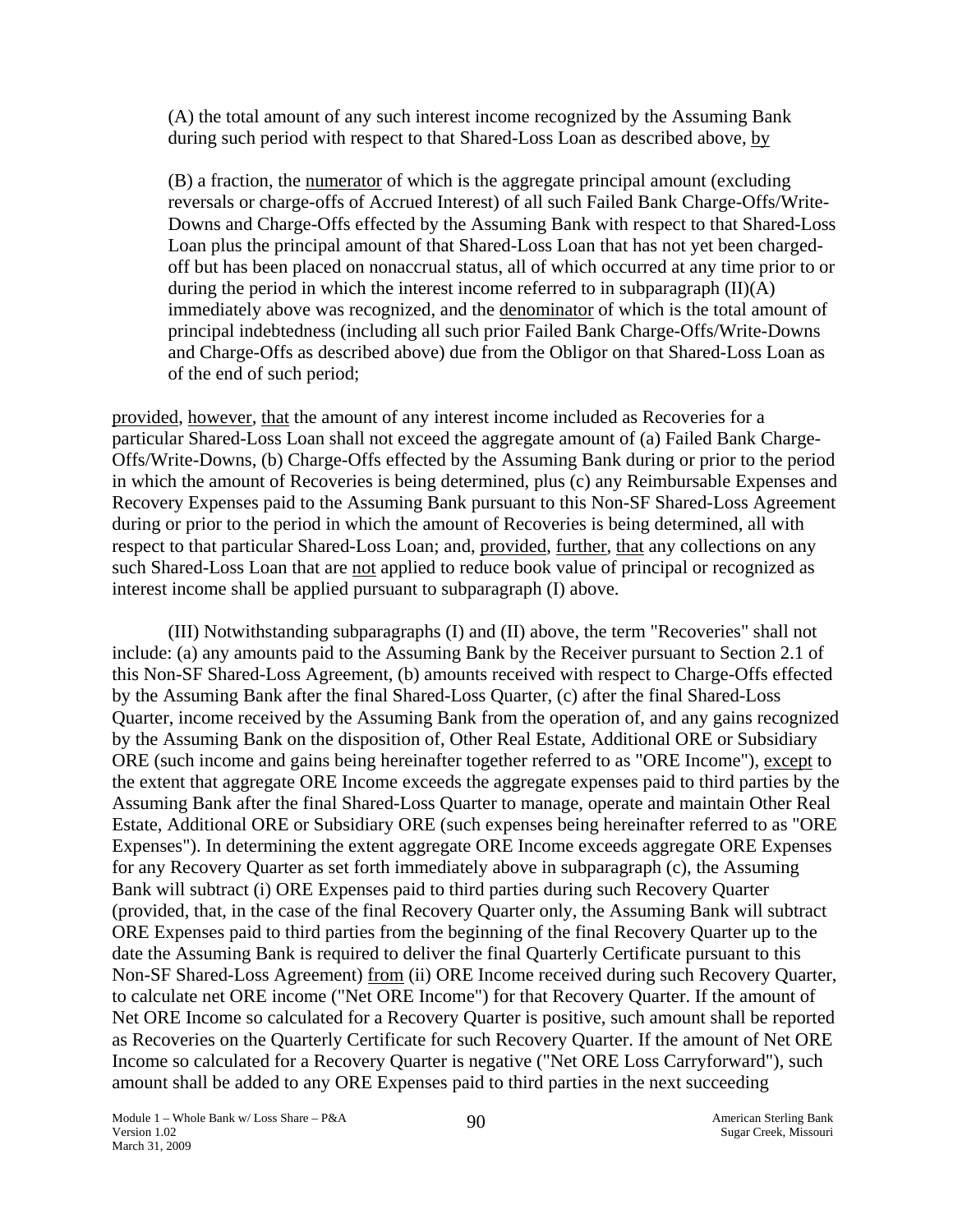(A) the total amount of any such interest income recognized by the Assuming Bank during such period with respect to that Shared-Loss Loan as described above, by

(B) a fraction, the numerator of which is the aggregate principal amount (excluding reversals or charge-offs of Accrued Interest) of all such Failed Bank Charge-Offs/Write-Downs and Charge-Offs effected by the Assuming Bank with respect to that Shared-Loss Loan plus the principal amount of that Shared-Loss Loan that has not yet been charged-off but has been placed on nonaccrual status, all of which occurred at any time prior to or during the period in which the interest income referred to in subparagraph (II)(A) immediately above was recognized, and the denominator of which is the total amount of principal indebtedness (including all such prior Failed Bank Charge-Offs/Write-Downs and Charge-Offs as described above) due from the Obligor on that Shared-Loss Loan as of the end of such period;

provided, however, that the amount of any interest income included as Recoveries for a particular Shared-Loss Loan shall not exceed the aggregate amount of (a) Failed Bank Charge-Offs/Write-Downs, (b) Charge-Offs effected by the Assuming Bank during or prior to the period in which the amount of Recoveries is being determined, plus (c) any Reimbursable Expenses and Recovery Expenses paid to the Assuming Bank pursuant to this Non-SF Shared-Loss Agreement during or prior to the period in which the amount of Recoveries is being determined, all with respect to that particular Shared-Loss Loan; and, provided, further, that any collections on any such Shared-Loss Loan that are not applied to reduce book value of principal or recognized as interest income shall be applied pursuant to subparagraph (I) above.

(III) Notwithstanding subparagraphs (I) and (II) above, the term "Recoveries" shall not include: (a) any amounts paid to the Assuming Bank by the Receiver pursuant to Section 2.1 of this Non-SF Shared-Loss Agreement, (b) amounts received with respect to Charge-Offs effected by the Assuming Bank after the final Shared-Loss Quarter, (c) after the final Shared-Loss Quarter, income received by the Assuming Bank from the operation of, and any gains recognized by the Assuming Bank on the disposition of, Other Real Estate, Additional ORE or Subsidiary ORE (such income and gains being hereinafter together referred to as "ORE Income"), except to the extent that aggregate ORE Income exceeds the aggregate expenses paid to third parties by the Assuming Bank after the final Shared-Loss Quarter to manage, operate and maintain Other Real Estate, Additional ORE or Subsidiary ORE (such expenses being hereinafter referred to as "ORE Expenses"). In determining the extent aggregate ORE Income exceeds aggregate ORE Expenses for any Recovery Quarter as set forth immediately above in subparagraph (c), the Assuming Bank will subtract (i) ORE Expenses paid to third parties during such Recovery Quarter (provided, that, in the case of the final Recovery Quarter only, the Assuming Bank will subtract ORE Expenses paid to third parties from the beginning of the final Recovery Quarter up to the date the Assuming Bank is required to deliver the final Quarterly Certificate pursuant to this Non-SF Shared-Loss Agreement) from (ii) ORE Income received during such Recovery Quarter, to calculate net ORE income ("Net ORE Income") for that Recovery Quarter. If the amount of Net ORE Income so calculated for a Recovery Quarter is positive, such amount shall be reported as Recoveries on the Quarterly Certificate for such Recovery Quarter. If the amount of Net ORE Income so calculated for a Recovery Quarter is negative ("Net ORE Loss Carryforward"), such amount shall be added to any ORE Expenses paid to third parties in the next succeeding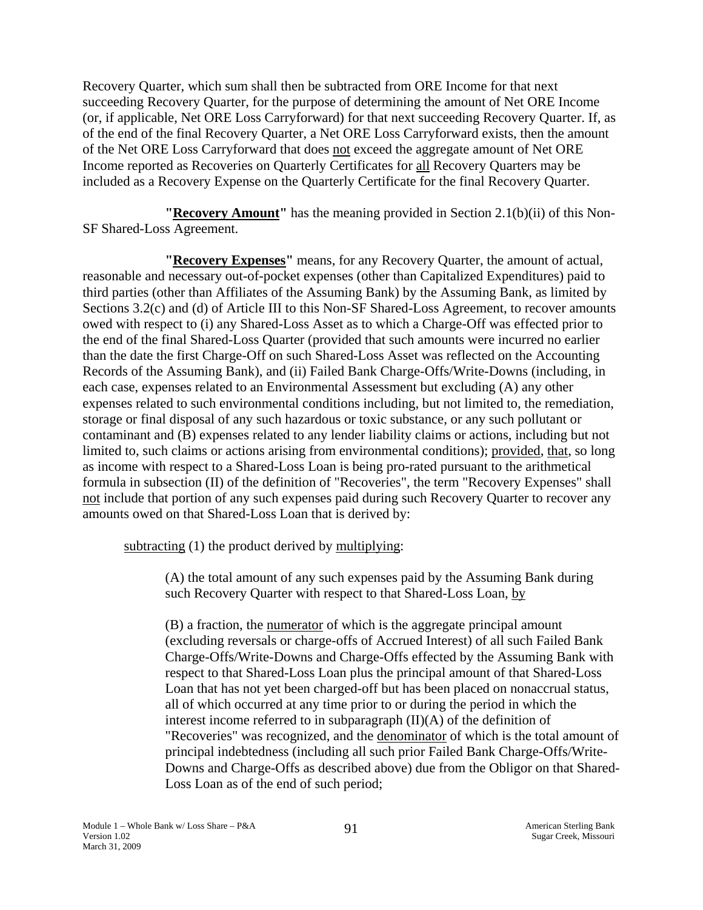Recovery Quarter, which sum shall then be subtracted from ORE Income for that next succeeding Recovery Quarter, for the purpose of determining the amount of Net ORE Income (or, if applicable, Net ORE Loss Carryforward) for that next succeeding Recovery Quarter. If, as of the end of the final Recovery Quarter, a Net ORE Loss Carryforward exists, then the amount of the Net ORE Loss Carryforward that does not exceed the aggregate amount of Net ORE Income reported as Recoveries on Quarterly Certificates for all Recovery Quarters may be included as a Recovery Expense on the Quarterly Certificate for the final Recovery Quarter.

**"Recovery Amount"** has the meaning provided in Section 2.1(b)(ii) of this Non-SF Shared-Loss Agreement.

**"Recovery Expenses"** means, for any Recovery Quarter, the amount of actual, reasonable and necessary out-of-pocket expenses (other than Capitalized Expenditures) paid to third parties (other than Affiliates of the Assuming Bank) by the Assuming Bank, as limited by Sections 3.2(c) and (d) of Article III to this Non-SF Shared-Loss Agreement, to recover amounts owed with respect to (i) any Shared-Loss Asset as to which a Charge-Off was effected prior to the end of the final Shared-Loss Quarter (provided that such amounts were incurred no earlier than the date the first Charge-Off on such Shared-Loss Asset was reflected on the Accounting Records of the Assuming Bank), and (ii) Failed Bank Charge-Offs/Write-Downs (including, in each case, expenses related to an Environmental Assessment but excluding (A) any other expenses related to such environmental conditions including, but not limited to, the remediation, storage or final disposal of any such hazardous or toxic substance, or any such pollutant or contaminant and (B) expenses related to any lender liability claims or actions, including but not limited to, such claims or actions arising from environmental conditions); provided, that, so long as income with respect to a Shared-Loss Loan is being pro-rated pursuant to the arithmetical formula in subsection (II) of the definition of "Recoveries", the term "Recovery Expenses" shall not include that portion of any such expenses paid during such Recovery Quarter to recover any amounts owed on that Shared-Loss Loan that is derived by:

subtracting (1) the product derived by multiplying:

> (A) the total amount of any such expenses paid by the Assuming Bank during such Recovery Quarter with respect to that Shared-Loss Loan, by
>
> (B) a fraction, the numerator of which is the aggregate principal amount (excluding reversals or charge-offs of Accrued Interest) of all such Failed Bank Charge-Offs/Write-Downs and Charge-Offs effected by the Assuming Bank with respect to that Shared-Loss Loan plus the principal amount of that Shared-Loss Loan that has not yet been charged-off but has been placed on nonaccrual status, all of which occurred at any time prior to or during the period in which the interest income referred to in subparagraph (II)(A) of the definition of "Recoveries" was recognized, and the denominator of which is the total amount of principal indebtedness (including all such prior Failed Bank Charge-Offs/Write-Downs and Charge-Offs as described above) due from the Obligor on that Shared-Loss Loan as of the end of such period;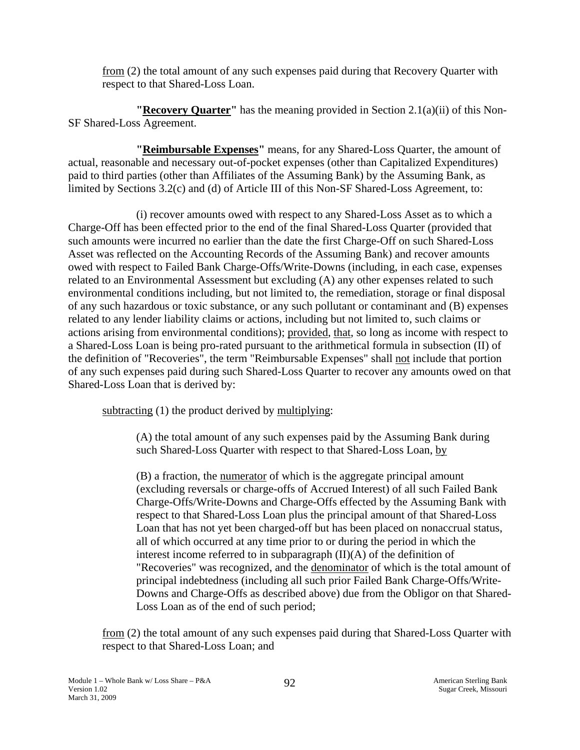from (2) the total amount of any such expenses paid during that Recovery Quarter with respect to that Shared-Loss Loan.

**"Recovery Quarter"** has the meaning provided in Section 2.1(a)(ii) of this Non-SF Shared-Loss Agreement.

**"Reimbursable Expenses"** means, for any Shared-Loss Quarter, the amount of actual, reasonable and necessary out-of-pocket expenses (other than Capitalized Expenditures) paid to third parties (other than Affiliates of the Assuming Bank) by the Assuming Bank, as limited by Sections 3.2(c) and (d) of Article III of this Non-SF Shared-Loss Agreement, to:

(i) recover amounts owed with respect to any Shared-Loss Asset as to which a Charge-Off has been effected prior to the end of the final Shared-Loss Quarter (provided that such amounts were incurred no earlier than the date the first Charge-Off on such Shared-Loss Asset was reflected on the Accounting Records of the Assuming Bank) and recover amounts owed with respect to Failed Bank Charge-Offs/Write-Downs (including, in each case, expenses related to an Environmental Assessment but excluding (A) any other expenses related to such environmental conditions including, but not limited to, the remediation, storage or final disposal of any such hazardous or toxic substance, or any such pollutant or contaminant and (B) expenses related to any lender liability claims or actions, including but not limited to, such claims or actions arising from environmental conditions); provided, that, so long as income with respect to a Shared-Loss Loan is being pro-rated pursuant to the arithmetical formula in subsection (II) of the definition of "Recoveries", the term "Reimbursable Expenses" shall not include that portion of any such expenses paid during such Shared-Loss Quarter to recover any amounts owed on that Shared-Loss Loan that is derived by:

subtracting (1) the product derived by multiplying:

(A) the total amount of any such expenses paid by the Assuming Bank during such Shared-Loss Quarter with respect to that Shared-Loss Loan, by

(B) a fraction, the numerator of which is the aggregate principal amount (excluding reversals or charge-offs of Accrued Interest) of all such Failed Bank Charge-Offs/Write-Downs and Charge-Offs effected by the Assuming Bank with respect to that Shared-Loss Loan plus the principal amount of that Shared-Loss Loan that has not yet been charged-off but has been placed on nonaccrual status, all of which occurred at any time prior to or during the period in which the interest income referred to in subparagraph (II)(A) of the definition of "Recoveries" was recognized, and the denominator of which is the total amount of principal indebtedness (including all such prior Failed Bank Charge-Offs/Write-Downs and Charge-Offs as described above) due from the Obligor on that Shared-Loss Loan as of the end of such period;

from (2) the total amount of any such expenses paid during that Shared-Loss Quarter with respect to that Shared-Loss Loan; and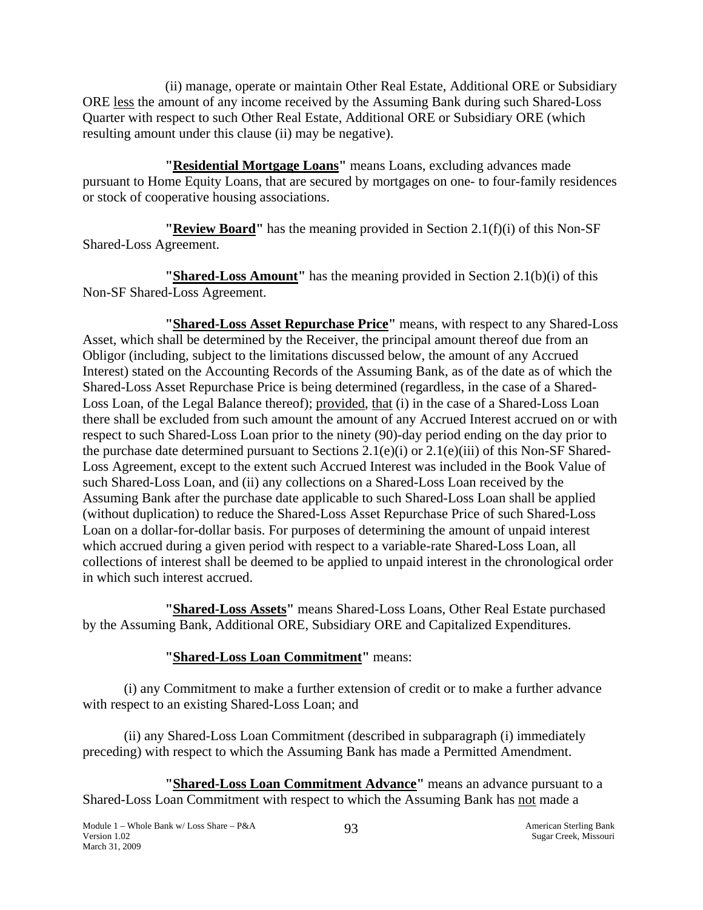(ii) manage, operate or maintain Other Real Estate, Additional ORE or Subsidiary ORE less the amount of any income received by the Assuming Bank during such Shared-Loss Quarter with respect to such Other Real Estate, Additional ORE or Subsidiary ORE (which resulting amount under this clause (ii) may be negative).

**"Residential Mortgage Loans"** means Loans, excluding advances made pursuant to Home Equity Loans, that are secured by mortgages on one- to four-family residences or stock of cooperative housing associations.

**"Review Board"** has the meaning provided in Section 2.1(f)(i) of this Non-SF Shared-Loss Agreement.

**"Shared-Loss Amount"** has the meaning provided in Section 2.1(b)(i) of this Non-SF Shared-Loss Agreement.

**"Shared-Loss Asset Repurchase Price"** means, with respect to any Shared-Loss Asset, which shall be determined by the Receiver, the principal amount thereof due from an Obligor (including, subject to the limitations discussed below, the amount of any Accrued Interest) stated on the Accounting Records of the Assuming Bank, as of the date as of which the Shared-Loss Asset Repurchase Price is being determined (regardless, in the case of a Shared-Loss Loan, of the Legal Balance thereof); provided, that (i) in the case of a Shared-Loss Loan there shall be excluded from such amount the amount of any Accrued Interest accrued on or with respect to such Shared-Loss Loan prior to the ninety (90)-day period ending on the day prior to the purchase date determined pursuant to Sections 2.1(e)(i) or 2.1(e)(iii) of this Non-SF Shared-Loss Agreement, except to the extent such Accrued Interest was included in the Book Value of such Shared-Loss Loan, and (ii) any collections on a Shared-Loss Loan received by the Assuming Bank after the purchase date applicable to such Shared-Loss Loan shall be applied (without duplication) to reduce the Shared-Loss Asset Repurchase Price of such Shared-Loss Loan on a dollar-for-dollar basis. For purposes of determining the amount of unpaid interest which accrued during a given period with respect to a variable-rate Shared-Loss Loan, all collections of interest shall be deemed to be applied to unpaid interest in the chronological order in which such interest accrued.

**"Shared-Loss Assets"** means Shared-Loss Loans, Other Real Estate purchased by the Assuming Bank, Additional ORE, Subsidiary ORE and Capitalized Expenditures.

**"Shared-Loss Loan Commitment"** means:

(i) any Commitment to make a further extension of credit or to make a further advance with respect to an existing Shared-Loss Loan; and

(ii) any Shared-Loss Loan Commitment (described in subparagraph (i) immediately preceding) with respect to which the Assuming Bank has made a Permitted Amendment.

**"Shared-Loss Loan Commitment Advance"** means an advance pursuant to a Shared-Loss Loan Commitment with respect to which the Assuming Bank has not made a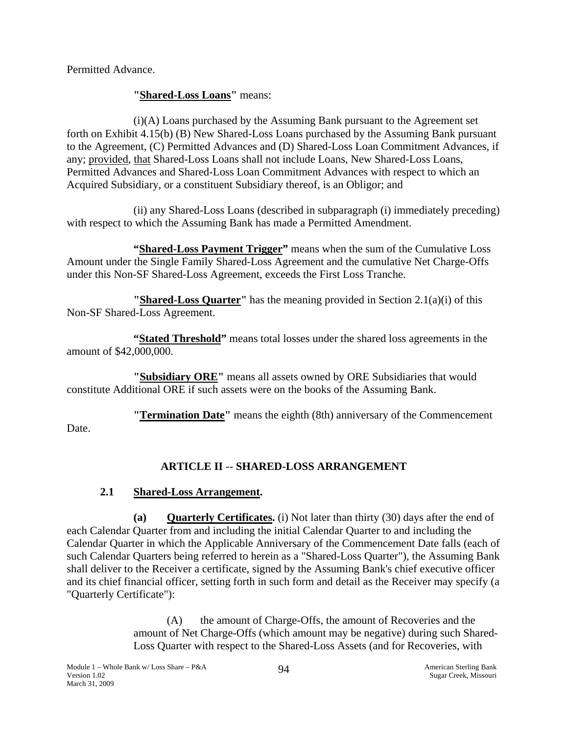Permitted Advance.

**"Shared-Loss Loans"** means:

(i)(A) Loans purchased by the Assuming Bank pursuant to the Agreement set forth on Exhibit 4.15(b) (B) New Shared-Loss Loans purchased by the Assuming Bank pursuant to the Agreement, (C) Permitted Advances and (D) Shared-Loss Loan Commitment Advances, if any; provided, that Shared-Loss Loans shall not include Loans, New Shared-Loss Loans, Permitted Advances and Shared-Loss Loan Commitment Advances with respect to which an Acquired Subsidiary, or a constituent Subsidiary thereof, is an Obligor; and

(ii) any Shared-Loss Loans (described in subparagraph (i) immediately preceding) with respect to which the Assuming Bank has made a Permitted Amendment.

**"Shared-Loss Payment Trigger"** means when the sum of the Cumulative Loss Amount under the Single Family Shared-Loss Agreement and the cumulative Net Charge-Offs under this Non-SF Shared-Loss Agreement, exceeds the First Loss Tranche.

**"Shared-Loss Quarter"** has the meaning provided in Section 2.1(a)(i) of this Non-SF Shared-Loss Agreement.

**"Stated Threshold"** means total losses under the shared loss agreements in the amount of $42,000,000.

**"Subsidiary ORE"** means all assets owned by ORE Subsidiaries that would constitute Additional ORE if such assets were on the books of the Assuming Bank.

**"Termination Date"** means the eighth (8th) anniversary of the Commencement Date.

## ARTICLE II -- SHARED-LOSS ARRANGEMENT

### 2.1 Shared-Loss Arrangement.

**(a) Quarterly Certificates.** (i) Not later than thirty (30) days after the end of each Calendar Quarter from and including the initial Calendar Quarter to and including the Calendar Quarter in which the Applicable Anniversary of the Commencement Date falls (each of such Calendar Quarters being referred to herein as a "Shared-Loss Quarter"), the Assuming Bank shall deliver to the Receiver a certificate, signed by the Assuming Bank's chief executive officer and its chief financial officer, setting forth in such form and detail as the Receiver may specify (a "Quarterly Certificate"):

(A) the amount of Charge-Offs, the amount of Recoveries and the amount of Net Charge-Offs (which amount may be negative) during such Shared-Loss Quarter with respect to the Shared-Loss Assets (and for Recoveries, with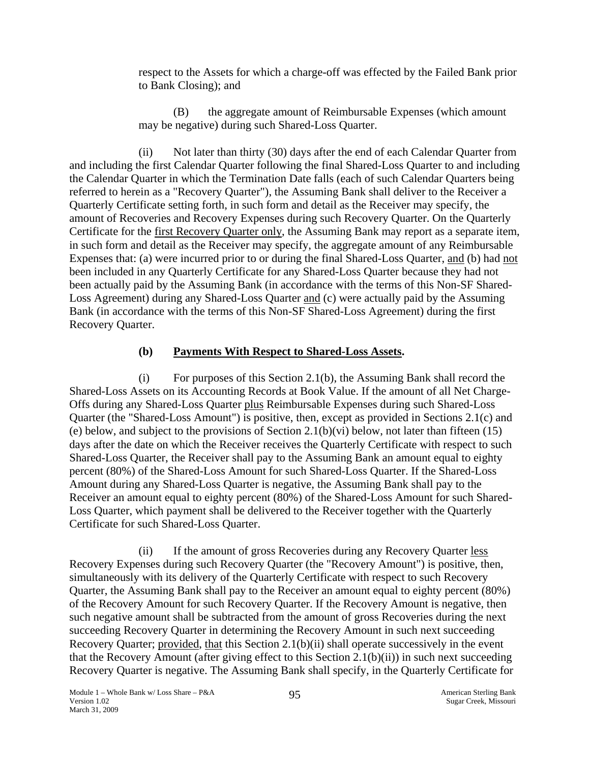respect to the Assets for which a charge-off was effected by the Failed Bank prior to Bank Closing); and

(B) the aggregate amount of Reimbursable Expenses (which amount may be negative) during such Shared-Loss Quarter.

(ii) Not later than thirty (30) days after the end of each Calendar Quarter from and including the first Calendar Quarter following the final Shared-Loss Quarter to and including the Calendar Quarter in which the Termination Date falls (each of such Calendar Quarters being referred to herein as a "Recovery Quarter"), the Assuming Bank shall deliver to the Receiver a Quarterly Certificate setting forth, in such form and detail as the Receiver may specify, the amount of Recoveries and Recovery Expenses during such Recovery Quarter. On the Quarterly Certificate for the first Recovery Quarter only, the Assuming Bank may report as a separate item, in such form and detail as the Receiver may specify, the aggregate amount of any Reimbursable Expenses that: (a) were incurred prior to or during the final Shared-Loss Quarter, and (b) had not been included in any Quarterly Certificate for any Shared-Loss Quarter because they had not been actually paid by the Assuming Bank (in accordance with the terms of this Non-SF Shared-Loss Agreement) during any Shared-Loss Quarter and (c) were actually paid by the Assuming Bank (in accordance with the terms of this Non-SF Shared-Loss Agreement) during the first Recovery Quarter.

**(b) Payments With Respect to Shared-Loss Assets.**

(i) For purposes of this Section 2.1(b), the Assuming Bank shall record the Shared-Loss Assets on its Accounting Records at Book Value. If the amount of all Net Charge-Offs during any Shared-Loss Quarter plus Reimbursable Expenses during such Shared-Loss Quarter (the "Shared-Loss Amount") is positive, then, except as provided in Sections 2.1(c) and (e) below, and subject to the provisions of Section 2.1(b)(vi) below, not later than fifteen (15) days after the date on which the Receiver receives the Quarterly Certificate with respect to such Shared-Loss Quarter, the Receiver shall pay to the Assuming Bank an amount equal to eighty percent (80%) of the Shared-Loss Amount for such Shared-Loss Quarter. If the Shared-Loss Amount during any Shared-Loss Quarter is negative, the Assuming Bank shall pay to the Receiver an amount equal to eighty percent (80%) of the Shared-Loss Amount for such Shared-Loss Quarter, which payment shall be delivered to the Receiver together with the Quarterly Certificate for such Shared-Loss Quarter.

(ii) If the amount of gross Recoveries during any Recovery Quarter less Recovery Expenses during such Recovery Quarter (the "Recovery Amount") is positive, then, simultaneously with its delivery of the Quarterly Certificate with respect to such Recovery Quarter, the Assuming Bank shall pay to the Receiver an amount equal to eighty percent (80%) of the Recovery Amount for such Recovery Quarter. If the Recovery Amount is negative, then such negative amount shall be subtracted from the amount of gross Recoveries during the next succeeding Recovery Quarter in determining the Recovery Amount in such next succeeding Recovery Quarter; provided, that this Section 2.1(b)(ii) shall operate successively in the event that the Recovery Amount (after giving effect to this Section 2.1(b)(ii)) in such next succeeding Recovery Quarter is negative. The Assuming Bank shall specify, in the Quarterly Certificate for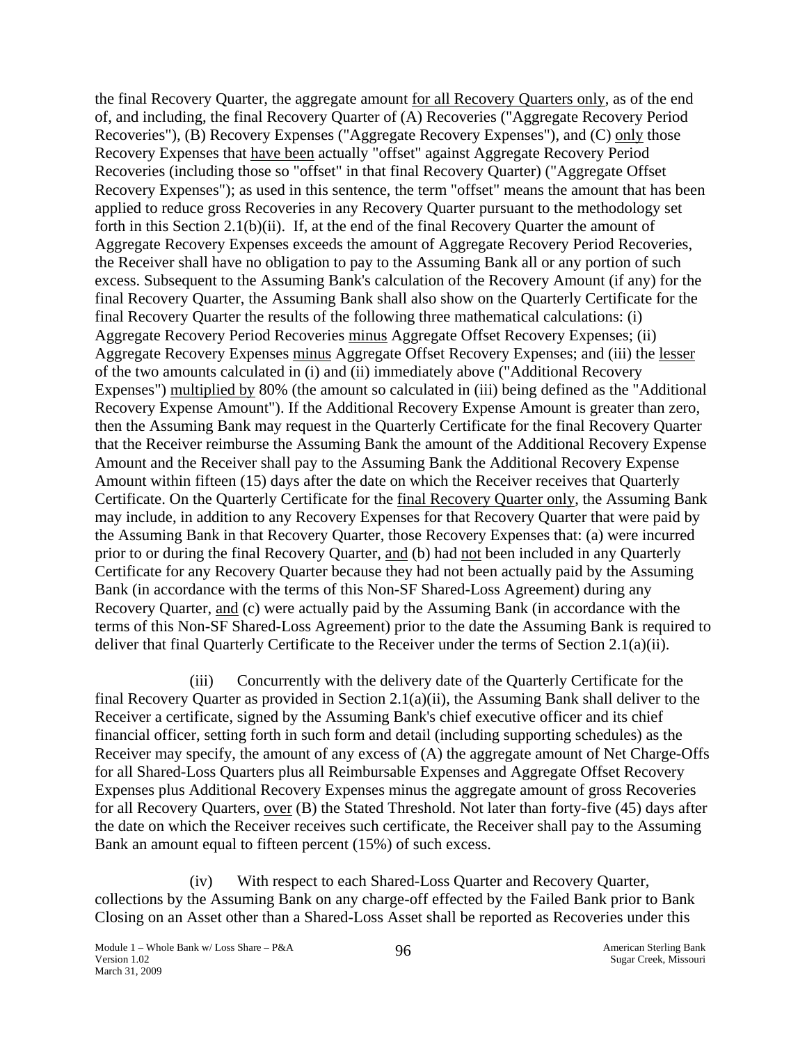the final Recovery Quarter, the aggregate amount for all Recovery Quarters only, as of the end of, and including, the final Recovery Quarter of (A) Recoveries ("Aggregate Recovery Period Recoveries"), (B) Recovery Expenses ("Aggregate Recovery Expenses"), and (C) only those Recovery Expenses that have been actually "offset" against Aggregate Recovery Period Recoveries (including those so "offset" in that final Recovery Quarter) ("Aggregate Offset Recovery Expenses"); as used in this sentence, the term "offset" means the amount that has been applied to reduce gross Recoveries in any Recovery Quarter pursuant to the methodology set forth in this Section 2.1(b)(ii). If, at the end of the final Recovery Quarter the amount of Aggregate Recovery Expenses exceeds the amount of Aggregate Recovery Period Recoveries, the Receiver shall have no obligation to pay to the Assuming Bank all or any portion of such excess. Subsequent to the Assuming Bank's calculation of the Recovery Amount (if any) for the final Recovery Quarter, the Assuming Bank shall also show on the Quarterly Certificate for the final Recovery Quarter the results of the following three mathematical calculations: (i) Aggregate Recovery Period Recoveries minus Aggregate Offset Recovery Expenses; (ii) Aggregate Recovery Expenses minus Aggregate Offset Recovery Expenses; and (iii) the lesser of the two amounts calculated in (i) and (ii) immediately above ("Additional Recovery Expenses") multiplied by 80% (the amount so calculated in (iii) being defined as the "Additional Recovery Expense Amount"). If the Additional Recovery Expense Amount is greater than zero, then the Assuming Bank may request in the Quarterly Certificate for the final Recovery Quarter that the Receiver reimburse the Assuming Bank the amount of the Additional Recovery Expense Amount and the Receiver shall pay to the Assuming Bank the Additional Recovery Expense Amount within fifteen (15) days after the date on which the Receiver receives that Quarterly Certificate. On the Quarterly Certificate for the final Recovery Quarter only, the Assuming Bank may include, in addition to any Recovery Expenses for that Recovery Quarter that were paid by the Assuming Bank in that Recovery Quarter, those Recovery Expenses that: (a) were incurred prior to or during the final Recovery Quarter, and (b) had not been included in any Quarterly Certificate for any Recovery Quarter because they had not been actually paid by the Assuming Bank (in accordance with the terms of this Non-SF Shared-Loss Agreement) during any Recovery Quarter, and (c) were actually paid by the Assuming Bank (in accordance with the terms of this Non-SF Shared-Loss Agreement) prior to the date the Assuming Bank is required to deliver that final Quarterly Certificate to the Receiver under the terms of Section 2.1(a)(ii).

(iii) Concurrently with the delivery date of the Quarterly Certificate for the final Recovery Quarter as provided in Section 2.1(a)(ii), the Assuming Bank shall deliver to the Receiver a certificate, signed by the Assuming Bank's chief executive officer and its chief financial officer, setting forth in such form and detail (including supporting schedules) as the Receiver may specify, the amount of any excess of (A) the aggregate amount of Net Charge-Offs for all Shared-Loss Quarters plus all Reimbursable Expenses and Aggregate Offset Recovery Expenses plus Additional Recovery Expenses minus the aggregate amount of gross Recoveries for all Recovery Quarters, over (B) the Stated Threshold. Not later than forty-five (45) days after the date on which the Receiver receives such certificate, the Receiver shall pay to the Assuming Bank an amount equal to fifteen percent (15%) of such excess.

(iv) With respect to each Shared-Loss Quarter and Recovery Quarter, collections by the Assuming Bank on any charge-off effected by the Failed Bank prior to Bank Closing on an Asset other than a Shared-Loss Asset shall be reported as Recoveries under this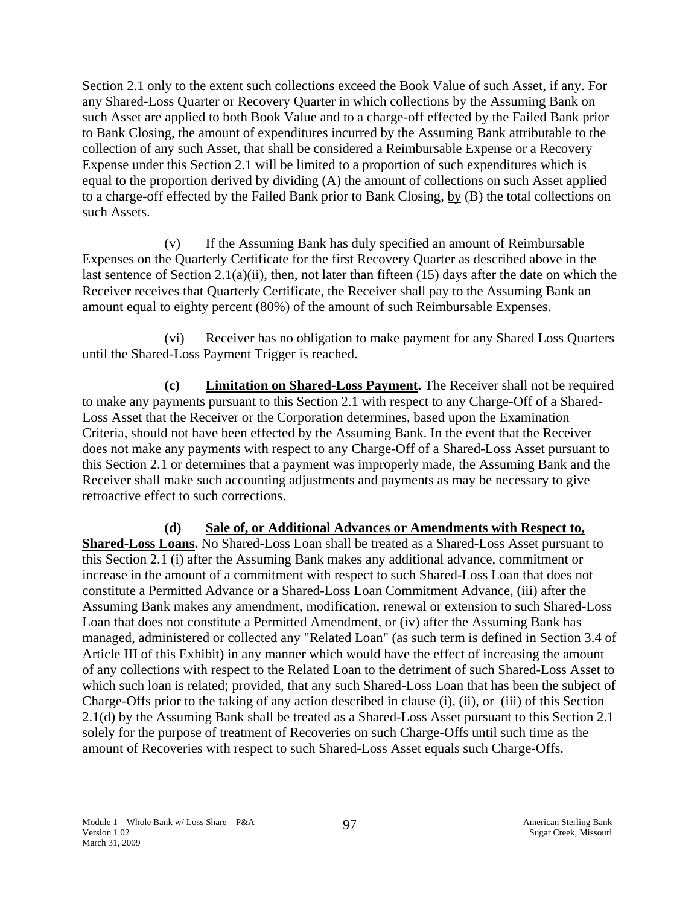Section 2.1 only to the extent such collections exceed the Book Value of such Asset, if any. For any Shared-Loss Quarter or Recovery Quarter in which collections by the Assuming Bank on such Asset are applied to both Book Value and to a charge-off effected by the Failed Bank prior to Bank Closing, the amount of expenditures incurred by the Assuming Bank attributable to the collection of any such Asset, that shall be considered a Reimbursable Expense or a Recovery Expense under this Section 2.1 will be limited to a proportion of such expenditures which is equal to the proportion derived by dividing (A) the amount of collections on such Asset applied to a charge-off effected by the Failed Bank prior to Bank Closing, by (B) the total collections on such Assets.

(v) If the Assuming Bank has duly specified an amount of Reimbursable Expenses on the Quarterly Certificate for the first Recovery Quarter as described above in the last sentence of Section 2.1(a)(ii), then, not later than fifteen (15) days after the date on which the Receiver receives that Quarterly Certificate, the Receiver shall pay to the Assuming Bank an amount equal to eighty percent (80%) of the amount of such Reimbursable Expenses.

(vi) Receiver has no obligation to make payment for any Shared Loss Quarters until the Shared-Loss Payment Trigger is reached.

**(c) Limitation on Shared-Loss Payment.** The Receiver shall not be required to make any payments pursuant to this Section 2.1 with respect to any Charge-Off of a Shared-Loss Asset that the Receiver or the Corporation determines, based upon the Examination Criteria, should not have been effected by the Assuming Bank. In the event that the Receiver does not make any payments with respect to any Charge-Off of a Shared-Loss Asset pursuant to this Section 2.1 or determines that a payment was improperly made, the Assuming Bank and the Receiver shall make such accounting adjustments and payments as may be necessary to give retroactive effect to such corrections.

**(d) Sale of, or Additional Advances or Amendments with Respect to, Shared-Loss Loans.** No Shared-Loss Loan shall be treated as a Shared-Loss Asset pursuant to this Section 2.1 (i) after the Assuming Bank makes any additional advance, commitment or increase in the amount of a commitment with respect to such Shared-Loss Loan that does not constitute a Permitted Advance or a Shared-Loss Loan Commitment Advance, (iii) after the Assuming Bank makes any amendment, modification, renewal or extension to such Shared-Loss Loan that does not constitute a Permitted Amendment, or (iv) after the Assuming Bank has managed, administered or collected any "Related Loan" (as such term is defined in Section 3.4 of Article III of this Exhibit) in any manner which would have the effect of increasing the amount of any collections with respect to the Related Loan to the detriment of such Shared-Loss Asset to which such loan is related; provided, that any such Shared-Loss Loan that has been the subject of Charge-Offs prior to the taking of any action described in clause (i), (ii), or (iii) of this Section 2.1(d) by the Assuming Bank shall be treated as a Shared-Loss Asset pursuant to this Section 2.1 solely for the purpose of treatment of Recoveries on such Charge-Offs until such time as the amount of Recoveries with respect to such Shared-Loss Asset equals such Charge-Offs.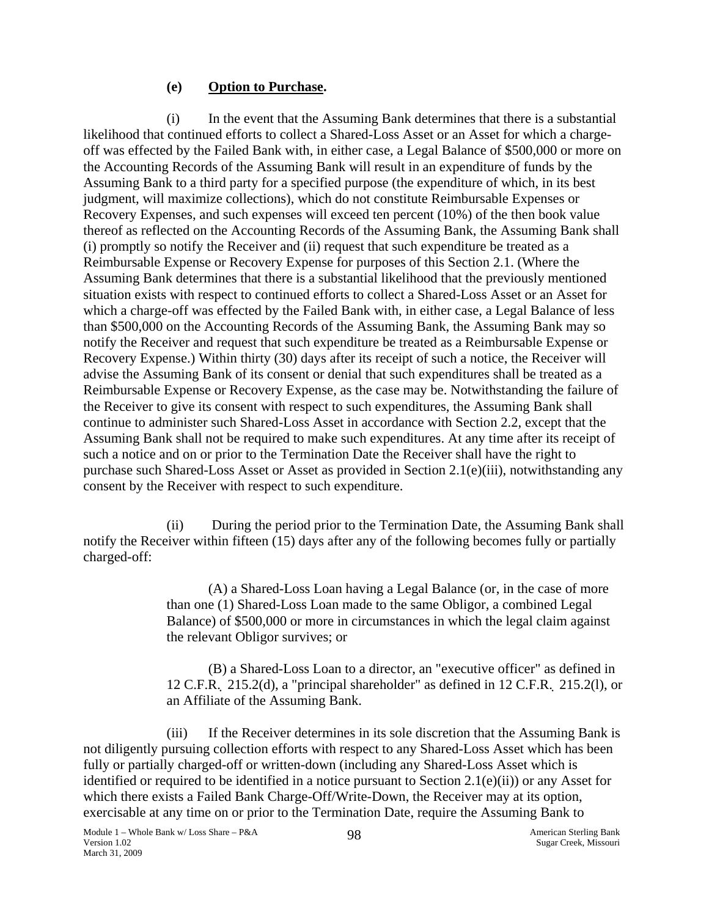**(e) Option to Purchase.**

(i) In the event that the Assuming Bank determines that there is a substantial likelihood that continued efforts to collect a Shared-Loss Asset or an Asset for which a charge-off was effected by the Failed Bank with, in either case, a Legal Balance of $500,000 or more on the Accounting Records of the Assuming Bank will result in an expenditure of funds by the Assuming Bank to a third party for a specified purpose (the expenditure of which, in its best judgment, will maximize collections), which do not constitute Reimbursable Expenses or Recovery Expenses, and such expenses will exceed ten percent (10%) of the then book value thereof as reflected on the Accounting Records of the Assuming Bank, the Assuming Bank shall (i) promptly so notify the Receiver and (ii) request that such expenditure be treated as a Reimbursable Expense or Recovery Expense for purposes of this Section 2.1. (Where the Assuming Bank determines that there is a substantial likelihood that the previously mentioned situation exists with respect to continued efforts to collect a Shared-Loss Asset or an Asset for which a charge-off was effected by the Failed Bank with, in either case, a Legal Balance of less than $500,000 on the Accounting Records of the Assuming Bank, the Assuming Bank may so notify the Receiver and request that such expenditure be treated as a Reimbursable Expense or Recovery Expense.) Within thirty (30) days after its receipt of such a notice, the Receiver will advise the Assuming Bank of its consent or denial that such expenditures shall be treated as a Reimbursable Expense or Recovery Expense, as the case may be. Notwithstanding the failure of the Receiver to give its consent with respect to such expenditures, the Assuming Bank shall continue to administer such Shared-Loss Asset in accordance with Section 2.2, except that the Assuming Bank shall not be required to make such expenditures. At any time after its receipt of such a notice and on or prior to the Termination Date the Receiver shall have the right to purchase such Shared-Loss Asset or Asset as provided in Section 2.1(e)(iii), notwithstanding any consent by the Receiver with respect to such expenditure.

(ii) During the period prior to the Termination Date, the Assuming Bank shall notify the Receiver within fifteen (15) days after any of the following becomes fully or partially charged-off:

> (A) a Shared-Loss Loan having a Legal Balance (or, in the case of more than one (1) Shared-Loss Loan made to the same Obligor, a combined Legal Balance) of $500,000 or more in circumstances in which the legal claim against the relevant Obligor survives; or
>
> (B) a Shared-Loss Loan to a director, an "executive officer" as defined in 12 C.F.R. 215.2(d), a "principal shareholder" as defined in 12 C.F.R. 215.2(l), or an Affiliate of the Assuming Bank.

(iii) If the Receiver determines in its sole discretion that the Assuming Bank is not diligently pursuing collection efforts with respect to any Shared-Loss Asset which has been fully or partially charged-off or written-down (including any Shared-Loss Asset which is identified or required to be identified in a notice pursuant to Section 2.1(e)(ii)) or any Asset for which there exists a Failed Bank Charge-Off/Write-Down, the Receiver may at its option, exercisable at any time on or prior to the Termination Date, require the Assuming Bank to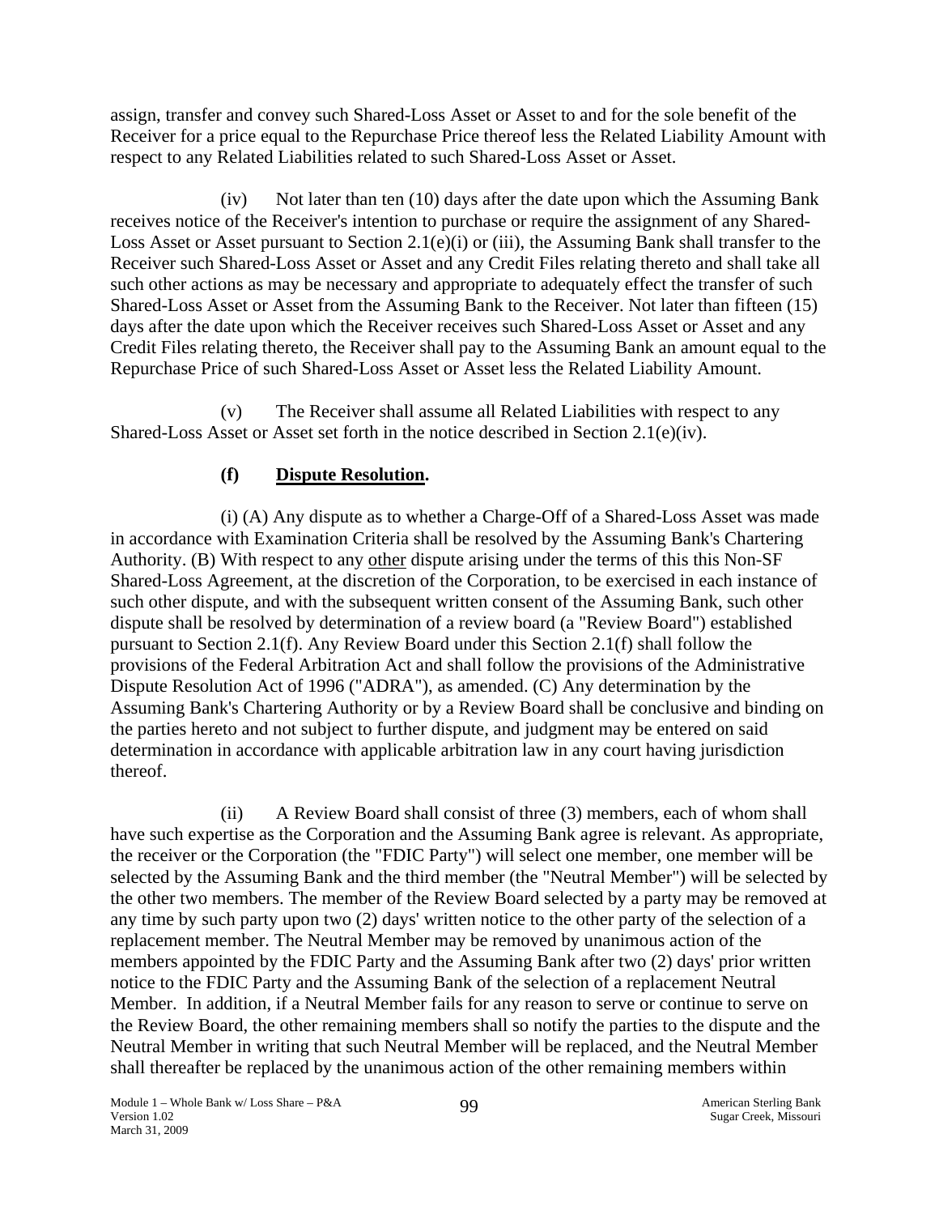assign, transfer and convey such Shared-Loss Asset or Asset to and for the sole benefit of the Receiver for a price equal to the Repurchase Price thereof less the Related Liability Amount with respect to any Related Liabilities related to such Shared-Loss Asset or Asset.

(iv) Not later than ten (10) days after the date upon which the Assuming Bank receives notice of the Receiver's intention to purchase or require the assignment of any Shared-Loss Asset or Asset pursuant to Section 2.1(e)(i) or (iii), the Assuming Bank shall transfer to the Receiver such Shared-Loss Asset or Asset and any Credit Files relating thereto and shall take all such other actions as may be necessary and appropriate to adequately effect the transfer of such Shared-Loss Asset or Asset from the Assuming Bank to the Receiver. Not later than fifteen (15) days after the date upon which the Receiver receives such Shared-Loss Asset or Asset and any Credit Files relating thereto, the Receiver shall pay to the Assuming Bank an amount equal to the Repurchase Price of such Shared-Loss Asset or Asset less the Related Liability Amount.

(v) The Receiver shall assume all Related Liabilities with respect to any Shared-Loss Asset or Asset set forth in the notice described in Section 2.1(e)(iv).

**(f) Dispute Resolution.**

(i) (A) Any dispute as to whether a Charge-Off of a Shared-Loss Asset was made in accordance with Examination Criteria shall be resolved by the Assuming Bank's Chartering Authority. (B) With respect to any other dispute arising under the terms of this this Non-SF Shared-Loss Agreement, at the discretion of the Corporation, to be exercised in each instance of such other dispute, and with the subsequent written consent of the Assuming Bank, such other dispute shall be resolved by determination of a review board (a "Review Board") established pursuant to Section 2.1(f). Any Review Board under this Section 2.1(f) shall follow the provisions of the Federal Arbitration Act and shall follow the provisions of the Administrative Dispute Resolution Act of 1996 ("ADRA"), as amended. (C) Any determination by the Assuming Bank's Chartering Authority or by a Review Board shall be conclusive and binding on the parties hereto and not subject to further dispute, and judgment may be entered on said determination in accordance with applicable arbitration law in any court having jurisdiction thereof.

(ii) A Review Board shall consist of three (3) members, each of whom shall have such expertise as the Corporation and the Assuming Bank agree is relevant. As appropriate, the receiver or the Corporation (the "FDIC Party") will select one member, one member will be selected by the Assuming Bank and the third member (the "Neutral Member") will be selected by the other two members. The member of the Review Board selected by a party may be removed at any time by such party upon two (2) days' written notice to the other party of the selection of a replacement member. The Neutral Member may be removed by unanimous action of the members appointed by the FDIC Party and the Assuming Bank after two (2) days' prior written notice to the FDIC Party and the Assuming Bank of the selection of a replacement Neutral Member. In addition, if a Neutral Member fails for any reason to serve or continue to serve on the Review Board, the other remaining members shall so notify the parties to the dispute and the Neutral Member in writing that such Neutral Member will be replaced, and the Neutral Member shall thereafter be replaced by the unanimous action of the other remaining members within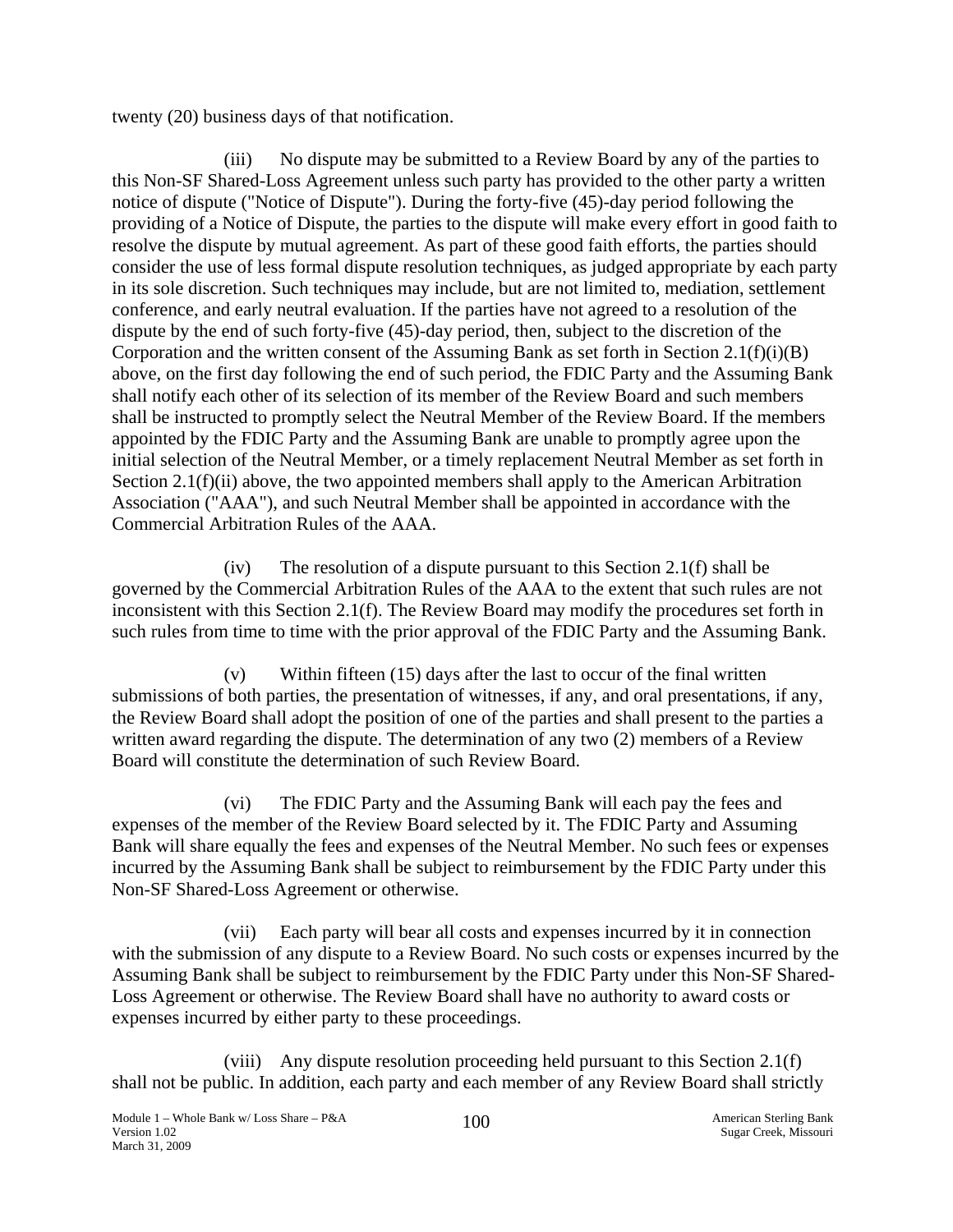twenty (20) business days of that notification.

(iii) No dispute may be submitted to a Review Board by any of the parties to this Non-SF Shared-Loss Agreement unless such party has provided to the other party a written notice of dispute ("Notice of Dispute"). During the forty-five (45)-day period following the providing of a Notice of Dispute, the parties to the dispute will make every effort in good faith to resolve the dispute by mutual agreement. As part of these good faith efforts, the parties should consider the use of less formal dispute resolution techniques, as judged appropriate by each party in its sole discretion. Such techniques may include, but are not limited to, mediation, settlement conference, and early neutral evaluation. If the parties have not agreed to a resolution of the dispute by the end of such forty-five (45)-day period, then, subject to the discretion of the Corporation and the written consent of the Assuming Bank as set forth in Section 2.1(f)(i)(B) above, on the first day following the end of such period, the FDIC Party and the Assuming Bank shall notify each other of its selection of its member of the Review Board and such members shall be instructed to promptly select the Neutral Member of the Review Board. If the members appointed by the FDIC Party and the Assuming Bank are unable to promptly agree upon the initial selection of the Neutral Member, or a timely replacement Neutral Member as set forth in Section 2.1(f)(ii) above, the two appointed members shall apply to the American Arbitration Association ("AAA"), and such Neutral Member shall be appointed in accordance with the Commercial Arbitration Rules of the AAA.

(iv) The resolution of a dispute pursuant to this Section 2.1(f) shall be governed by the Commercial Arbitration Rules of the AAA to the extent that such rules are not inconsistent with this Section 2.1(f). The Review Board may modify the procedures set forth in such rules from time to time with the prior approval of the FDIC Party and the Assuming Bank.

(v) Within fifteen (15) days after the last to occur of the final written submissions of both parties, the presentation of witnesses, if any, and oral presentations, if any, the Review Board shall adopt the position of one of the parties and shall present to the parties a written award regarding the dispute. The determination of any two (2) members of a Review Board will constitute the determination of such Review Board.

(vi) The FDIC Party and the Assuming Bank will each pay the fees and expenses of the member of the Review Board selected by it. The FDIC Party and Assuming Bank will share equally the fees and expenses of the Neutral Member. No such fees or expenses incurred by the Assuming Bank shall be subject to reimbursement by the FDIC Party under this Non-SF Shared-Loss Agreement or otherwise.

(vii) Each party will bear all costs and expenses incurred by it in connection with the submission of any dispute to a Review Board. No such costs or expenses incurred by the Assuming Bank shall be subject to reimbursement by the FDIC Party under this Non-SF Shared-Loss Agreement or otherwise. The Review Board shall have no authority to award costs or expenses incurred by either party to these proceedings.

(viii) Any dispute resolution proceeding held pursuant to this Section 2.1(f) shall not be public. In addition, each party and each member of any Review Board shall strictly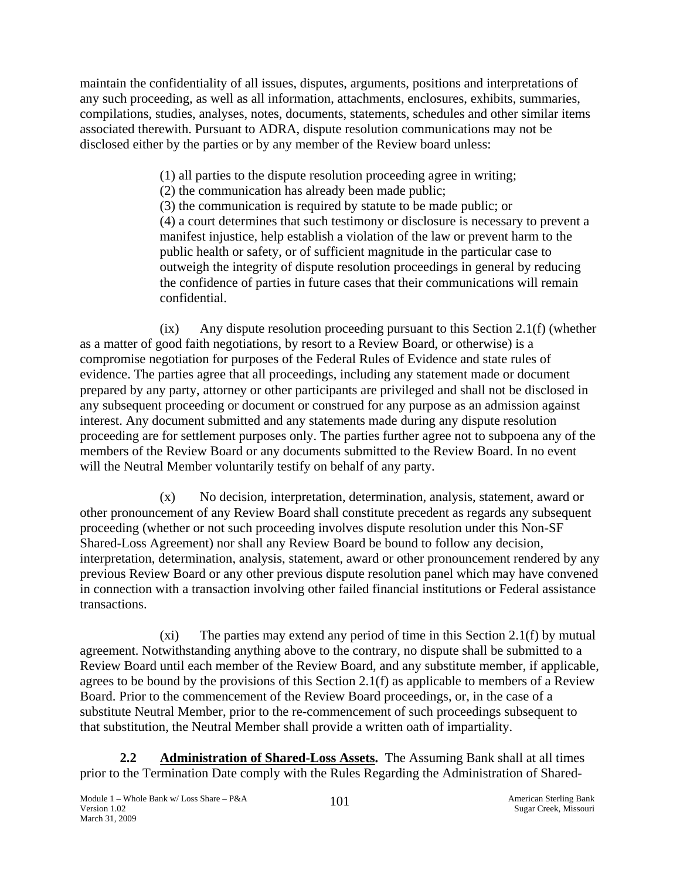maintain the confidentiality of all issues, disputes, arguments, positions and interpretations of any such proceeding, as well as all information, attachments, enclosures, exhibits, summaries, compilations, studies, analyses, notes, documents, statements, schedules and other similar items associated therewith. Pursuant to ADRA, dispute resolution communications may not be disclosed either by the parties or by any member of the Review board unless:

> (1) all parties to the dispute resolution proceeding agree in writing;
> (2) the communication has already been made public;
> (3) the communication is required by statute to be made public; or
> (4) a court determines that such testimony or disclosure is necessary to prevent a manifest injustice, help establish a violation of the law or prevent harm to the public health or safety, or of sufficient magnitude in the particular case to outweigh the integrity of dispute resolution proceedings in general by reducing the confidence of parties in future cases that their communications will remain confidential.

(ix) Any dispute resolution proceeding pursuant to this Section 2.1(f) (whether as a matter of good faith negotiations, by resort to a Review Board, or otherwise) is a compromise negotiation for purposes of the Federal Rules of Evidence and state rules of evidence. The parties agree that all proceedings, including any statement made or document prepared by any party, attorney or other participants are privileged and shall not be disclosed in any subsequent proceeding or document or construed for any purpose as an admission against interest. Any document submitted and any statements made during any dispute resolution proceeding are for settlement purposes only. The parties further agree not to subpoena any of the members of the Review Board or any documents submitted to the Review Board. In no event will the Neutral Member voluntarily testify on behalf of any party.

(x) No decision, interpretation, determination, analysis, statement, award or other pronouncement of any Review Board shall constitute precedent as regards any subsequent proceeding (whether or not such proceeding involves dispute resolution under this Non-SF Shared-Loss Agreement) nor shall any Review Board be bound to follow any decision, interpretation, determination, analysis, statement, award or other pronouncement rendered by any previous Review Board or any other previous dispute resolution panel which may have convened in connection with a transaction involving other failed financial institutions or Federal assistance transactions.

(xi) The parties may extend any period of time in this Section 2.1(f) by mutual agreement. Notwithstanding anything above to the contrary, no dispute shall be submitted to a Review Board until each member of the Review Board, and any substitute member, if applicable, agrees to be bound by the provisions of this Section 2.1(f) as applicable to members of a Review Board. Prior to the commencement of the Review Board proceedings, or, in the case of a substitute Neutral Member, prior to the re-commencement of such proceedings subsequent to that substitution, the Neutral Member shall provide a written oath of impartiality.

**2.2 Administration of Shared-Loss Assets.** The Assuming Bank shall at all times prior to the Termination Date comply with the Rules Regarding the Administration of Shared-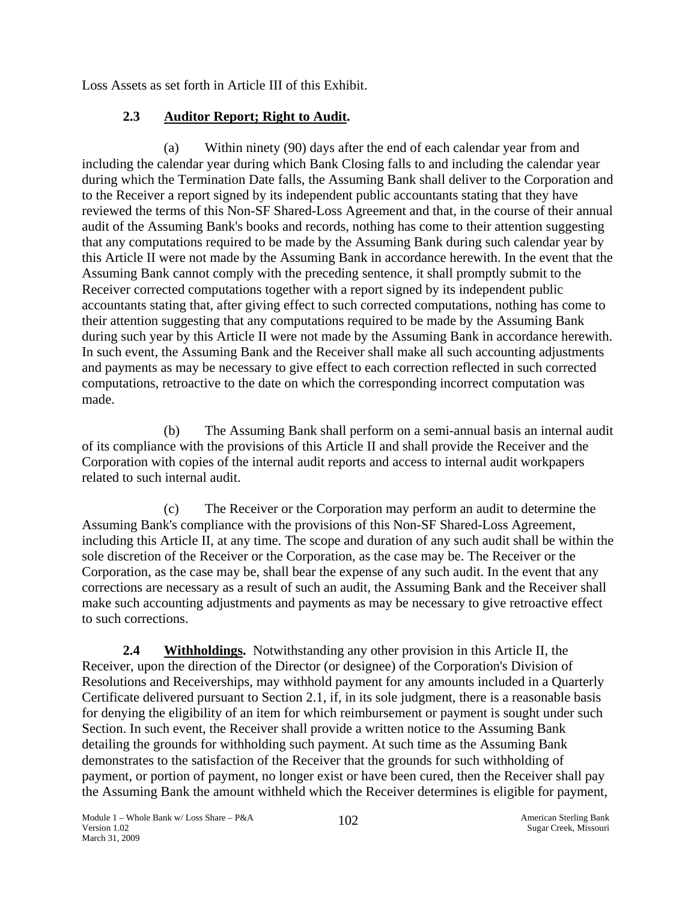Loss Assets as set forth in Article III of this Exhibit.

**2.3 Auditor Report; Right to Audit.**

(a) Within ninety (90) days after the end of each calendar year from and including the calendar year during which Bank Closing falls to and including the calendar year during which the Termination Date falls, the Assuming Bank shall deliver to the Corporation and to the Receiver a report signed by its independent public accountants stating that they have reviewed the terms of this Non-SF Shared-Loss Agreement and that, in the course of their annual audit of the Assuming Bank's books and records, nothing has come to their attention suggesting that any computations required to be made by the Assuming Bank during such calendar year by this Article II were not made by the Assuming Bank in accordance herewith. In the event that the Assuming Bank cannot comply with the preceding sentence, it shall promptly submit to the Receiver corrected computations together with a report signed by its independent public accountants stating that, after giving effect to such corrected computations, nothing has come to their attention suggesting that any computations required to be made by the Assuming Bank during such year by this Article II were not made by the Assuming Bank in accordance herewith. In such event, the Assuming Bank and the Receiver shall make all such accounting adjustments and payments as may be necessary to give effect to each correction reflected in such corrected computations, retroactive to the date on which the corresponding incorrect computation was made.

(b) The Assuming Bank shall perform on a semi-annual basis an internal audit of its compliance with the provisions of this Article II and shall provide the Receiver and the Corporation with copies of the internal audit reports and access to internal audit workpapers related to such internal audit.

(c) The Receiver or the Corporation may perform an audit to determine the Assuming Bank's compliance with the provisions of this Non-SF Shared-Loss Agreement, including this Article II, at any time. The scope and duration of any such audit shall be within the sole discretion of the Receiver or the Corporation, as the case may be. The Receiver or the Corporation, as the case may be, shall bear the expense of any such audit. In the event that any corrections are necessary as a result of such an audit, the Assuming Bank and the Receiver shall make such accounting adjustments and payments as may be necessary to give retroactive effect to such corrections.

**2.4 Withholdings.** Notwithstanding any other provision in this Article II, the Receiver, upon the direction of the Director (or designee) of the Corporation's Division of Resolutions and Receiverships, may withhold payment for any amounts included in a Quarterly Certificate delivered pursuant to Section 2.1, if, in its sole judgment, there is a reasonable basis for denying the eligibility of an item for which reimbursement or payment is sought under such Section. In such event, the Receiver shall provide a written notice to the Assuming Bank detailing the grounds for withholding such payment. At such time as the Assuming Bank demonstrates to the satisfaction of the Receiver that the grounds for such withholding of payment, or portion of payment, no longer exist or have been cured, then the Receiver shall pay the Assuming Bank the amount withheld which the Receiver determines is eligible for payment,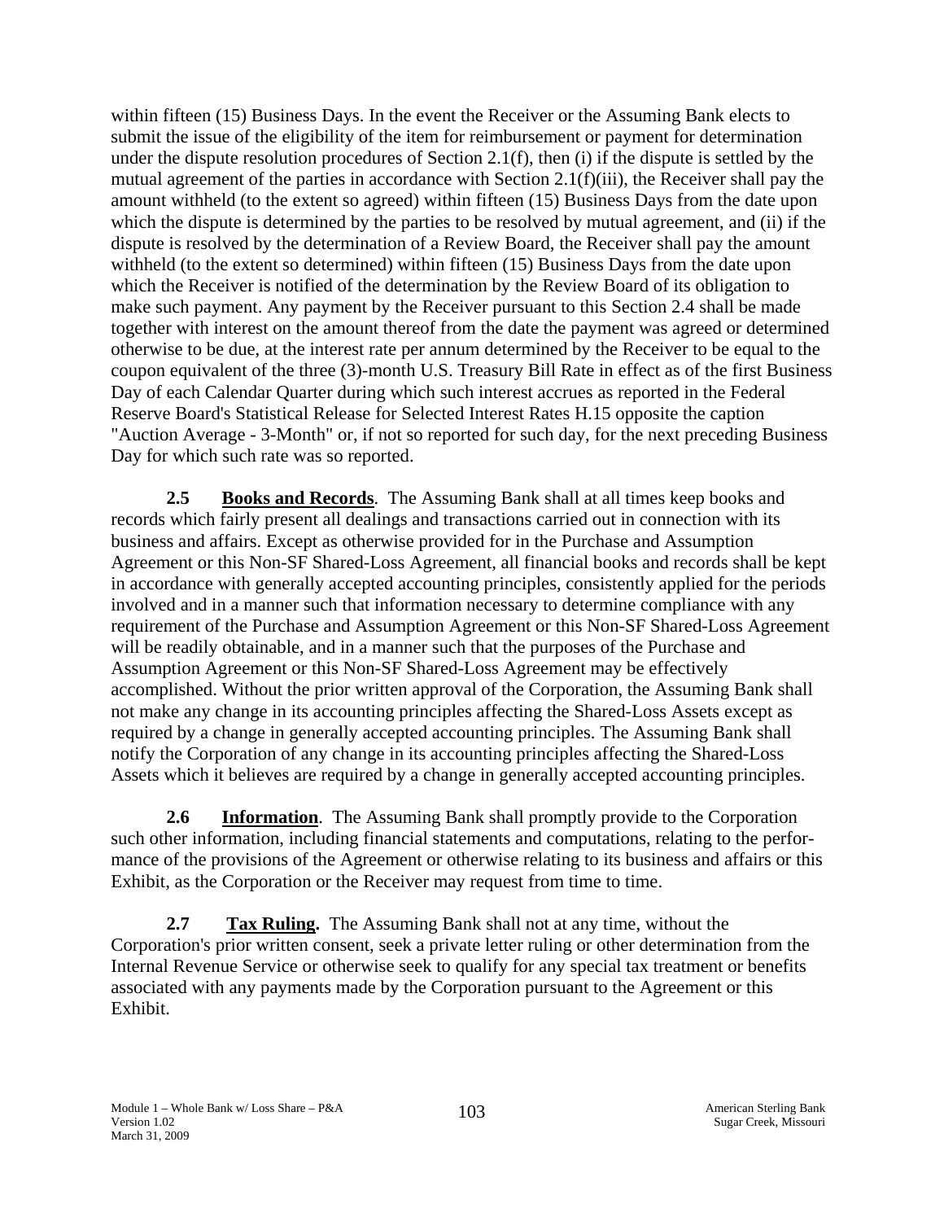within fifteen (15) Business Days. In the event the Receiver or the Assuming Bank elects to submit the issue of the eligibility of the item for reimbursement or payment for determination under the dispute resolution procedures of Section 2.1(f), then (i) if the dispute is settled by the mutual agreement of the parties in accordance with Section 2.1(f)(iii), the Receiver shall pay the amount withheld (to the extent so agreed) within fifteen (15) Business Days from the date upon which the dispute is determined by the parties to be resolved by mutual agreement, and (ii) if the dispute is resolved by the determination of a Review Board, the Receiver shall pay the amount withheld (to the extent so determined) within fifteen (15) Business Days from the date upon which the Receiver is notified of the determination by the Review Board of its obligation to make such payment. Any payment by the Receiver pursuant to this Section 2.4 shall be made together with interest on the amount thereof from the date the payment was agreed or determined otherwise to be due, at the interest rate per annum determined by the Receiver to be equal to the coupon equivalent of the three (3)-month U.S. Treasury Bill Rate in effect as of the first Business Day of each Calendar Quarter during which such interest accrues as reported in the Federal Reserve Board's Statistical Release for Selected Interest Rates H.15 opposite the caption "Auction Average - 3-Month" or, if not so reported for such day, for the next preceding Business Day for which such rate was so reported.

**2.5 Books and Records**. The Assuming Bank shall at all times keep books and records which fairly present all dealings and transactions carried out in connection with its business and affairs. Except as otherwise provided for in the Purchase and Assumption Agreement or this Non-SF Shared-Loss Agreement, all financial books and records shall be kept in accordance with generally accepted accounting principles, consistently applied for the periods involved and in a manner such that information necessary to determine compliance with any requirement of the Purchase and Assumption Agreement or this Non-SF Shared-Loss Agreement will be readily obtainable, and in a manner such that the purposes of the Purchase and Assumption Agreement or this Non-SF Shared-Loss Agreement may be effectively accomplished. Without the prior written approval of the Corporation, the Assuming Bank shall not make any change in its accounting principles affecting the Shared-Loss Assets except as required by a change in generally accepted accounting principles. The Assuming Bank shall notify the Corporation of any change in its accounting principles affecting the Shared-Loss Assets which it believes are required by a change in generally accepted accounting principles.

**2.6 Information**. The Assuming Bank shall promptly provide to the Corporation such other information, including financial statements and computations, relating to the performance of the provisions of the Agreement or otherwise relating to its business and affairs or this Exhibit, as the Corporation or the Receiver may request from time to time.

**2.7 Tax Ruling.** The Assuming Bank shall not at any time, without the Corporation's prior written consent, seek a private letter ruling or other determination from the Internal Revenue Service or otherwise seek to qualify for any special tax treatment or benefits associated with any payments made by the Corporation pursuant to the Agreement or this Exhibit.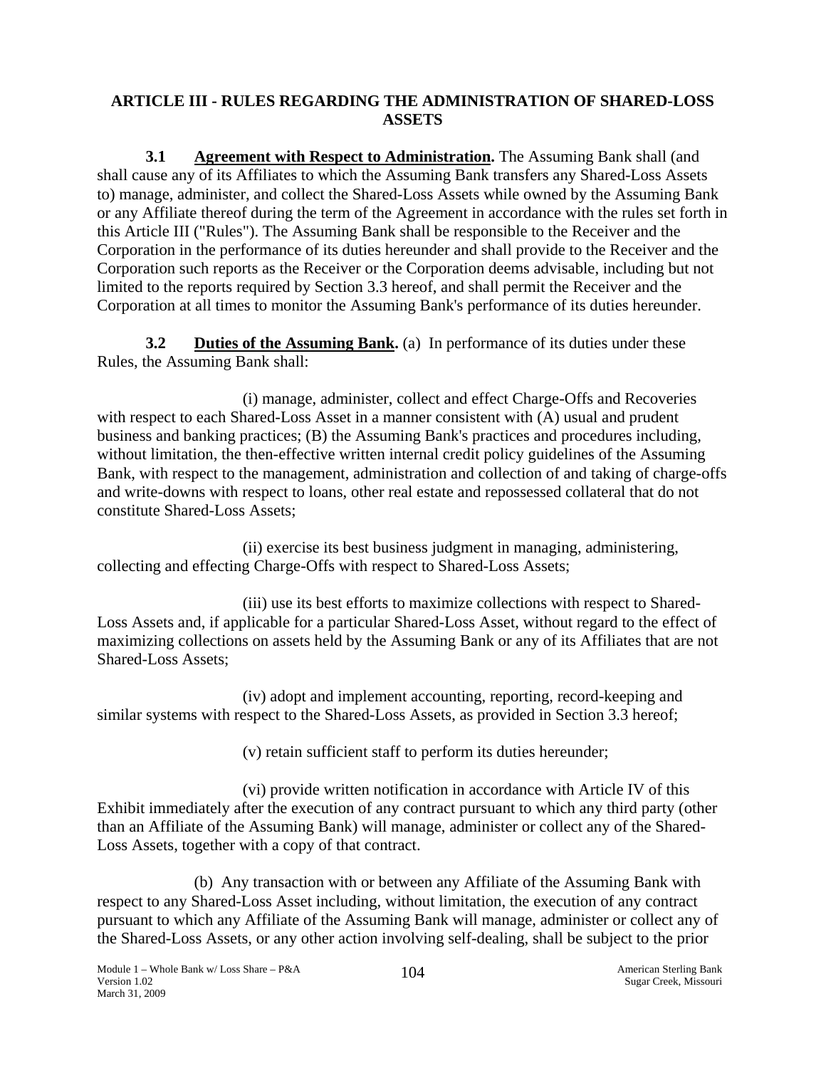## ARTICLE III - RULES REGARDING THE ADMINISTRATION OF SHARED-LOSS ASSETS

**3.1 Agreement with Respect to Administration.** The Assuming Bank shall (and shall cause any of its Affiliates to which the Assuming Bank transfers any Shared-Loss Assets to) manage, administer, and collect the Shared-Loss Assets while owned by the Assuming Bank or any Affiliate thereof during the term of the Agreement in accordance with the rules set forth in this Article III ("Rules"). The Assuming Bank shall be responsible to the Receiver and the Corporation in the performance of its duties hereunder and shall provide to the Receiver and the Corporation such reports as the Receiver or the Corporation deems advisable, including but not limited to the reports required by Section 3.3 hereof, and shall permit the Receiver and the Corporation at all times to monitor the Assuming Bank's performance of its duties hereunder.

**3.2 Duties of the Assuming Bank.** (a) In performance of its duties under these Rules, the Assuming Bank shall:

(i) manage, administer, collect and effect Charge-Offs and Recoveries with respect to each Shared-Loss Asset in a manner consistent with (A) usual and prudent business and banking practices; (B) the Assuming Bank's practices and procedures including, without limitation, the then-effective written internal credit policy guidelines of the Assuming Bank, with respect to the management, administration and collection of and taking of charge-offs and write-downs with respect to loans, other real estate and repossessed collateral that do not constitute Shared-Loss Assets;

(ii) exercise its best business judgment in managing, administering, collecting and effecting Charge-Offs with respect to Shared-Loss Assets;

(iii) use its best efforts to maximize collections with respect to Shared-Loss Assets and, if applicable for a particular Shared-Loss Asset, without regard to the effect of maximizing collections on assets held by the Assuming Bank or any of its Affiliates that are not Shared-Loss Assets;

(iv) adopt and implement accounting, reporting, record-keeping and similar systems with respect to the Shared-Loss Assets, as provided in Section 3.3 hereof;

(v) retain sufficient staff to perform its duties hereunder;

(vi) provide written notification in accordance with Article IV of this Exhibit immediately after the execution of any contract pursuant to which any third party (other than an Affiliate of the Assuming Bank) will manage, administer or collect any of the Shared-Loss Assets, together with a copy of that contract.

(b) Any transaction with or between any Affiliate of the Assuming Bank with respect to any Shared-Loss Asset including, without limitation, the execution of any contract pursuant to which any Affiliate of the Assuming Bank will manage, administer or collect any of the Shared-Loss Assets, or any other action involving self-dealing, shall be subject to the prior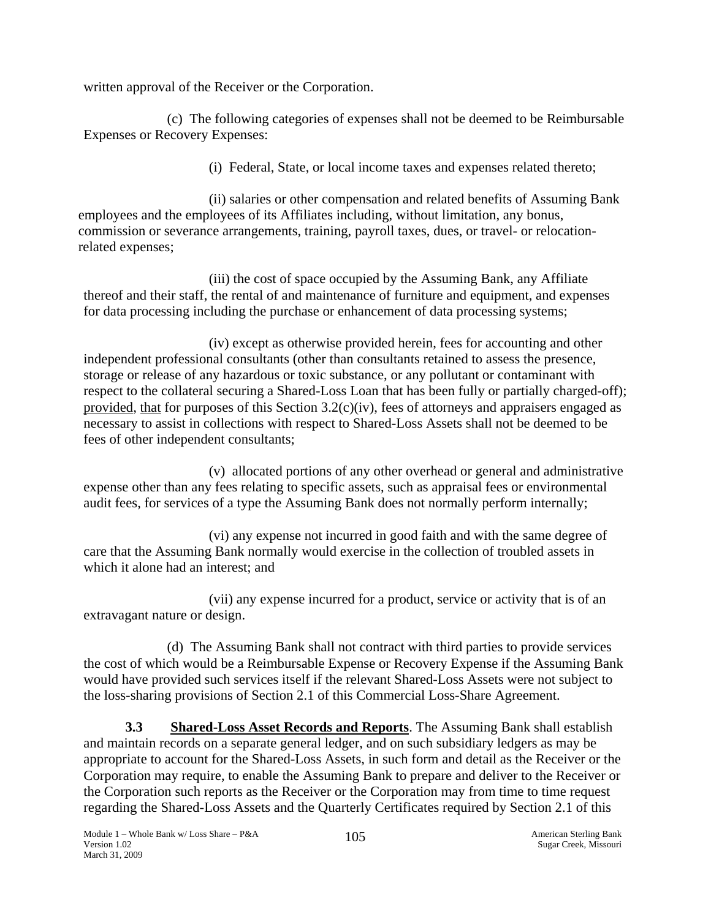written approval of the Receiver or the Corporation.

(c) The following categories of expenses shall not be deemed to be Reimbursable Expenses or Recovery Expenses:

(i) Federal, State, or local income taxes and expenses related thereto;

(ii) salaries or other compensation and related benefits of Assuming Bank employees and the employees of its Affiliates including, without limitation, any bonus, commission or severance arrangements, training, payroll taxes, dues, or travel- or relocation-related expenses;

(iii) the cost of space occupied by the Assuming Bank, any Affiliate thereof and their staff, the rental of and maintenance of furniture and equipment, and expenses for data processing including the purchase or enhancement of data processing systems;

(iv) except as otherwise provided herein, fees for accounting and other independent professional consultants (other than consultants retained to assess the presence, storage or release of any hazardous or toxic substance, or any pollutant or contaminant with respect to the collateral securing a Shared-Loss Loan that has been fully or partially charged-off); provided, that for purposes of this Section 3.2(c)(iv), fees of attorneys and appraisers engaged as necessary to assist in collections with respect to Shared-Loss Assets shall not be deemed to be fees of other independent consultants;

(v) allocated portions of any other overhead or general and administrative expense other than any fees relating to specific assets, such as appraisal fees or environmental audit fees, for services of a type the Assuming Bank does not normally perform internally;

(vi) any expense not incurred in good faith and with the same degree of care that the Assuming Bank normally would exercise in the collection of troubled assets in which it alone had an interest; and

(vii) any expense incurred for a product, service or activity that is of an extravagant nature or design.

(d) The Assuming Bank shall not contract with third parties to provide services the cost of which would be a Reimbursable Expense or Recovery Expense if the Assuming Bank would have provided such services itself if the relevant Shared-Loss Assets were not subject to the loss-sharing provisions of Section 2.1 of this Commercial Loss-Share Agreement.

**3.3 Shared-Loss Asset Records and Reports**. The Assuming Bank shall establish and maintain records on a separate general ledger, and on such subsidiary ledgers as may be appropriate to account for the Shared-Loss Assets, in such form and detail as the Receiver or the Corporation may require, to enable the Assuming Bank to prepare and deliver to the Receiver or the Corporation such reports as the Receiver or the Corporation may from time to time request regarding the Shared-Loss Assets and the Quarterly Certificates required by Section 2.1 of this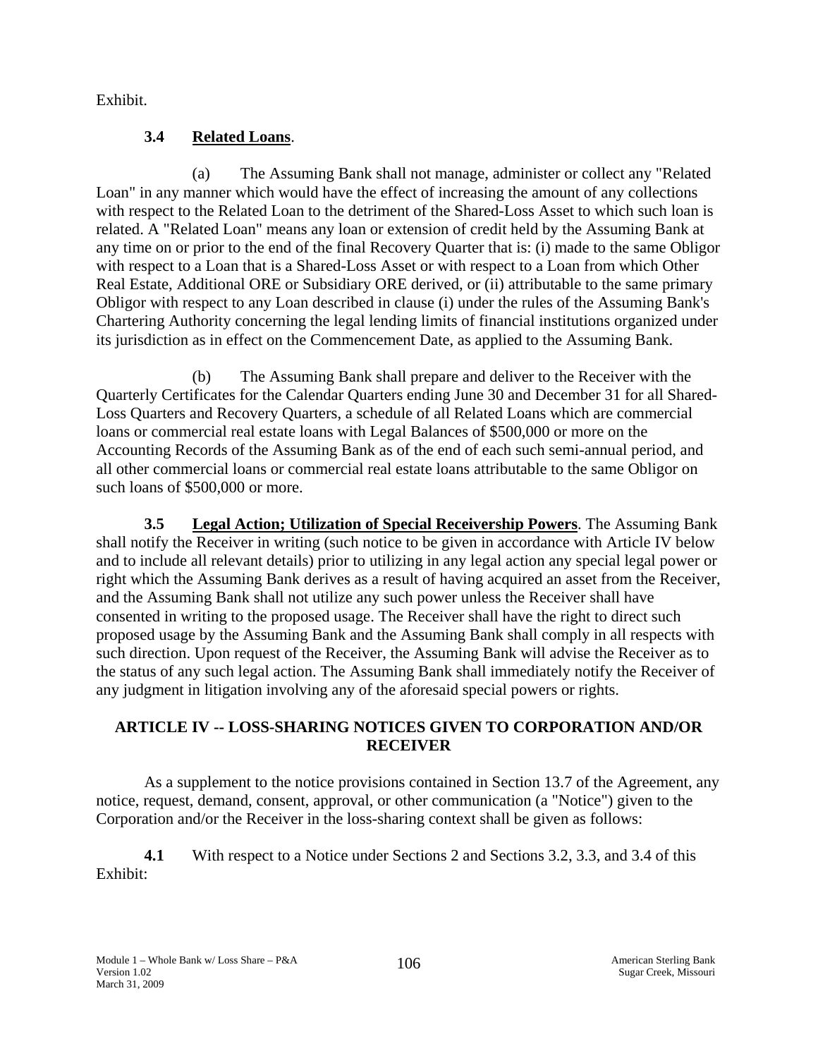Exhibit.

### 3.4 Related Loans.

(a) The Assuming Bank shall not manage, administer or collect any "Related Loan" in any manner which would have the effect of increasing the amount of any collections with respect to the Related Loan to the detriment of the Shared-Loss Asset to which such loan is related. A "Related Loan" means any loan or extension of credit held by the Assuming Bank at any time on or prior to the end of the final Recovery Quarter that is: (i) made to the same Obligor with respect to a Loan that is a Shared-Loss Asset or with respect to a Loan from which Other Real Estate, Additional ORE or Subsidiary ORE derived, or (ii) attributable to the same primary Obligor with respect to any Loan described in clause (i) under the rules of the Assuming Bank's Chartering Authority concerning the legal lending limits of financial institutions organized under its jurisdiction as in effect on the Commencement Date, as applied to the Assuming Bank.

(b) The Assuming Bank shall prepare and deliver to the Receiver with the Quarterly Certificates for the Calendar Quarters ending June 30 and December 31 for all Shared-Loss Quarters and Recovery Quarters, a schedule of all Related Loans which are commercial loans or commercial real estate loans with Legal Balances of $500,000 or more on the Accounting Records of the Assuming Bank as of the end of each such semi-annual period, and all other commercial loans or commercial real estate loans attributable to the same Obligor on such loans of $500,000 or more.

**3.5 Legal Action; Utilization of Special Receivership Powers**. The Assuming Bank shall notify the Receiver in writing (such notice to be given in accordance with Article IV below and to include all relevant details) prior to utilizing in any legal action any special legal power or right which the Assuming Bank derives as a result of having acquired an asset from the Receiver, and the Assuming Bank shall not utilize any such power unless the Receiver shall have consented in writing to the proposed usage. The Receiver shall have the right to direct such proposed usage by the Assuming Bank and the Assuming Bank shall comply in all respects with such direction. Upon request of the Receiver, the Assuming Bank will advise the Receiver as to the status of any such legal action. The Assuming Bank shall immediately notify the Receiver of any judgment in litigation involving any of the aforesaid special powers or rights.

## ARTICLE IV -- LOSS-SHARING NOTICES GIVEN TO CORPORATION AND/OR RECEIVER

As a supplement to the notice provisions contained in Section 13.7 of the Agreement, any notice, request, demand, consent, approval, or other communication (a "Notice") given to the Corporation and/or the Receiver in the loss-sharing context shall be given as follows:

**4.1** With respect to a Notice under Sections 2 and Sections 3.2, 3.3, and 3.4 of this Exhibit: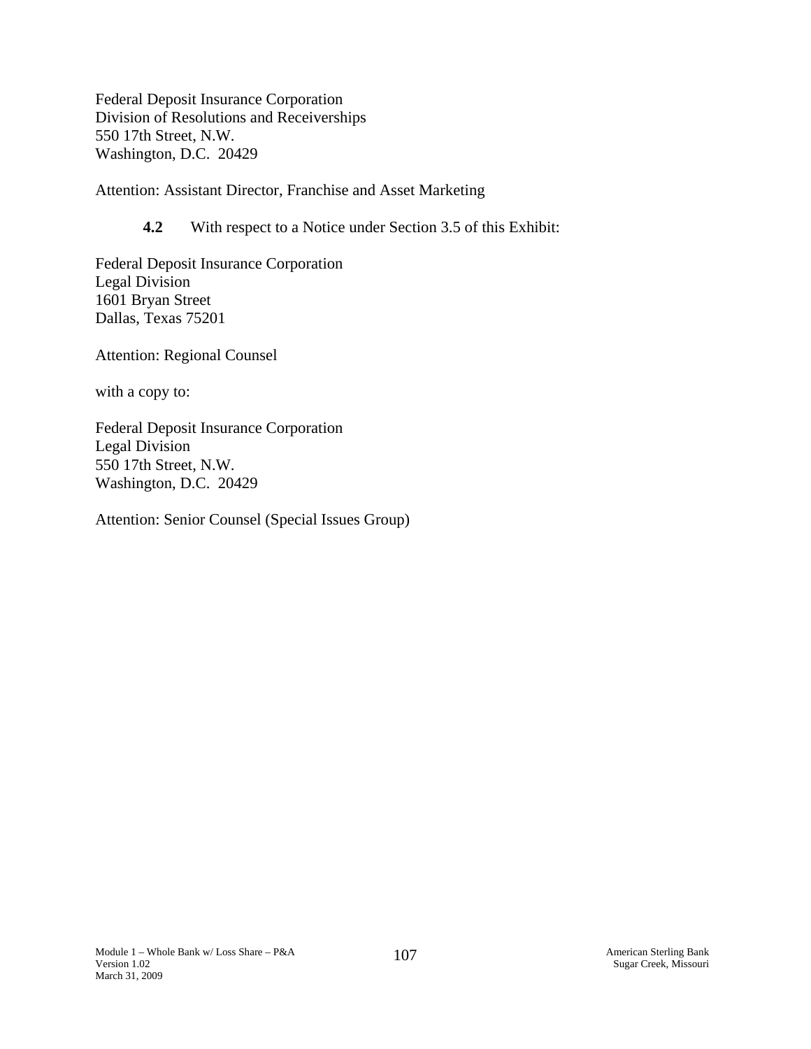Federal Deposit Insurance Corporation
Division of Resolutions and Receiverships
550 17th Street, N.W.
Washington, D.C. 20429

Attention: Assistant Director, Franchise and Asset Marketing

**4.2** With respect to a Notice under Section 3.5 of this Exhibit:

Federal Deposit Insurance Corporation
Legal Division
1601 Bryan Street
Dallas, Texas 75201

Attention: Regional Counsel

with a copy to:

Federal Deposit Insurance Corporation
Legal Division
550 17th Street, N.W.
Washington, D.C. 20429

Attention: Senior Counsel (Special Issues Group)